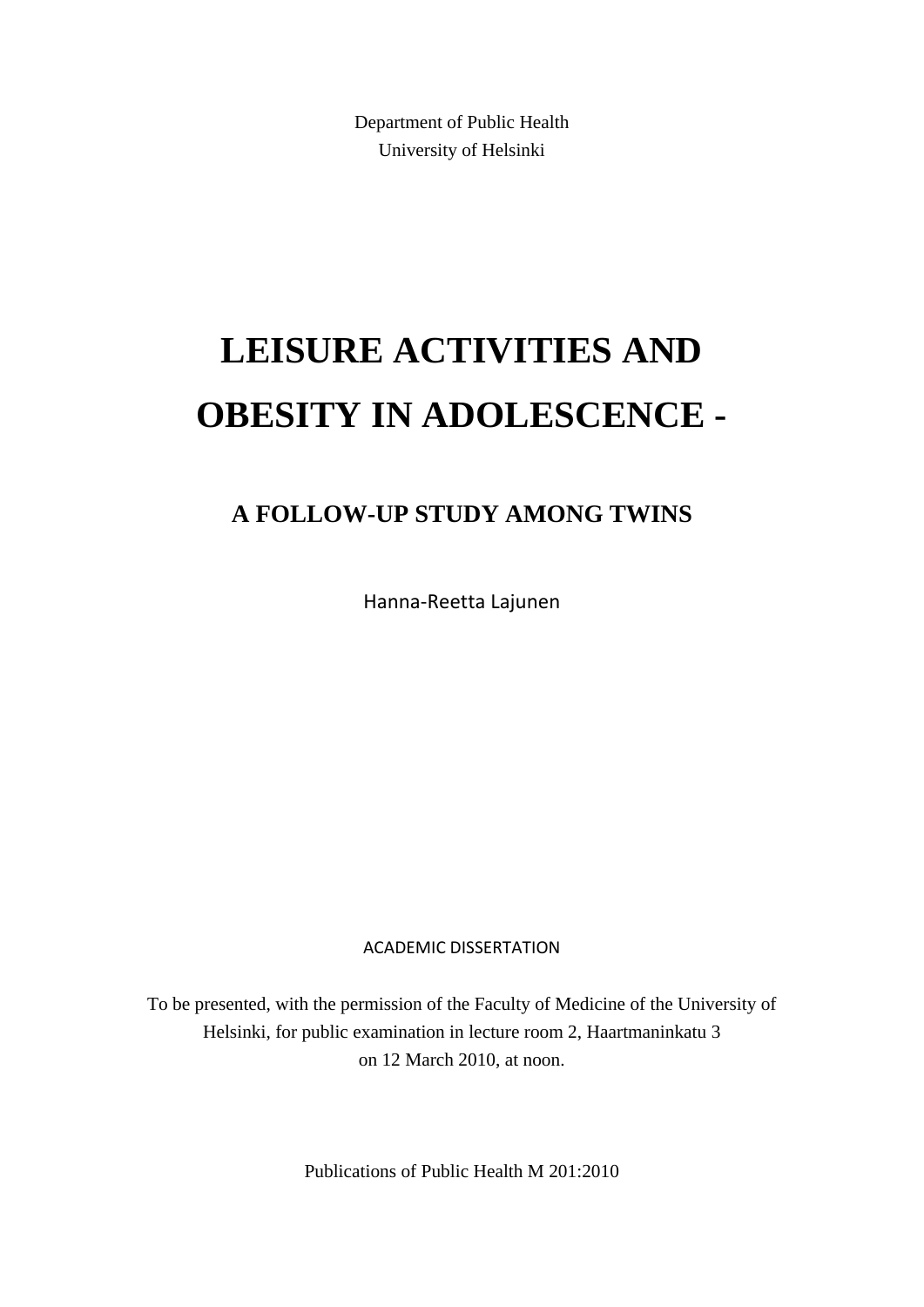Department of Public Health
University of Helsinki

# LEISURE ACTIVITIES AND OBESITY IN ADOLESCENCE -

## A FOLLOW-UP STUDY AMONG TWINS

Hanna-Reetta Lajunen

ACADEMIC DISSERTATION

To be presented, with the permission of the Faculty of Medicine of the University of Helsinki, for public examination in lecture room 2, Haartmaninkatu 3 on 12 March 2010, at noon.

Publications of Public Health M 201:2010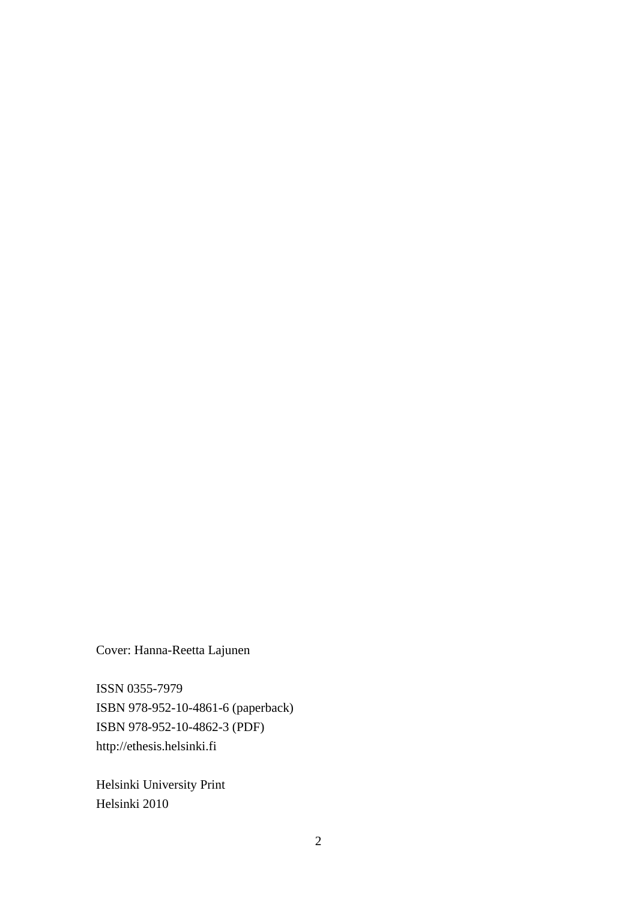Cover: Hanna-Reetta Lajunen

ISSN 0355-7979
ISBN 978-952-10-4861-6 (paperback)
ISBN 978-952-10-4862-3 (PDF)
http://ethesis.helsinki.fi

Helsinki University Print
Helsinki 2010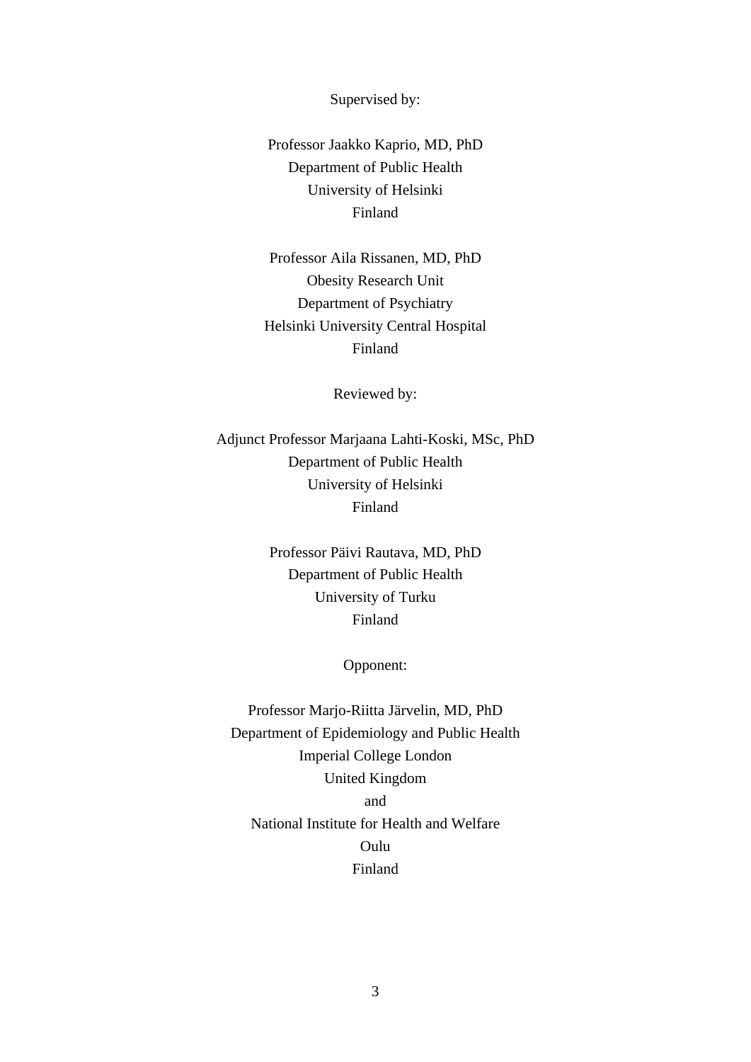Supervised by:

Professor Jaakko Kaprio, MD, PhD
Department of Public Health
University of Helsinki
Finland

Professor Aila Rissanen, MD, PhD
Obesity Research Unit
Department of Psychiatry
Helsinki University Central Hospital
Finland

Reviewed by:

Adjunct Professor Marjaana Lahti-Koski, MSc, PhD
Department of Public Health
University of Helsinki
Finland

Professor Päivi Rautava, MD, PhD
Department of Public Health
University of Turku
Finland

Opponent:

Professor Marjo-Riitta Järvelin, MD, PhD
Department of Epidemiology and Public Health
Imperial College London
United Kingdom
and
National Institute for Health and Welfare
Oulu
Finland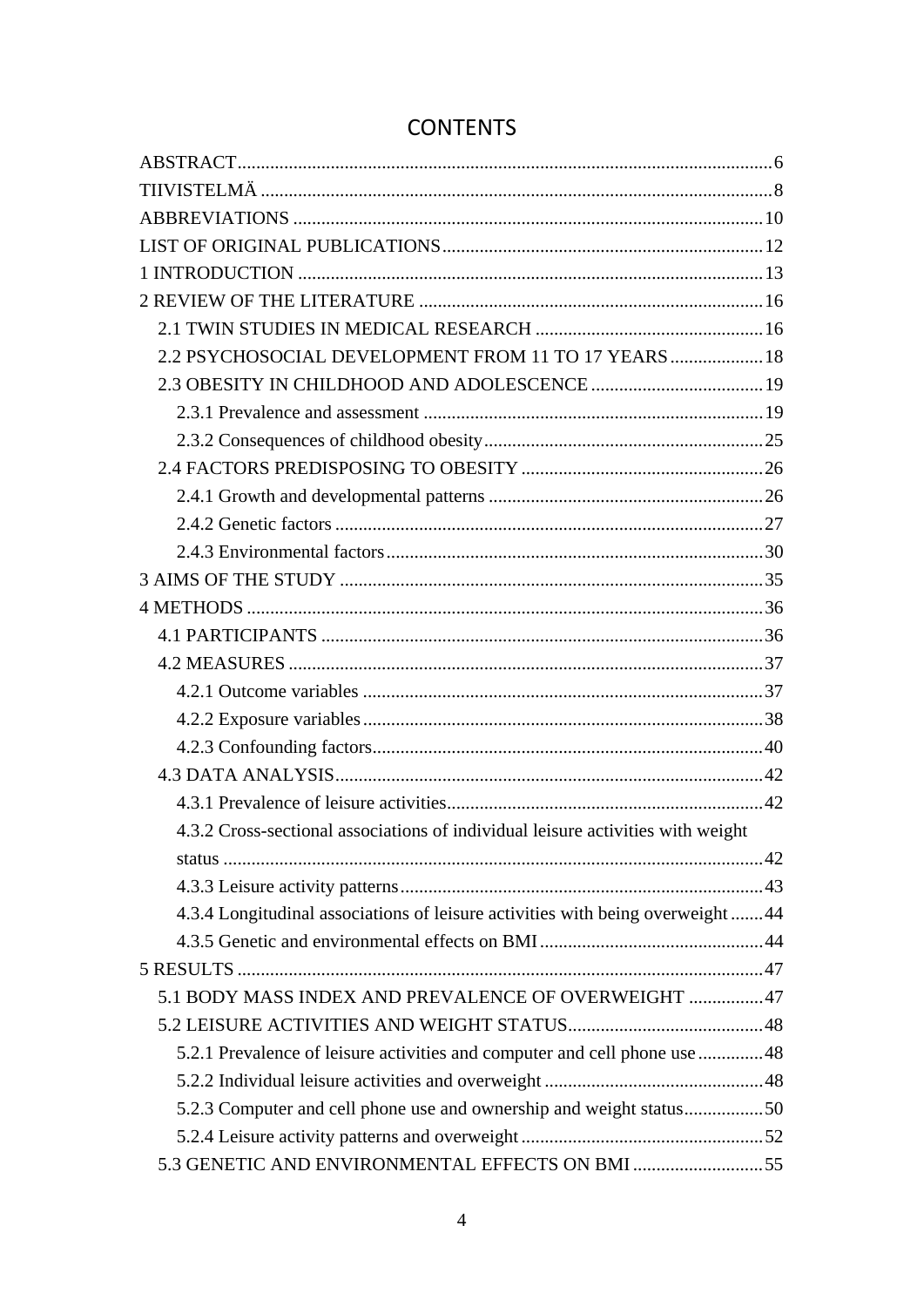# CONTENTS

ABSTRACT ........................................................................................................ 6

TIIVISTELMÄ ..................................................................................................... 8

ABBREVIATIONS ............................................................................................. 10

LIST OF ORIGINAL PUBLICATIONS ................................................................ 12

1 INTRODUCTION ............................................................................................ 13

2 REVIEW OF THE LITERATURE .................................................................... 16

- 2.1 TWIN STUDIES IN MEDICAL RESEARCH ............................................. 16
- 2.2 PSYCHOSOCIAL DEVELOPMENT FROM 11 TO 17 YEARS .................. 18
- 2.3 OBESITY IN CHILDHOOD AND ADOLESCENCE .................................. 19
  - 2.3.1 Prevalence and assessment ................................................................ 19
  - 2.3.2 Consequences of childhood obesity ................................................... 25
- 2.4 FACTORS PREDISPOSING TO OBESITY ................................................ 26
  - 2.4.1 Growth and developmental patterns .................................................. 26
  - 2.4.2 Genetic factors .................................................................................. 27
  - 2.4.3 Environmental factors ....................................................................... 30

3 AIMS OF THE STUDY .................................................................................... 35

4 METHODS ...................................................................................................... 36

- 4.1 PARTICIPANTS ........................................................................................ 36
- 4.2 MEASURES .............................................................................................. 37
  - 4.2.1 Outcome variables ............................................................................. 37
  - 4.2.2 Exposure variables ............................................................................ 38
  - 4.2.3 Confounding factors .......................................................................... 40
- 4.3 DATA ANALYSIS ..................................................................................... 42
  - 4.3.1 Prevalence of leisure activities ........................................................... 42
  - 4.3.2 Cross-sectional associations of individual leisure activities with weight status ................................................................................................................ 42
  - 4.3.3 Leisure activity patterns ..................................................................... 43
  - 4.3.4 Longitudinal associations of leisure activities with being overweight ....... 44
  - 4.3.5 Genetic and environmental effects on BMI ......................................... 44

5 RESULTS ........................................................................................................ 47

- 5.1 BODY MASS INDEX AND PREVALENCE OF OVERWEIGHT ................ 47
- 5.2 LEISURE ACTIVITIES AND WEIGHT STATUS ........................................ 48
  - 5.2.1 Prevalence of leisure activities and computer and cell phone use ......... 48
  - 5.2.2 Individual leisure activities and overweight ........................................ 48
  - 5.2.3 Computer and cell phone use and ownership and weight status ............. 50
  - 5.2.4 Leisure activity patterns and overweight ............................................ 52
- 5.3 GENETIC AND ENVIRONMENTAL EFFECTS ON BMI ............................ 55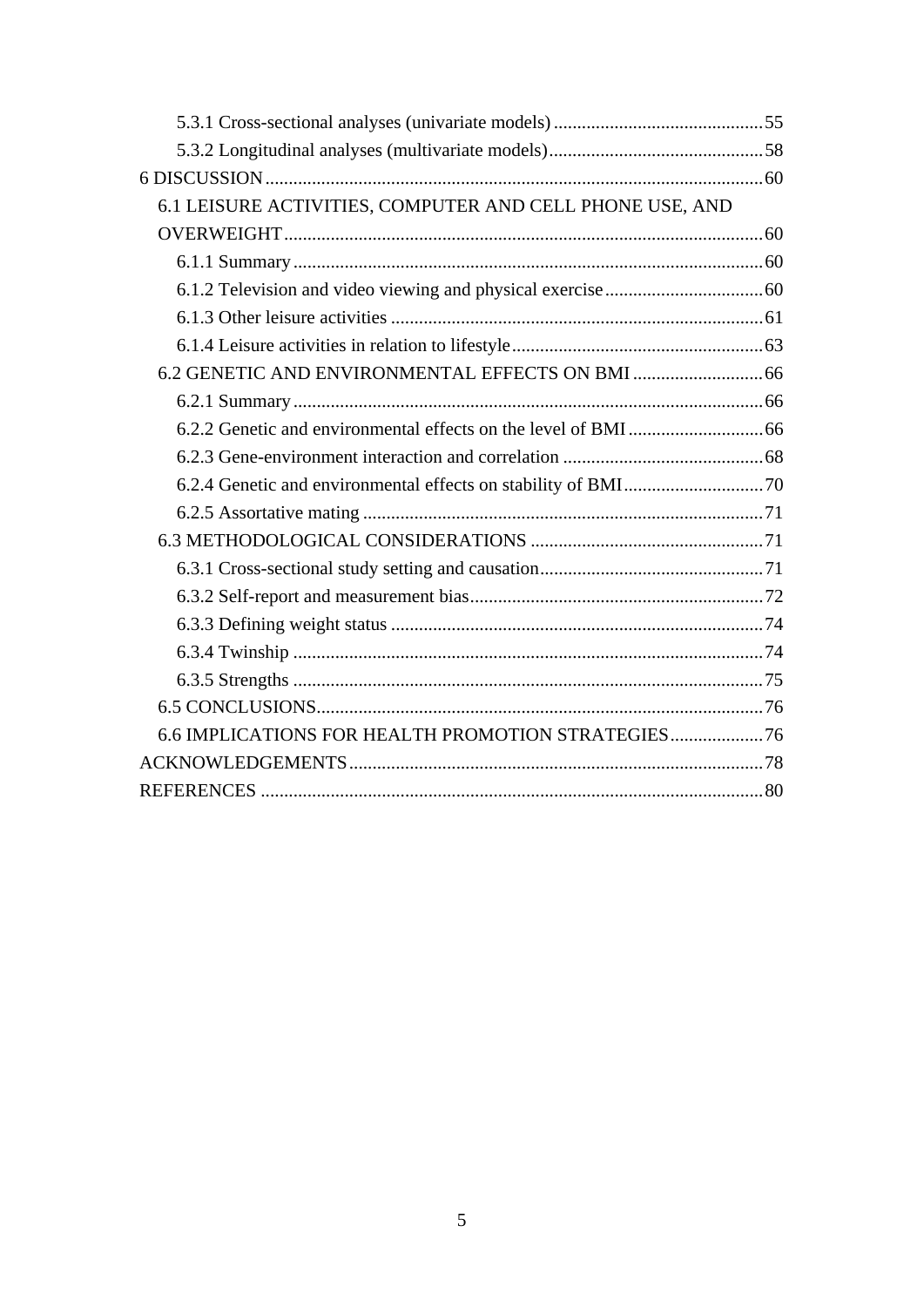5.3.1 Cross-sectional analyses (univariate models) ............................................55

5.3.2 Longitudinal analyses (multivariate models)..............................................58

6 DISCUSSION ..........................................................................................................60

6.1 LEISURE ACTIVITIES, COMPUTER AND CELL PHONE USE, AND OVERWEIGHT......................................................................................................60

6.1.1 Summary....................................................................................................60

6.1.2 Television and video viewing and physical exercise..................................60

6.1.3 Other leisure activities ................................................................................61

6.1.4 Leisure activities in relation to lifestyle......................................................63

6.2 GENETIC AND ENVIRONMENTAL EFFECTS ON BMI ............................66

6.2.1 Summary....................................................................................................66

6.2.2 Genetic and environmental effects on the level of BMI .............................66

6.2.3 Gene-environment interaction and correlation ...........................................68

6.2.4 Genetic and environmental effects on stability of BMI..............................70

6.2.5 Assortative mating ......................................................................................71

6.3 METHODOLOGICAL CONSIDERATIONS ..................................................71

6.3.1 Cross-sectional study setting and causation................................................71

6.3.2 Self-report and measurement bias...............................................................72

6.3.3 Defining weight status ................................................................................74

6.3.4 Twinship .....................................................................................................74

6.3.5 Strengths .....................................................................................................75

6.5 CONCLUSIONS................................................................................................76

6.6 IMPLICATIONS FOR HEALTH PROMOTION STRATEGIES....................76

ACKNOWLEDGEMENTS........................................................................................78

REFERENCES ...........................................................................................................80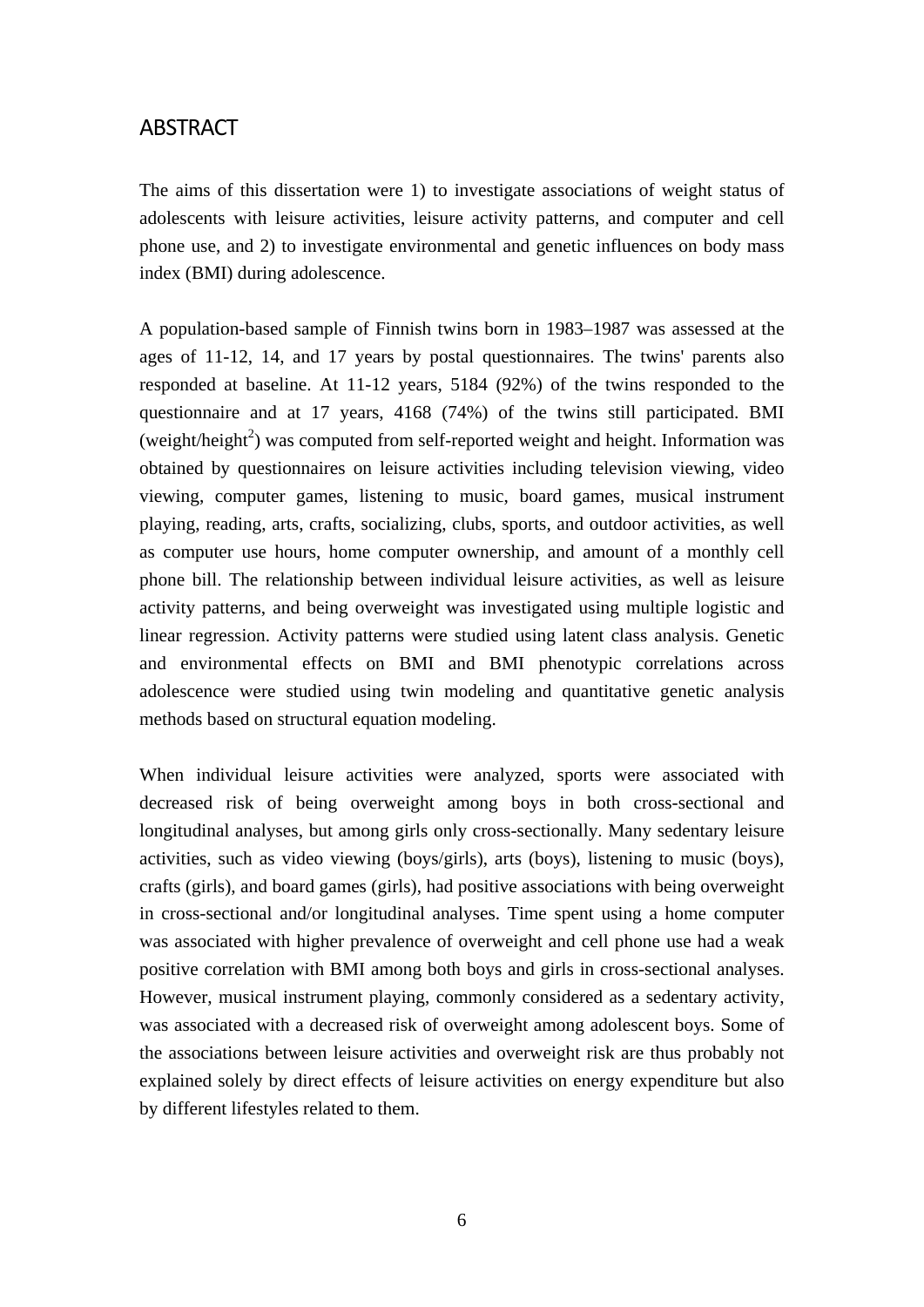## ABSTRACT

The aims of this dissertation were 1) to investigate associations of weight status of adolescents with leisure activities, leisure activity patterns, and computer and cell phone use, and 2) to investigate environmental and genetic influences on body mass index (BMI) during adolescence.

A population-based sample of Finnish twins born in 1983–1987 was assessed at the ages of 11-12, 14, and 17 years by postal questionnaires. The twins' parents also responded at baseline. At 11-12 years, 5184 (92%) of the twins responded to the questionnaire and at 17 years, 4168 (74%) of the twins still participated. BMI (weight/height$^2$) was computed from self-reported weight and height. Information was obtained by questionnaires on leisure activities including television viewing, video viewing, computer games, listening to music, board games, musical instrument playing, reading, arts, crafts, socializing, clubs, sports, and outdoor activities, as well as computer use hours, home computer ownership, and amount of a monthly cell phone bill. The relationship between individual leisure activities, as well as leisure activity patterns, and being overweight was investigated using multiple logistic and linear regression. Activity patterns were studied using latent class analysis. Genetic and environmental effects on BMI and BMI phenotypic correlations across adolescence were studied using twin modeling and quantitative genetic analysis methods based on structural equation modeling.

When individual leisure activities were analyzed, sports were associated with decreased risk of being overweight among boys in both cross-sectional and longitudinal analyses, but among girls only cross-sectionally. Many sedentary leisure activities, such as video viewing (boys/girls), arts (boys), listening to music (boys), crafts (girls), and board games (girls), had positive associations with being overweight in cross-sectional and/or longitudinal analyses. Time spent using a home computer was associated with higher prevalence of overweight and cell phone use had a weak positive correlation with BMI among both boys and girls in cross-sectional analyses. However, musical instrument playing, commonly considered as a sedentary activity, was associated with a decreased risk of overweight among adolescent boys. Some of the associations between leisure activities and overweight risk are thus probably not explained solely by direct effects of leisure activities on energy expenditure but also by different lifestyles related to them.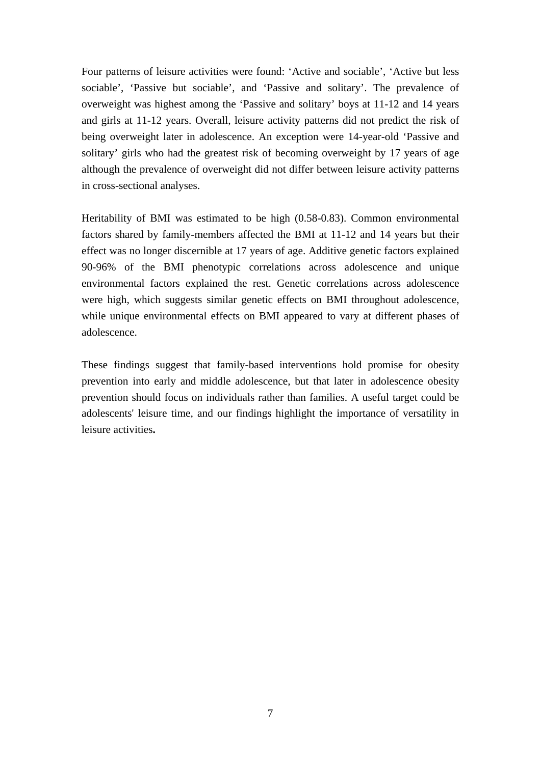Four patterns of leisure activities were found: ‘Active and sociable’, ‘Active but less sociable’, ‘Passive but sociable’, and ‘Passive and solitary’. The prevalence of overweight was highest among the ‘Passive and solitary’ boys at 11-12 and 14 years and girls at 11-12 years. Overall, leisure activity patterns did not predict the risk of being overweight later in adolescence. An exception were 14-year-old ‘Passive and solitary’ girls who had the greatest risk of becoming overweight by 17 years of age although the prevalence of overweight did not differ between leisure activity patterns in cross-sectional analyses.

Heritability of BMI was estimated to be high (0.58-0.83). Common environmental factors shared by family-members affected the BMI at 11-12 and 14 years but their effect was no longer discernible at 17 years of age. Additive genetic factors explained 90-96% of the BMI phenotypic correlations across adolescence and unique environmental factors explained the rest. Genetic correlations across adolescence were high, which suggests similar genetic effects on BMI throughout adolescence, while unique environmental effects on BMI appeared to vary at different phases of adolescence.

These findings suggest that family-based interventions hold promise for obesity prevention into early and middle adolescence, but that later in adolescence obesity prevention should focus on individuals rather than families. A useful target could be adolescents' leisure time, and our findings highlight the importance of versatility in leisure activities.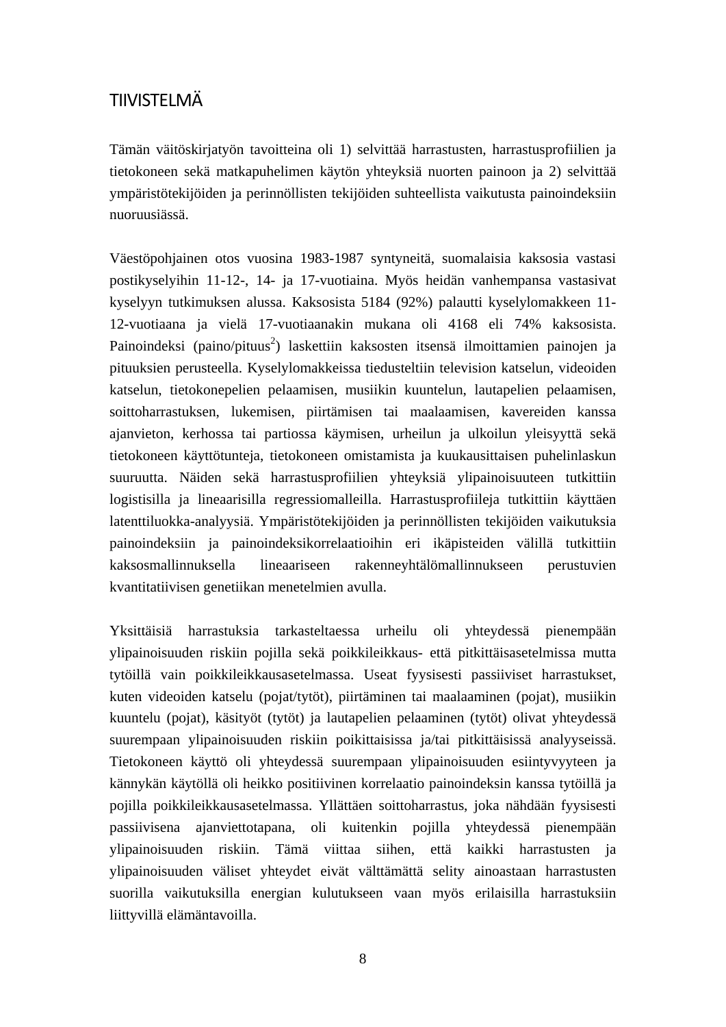# TIIVISTELMÄ

Tämän väitöskirjatyön tavoitteina oli 1) selvittää harrastusten, harrastusprofiilien ja tietokoneen sekä matkapuhelimen käytön yhteyksiä nuorten painoon ja 2) selvittää ympäristötekijöiden ja perinnöllisten tekijöiden suhteellista vaikutusta painoindeksiin nuoruusiässä.

Väestöpohjainen otos vuosina 1983-1987 syntyneitä, suomalaisia kaksosia vastasi postikyselyihin 11-12-, 14- ja 17-vuotiaina. Myös heidän vanhempansa vastasivat kyselyyn tutkimuksen alussa. Kaksosista 5184 (92%) palautti kyselylomakkeen 11-12-vuotiaana ja vielä 17-vuotiaanakin mukana oli 4168 eli 74% kaksosista. Painoindeksi (paino/pituus$^2$) laskettiin kaksosten itsensä ilmoittamien painojen ja pituuksien perusteella. Kyselylomakkeissa tiedusteltiin television katselun, videoiden katselun, tietokonepelien pelaamisen, musiikin kuuntelun, lautapelien pelaamisen, soittoharrastuksen, lukemisen, piirtämisen tai maalaamisen, kavereiden kanssa ajanvieton, kerhossa tai partiossa käymisen, urheilun ja ulkoilun yleisyyttä sekä tietokoneen käyttötunteja, tietokoneen omistamista ja kuukausittaisen puhelinlaskun suuruutta. Näiden sekä harrastusprofiilien yhteyksiä ylipainoisuuteen tutkittiin logistisilla ja lineaarisilla regressiomalleilla. Harrastusprofiileja tutkittiin käyttäen latenttiluokka-analyysiä. Ympäristötekijöiden ja perinnöllisten tekijöiden vaikutuksia painoindeksiin ja painoindeksikorrelaatioihin eri ikäpisteiden välillä tutkittiin kaksosmallinnuksella lineaariseen rakenneyhtälömallinnukseen perustuvien kvantitatiivisen genetiikan menetelmien avulla.

Yksittäisiä harrastuksia tarkasteltaessa urheilu oli yhteydessä pienempään ylipainoisuuden riskiin pojilla sekä poikkileikkaus- että pitkittäisasetelmissa mutta tytöillä vain poikkileikkausasetelmassa. Useat fyysisesti passiiviset harrastukset, kuten videoiden katselu (pojat/tytöt), piirtäminen tai maalaaminen (pojat), musiikin kuuntelu (pojat), käsityöt (tytöt) ja lautapelien pelaaminen (tytöt) olivat yhteydessä suurempaan ylipainoisuuden riskiin poikittaisissa ja/tai pitkittäisissä analyyseissä. Tietokoneen käyttö oli yhteydessä suurempaan ylipainoisuuden esiintyvyyteen ja kännykän käytöllä oli heikko positiivinen korrelaatio painoindeksin kanssa tytöillä ja pojilla poikkileikkausasetelmassa. Yllättäen soittoharrastus, joka nähdään fyysisesti passiivisena ajanviettotapana, oli kuitenkin pojilla yhteydessä pienempään ylipainoisuuden riskiin. Tämä viittaa siihen, että kaikki harrastusten ja ylipainoisuuden väliset yhteydet eivät välttämättä selity ainoastaan harrastusten suorilla vaikutuksilla energian kulutukseen vaan myös erilaisilla harrastuksiin liittyvillä elämäntavoilla.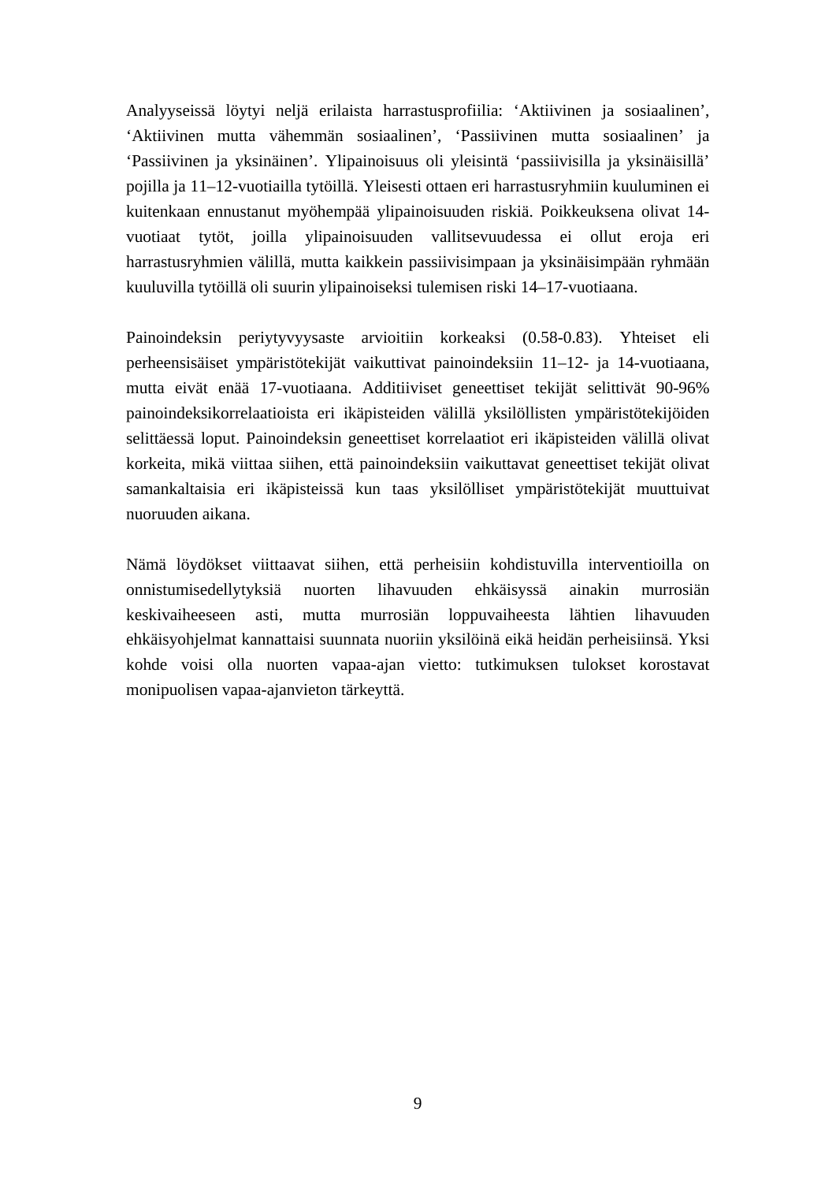Analyyseissä löytyi neljä erilaista harrastusprofiilia: ‘Aktiivinen ja sosiaalinen’, ‘Aktiivinen mutta vähemmän sosiaalinen’, ‘Passiivinen mutta sosiaalinen’ ja ‘Passiivinen ja yksinäinen’. Ylipainoisuus oli yleisintä ‘passiivisilla ja yksinäisillä’ pojilla ja 11–12-vuotiailla tytöillä. Yleisesti ottaen eri harrastusryhmiin kuuluminen ei kuitenkaan ennustanut myöhempää ylipainoisuuden riskiä. Poikkeuksena olivat 14-vuotiaat tytöt, joilla ylipainoisuuden vallitsevuudessa ei ollut eroja eri harrastusryhmien välillä, mutta kaikkein passiivisimpaan ja yksinäisimpään ryhmään kuuluvilla tytöillä oli suurin ylipainoiseksi tulemisen riski 14–17-vuotiaana.

Painoindeksin periytyvyysaste arvioitiin korkeaksi (0.58-0.83). Yhteiset eli perheensisäiset ympäristötekijät vaikuttivat painoindeksiin 11–12- ja 14-vuotiaana, mutta eivät enää 17-vuotiaana. Additiiviset geneettiset tekijät selittivät 90-96% painoindeksikorrelaatioista eri ikäpisteiden välillä yksilöllisten ympäristötekijöiden selittäessä loput. Painoindeksin geneettiset korrelaatiot eri ikäpisteiden välillä olivat korkeita, mikä viittaa siihen, että painoindeksiin vaikuttavat geneettiset tekijät olivat samankaltaisia eri ikäpisteissä kun taas yksilölliset ympäristötekijät muuttuivat nuoruuden aikana.

Nämä löydökset viittaavat siihen, että perheisiin kohdistuvilla interventioilla on onnistumisedellytyksiä nuorten lihavuuden ehkäisyssä ainakin murrosiän keskivaiheeseen asti, mutta murrosiän loppuvaiheesta lähtien lihavuuden ehkäisyohjelmat kannattaisi suunnata nuoriin yksilöinä eikä heidän perheisiinsä. Yksi kohde voisi olla nuorten vapaa-ajan vietto: tutkimuksen tulokset korostavat monipuolisen vapaa-ajanvieton tärkeyttä.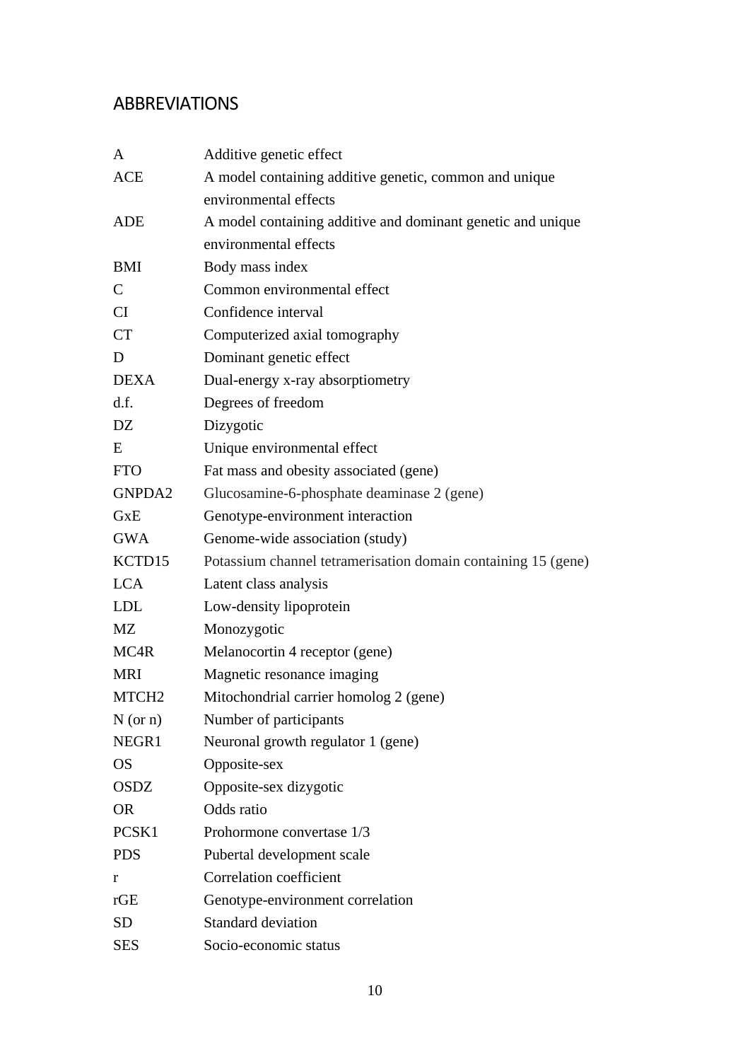## ABBREVIATIONS

| | |
|---|---|
| A | Additive genetic effect |
| ACE | A model containing additive genetic, common and unique environmental effects |
| ADE | A model containing additive and dominant genetic and unique environmental effects |
| BMI | Body mass index |
| C | Common environmental effect |
| CI | Confidence interval |
| CT | Computerized axial tomography |
| D | Dominant genetic effect |
| DEXA | Dual-energy x-ray absorptiometry |
| d.f. | Degrees of freedom |
| DZ | Dizygotic |
| E | Unique environmental effect |
| FTO | Fat mass and obesity associated (gene) |
| GNPDA2 | Glucosamine-6-phosphate deaminase 2 (gene) |
| GxE | Genotype-environment interaction |
| GWA | Genome-wide association (study) |
| KCTD15 | Potassium channel tetramerisation domain containing 15 (gene) |
| LCA | Latent class analysis |
| LDL | Low-density lipoprotein |
| MZ | Monozygotic |
| MC4R | Melanocortin 4 receptor (gene) |
| MRI | Magnetic resonance imaging |
| MTCH2 | Mitochondrial carrier homolog 2 (gene) |
| N (or n) | Number of participants |
| NEGR1 | Neuronal growth regulator 1 (gene) |
| OS | Opposite-sex |
| OSDZ | Opposite-sex dizygotic |
| OR | Odds ratio |
| PCSK1 | Prohormone convertase 1/3 |
| PDS | Pubertal development scale |
| r | Correlation coefficient |
| rGE | Genotype-environment correlation |
| SD | Standard deviation |
| SES | Socio-economic status |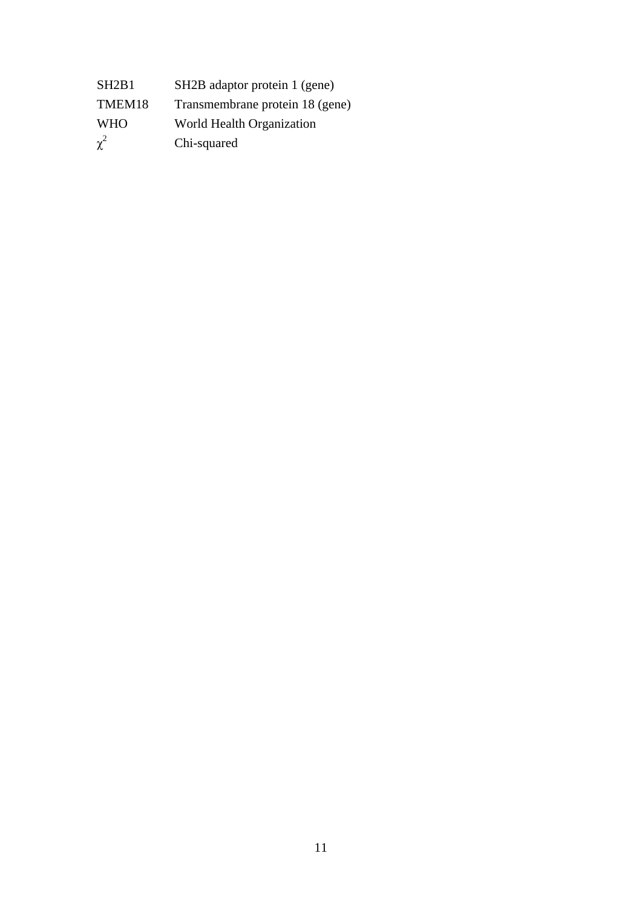| | |
|---|---|
| SH2B1 | SH2B adaptor protein 1 (gene) |
| TMEM18 | Transmembrane protein 18 (gene) |
| WHO | World Health Organization |
| $\chi^2$ | Chi-squared |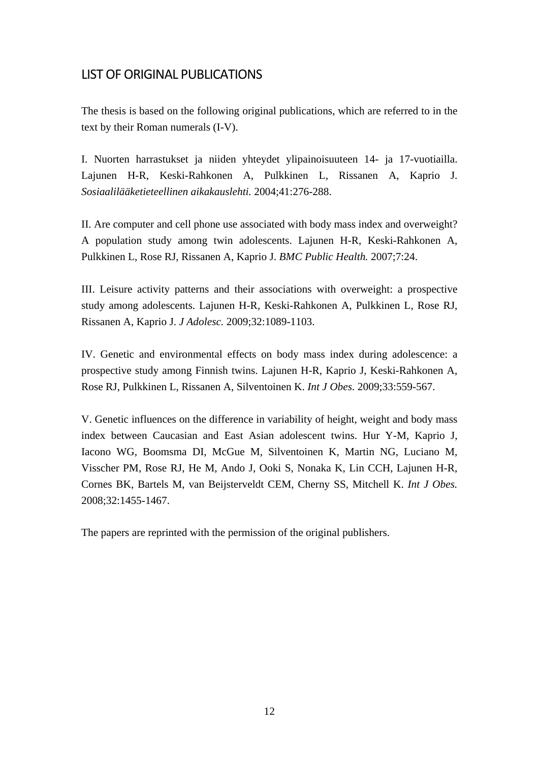## LIST OF ORIGINAL PUBLICATIONS

The thesis is based on the following original publications, which are referred to in the text by their Roman numerals (I-V).

I. Nuorten harrastukset ja niiden yhteydet ylipainoisuuteen 14- ja 17-vuotiailla. Lajunen H-R, Keski-Rahkonen A, Pulkkinen L, Rissanen A, Kaprio J. *Sosiaalilääketieteellinen aikakauslehti.* 2004;41:276-288.

II. Are computer and cell phone use associated with body mass index and overweight? A population study among twin adolescents. Lajunen H-R, Keski-Rahkonen A, Pulkkinen L, Rose RJ, Rissanen A, Kaprio J. *BMC Public Health.* 2007;7:24.

III. Leisure activity patterns and their associations with overweight: a prospective study among adolescents. Lajunen H-R, Keski-Rahkonen A, Pulkkinen L, Rose RJ, Rissanen A, Kaprio J. *J Adolesc.* 2009;32:1089-1103.

IV. Genetic and environmental effects on body mass index during adolescence: a prospective study among Finnish twins. Lajunen H-R, Kaprio J, Keski-Rahkonen A, Rose RJ, Pulkkinen L, Rissanen A, Silventoinen K. *Int J Obes.* 2009;33:559-567.

V. Genetic influences on the difference in variability of height, weight and body mass index between Caucasian and East Asian adolescent twins. Hur Y-M, Kaprio J, Iacono WG, Boomsma DI, McGue M, Silventoinen K, Martin NG, Luciano M, Visscher PM, Rose RJ, He M, Ando J, Ooki S, Nonaka K, Lin CCH, Lajunen H-R, Cornes BK, Bartels M, van Beijsterveldt CEM, Cherny SS, Mitchell K. *Int J Obes.* 2008;32:1455-1467.

The papers are reprinted with the permission of the original publishers.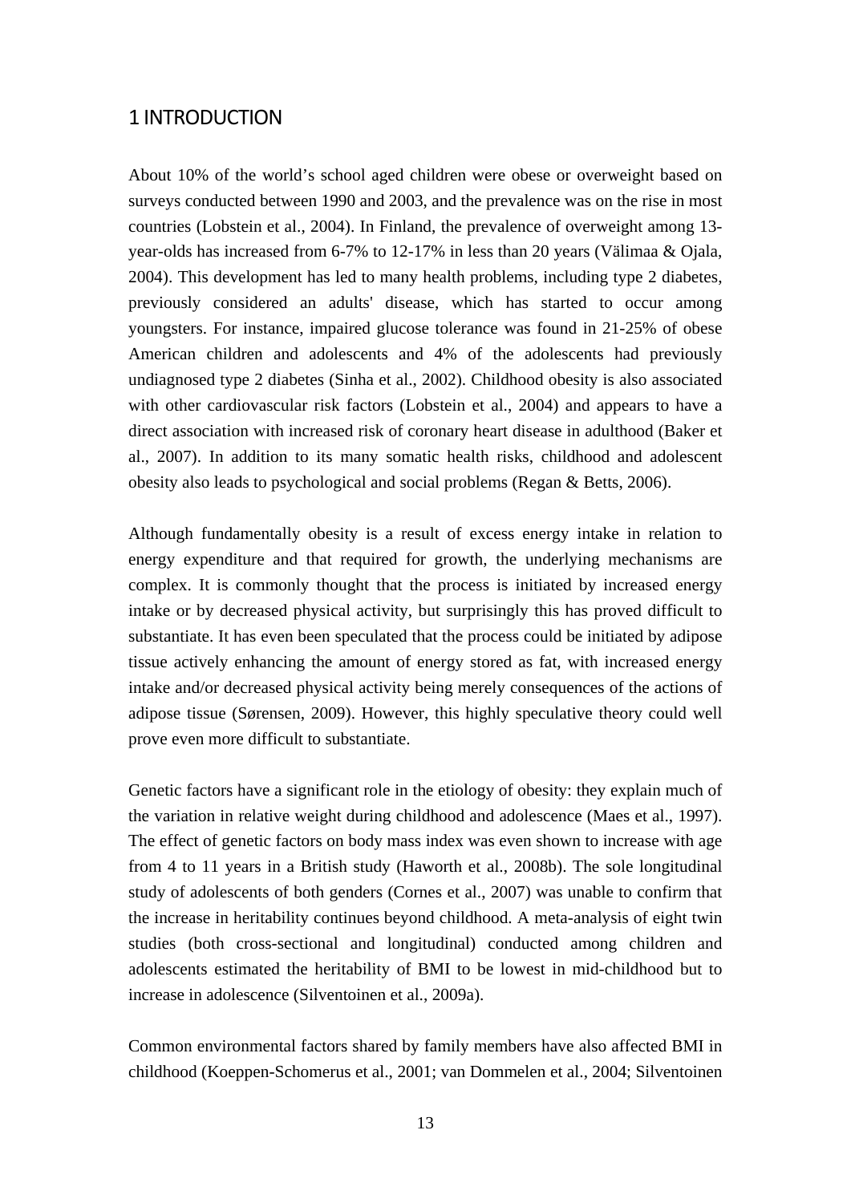# 1 INTRODUCTION

About 10% of the world's school aged children were obese or overweight based on surveys conducted between 1990 and 2003, and the prevalence was on the rise in most countries (Lobstein et al., 2004). In Finland, the prevalence of overweight among 13-year-olds has increased from 6-7% to 12-17% in less than 20 years (Välimaa & Ojala, 2004). This development has led to many health problems, including type 2 diabetes, previously considered an adults' disease, which has started to occur among youngsters. For instance, impaired glucose tolerance was found in 21-25% of obese American children and adolescents and 4% of the adolescents had previously undiagnosed type 2 diabetes (Sinha et al., 2002). Childhood obesity is also associated with other cardiovascular risk factors (Lobstein et al., 2004) and appears to have a direct association with increased risk of coronary heart disease in adulthood (Baker et al., 2007). In addition to its many somatic health risks, childhood and adolescent obesity also leads to psychological and social problems (Regan & Betts, 2006).

Although fundamentally obesity is a result of excess energy intake in relation to energy expenditure and that required for growth, the underlying mechanisms are complex. It is commonly thought that the process is initiated by increased energy intake or by decreased physical activity, but surprisingly this has proved difficult to substantiate. It has even been speculated that the process could be initiated by adipose tissue actively enhancing the amount of energy stored as fat, with increased energy intake and/or decreased physical activity being merely consequences of the actions of adipose tissue (Sørensen, 2009). However, this highly speculative theory could well prove even more difficult to substantiate.

Genetic factors have a significant role in the etiology of obesity: they explain much of the variation in relative weight during childhood and adolescence (Maes et al., 1997). The effect of genetic factors on body mass index was even shown to increase with age from 4 to 11 years in a British study (Haworth et al., 2008b). The sole longitudinal study of adolescents of both genders (Cornes et al., 2007) was unable to confirm that the increase in heritability continues beyond childhood. A meta-analysis of eight twin studies (both cross-sectional and longitudinal) conducted among children and adolescents estimated the heritability of BMI to be lowest in mid-childhood but to increase in adolescence (Silventoinen et al., 2009a).

Common environmental factors shared by family members have also affected BMI in childhood (Koeppen-Schomerus et al., 2001; van Dommelen et al., 2004; Silventoinen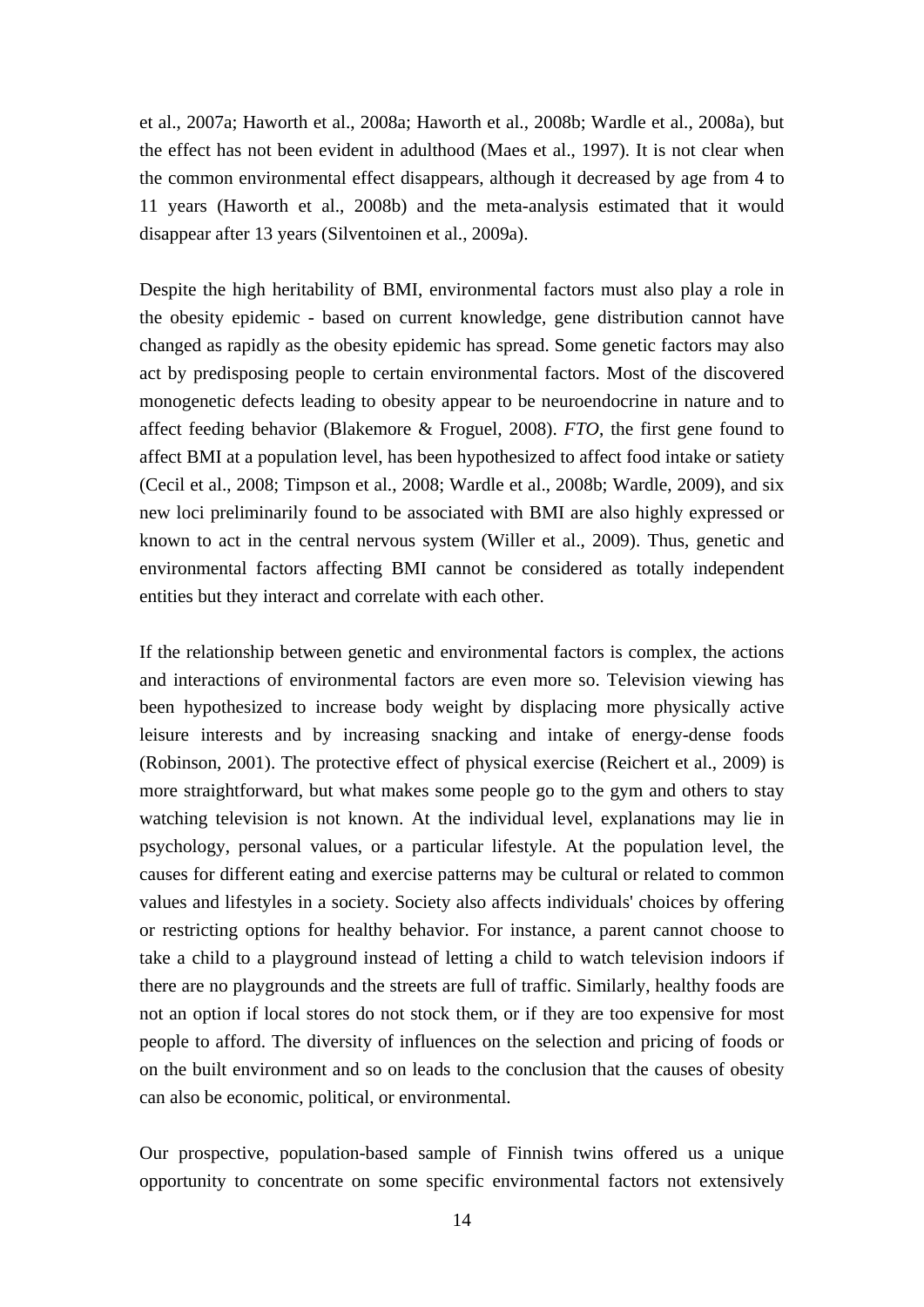et al., 2007a; Haworth et al., 2008a; Haworth et al., 2008b; Wardle et al., 2008a), but the effect has not been evident in adulthood (Maes et al., 1997). It is not clear when the common environmental effect disappears, although it decreased by age from 4 to 11 years (Haworth et al., 2008b) and the meta-analysis estimated that it would disappear after 13 years (Silventoinen et al., 2009a).

Despite the high heritability of BMI, environmental factors must also play a role in the obesity epidemic - based on current knowledge, gene distribution cannot have changed as rapidly as the obesity epidemic has spread. Some genetic factors may also act by predisposing people to certain environmental factors. Most of the discovered monogenetic defects leading to obesity appear to be neuroendocrine in nature and to affect feeding behavior (Blakemore & Froguel, 2008). *FTO*, the first gene found to affect BMI at a population level, has been hypothesized to affect food intake or satiety (Cecil et al., 2008; Timpson et al., 2008; Wardle et al., 2008b; Wardle, 2009), and six new loci preliminarily found to be associated with BMI are also highly expressed or known to act in the central nervous system (Willer et al., 2009). Thus, genetic and environmental factors affecting BMI cannot be considered as totally independent entities but they interact and correlate with each other.

If the relationship between genetic and environmental factors is complex, the actions and interactions of environmental factors are even more so. Television viewing has been hypothesized to increase body weight by displacing more physically active leisure interests and by increasing snacking and intake of energy-dense foods (Robinson, 2001). The protective effect of physical exercise (Reichert et al., 2009) is more straightforward, but what makes some people go to the gym and others to stay watching television is not known. At the individual level, explanations may lie in psychology, personal values, or a particular lifestyle. At the population level, the causes for different eating and exercise patterns may be cultural or related to common values and lifestyles in a society. Society also affects individuals' choices by offering or restricting options for healthy behavior. For instance, a parent cannot choose to take a child to a playground instead of letting a child to watch television indoors if there are no playgrounds and the streets are full of traffic. Similarly, healthy foods are not an option if local stores do not stock them, or if they are too expensive for most people to afford. The diversity of influences on the selection and pricing of foods or on the built environment and so on leads to the conclusion that the causes of obesity can also be economic, political, or environmental.

Our prospective, population-based sample of Finnish twins offered us a unique opportunity to concentrate on some specific environmental factors not extensively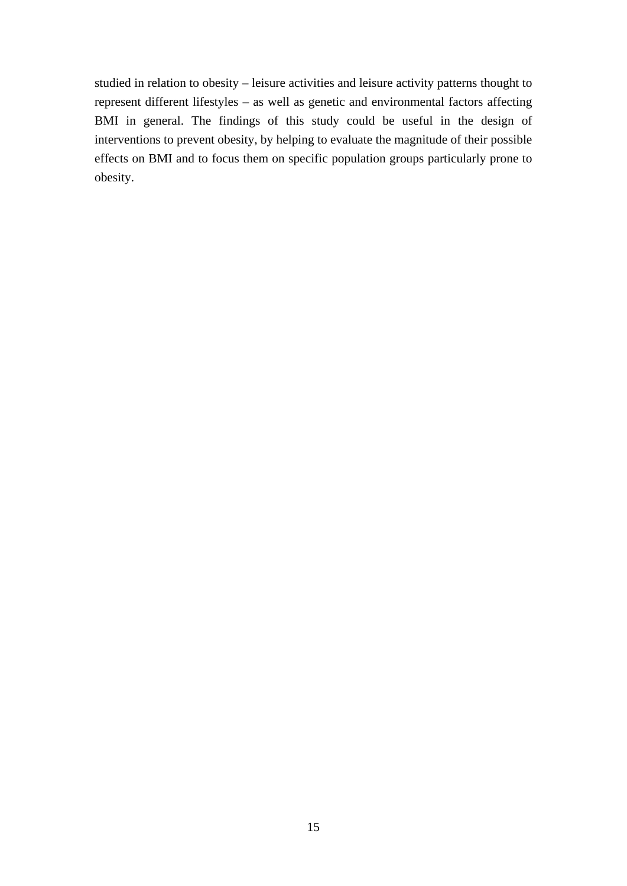studied in relation to obesity – leisure activities and leisure activity patterns thought to represent different lifestyles – as well as genetic and environmental factors affecting BMI in general. The findings of this study could be useful in the design of interventions to prevent obesity, by helping to evaluate the magnitude of their possible effects on BMI and to focus them on specific population groups particularly prone to obesity.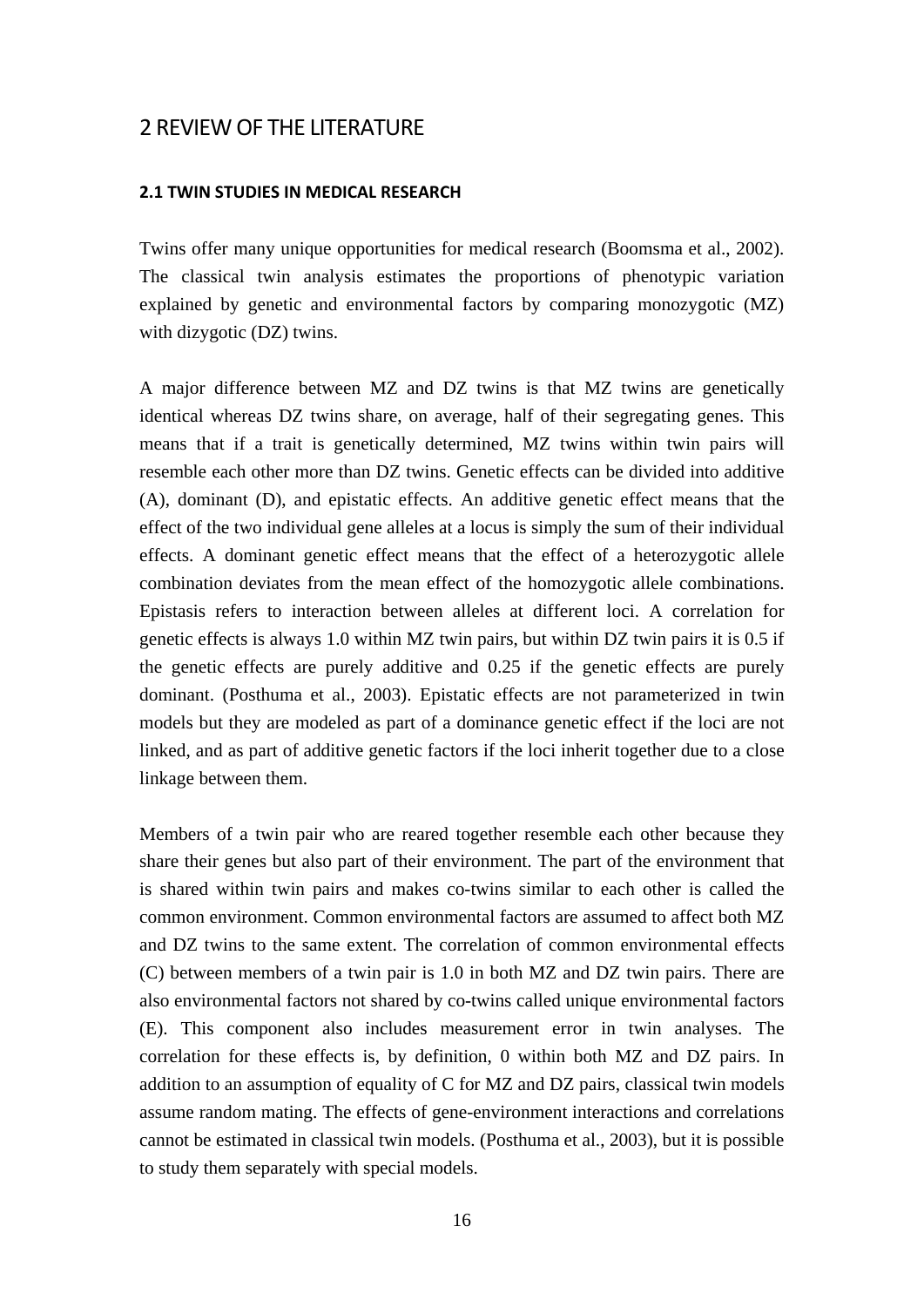# 2 REVIEW OF THE LITERATURE

## 2.1 TWIN STUDIES IN MEDICAL RESEARCH

Twins offer many unique opportunities for medical research (Boomsma et al., 2002). The classical twin analysis estimates the proportions of phenotypic variation explained by genetic and environmental factors by comparing monozygotic (MZ) with dizygotic (DZ) twins.

A major difference between MZ and DZ twins is that MZ twins are genetically identical whereas DZ twins share, on average, half of their segregating genes. This means that if a trait is genetically determined, MZ twins within twin pairs will resemble each other more than DZ twins. Genetic effects can be divided into additive (A), dominant (D), and epistatic effects. An additive genetic effect means that the effect of the two individual gene alleles at a locus is simply the sum of their individual effects. A dominant genetic effect means that the effect of a heterozygotic allele combination deviates from the mean effect of the homozygotic allele combinations. Epistasis refers to interaction between alleles at different loci. A correlation for genetic effects is always 1.0 within MZ twin pairs, but within DZ twin pairs it is 0.5 if the genetic effects are purely additive and 0.25 if the genetic effects are purely dominant. (Posthuma et al., 2003). Epistatic effects are not parameterized in twin models but they are modeled as part of a dominance genetic effect if the loci are not linked, and as part of additive genetic factors if the loci inherit together due to a close linkage between them.

Members of a twin pair who are reared together resemble each other because they share their genes but also part of their environment. The part of the environment that is shared within twin pairs and makes co-twins similar to each other is called the common environment. Common environmental factors are assumed to affect both MZ and DZ twins to the same extent. The correlation of common environmental effects (C) between members of a twin pair is 1.0 in both MZ and DZ twin pairs. There are also environmental factors not shared by co-twins called unique environmental factors (E). This component also includes measurement error in twin analyses. The correlation for these effects is, by definition, 0 within both MZ and DZ pairs. In addition to an assumption of equality of C for MZ and DZ pairs, classical twin models assume random mating. The effects of gene-environment interactions and correlations cannot be estimated in classical twin models. (Posthuma et al., 2003), but it is possible to study them separately with special models.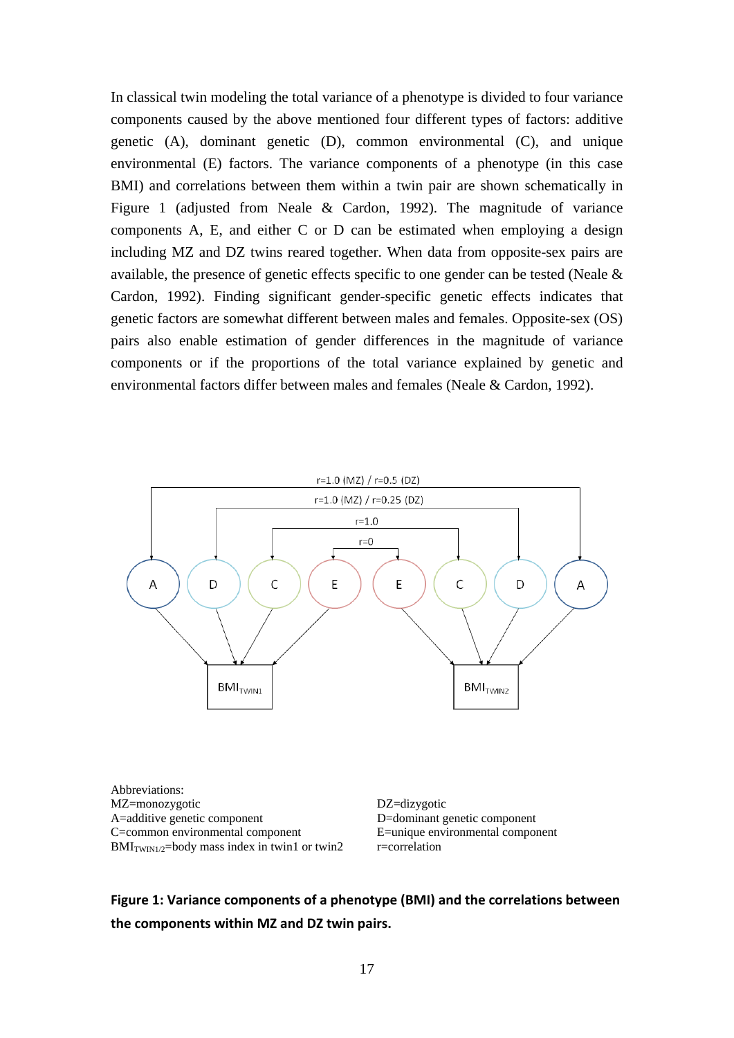In classical twin modeling the total variance of a phenotype is divided to four variance components caused by the above mentioned four different types of factors: additive genetic (A), dominant genetic (D), common environmental (C), and unique environmental (E) factors. The variance components of a phenotype (in this case BMI) and correlations between them within a twin pair are shown schematically in Figure 1 (adjusted from Neale & Cardon, 1992). The magnitude of variance components A, E, and either C or D can be estimated when employing a design including MZ and DZ twins reared together. When data from opposite-sex pairs are available, the presence of genetic effects specific to one gender can be tested (Neale & Cardon, 1992). Finding significant gender-specific genetic effects indicates that genetic factors are somewhat different between males and females. Opposite-sex (OS) pairs also enable estimation of gender differences in the magnitude of variance components or if the proportions of the total variance explained by genetic and environmental factors differ between males and females (Neale & Cardon, 1992).

r=1.0 (MZ) / r=0.5 (DZ)

r=1.0 (MZ) / r=0.25 (DZ)

r=1.0

r=0

A D C E E C D A

$BMI_{TWIN1}$ $BMI_{TWIN2}$

Abbreviations:
MZ=monozygotic
A=additive genetic component
C=common environmental component
$BMI_{TWIN1/2}$=body mass index in twin1 or twin2
DZ=dizygotic
D=dominant genetic component
E=unique environmental component
r=correlation

**Figure 1: Variance components of a phenotype (BMI) and the correlations between the components within MZ and DZ twin pairs.**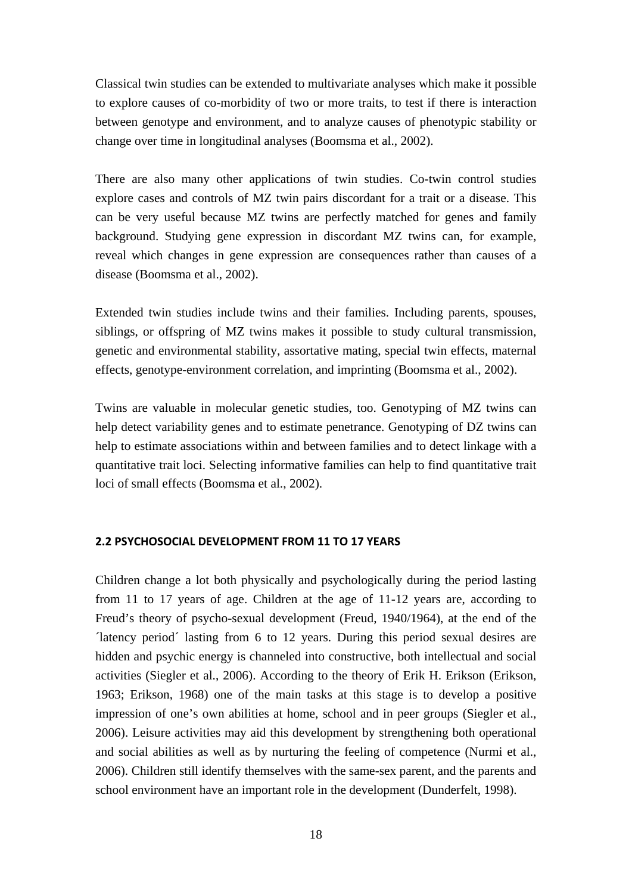Classical twin studies can be extended to multivariate analyses which make it possible to explore causes of co-morbidity of two or more traits, to test if there is interaction between genotype and environment, and to analyze causes of phenotypic stability or change over time in longitudinal analyses (Boomsma et al., 2002).

There are also many other applications of twin studies. Co-twin control studies explore cases and controls of MZ twin pairs discordant for a trait or a disease. This can be very useful because MZ twins are perfectly matched for genes and family background. Studying gene expression in discordant MZ twins can, for example, reveal which changes in gene expression are consequences rather than causes of a disease (Boomsma et al., 2002).

Extended twin studies include twins and their families. Including parents, spouses, siblings, or offspring of MZ twins makes it possible to study cultural transmission, genetic and environmental stability, assortative mating, special twin effects, maternal effects, genotype-environment correlation, and imprinting (Boomsma et al., 2002).

Twins are valuable in molecular genetic studies, too. Genotyping of MZ twins can help detect variability genes and to estimate penetrance. Genotyping of DZ twins can help to estimate associations within and between families and to detect linkage with a quantitative trait loci. Selecting informative families can help to find quantitative trait loci of small effects (Boomsma et al., 2002).

### 2.2 PSYCHOSOCIAL DEVELOPMENT FROM 11 TO 17 YEARS

Children change a lot both physically and psychologically during the period lasting from 11 to 17 years of age. Children at the age of 11-12 years are, according to Freud's theory of psycho-sexual development (Freud, 1940/1964), at the end of the ´latency period´ lasting from 6 to 12 years. During this period sexual desires are hidden and psychic energy is channeled into constructive, both intellectual and social activities (Siegler et al., 2006). According to the theory of Erik H. Erikson (Erikson, 1963; Erikson, 1968) one of the main tasks at this stage is to develop a positive impression of one's own abilities at home, school and in peer groups (Siegler et al., 2006). Leisure activities may aid this development by strengthening both operational and social abilities as well as by nurturing the feeling of competence (Nurmi et al., 2006). Children still identify themselves with the same-sex parent, and the parents and school environment have an important role in the development (Dunderfelt, 1998).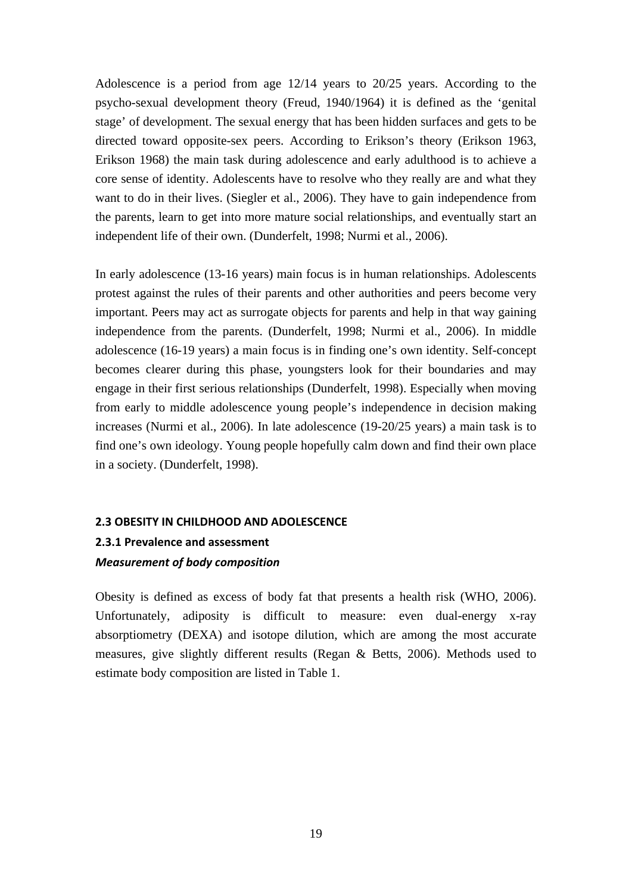Adolescence is a period from age 12/14 years to 20/25 years. According to the psycho-sexual development theory (Freud, 1940/1964) it is defined as the 'genital stage' of development. The sexual energy that has been hidden surfaces and gets to be directed toward opposite-sex peers. According to Erikson's theory (Erikson 1963, Erikson 1968) the main task during adolescence and early adulthood is to achieve a core sense of identity. Adolescents have to resolve who they really are and what they want to do in their lives. (Siegler et al., 2006). They have to gain independence from the parents, learn to get into more mature social relationships, and eventually start an independent life of their own. (Dunderfelt, 1998; Nurmi et al., 2006).

In early adolescence (13-16 years) main focus is in human relationships. Adolescents protest against the rules of their parents and other authorities and peers become very important. Peers may act as surrogate objects for parents and help in that way gaining independence from the parents. (Dunderfelt, 1998; Nurmi et al., 2006). In middle adolescence (16-19 years) a main focus is in finding one's own identity. Self-concept becomes clearer during this phase, youngsters look for their boundaries and may engage in their first serious relationships (Dunderfelt, 1998). Especially when moving from early to middle adolescence young people's independence in decision making increases (Nurmi et al., 2006). In late adolescence (19-20/25 years) a main task is to find one's own ideology. Young people hopefully calm down and find their own place in a society. (Dunderfelt, 1998).

## 2.3 OBESITY IN CHILDHOOD AND ADOLESCENCE

### 2.3.1 Prevalence and assessment

#### *Measurement of body composition*

Obesity is defined as excess of body fat that presents a health risk (WHO, 2006). Unfortunately, adiposity is difficult to measure: even dual-energy x-ray absorptiometry (DEXA) and isotope dilution, which are among the most accurate measures, give slightly different results (Regan & Betts, 2006). Methods used to estimate body composition are listed in Table 1.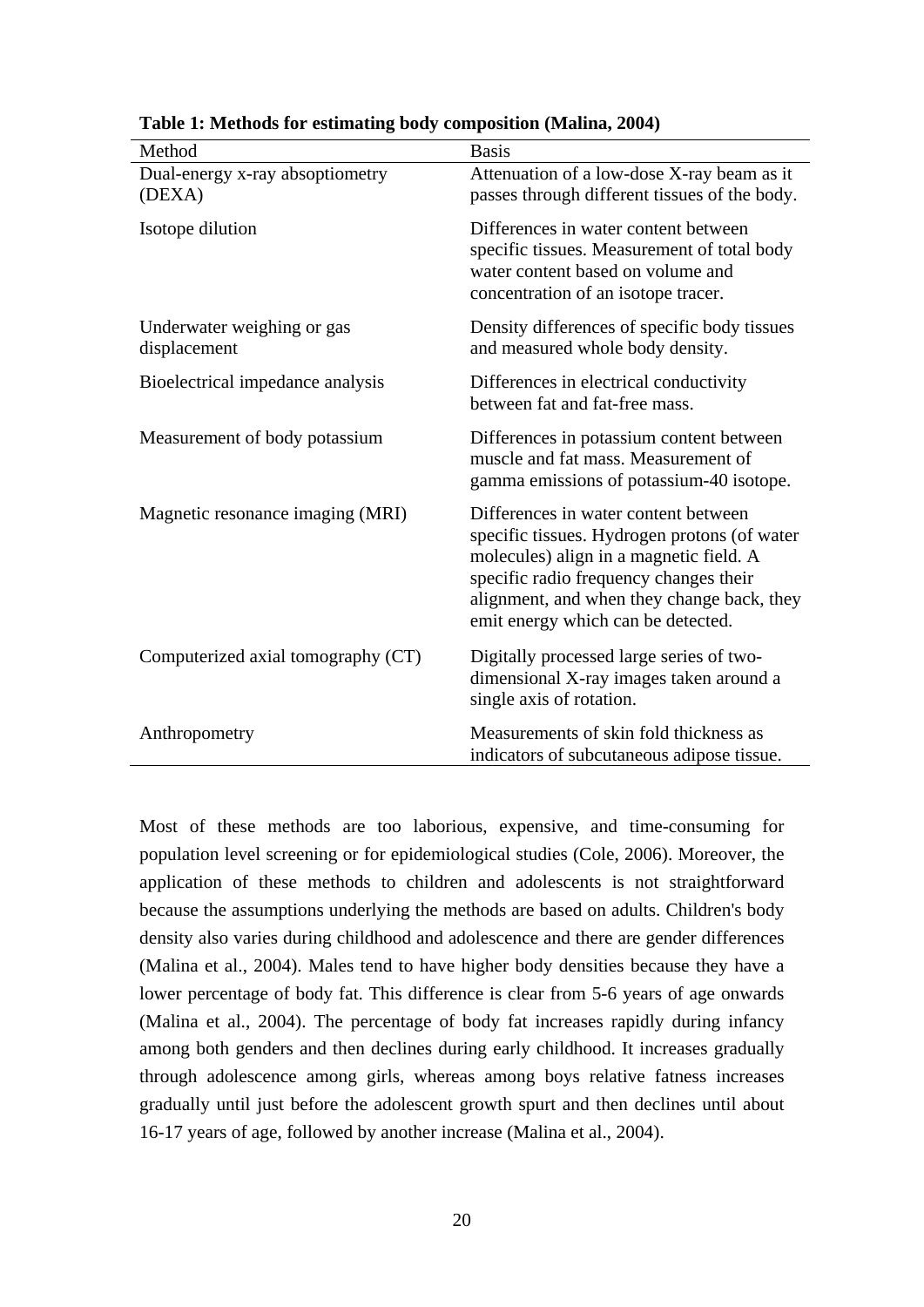**Table 1: Methods for estimating body composition (Malina, 2004)**

| Method | Basis |
|---|---|
| Dual-energy x-ray absoptiometry (DEXA) | Attenuation of a low-dose X-ray beam as it passes through different tissues of the body. |
| Isotope dilution | Differences in water content between specific tissues. Measurement of total body water content based on volume and concentration of an isotope tracer. |
| Underwater weighing or gas displacement | Density differences of specific body tissues and measured whole body density. |
| Bioelectrical impedance analysis | Differences in electrical conductivity between fat and fat-free mass. |
| Measurement of body potassium | Differences in potassium content between muscle and fat mass. Measurement of gamma emissions of potassium-40 isotope. |
| Magnetic resonance imaging (MRI) | Differences in water content between specific tissues. Hydrogen protons (of water molecules) align in a magnetic field. A specific radio frequency changes their alignment, and when they change back, they emit energy which can be detected. |
| Computerized axial tomography (CT) | Digitally processed large series of two-dimensional X-ray images taken around a single axis of rotation. |
| Anthropometry | Measurements of skin fold thickness as indicators of subcutaneous adipose tissue. |

Most of these methods are too laborious, expensive, and time-consuming for population level screening or for epidemiological studies (Cole, 2006). Moreover, the application of these methods to children and adolescents is not straightforward because the assumptions underlying the methods are based on adults. Children's body density also varies during childhood and adolescence and there are gender differences (Malina et al., 2004). Males tend to have higher body densities because they have a lower percentage of body fat. This difference is clear from 5-6 years of age onwards (Malina et al., 2004). The percentage of body fat increases rapidly during infancy among both genders and then declines during early childhood. It increases gradually through adolescence among girls, whereas among boys relative fatness increases gradually until just before the adolescent growth spurt and then declines until about 16-17 years of age, followed by another increase (Malina et al., 2004).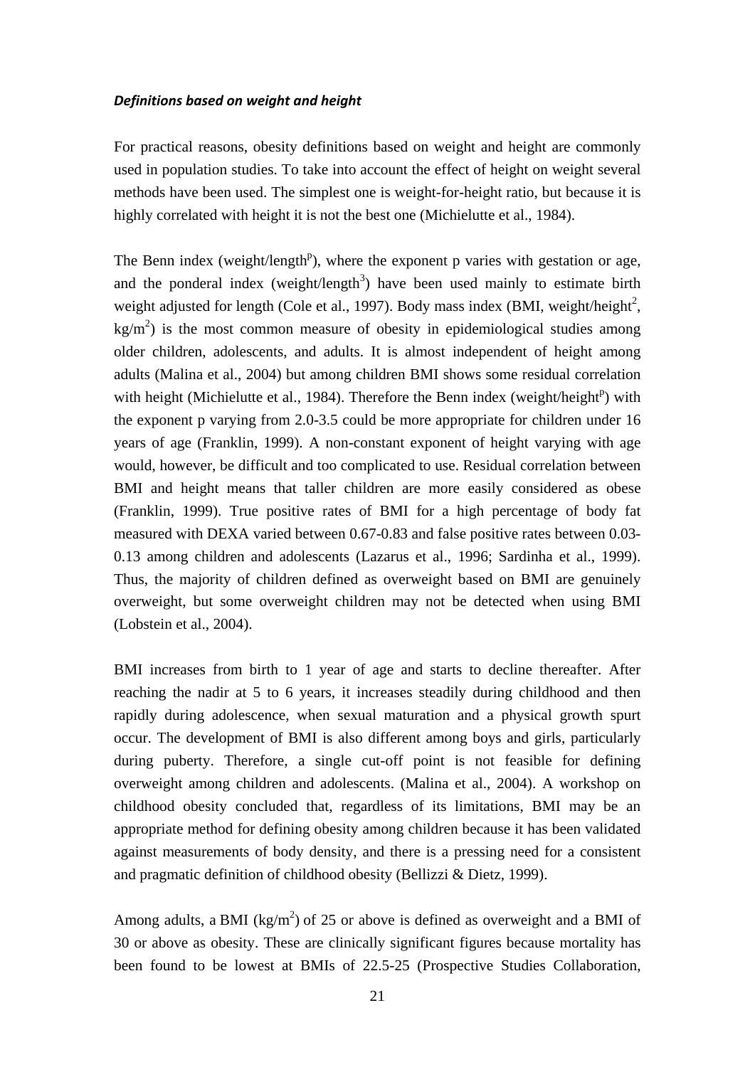***Definitions based on weight and height***

For practical reasons, obesity definitions based on weight and height are commonly used in population studies. To take into account the effect of height on weight several methods have been used. The simplest one is weight-for-height ratio, but because it is highly correlated with height it is not the best one (Michielutte et al., 1984).

The Benn index (weight/length$^p$), where the exponent p varies with gestation or age, and the ponderal index (weight/length$^3$) have been used mainly to estimate birth weight adjusted for length (Cole et al., 1997). Body mass index (BMI, weight/height$^2$, kg/m$^2$) is the most common measure of obesity in epidemiological studies among older children, adolescents, and adults. It is almost independent of height among adults (Malina et al., 2004) but among children BMI shows some residual correlation with height (Michielutte et al., 1984). Therefore the Benn index (weight/height$^p$) with the exponent p varying from 2.0-3.5 could be more appropriate for children under 16 years of age (Franklin, 1999). A non-constant exponent of height varying with age would, however, be difficult and too complicated to use. Residual correlation between BMI and height means that taller children are more easily considered as obese (Franklin, 1999). True positive rates of BMI for a high percentage of body fat measured with DEXA varied between 0.67-0.83 and false positive rates between 0.03-0.13 among children and adolescents (Lazarus et al., 1996; Sardinha et al., 1999). Thus, the majority of children defined as overweight based on BMI are genuinely overweight, but some overweight children may not be detected when using BMI (Lobstein et al., 2004).

BMI increases from birth to 1 year of age and starts to decline thereafter. After reaching the nadir at 5 to 6 years, it increases steadily during childhood and then rapidly during adolescence, when sexual maturation and a physical growth spurt occur. The development of BMI is also different among boys and girls, particularly during puberty. Therefore, a single cut-off point is not feasible for defining overweight among children and adolescents. (Malina et al., 2004). A workshop on childhood obesity concluded that, regardless of its limitations, BMI may be an appropriate method for defining obesity among children because it has been validated against measurements of body density, and there is a pressing need for a consistent and pragmatic definition of childhood obesity (Bellizzi & Dietz, 1999).

Among adults, a BMI (kg/m$^2$) of 25 or above is defined as overweight and a BMI of 30 or above as obesity. These are clinically significant figures because mortality has been found to be lowest at BMIs of 22.5-25 (Prospective Studies Collaboration,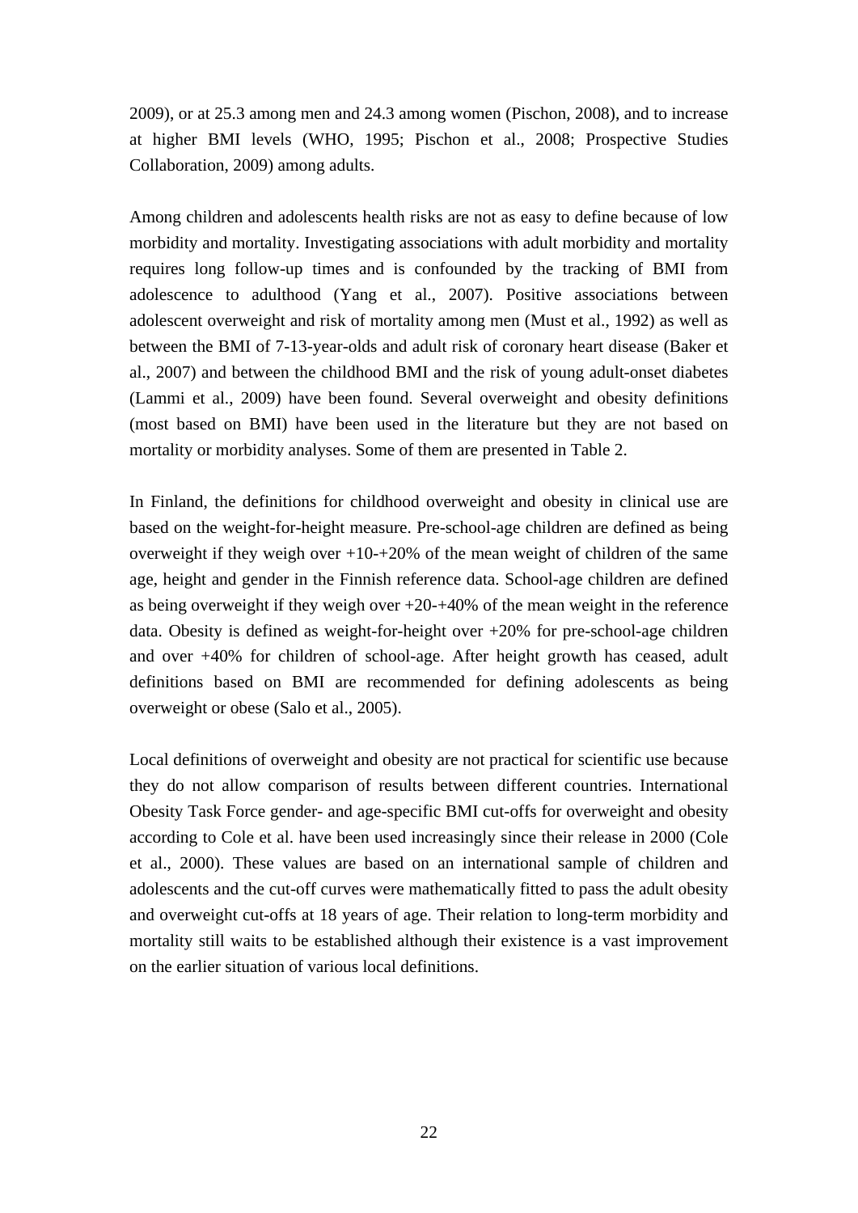2009), or at 25.3 among men and 24.3 among women (Pischon, 2008), and to increase at higher BMI levels (WHO, 1995; Pischon et al., 2008; Prospective Studies Collaboration, 2009) among adults.

Among children and adolescents health risks are not as easy to define because of low morbidity and mortality. Investigating associations with adult morbidity and mortality requires long follow-up times and is confounded by the tracking of BMI from adolescence to adulthood (Yang et al., 2007). Positive associations between adolescent overweight and risk of mortality among men (Must et al., 1992) as well as between the BMI of 7-13-year-olds and adult risk of coronary heart disease (Baker et al., 2007) and between the childhood BMI and the risk of young adult-onset diabetes (Lammi et al., 2009) have been found. Several overweight and obesity definitions (most based on BMI) have been used in the literature but they are not based on mortality or morbidity analyses. Some of them are presented in Table 2.

In Finland, the definitions for childhood overweight and obesity in clinical use are based on the weight-for-height measure. Pre-school-age children are defined as being overweight if they weigh over +10-+20% of the mean weight of children of the same age, height and gender in the Finnish reference data. School-age children are defined as being overweight if they weigh over +20-+40% of the mean weight in the reference data. Obesity is defined as weight-for-height over +20% for pre-school-age children and over +40% for children of school-age. After height growth has ceased, adult definitions based on BMI are recommended for defining adolescents as being overweight or obese (Salo et al., 2005).

Local definitions of overweight and obesity are not practical for scientific use because they do not allow comparison of results between different countries. International Obesity Task Force gender- and age-specific BMI cut-offs for overweight and obesity according to Cole et al. have been used increasingly since their release in 2000 (Cole et al., 2000). These values are based on an international sample of children and adolescents and the cut-off curves were mathematically fitted to pass the adult obesity and overweight cut-offs at 18 years of age. Their relation to long-term morbidity and mortality still waits to be established although their existence is a vast improvement on the earlier situation of various local definitions.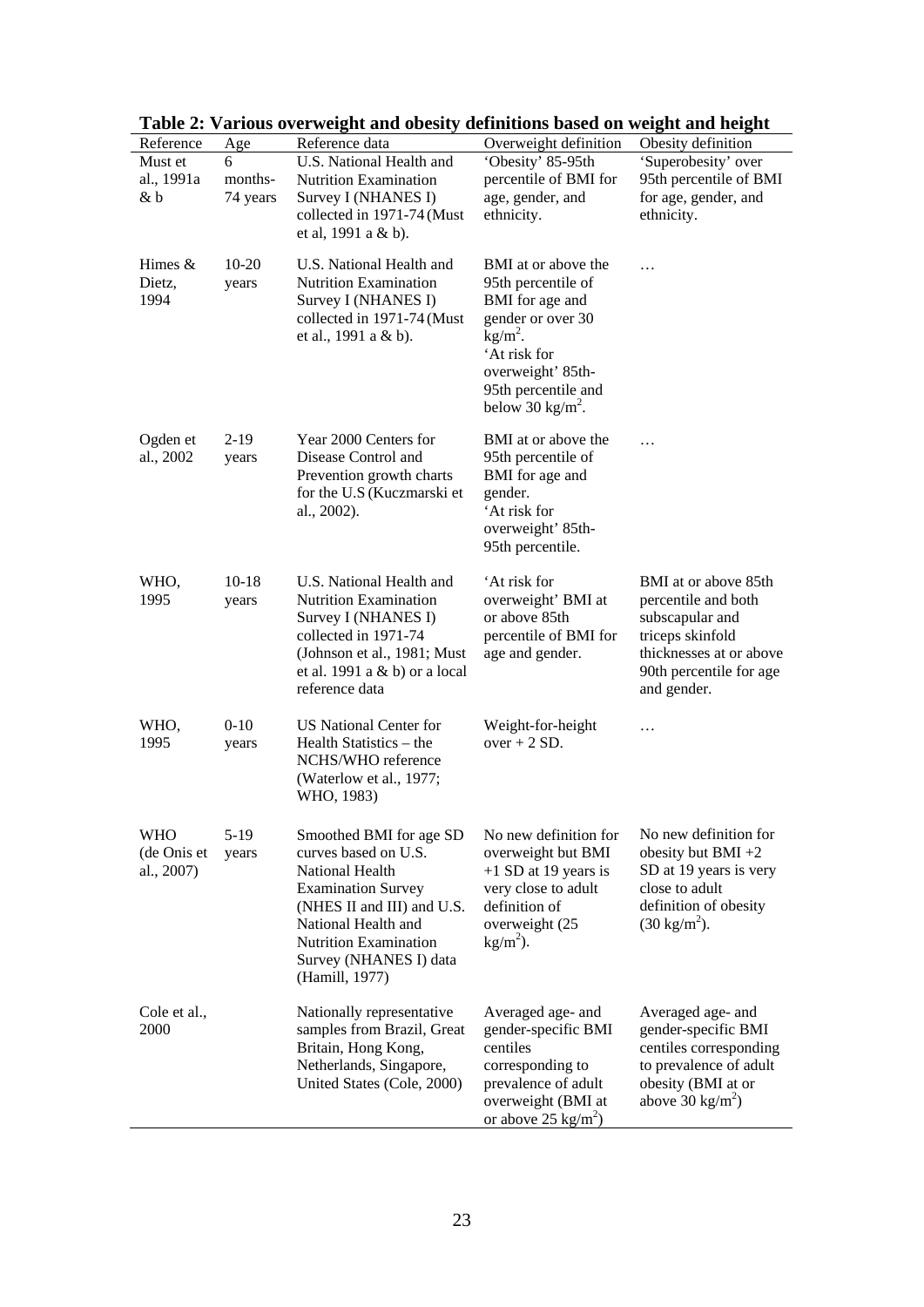**Table 2: Various overweight and obesity definitions based on weight and height**

| Reference | Age | Reference data | Overweight definition | Obesity definition |
|---|---|---|---|---|
| Must et al., 1991a & b | 6 months-74 years | U.S. National Health and Nutrition Examination Survey I (NHANES I) collected in 1971-74 (Must et al, 1991 a & b). | 'Obesity' 85-95th percentile of BMI for age, gender, and ethnicity. | 'Superobesity' over 95th percentile of BMI for age, gender, and ethnicity. |
| Himes & Dietz, 1994 | 10-20 years | U.S. National Health and Nutrition Examination Survey I (NHANES I) collected in 1971-74 (Must et al., 1991 a & b). | BMI at or above the 95th percentile of BMI for age and gender or over 30 $kg/m^2$. 'At risk for overweight' 85th-95th percentile and below 30 $kg/m^2$. | … |
| Ogden et al., 2002 | 2-19 years | Year 2000 Centers for Disease Control and Prevention growth charts for the U.S (Kuczmarski et al., 2002). | BMI at or above the 95th percentile of BMI for age and gender. 'At risk for overweight' 85th-95th percentile. | … |
| WHO, 1995 | 10-18 years | U.S. National Health and Nutrition Examination Survey I (NHANES I) collected in 1971-74 (Johnson et al., 1981; Must et al. 1991 a & b) or a local reference data | 'At risk for overweight' BMI at or above 85th percentile of BMI for age and gender. | BMI at or above 85th percentile and both subscapular and triceps skinfold thicknesses at or above 90th percentile for age and gender. |
| WHO, 1995 | 0-10 years | US National Center for Health Statistics – the NCHS/WHO reference (Waterlow et al., 1977; WHO, 1983) | Weight-for-height over + 2 SD. | … |
| WHO (de Onis et al., 2007) | 5-19 years | Smoothed BMI for age SD curves based on U.S. National Health Examination Survey (NHES II and III) and U.S. National Health and Nutrition Examination Survey (NHANES I) data (Hamill, 1977) | No new definition for overweight but BMI +1 SD at 19 years is very close to adult definition of overweight (25 $kg/m^2$). | No new definition for obesity but BMI +2 SD at 19 years is very close to adult definition of obesity (30 $kg/m^2$). |
| Cole et al., 2000 | | Nationally representative samples from Brazil, Great Britain, Hong Kong, Netherlands, Singapore, United States (Cole, 2000) | Averaged age- and gender-specific BMI centiles corresponding to prevalence of adult overweight (BMI at or above 25 $kg/m^2$) | Averaged age- and gender-specific BMI centiles corresponding to prevalence of adult obesity (BMI at or above 30 $kg/m^2$) |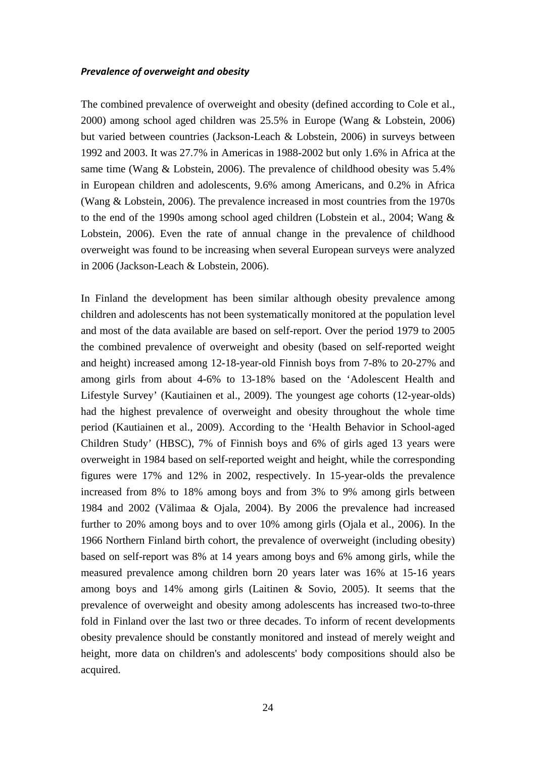***Prevalence of overweight and obesity***

The combined prevalence of overweight and obesity (defined according to Cole et al., 2000) among school aged children was 25.5% in Europe (Wang & Lobstein, 2006) but varied between countries (Jackson-Leach & Lobstein, 2006) in surveys between 1992 and 2003. It was 27.7% in Americas in 1988-2002 but only 1.6% in Africa at the same time (Wang & Lobstein, 2006). The prevalence of childhood obesity was 5.4% in European children and adolescents, 9.6% among Americans, and 0.2% in Africa (Wang & Lobstein, 2006). The prevalence increased in most countries from the 1970s to the end of the 1990s among school aged children (Lobstein et al., 2004; Wang & Lobstein, 2006). Even the rate of annual change in the prevalence of childhood overweight was found to be increasing when several European surveys were analyzed in 2006 (Jackson-Leach & Lobstein, 2006).

In Finland the development has been similar although obesity prevalence among children and adolescents has not been systematically monitored at the population level and most of the data available are based on self-report. Over the period 1979 to 2005 the combined prevalence of overweight and obesity (based on self-reported weight and height) increased among 12-18-year-old Finnish boys from 7-8% to 20-27% and among girls from about 4-6% to 13-18% based on the 'Adolescent Health and Lifestyle Survey' (Kautiainen et al., 2009). The youngest age cohorts (12-year-olds) had the highest prevalence of overweight and obesity throughout the whole time period (Kautiainen et al., 2009). According to the 'Health Behavior in School-aged Children Study' (HBSC), 7% of Finnish boys and 6% of girls aged 13 years were overweight in 1984 based on self-reported weight and height, while the corresponding figures were 17% and 12% in 2002, respectively. In 15-year-olds the prevalence increased from 8% to 18% among boys and from 3% to 9% among girls between 1984 and 2002 (Välimaa & Ojala, 2004). By 2006 the prevalence had increased further to 20% among boys and to over 10% among girls (Ojala et al., 2006). In the 1966 Northern Finland birth cohort, the prevalence of overweight (including obesity) based on self-report was 8% at 14 years among boys and 6% among girls, while the measured prevalence among children born 20 years later was 16% at 15-16 years among boys and 14% among girls (Laitinen & Sovio, 2005). It seems that the prevalence of overweight and obesity among adolescents has increased two-to-three fold in Finland over the last two or three decades. To inform of recent developments obesity prevalence should be constantly monitored and instead of merely weight and height, more data on children's and adolescents' body compositions should also be acquired.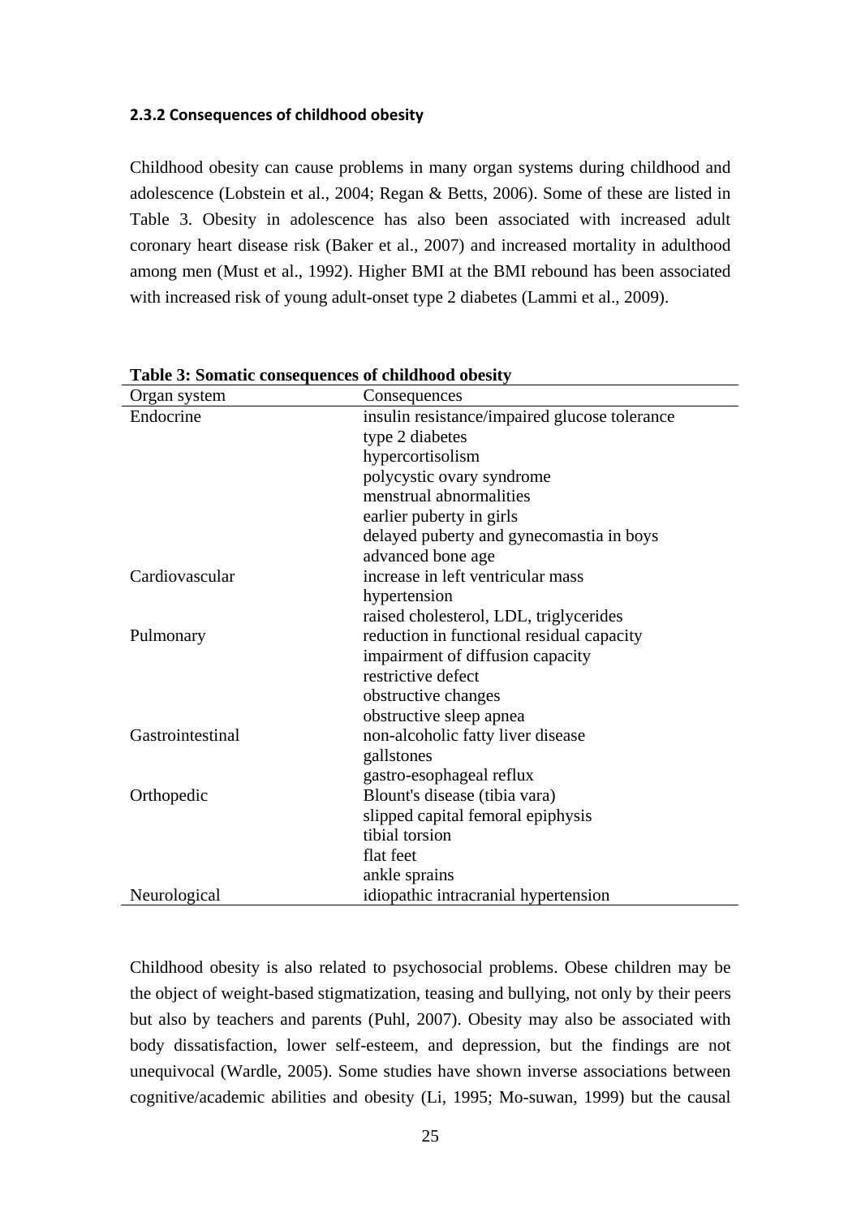### 2.3.2 Consequences of childhood obesity

Childhood obesity can cause problems in many organ systems during childhood and adolescence (Lobstein et al., 2004; Regan & Betts, 2006). Some of these are listed in Table 3. Obesity in adolescence has also been associated with increased adult coronary heart disease risk (Baker et al., 2007) and increased mortality in adulthood among men (Must et al., 1992). Higher BMI at the BMI rebound has been associated with increased risk of young adult-onset type 2 diabetes (Lammi et al., 2009).

**Table 3: Somatic consequences of childhood obesity**

| Organ system | Consequences |
|---|---|
| Endocrine | insulin resistance/impaired glucose tolerance |
| | type 2 diabetes |
| | hypercortisolism |
| | polycystic ovary syndrome |
| | menstrual abnormalities |
| | earlier puberty in girls |
| | delayed puberty and gynecomastia in boys |
| | advanced bone age |
| Cardiovascular | increase in left ventricular mass |
| | hypertension |
| | raised cholesterol, LDL, triglycerides |
| Pulmonary | reduction in functional residual capacity |
| | impairment of diffusion capacity |
| | restrictive defect |
| | obstructive changes |
| | obstructive sleep apnea |
| Gastrointestinal | non-alcoholic fatty liver disease |
| | gallstones |
| | gastro-esophageal reflux |
| Orthopedic | Blount's disease (tibia vara) |
| | slipped capital femoral epiphysis |
| | tibial torsion |
| | flat feet |
| | ankle sprains |
| Neurological | idiopathic intracranial hypertension |

Childhood obesity is also related to psychosocial problems. Obese children may be the object of weight-based stigmatization, teasing and bullying, not only by their peers but also by teachers and parents (Puhl, 2007). Obesity may also be associated with body dissatisfaction, lower self-esteem, and depression, but the findings are not unequivocal (Wardle, 2005). Some studies have shown inverse associations between cognitive/academic abilities and obesity (Li, 1995; Mo-suwan, 1999) but the causal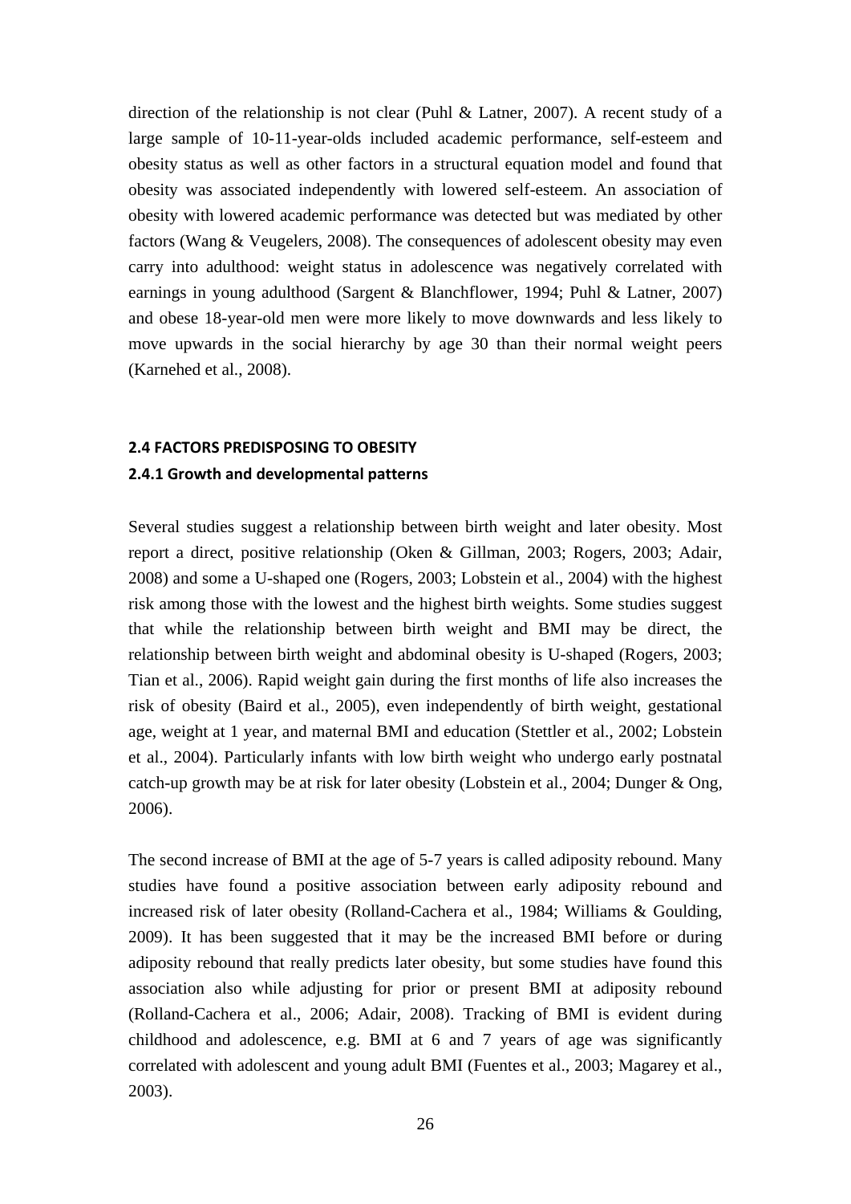direction of the relationship is not clear (Puhl & Latner, 2007). A recent study of a large sample of 10-11-year-olds included academic performance, self-esteem and obesity status as well as other factors in a structural equation model and found that obesity was associated independently with lowered self-esteem. An association of obesity with lowered academic performance was detected but was mediated by other factors (Wang & Veugelers, 2008). The consequences of adolescent obesity may even carry into adulthood: weight status in adolescence was negatively correlated with earnings in young adulthood (Sargent & Blanchflower, 1994; Puhl & Latner, 2007) and obese 18-year-old men were more likely to move downwards and less likely to move upwards in the social hierarchy by age 30 than their normal weight peers (Karnehed et al., 2008).

## 2.4 FACTORS PREDISPOSING TO OBESITY

### 2.4.1 Growth and developmental patterns

Several studies suggest a relationship between birth weight and later obesity. Most report a direct, positive relationship (Oken & Gillman, 2003; Rogers, 2003; Adair, 2008) and some a U-shaped one (Rogers, 2003; Lobstein et al., 2004) with the highest risk among those with the lowest and the highest birth weights. Some studies suggest that while the relationship between birth weight and BMI may be direct, the relationship between birth weight and abdominal obesity is U-shaped (Rogers, 2003; Tian et al., 2006). Rapid weight gain during the first months of life also increases the risk of obesity (Baird et al., 2005), even independently of birth weight, gestational age, weight at 1 year, and maternal BMI and education (Stettler et al., 2002; Lobstein et al., 2004). Particularly infants with low birth weight who undergo early postnatal catch-up growth may be at risk for later obesity (Lobstein et al., 2004; Dunger & Ong, 2006).

The second increase of BMI at the age of 5-7 years is called adiposity rebound. Many studies have found a positive association between early adiposity rebound and increased risk of later obesity (Rolland-Cachera et al., 1984; Williams & Goulding, 2009). It has been suggested that it may be the increased BMI before or during adiposity rebound that really predicts later obesity, but some studies have found this association also while adjusting for prior or present BMI at adiposity rebound (Rolland-Cachera et al., 2006; Adair, 2008). Tracking of BMI is evident during childhood and adolescence, e.g. BMI at 6 and 7 years of age was significantly correlated with adolescent and young adult BMI (Fuentes et al., 2003; Magarey et al., 2003).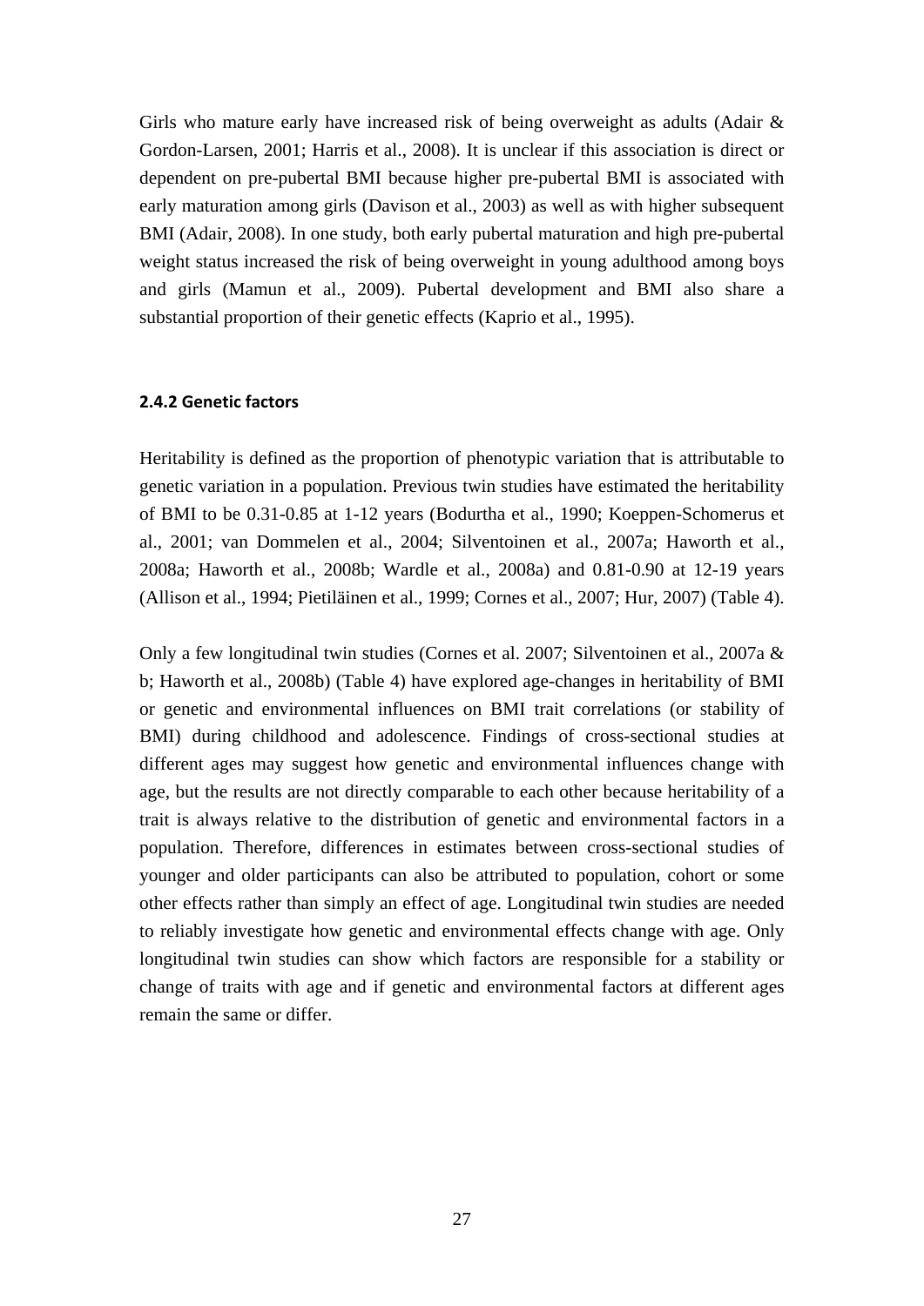Girls who mature early have increased risk of being overweight as adults (Adair & Gordon-Larsen, 2001; Harris et al., 2008). It is unclear if this association is direct or dependent on pre-pubertal BMI because higher pre-pubertal BMI is associated with early maturation among girls (Davison et al., 2003) as well as with higher subsequent BMI (Adair, 2008). In one study, both early pubertal maturation and high pre-pubertal weight status increased the risk of being overweight in young adulthood among boys and girls (Mamun et al., 2009). Pubertal development and BMI also share a substantial proportion of their genetic effects (Kaprio et al., 1995).

#### 2.4.2 Genetic factors

Heritability is defined as the proportion of phenotypic variation that is attributable to genetic variation in a population. Previous twin studies have estimated the heritability of BMI to be 0.31-0.85 at 1-12 years (Bodurtha et al., 1990; Koeppen-Schomerus et al., 2001; van Dommelen et al., 2004; Silventoinen et al., 2007a; Haworth et al., 2008a; Haworth et al., 2008b; Wardle et al., 2008a) and 0.81-0.90 at 12-19 years (Allison et al., 1994; Pietiläinen et al., 1999; Cornes et al., 2007; Hur, 2007) (Table 4).

Only a few longitudinal twin studies (Cornes et al. 2007; Silventoinen et al., 2007a & b; Haworth et al., 2008b) (Table 4) have explored age-changes in heritability of BMI or genetic and environmental influences on BMI trait correlations (or stability of BMI) during childhood and adolescence. Findings of cross-sectional studies at different ages may suggest how genetic and environmental influences change with age, but the results are not directly comparable to each other because heritability of a trait is always relative to the distribution of genetic and environmental factors in a population. Therefore, differences in estimates between cross-sectional studies of younger and older participants can also be attributed to population, cohort or some other effects rather than simply an effect of age. Longitudinal twin studies are needed to reliably investigate how genetic and environmental effects change with age. Only longitudinal twin studies can show which factors are responsible for a stability or change of traits with age and if genetic and environmental factors at different ages remain the same or differ.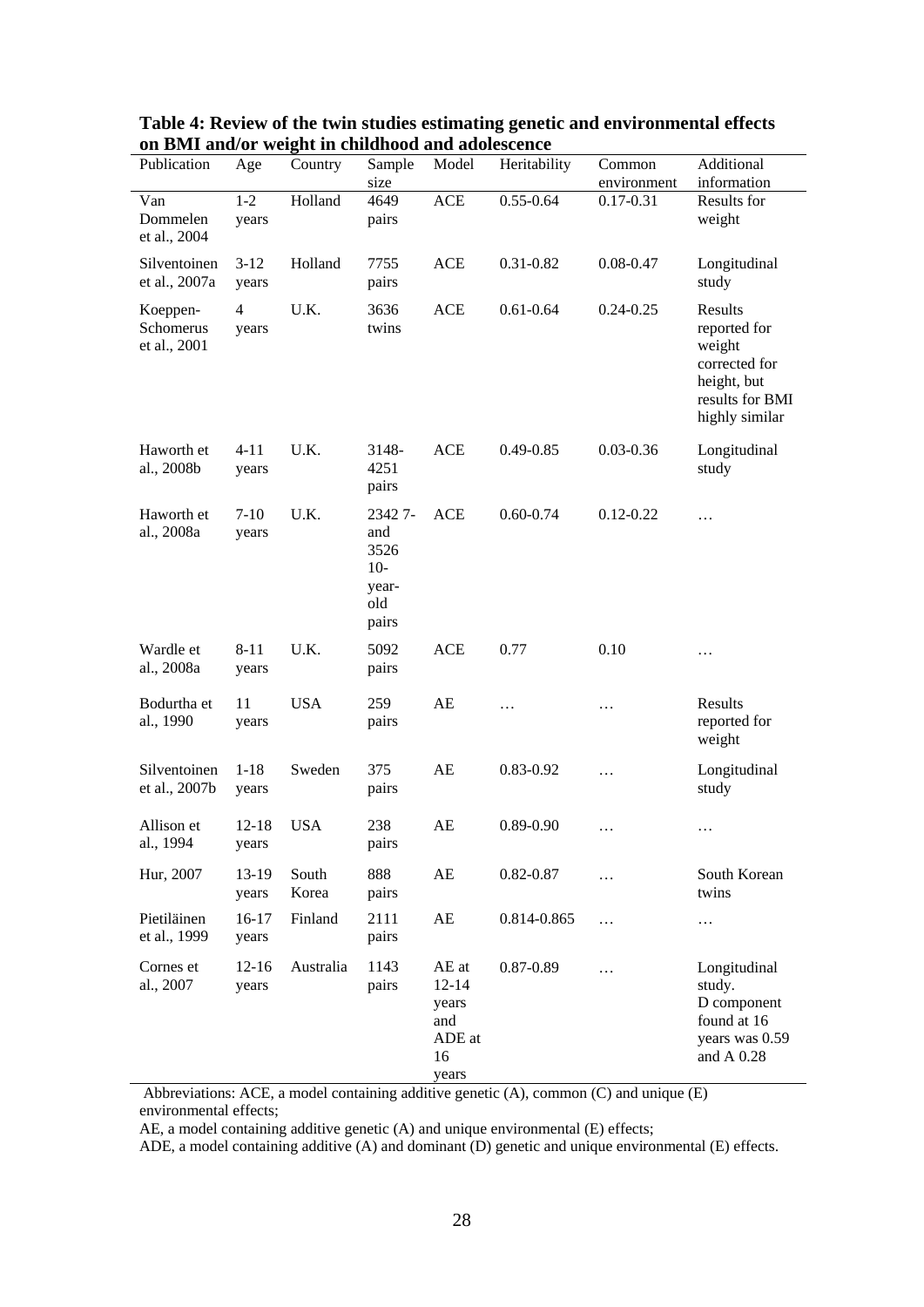**Table 4: Review of the twin studies estimating genetic and environmental effects on BMI and/or weight in childhood and adolescence**

| Publication | Age | Country | Sample size | Model | Heritability | Common environment | Additional information |
|---|---|---|---|---|---|---|---|
| Van Dommelen et al., 2004 | 1-2 years | Holland | 4649 pairs | ACE | 0.55-0.64 | 0.17-0.31 | Results for weight |
| Silventoinen et al., 2007a | 3-12 years | Holland | 7755 pairs | ACE | 0.31-0.82 | 0.08-0.47 | Longitudinal study |
| Koeppen-Schomerus et al., 2001 | 4 years | U.K. | 3636 twins | ACE | 0.61-0.64 | 0.24-0.25 | Results reported for weight corrected for height, but results for BMI highly similar |
| Haworth et al., 2008b | 4-11 years | U.K. | 3148-4251 pairs | ACE | 0.49-0.85 | 0.03-0.36 | Longitudinal study |
| Haworth et al., 2008a | 7-10 years | U.K. | 2342 7- and 3526 10-year-old pairs | ACE | 0.60-0.74 | 0.12-0.22 | … |
| Wardle et al., 2008a | 8-11 years | U.K. | 5092 pairs | ACE | 0.77 | 0.10 | … |
| Bodurtha et al., 1990 | 11 years | USA | 259 pairs | AE | … | … | Results reported for weight |
| Silventoinen et al., 2007b | 1-18 years | Sweden | 375 pairs | AE | 0.83-0.92 | … | Longitudinal study |
| Allison et al., 1994 | 12-18 years | USA | 238 pairs | AE | 0.89-0.90 | … | … |
| Hur, 2007 | 13-19 years | South Korea | 888 pairs | AE | 0.82-0.87 | … | South Korean twins |
| Pietiläinen et al., 1999 | 16-17 years | Finland | 2111 pairs | AE | 0.814-0.865 | … | … |
| Cornes et al., 2007 | 12-16 years | Australia | 1143 pairs | AE at 12-14 years and ADE at 16 years | 0.87-0.89 | … | Longitudinal study. D component found at 16 years was 0.59 and A 0.28 |

Abbreviations: ACE, a model containing additive genetic (A), common (C) and unique (E) environmental effects;

AE, a model containing additive genetic (A) and unique environmental (E) effects;

ADE, a model containing additive (A) and dominant (D) genetic and unique environmental (E) effects.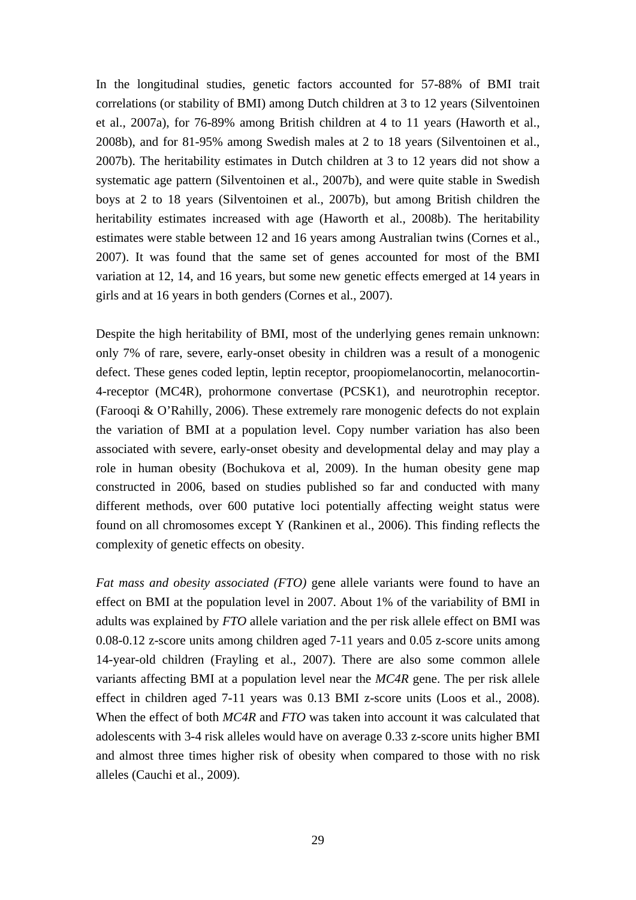In the longitudinal studies, genetic factors accounted for 57-88% of BMI trait correlations (or stability of BMI) among Dutch children at 3 to 12 years (Silventoinen et al., 2007a), for 76-89% among British children at 4 to 11 years (Haworth et al., 2008b), and for 81-95% among Swedish males at 2 to 18 years (Silventoinen et al., 2007b). The heritability estimates in Dutch children at 3 to 12 years did not show a systematic age pattern (Silventoinen et al., 2007b), and were quite stable in Swedish boys at 2 to 18 years (Silventoinen et al., 2007b), but among British children the heritability estimates increased with age (Haworth et al., 2008b). The heritability estimates were stable between 12 and 16 years among Australian twins (Cornes et al., 2007). It was found that the same set of genes accounted for most of the BMI variation at 12, 14, and 16 years, but some new genetic effects emerged at 14 years in girls and at 16 years in both genders (Cornes et al., 2007).

Despite the high heritability of BMI, most of the underlying genes remain unknown: only 7% of rare, severe, early-onset obesity in children was a result of a monogenic defect. These genes coded leptin, leptin receptor, proopiomelanocortin, melanocortin-4-receptor (MC4R), prohormone convertase (PCSK1), and neurotrophin receptor. (Farooqi & O'Rahilly, 2006). These extremely rare monogenic defects do not explain the variation of BMI at a population level. Copy number variation has also been associated with severe, early-onset obesity and developmental delay and may play a role in human obesity (Bochukova et al, 2009). In the human obesity gene map constructed in 2006, based on studies published so far and conducted with many different methods, over 600 putative loci potentially affecting weight status were found on all chromosomes except Y (Rankinen et al., 2006). This finding reflects the complexity of genetic effects on obesity.

*Fat mass and obesity associated (FTO)* gene allele variants were found to have an effect on BMI at the population level in 2007. About 1% of the variability of BMI in adults was explained by *FTO* allele variation and the per risk allele effect on BMI was 0.08-0.12 z-score units among children aged 7-11 years and 0.05 z-score units among 14-year-old children (Frayling et al., 2007). There are also some common allele variants affecting BMI at a population level near the *MC4R* gene. The per risk allele effect in children aged 7-11 years was 0.13 BMI z-score units (Loos et al., 2008). When the effect of both *MC4R* and *FTO* was taken into account it was calculated that adolescents with 3-4 risk alleles would have on average 0.33 z-score units higher BMI and almost three times higher risk of obesity when compared to those with no risk alleles (Cauchi et al., 2009).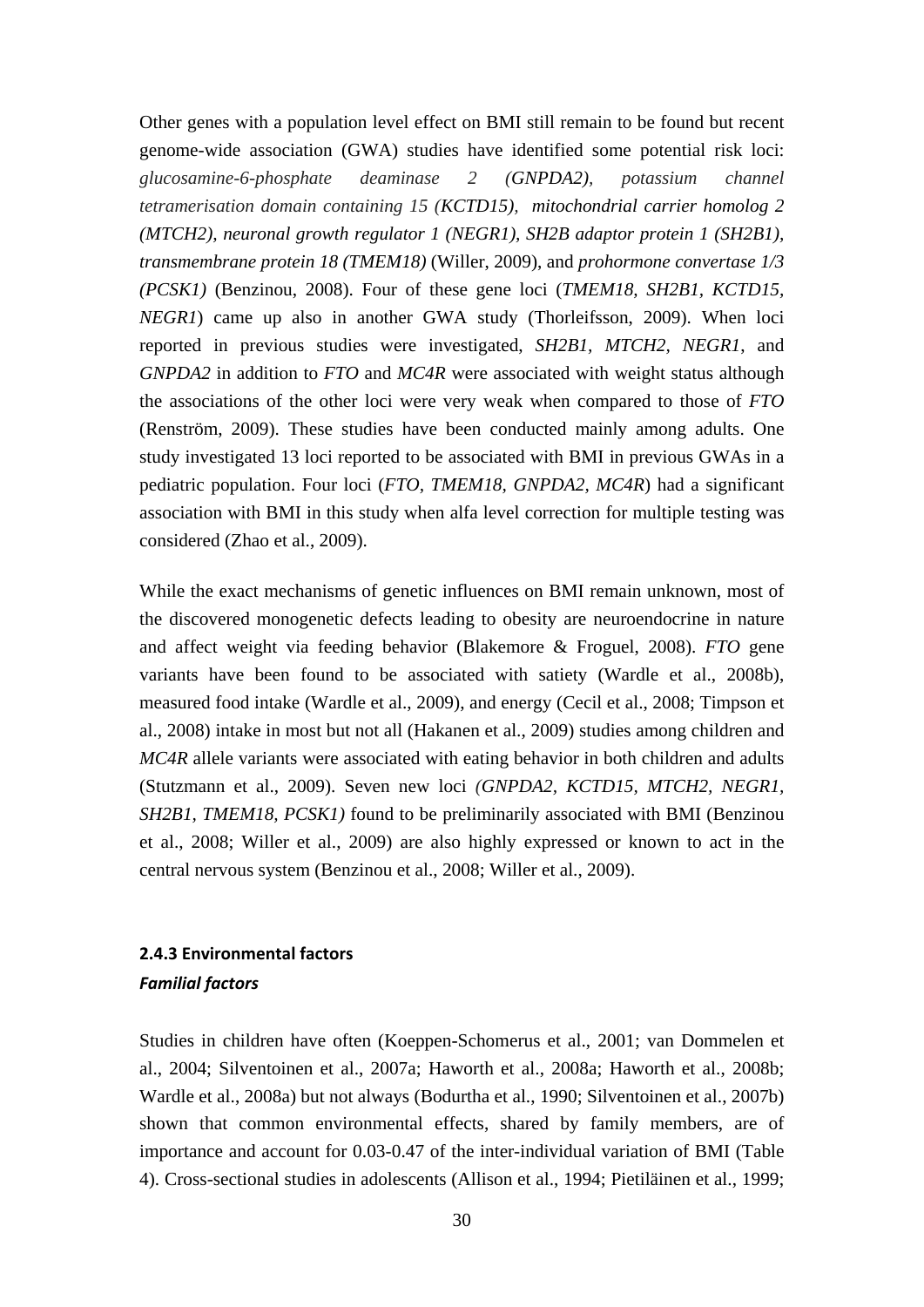Other genes with a population level effect on BMI still remain to be found but recent genome-wide association (GWA) studies have identified some potential risk loci: *glucosamine-6-phosphate deaminase 2 (GNPDA2), potassium channel tetramerisation domain containing 15 (KCTD15), mitochondrial carrier homolog 2 (MTCH2), neuronal growth regulator 1 (NEGR1), SH2B adaptor protein 1 (SH2B1), transmembrane protein 18 (TMEM18)* (Willer, 2009), and *prohormone convertase 1/3 (PCSK1)* (Benzinou, 2008). Four of these gene loci (*TMEM18, SH2B1, KCTD15, NEGR1*) came up also in another GWA study (Thorleifsson, 2009). When loci reported in previous studies were investigated, *SH2B1*, *MTCH2*, *NEGR1*, and *GNPDA2* in addition to *FTO* and *MC4R* were associated with weight status although the associations of the other loci were very weak when compared to those of *FTO* (Renström, 2009). These studies have been conducted mainly among adults. One study investigated 13 loci reported to be associated with BMI in previous GWAs in a pediatric population. Four loci (*FTO*, *TMEM18*, *GNPDA2*, *MC4R*) had a significant association with BMI in this study when alfa level correction for multiple testing was considered (Zhao et al., 2009).

While the exact mechanisms of genetic influences on BMI remain unknown, most of the discovered monogenetic defects leading to obesity are neuroendocrine in nature and affect weight via feeding behavior (Blakemore & Froguel, 2008). *FTO* gene variants have been found to be associated with satiety (Wardle et al., 2008b), measured food intake (Wardle et al., 2009), and energy (Cecil et al., 2008; Timpson et al., 2008) intake in most but not all (Hakanen et al., 2009) studies among children and *MC4R* allele variants were associated with eating behavior in both children and adults (Stutzmann et al., 2009). Seven new loci *(GNPDA2, KCTD15, MTCH2, NEGR1, SH2B1, TMEM18, PCSK1)* found to be preliminarily associated with BMI (Benzinou et al., 2008; Willer et al., 2009) are also highly expressed or known to act in the central nervous system (Benzinou et al., 2008; Willer et al., 2009).

### 2.4.3 Environmental factors

***Familial factors***

Studies in children have often (Koeppen-Schomerus et al., 2001; van Dommelen et al., 2004; Silventoinen et al., 2007a; Haworth et al., 2008a; Haworth et al., 2008b; Wardle et al., 2008a) but not always (Bodurtha et al., 1990; Silventoinen et al., 2007b) shown that common environmental effects, shared by family members, are of importance and account for 0.03-0.47 of the inter-individual variation of BMI (Table 4). Cross-sectional studies in adolescents (Allison et al., 1994; Pietiläinen et al., 1999;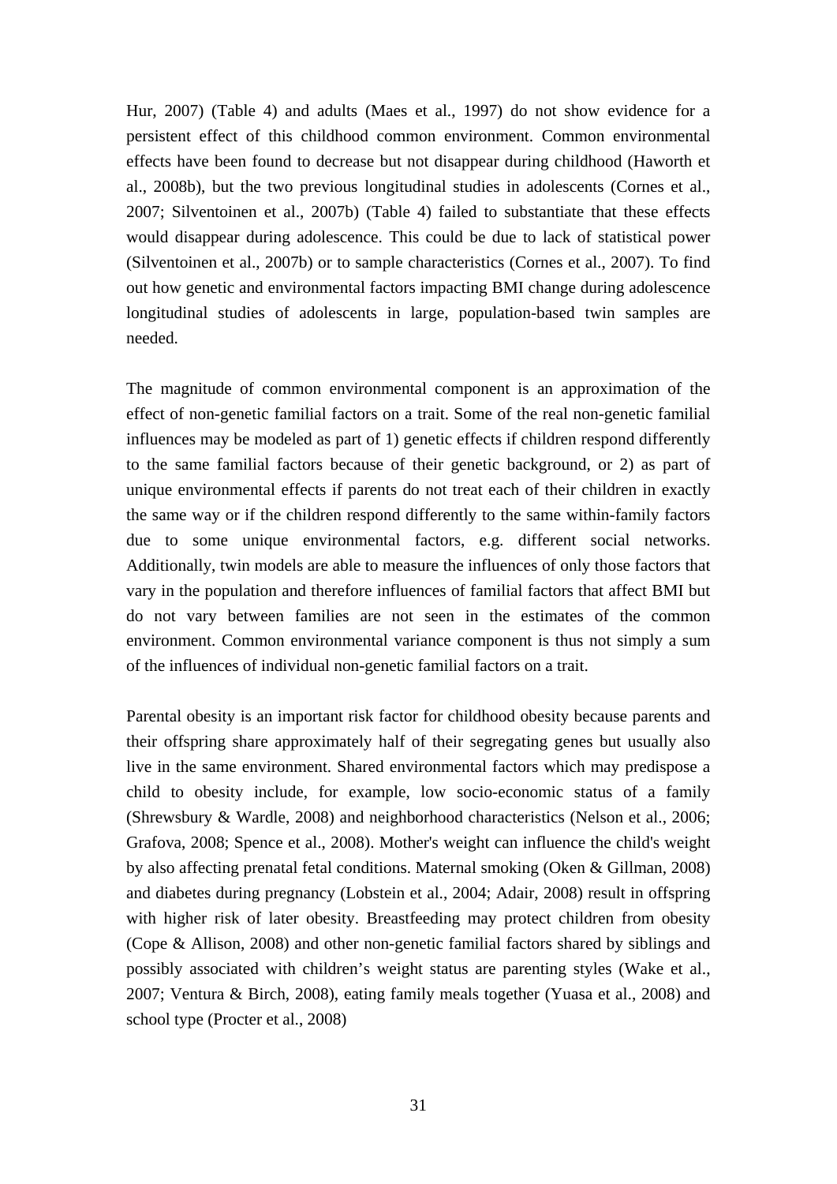Hur, 2007) (Table 4) and adults (Maes et al., 1997) do not show evidence for a persistent effect of this childhood common environment. Common environmental effects have been found to decrease but not disappear during childhood (Haworth et al., 2008b), but the two previous longitudinal studies in adolescents (Cornes et al., 2007; Silventoinen et al., 2007b) (Table 4) failed to substantiate that these effects would disappear during adolescence. This could be due to lack of statistical power (Silventoinen et al., 2007b) or to sample characteristics (Cornes et al., 2007). To find out how genetic and environmental factors impacting BMI change during adolescence longitudinal studies of adolescents in large, population-based twin samples are needed.

The magnitude of common environmental component is an approximation of the effect of non-genetic familial factors on a trait. Some of the real non-genetic familial influences may be modeled as part of 1) genetic effects if children respond differently to the same familial factors because of their genetic background, or 2) as part of unique environmental effects if parents do not treat each of their children in exactly the same way or if the children respond differently to the same within-family factors due to some unique environmental factors, e.g. different social networks. Additionally, twin models are able to measure the influences of only those factors that vary in the population and therefore influences of familial factors that affect BMI but do not vary between families are not seen in the estimates of the common environment. Common environmental variance component is thus not simply a sum of the influences of individual non-genetic familial factors on a trait.

Parental obesity is an important risk factor for childhood obesity because parents and their offspring share approximately half of their segregating genes but usually also live in the same environment. Shared environmental factors which may predispose a child to obesity include, for example, low socio-economic status of a family (Shrewsbury & Wardle, 2008) and neighborhood characteristics (Nelson et al., 2006; Grafova, 2008; Spence et al., 2008). Mother's weight can influence the child's weight by also affecting prenatal fetal conditions. Maternal smoking (Oken & Gillman, 2008) and diabetes during pregnancy (Lobstein et al., 2004; Adair, 2008) result in offspring with higher risk of later obesity. Breastfeeding may protect children from obesity (Cope & Allison, 2008) and other non-genetic familial factors shared by siblings and possibly associated with children's weight status are parenting styles (Wake et al., 2007; Ventura & Birch, 2008), eating family meals together (Yuasa et al., 2008) and school type (Procter et al., 2008)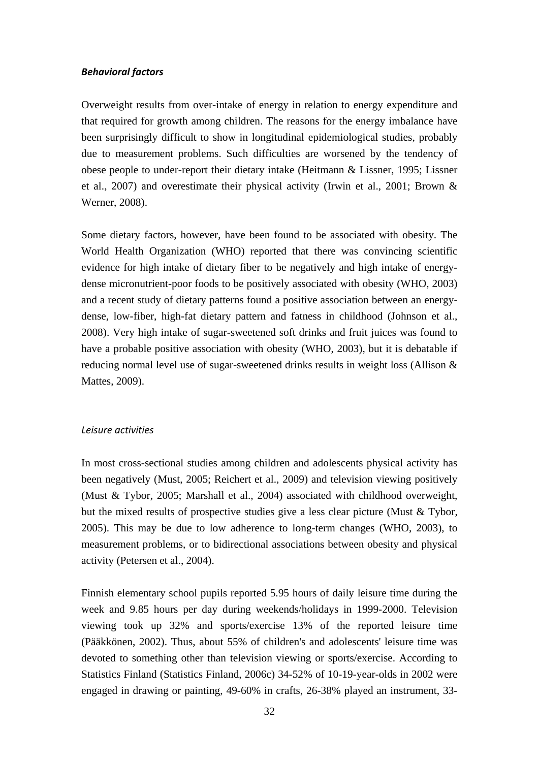### *Behavioral factors*

Overweight results from over-intake of energy in relation to energy expenditure and that required for growth among children. The reasons for the energy imbalance have been surprisingly difficult to show in longitudinal epidemiological studies, probably due to measurement problems. Such difficulties are worsened by the tendency of obese people to under-report their dietary intake (Heitmann & Lissner, 1995; Lissner et al., 2007) and overestimate their physical activity (Irwin et al., 2001; Brown & Werner, 2008).

Some dietary factors, however, have been found to be associated with obesity. The World Health Organization (WHO) reported that there was convincing scientific evidence for high intake of dietary fiber to be negatively and high intake of energy-dense micronutrient-poor foods to be positively associated with obesity (WHO, 2003) and a recent study of dietary patterns found a positive association between an energy-dense, low-fiber, high-fat dietary pattern and fatness in childhood (Johnson et al., 2008). Very high intake of sugar-sweetened soft drinks and fruit juices was found to have a probable positive association with obesity (WHO, 2003), but it is debatable if reducing normal level use of sugar-sweetened drinks results in weight loss (Allison & Mattes, 2009).

#### *Leisure activities*

In most cross-sectional studies among children and adolescents physical activity has been negatively (Must, 2005; Reichert et al., 2009) and television viewing positively (Must & Tybor, 2005; Marshall et al., 2004) associated with childhood overweight, but the mixed results of prospective studies give a less clear picture (Must & Tybor, 2005). This may be due to low adherence to long-term changes (WHO, 2003), to measurement problems, or to bidirectional associations between obesity and physical activity (Petersen et al., 2004).

Finnish elementary school pupils reported 5.95 hours of daily leisure time during the week and 9.85 hours per day during weekends/holidays in 1999-2000. Television viewing took up 32% and sports/exercise 13% of the reported leisure time (Pääkkönen, 2002). Thus, about 55% of children's and adolescents' leisure time was devoted to something other than television viewing or sports/exercise. According to Statistics Finland (Statistics Finland, 2006c) 34-52% of 10-19-year-olds in 2002 were engaged in drawing or painting, 49-60% in crafts, 26-38% played an instrument, 33-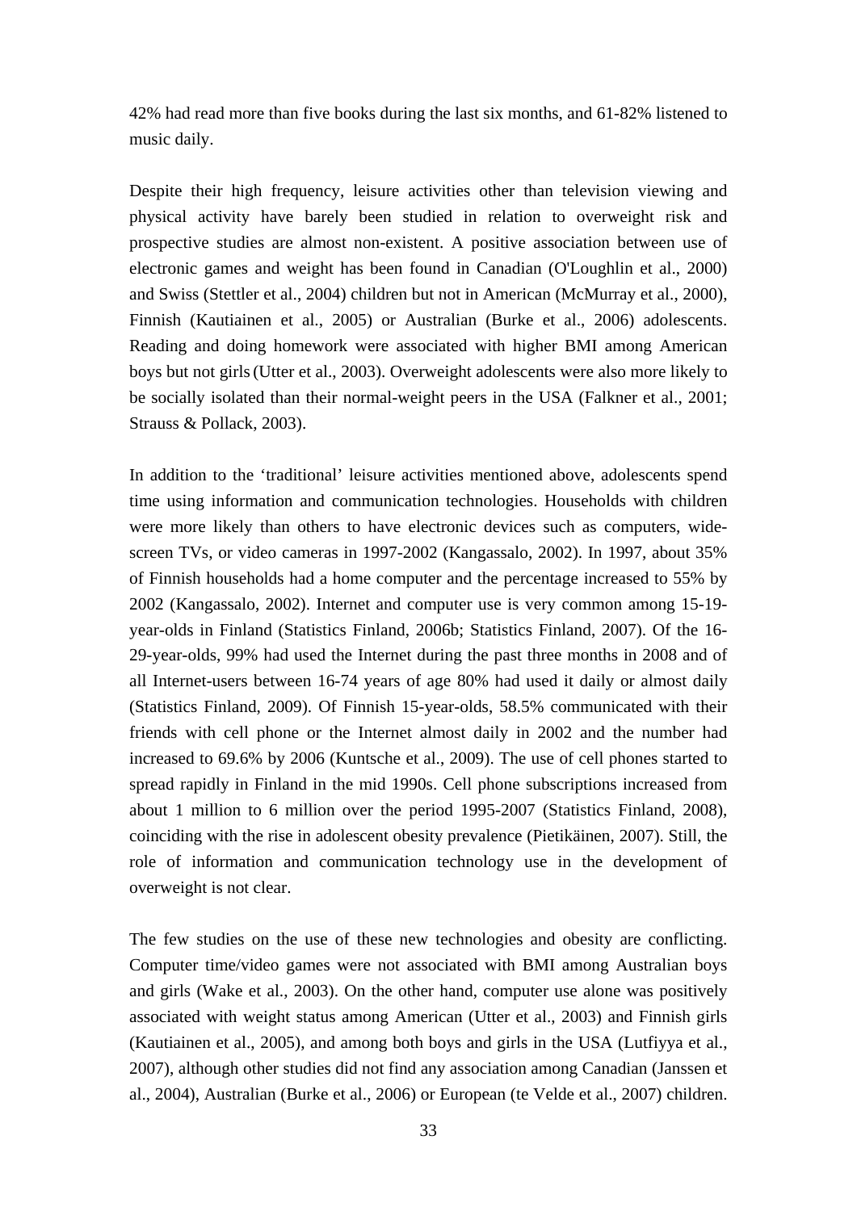42% had read more than five books during the last six months, and 61-82% listened to music daily.

Despite their high frequency, leisure activities other than television viewing and physical activity have barely been studied in relation to overweight risk and prospective studies are almost non-existent. A positive association between use of electronic games and weight has been found in Canadian (O'Loughlin et al., 2000) and Swiss (Stettler et al., 2004) children but not in American (McMurray et al., 2000), Finnish (Kautiainen et al., 2005) or Australian (Burke et al., 2006) adolescents. Reading and doing homework were associated with higher BMI among American boys but not girls (Utter et al., 2003). Overweight adolescents were also more likely to be socially isolated than their normal-weight peers in the USA (Falkner et al., 2001; Strauss & Pollack, 2003).

In addition to the 'traditional' leisure activities mentioned above, adolescents spend time using information and communication technologies. Households with children were more likely than others to have electronic devices such as computers, wide-screen TVs, or video cameras in 1997-2002 (Kangassalo, 2002). In 1997, about 35% of Finnish households had a home computer and the percentage increased to 55% by 2002 (Kangassalo, 2002). Internet and computer use is very common among 15-19-year-olds in Finland (Statistics Finland, 2006b; Statistics Finland, 2007). Of the 16-29-year-olds, 99% had used the Internet during the past three months in 2008 and of all Internet-users between 16-74 years of age 80% had used it daily or almost daily (Statistics Finland, 2009). Of Finnish 15-year-olds, 58.5% communicated with their friends with cell phone or the Internet almost daily in 2002 and the number had increased to 69.6% by 2006 (Kuntsche et al., 2009). The use of cell phones started to spread rapidly in Finland in the mid 1990s. Cell phone subscriptions increased from about 1 million to 6 million over the period 1995-2007 (Statistics Finland, 2008), coinciding with the rise in adolescent obesity prevalence (Pietikäinen, 2007). Still, the role of information and communication technology use in the development of overweight is not clear.

The few studies on the use of these new technologies and obesity are conflicting. Computer time/video games were not associated with BMI among Australian boys and girls (Wake et al., 2003). On the other hand, computer use alone was positively associated with weight status among American (Utter et al., 2003) and Finnish girls (Kautiainen et al., 2005), and among both boys and girls in the USA (Lutfiyya et al., 2007), although other studies did not find any association among Canadian (Janssen et al., 2004), Australian (Burke et al., 2006) or European (te Velde et al., 2007) children.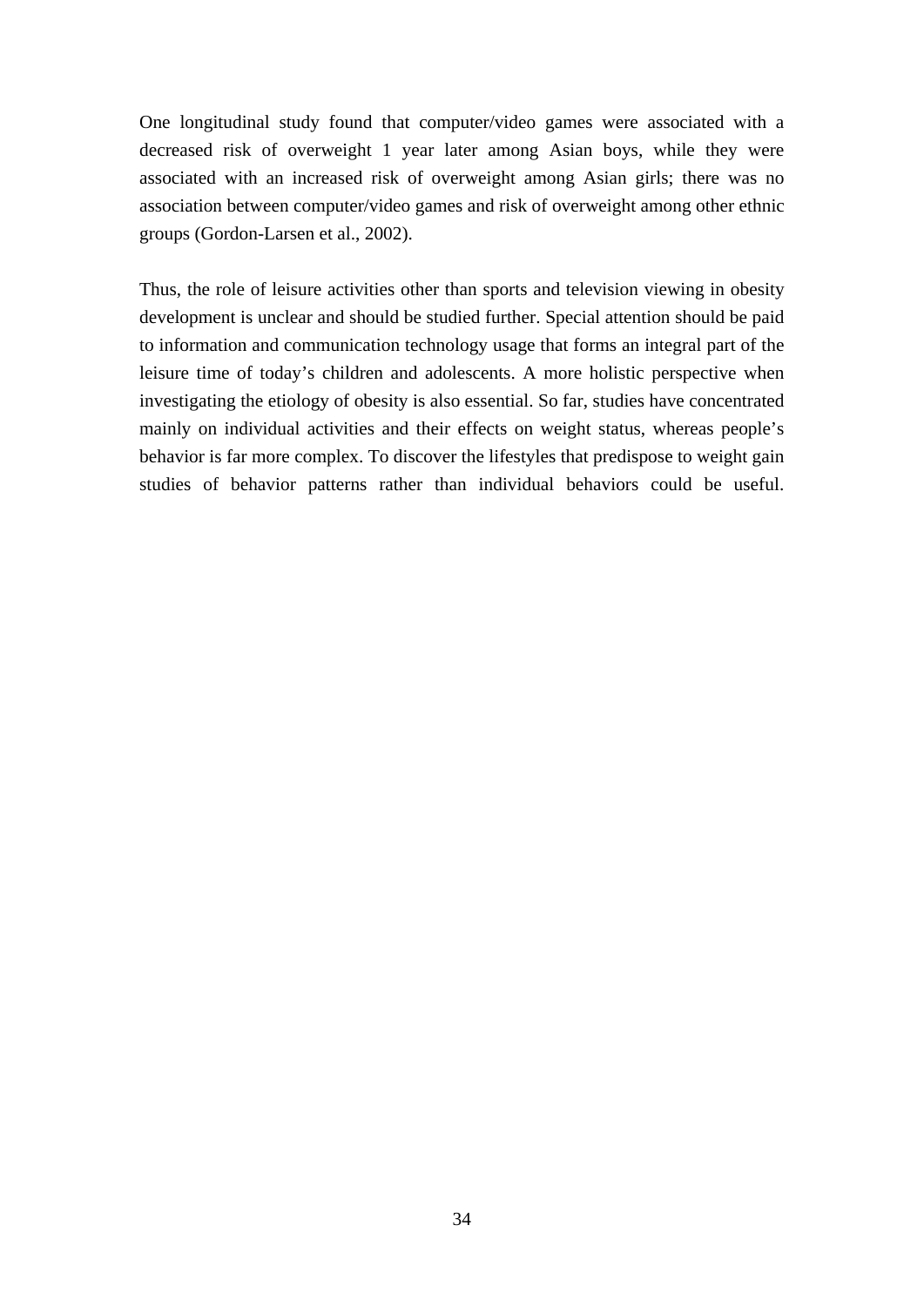One longitudinal study found that computer/video games were associated with a decreased risk of overweight 1 year later among Asian boys, while they were associated with an increased risk of overweight among Asian girls; there was no association between computer/video games and risk of overweight among other ethnic groups (Gordon-Larsen et al., 2002).

Thus, the role of leisure activities other than sports and television viewing in obesity development is unclear and should be studied further. Special attention should be paid to information and communication technology usage that forms an integral part of the leisure time of today's children and adolescents. A more holistic perspective when investigating the etiology of obesity is also essential. So far, studies have concentrated mainly on individual activities and their effects on weight status, whereas people's behavior is far more complex. To discover the lifestyles that predispose to weight gain studies of behavior patterns rather than individual behaviors could be useful.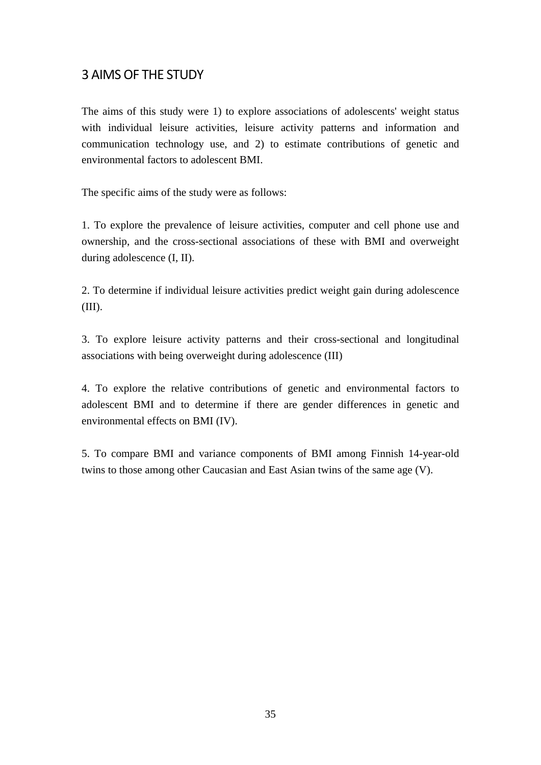# 3 AIMS OF THE STUDY

The aims of this study were 1) to explore associations of adolescents' weight status with individual leisure activities, leisure activity patterns and information and communication technology use, and 2) to estimate contributions of genetic and environmental factors to adolescent BMI.

The specific aims of the study were as follows:

1. To explore the prevalence of leisure activities, computer and cell phone use and ownership, and the cross-sectional associations of these with BMI and overweight during adolescence (I, II).

2. To determine if individual leisure activities predict weight gain during adolescence (III).

3. To explore leisure activity patterns and their cross-sectional and longitudinal associations with being overweight during adolescence (III)

4. To explore the relative contributions of genetic and environmental factors to adolescent BMI and to determine if there are gender differences in genetic and environmental effects on BMI (IV).

5. To compare BMI and variance components of BMI among Finnish 14-year-old twins to those among other Caucasian and East Asian twins of the same age (V).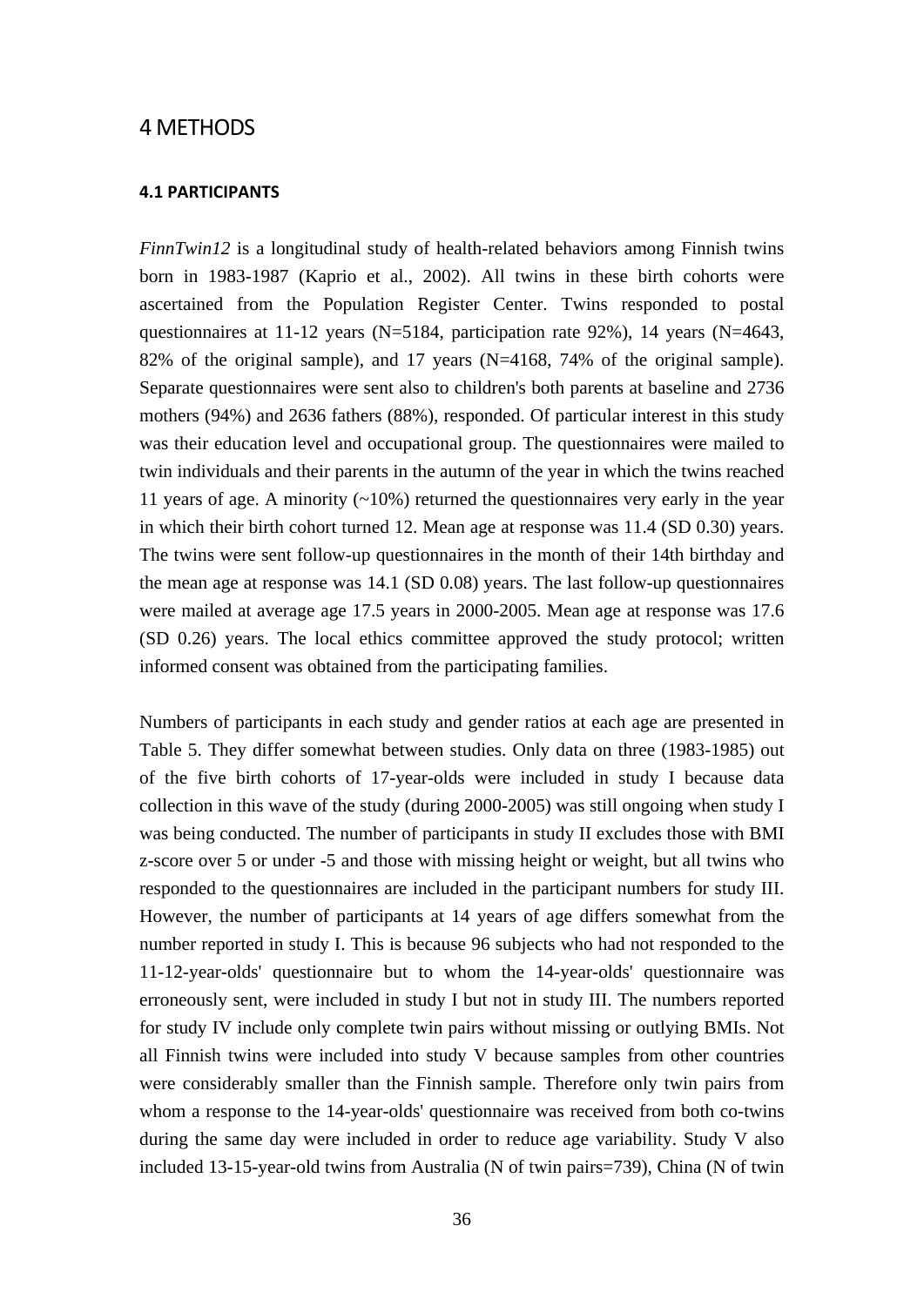# 4 METHODS

## 4.1 PARTICIPANTS

*FinnTwin12* is a longitudinal study of health-related behaviors among Finnish twins born in 1983-1987 (Kaprio et al., 2002). All twins in these birth cohorts were ascertained from the Population Register Center. Twins responded to postal questionnaires at 11-12 years (N=5184, participation rate 92%), 14 years (N=4643, 82% of the original sample), and 17 years (N=4168, 74% of the original sample). Separate questionnaires were sent also to children's both parents at baseline and 2736 mothers (94%) and 2636 fathers (88%), responded. Of particular interest in this study was their education level and occupational group. The questionnaires were mailed to twin individuals and their parents in the autumn of the year in which the twins reached 11 years of age. A minority (~10%) returned the questionnaires very early in the year in which their birth cohort turned 12. Mean age at response was 11.4 (SD 0.30) years. The twins were sent follow-up questionnaires in the month of their 14th birthday and the mean age at response was 14.1 (SD 0.08) years. The last follow-up questionnaires were mailed at average age 17.5 years in 2000-2005. Mean age at response was 17.6 (SD 0.26) years. The local ethics committee approved the study protocol; written informed consent was obtained from the participating families.

Numbers of participants in each study and gender ratios at each age are presented in Table 5. They differ somewhat between studies. Only data on three (1983-1985) out of the five birth cohorts of 17-year-olds were included in study I because data collection in this wave of the study (during 2000-2005) was still ongoing when study I was being conducted. The number of participants in study II excludes those with BMI z-score over 5 or under -5 and those with missing height or weight, but all twins who responded to the questionnaires are included in the participant numbers for study III. However, the number of participants at 14 years of age differs somewhat from the number reported in study I. This is because 96 subjects who had not responded to the 11-12-year-olds' questionnaire but to whom the 14-year-olds' questionnaire was erroneously sent, were included in study I but not in study III. The numbers reported for study IV include only complete twin pairs without missing or outlying BMIs. Not all Finnish twins were included into study V because samples from other countries were considerably smaller than the Finnish sample. Therefore only twin pairs from whom a response to the 14-year-olds' questionnaire was received from both co-twins during the same day were included in order to reduce age variability. Study V also included 13-15-year-old twins from Australia (N of twin pairs=739), China (N of twin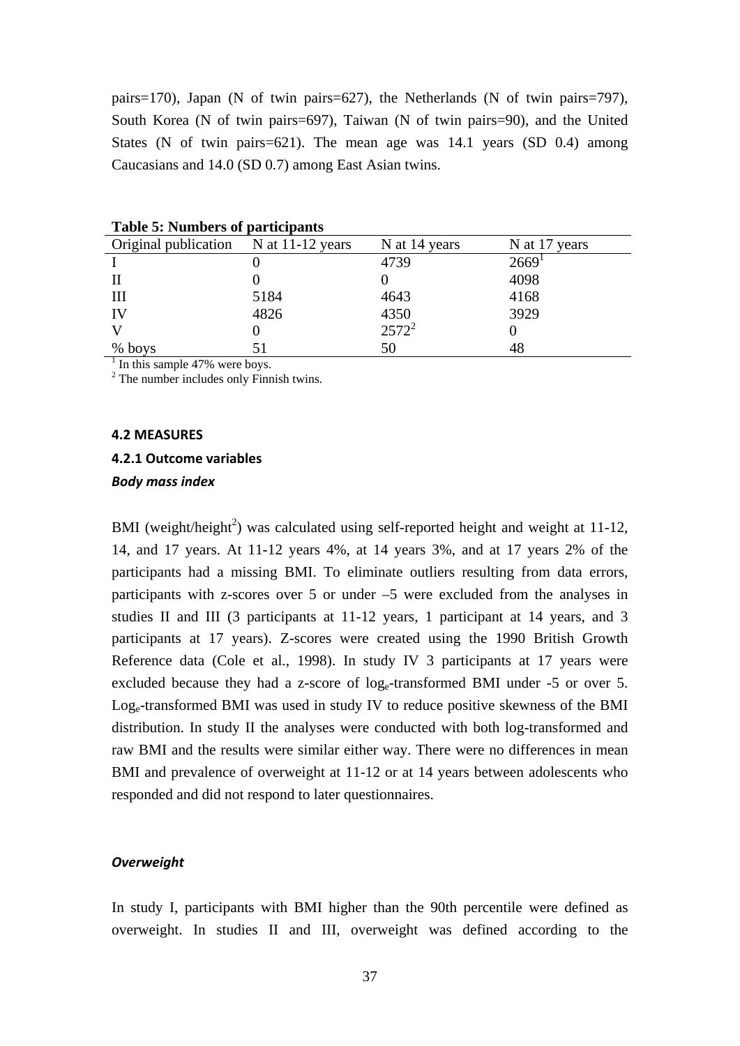pairs=170), Japan (N of twin pairs=627), the Netherlands (N of twin pairs=797), South Korea (N of twin pairs=697), Taiwan (N of twin pairs=90), and the United States (N of twin pairs=621). The mean age was 14.1 years (SD 0.4) among Caucasians and 14.0 (SD 0.7) among East Asian twins.

**Table 5: Numbers of participants**

| Original publication | N at 11-12 years | N at 14 years | N at 17 years |
|---|---|---|---|
| I | 0 | 4739 | 2669[1] |
| II | 0 | 0 | 4098 |
| III | 5184 | 4643 | 4168 |
| IV | 4826 | 4350 | 3929 |
| V | 0 | 2572[2] | 0 |
| % boys | 51 | 50 | 48 |

[1] In this sample 47% were boys.
[2] The number includes only Finnish twins.

## 4.2 MEASURES

### 4.2.1 Outcome variables

#### *Body mass index*

BMI (weight/height$^2$) was calculated using self-reported height and weight at 11-12, 14, and 17 years. At 11-12 years 4%, at 14 years 3%, and at 17 years 2% of the participants had a missing BMI. To eliminate outliers resulting from data errors, participants with z-scores over 5 or under –5 were excluded from the analyses in studies II and III (3 participants at 11-12 years, 1 participant at 14 years, and 3 participants at 17 years). Z-scores were created using the 1990 British Growth Reference data (Cole et al., 1998). In study IV 3 participants at 17 years were excluded because they had a z-score of $\log_e$-transformed BMI under -5 or over 5. $\text{Log}_e$-transformed BMI was used in study IV to reduce positive skewness of the BMI distribution. In study II the analyses were conducted with both log-transformed and raw BMI and the results were similar either way. There were no differences in mean BMI and prevalence of overweight at 11-12 or at 14 years between adolescents who responded and did not respond to later questionnaires.

#### *Overweight*

In study I, participants with BMI higher than the 90th percentile were defined as overweight. In studies II and III, overweight was defined according to the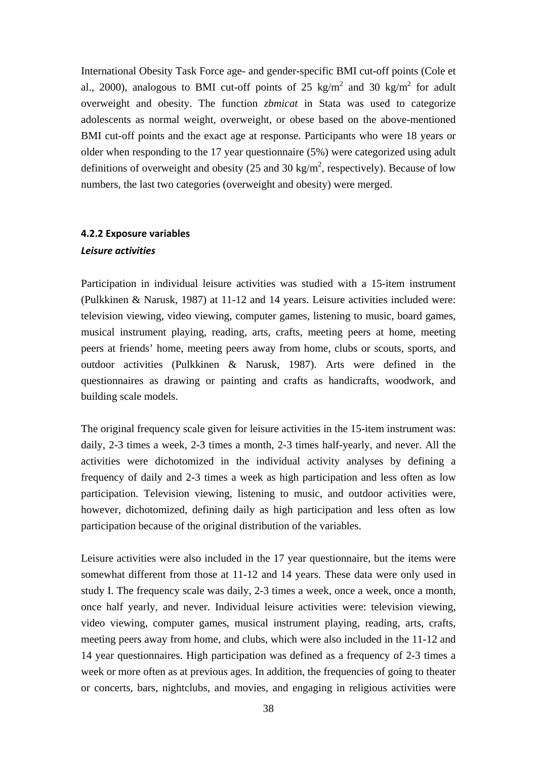International Obesity Task Force age- and gender-specific BMI cut-off points (Cole et al., 2000), analogous to BMI cut-off points of 25 $kg/m^2$ and 30 $kg/m^2$ for adult overweight and obesity. The function *zbmicat* in Stata was used to categorize adolescents as normal weight, overweight, or obese based on the above-mentioned BMI cut-off points and the exact age at response. Participants who were 18 years or older when responding to the 17 year questionnaire (5%) were categorized using adult definitions of overweight and obesity (25 and 30 $kg/m^2$, respectively). Because of low numbers, the last two categories (overweight and obesity) were merged.

### 4.2.2 Exposure variables

***Leisure activities***

Participation in individual leisure activities was studied with a 15-item instrument (Pulkkinen & Narusk, 1987) at 11-12 and 14 years. Leisure activities included were: television viewing, video viewing, computer games, listening to music, board games, musical instrument playing, reading, arts, crafts, meeting peers at home, meeting peers at friends' home, meeting peers away from home, clubs or scouts, sports, and outdoor activities (Pulkkinen & Narusk, 1987). Arts were defined in the questionnaires as drawing or painting and crafts as handicrafts, woodwork, and building scale models.

The original frequency scale given for leisure activities in the 15-item instrument was: daily, 2-3 times a week, 2-3 times a month, 2-3 times half-yearly, and never. All the activities were dichotomized in the individual activity analyses by defining a frequency of daily and 2-3 times a week as high participation and less often as low participation. Television viewing, listening to music, and outdoor activities were, however, dichotomized, defining daily as high participation and less often as low participation because of the original distribution of the variables.

Leisure activities were also included in the 17 year questionnaire, but the items were somewhat different from those at 11-12 and 14 years. These data were only used in study I. The frequency scale was daily, 2-3 times a week, once a week, once a month, once half yearly, and never. Individual leisure activities were: television viewing, video viewing, computer games, musical instrument playing, reading, arts, crafts, meeting peers away from home, and clubs, which were also included in the 11-12 and 14 year questionnaires. High participation was defined as a frequency of 2-3 times a week or more often as at previous ages. In addition, the frequencies of going to theater or concerts, bars, nightclubs, and movies, and engaging in religious activities were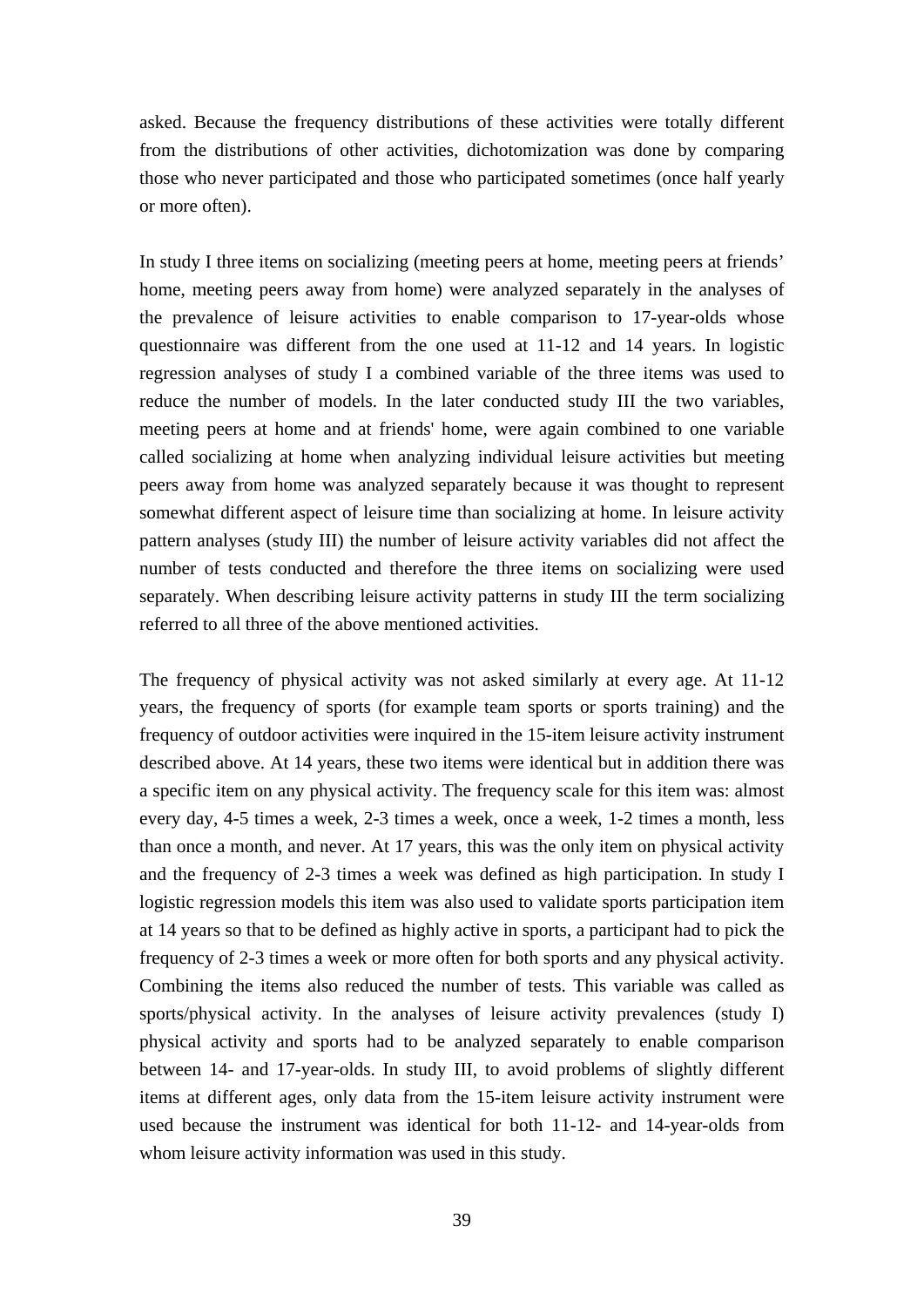asked. Because the frequency distributions of these activities were totally different from the distributions of other activities, dichotomization was done by comparing those who never participated and those who participated sometimes (once half yearly or more often).

In study I three items on socializing (meeting peers at home, meeting peers at friends' home, meeting peers away from home) were analyzed separately in the analyses of the prevalence of leisure activities to enable comparison to 17-year-olds whose questionnaire was different from the one used at 11-12 and 14 years. In logistic regression analyses of study I a combined variable of the three items was used to reduce the number of models. In the later conducted study III the two variables, meeting peers at home and at friends' home, were again combined to one variable called socializing at home when analyzing individual leisure activities but meeting peers away from home was analyzed separately because it was thought to represent somewhat different aspect of leisure time than socializing at home. In leisure activity pattern analyses (study III) the number of leisure activity variables did not affect the number of tests conducted and therefore the three items on socializing were used separately. When describing leisure activity patterns in study III the term socializing referred to all three of the above mentioned activities.

The frequency of physical activity was not asked similarly at every age. At 11-12 years, the frequency of sports (for example team sports or sports training) and the frequency of outdoor activities were inquired in the 15-item leisure activity instrument described above. At 14 years, these two items were identical but in addition there was a specific item on any physical activity. The frequency scale for this item was: almost every day, 4-5 times a week, 2-3 times a week, once a week, 1-2 times a month, less than once a month, and never. At 17 years, this was the only item on physical activity and the frequency of 2-3 times a week was defined as high participation. In study I logistic regression models this item was also used to validate sports participation item at 14 years so that to be defined as highly active in sports, a participant had to pick the frequency of 2-3 times a week or more often for both sports and any physical activity. Combining the items also reduced the number of tests. This variable was called as sports/physical activity. In the analyses of leisure activity prevalences (study I) physical activity and sports had to be analyzed separately to enable comparison between 14- and 17-year-olds. In study III, to avoid problems of slightly different items at different ages, only data from the 15-item leisure activity instrument were used because the instrument was identical for both 11-12- and 14-year-olds from whom leisure activity information was used in this study.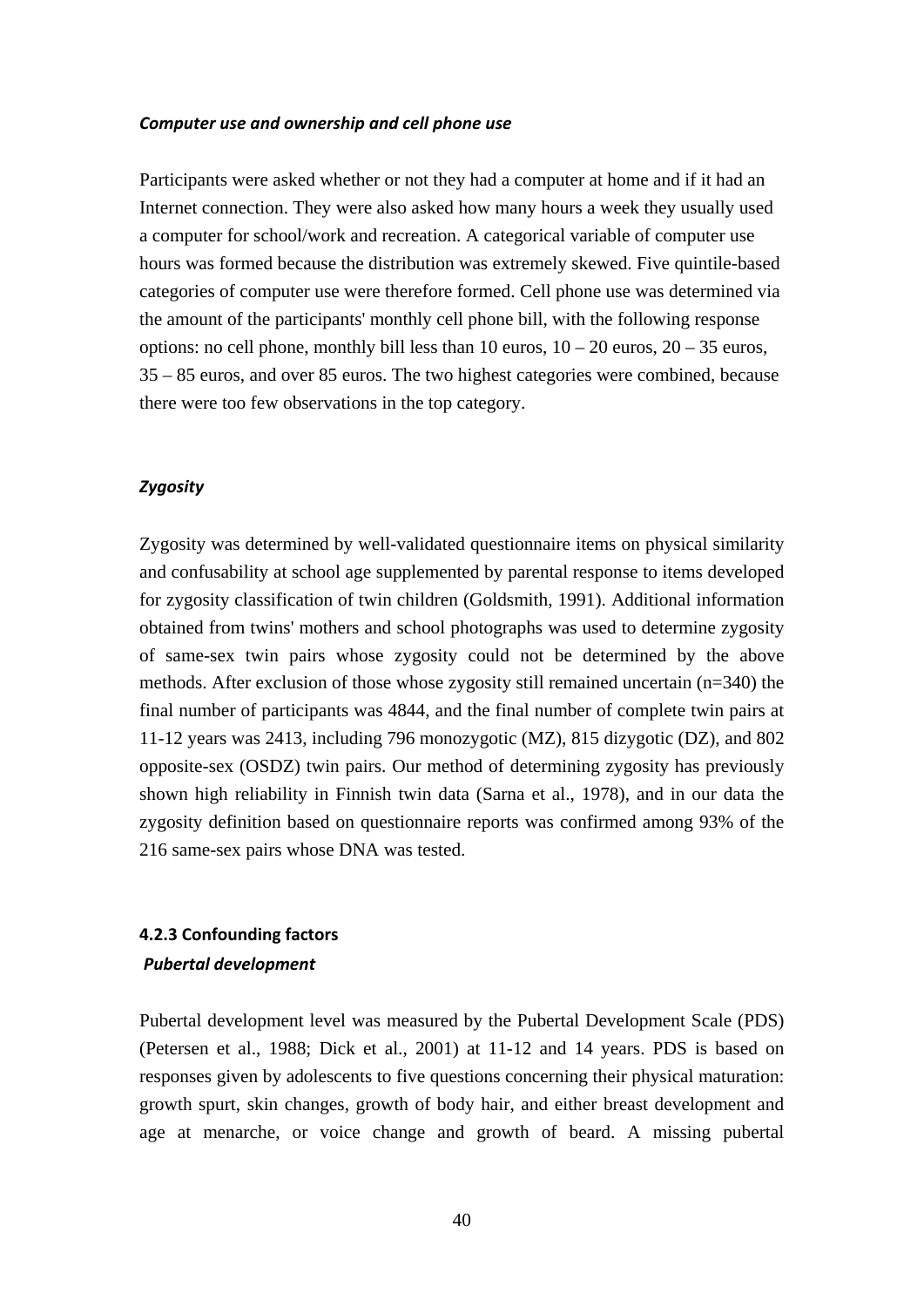***Computer use and ownership and cell phone use***

Participants were asked whether or not they had a computer at home and if it had an Internet connection. They were also asked how many hours a week they usually used a computer for school/work and recreation. A categorical variable of computer use hours was formed because the distribution was extremely skewed. Five quintile-based categories of computer use were therefore formed. Cell phone use was determined via the amount of the participants' monthly cell phone bill, with the following response options: no cell phone, monthly bill less than 10 euros, 10 – 20 euros, 20 – 35 euros, 35 – 85 euros, and over 85 euros. The two highest categories were combined, because there were too few observations in the top category.

***Zygosity***

Zygosity was determined by well-validated questionnaire items on physical similarity and confusability at school age supplemented by parental response to items developed for zygosity classification of twin children (Goldsmith, 1991). Additional information obtained from twins' mothers and school photographs was used to determine zygosity of same-sex twin pairs whose zygosity could not be determined by the above methods. After exclusion of those whose zygosity still remained uncertain (n=340) the final number of participants was 4844, and the final number of complete twin pairs at 11-12 years was 2413, including 796 monozygotic (MZ), 815 dizygotic (DZ), and 802 opposite-sex (OSDZ) twin pairs. Our method of determining zygosity has previously shown high reliability in Finnish twin data (Sarna et al., 1978), and in our data the zygosity definition based on questionnaire reports was confirmed among 93% of the 216 same-sex pairs whose DNA was tested.

### 4.2.3 Confounding factors

***Pubertal development***

Pubertal development level was measured by the Pubertal Development Scale (PDS) (Petersen et al., 1988; Dick et al., 2001) at 11-12 and 14 years. PDS is based on responses given by adolescents to five questions concerning their physical maturation: growth spurt, skin changes, growth of body hair, and either breast development and age at menarche, or voice change and growth of beard. A missing pubertal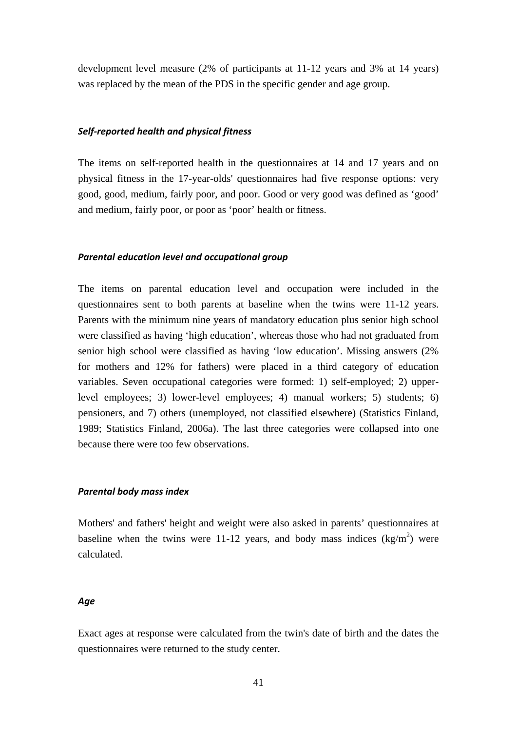development level measure (2% of participants at 11-12 years and 3% at 14 years) was replaced by the mean of the PDS in the specific gender and age group.

### *Self-reported health and physical fitness*

The items on self-reported health in the questionnaires at 14 and 17 years and on physical fitness in the 17-year-olds' questionnaires had five response options: very good, good, medium, fairly poor, and poor. Good or very good was defined as 'good' and medium, fairly poor, or poor as 'poor' health or fitness.

### *Parental education level and occupational group*

The items on parental education level and occupation were included in the questionnaires sent to both parents at baseline when the twins were 11-12 years. Parents with the minimum nine years of mandatory education plus senior high school were classified as having 'high education', whereas those who had not graduated from senior high school were classified as having 'low education'. Missing answers (2% for mothers and 12% for fathers) were placed in a third category of education variables. Seven occupational categories were formed: 1) self-employed; 2) upper-level employees; 3) lower-level employees; 4) manual workers; 5) students; 6) pensioners, and 7) others (unemployed, not classified elsewhere) (Statistics Finland, 1989; Statistics Finland, 2006a). The last three categories were collapsed into one because there were too few observations.

### *Parental body mass index*

Mothers' and fathers' height and weight were also asked in parents' questionnaires at baseline when the twins were 11-12 years, and body mass indices ($kg/m^2$) were calculated.

### *Age*

Exact ages at response were calculated from the twin's date of birth and the dates the questionnaires were returned to the study center.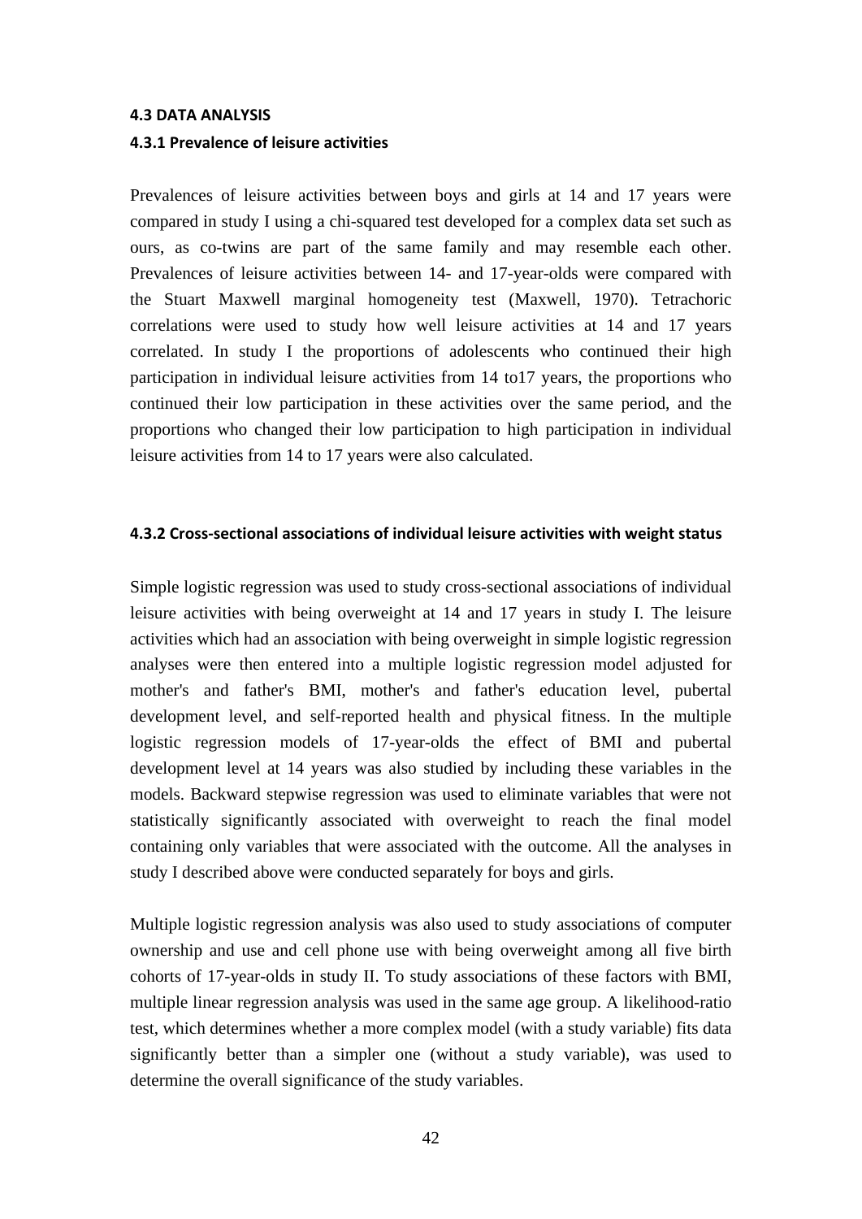### 4.3 DATA ANALYSIS

#### 4.3.1 Prevalence of leisure activities

Prevalences of leisure activities between boys and girls at 14 and 17 years were compared in study I using a chi-squared test developed for a complex data set such as ours, as co-twins are part of the same family and may resemble each other. Prevalences of leisure activities between 14- and 17-year-olds were compared with the Stuart Maxwell marginal homogeneity test (Maxwell, 1970). Tetrachoric correlations were used to study how well leisure activities at 14 and 17 years correlated. In study I the proportions of adolescents who continued their high participation in individual leisure activities from 14 to17 years, the proportions who continued their low participation in these activities over the same period, and the proportions who changed their low participation to high participation in individual leisure activities from 14 to 17 years were also calculated.

#### 4.3.2 Cross-sectional associations of individual leisure activities with weight status

Simple logistic regression was used to study cross-sectional associations of individual leisure activities with being overweight at 14 and 17 years in study I. The leisure activities which had an association with being overweight in simple logistic regression analyses were then entered into a multiple logistic regression model adjusted for mother's and father's BMI, mother's and father's education level, pubertal development level, and self-reported health and physical fitness. In the multiple logistic regression models of 17-year-olds the effect of BMI and pubertal development level at 14 years was also studied by including these variables in the models. Backward stepwise regression was used to eliminate variables that were not statistically significantly associated with overweight to reach the final model containing only variables that were associated with the outcome. All the analyses in study I described above were conducted separately for boys and girls.

Multiple logistic regression analysis was also used to study associations of computer ownership and use and cell phone use with being overweight among all five birth cohorts of 17-year-olds in study II. To study associations of these factors with BMI, multiple linear regression analysis was used in the same age group. A likelihood-ratio test, which determines whether a more complex model (with a study variable) fits data significantly better than a simpler one (without a study variable), was used to determine the overall significance of the study variables.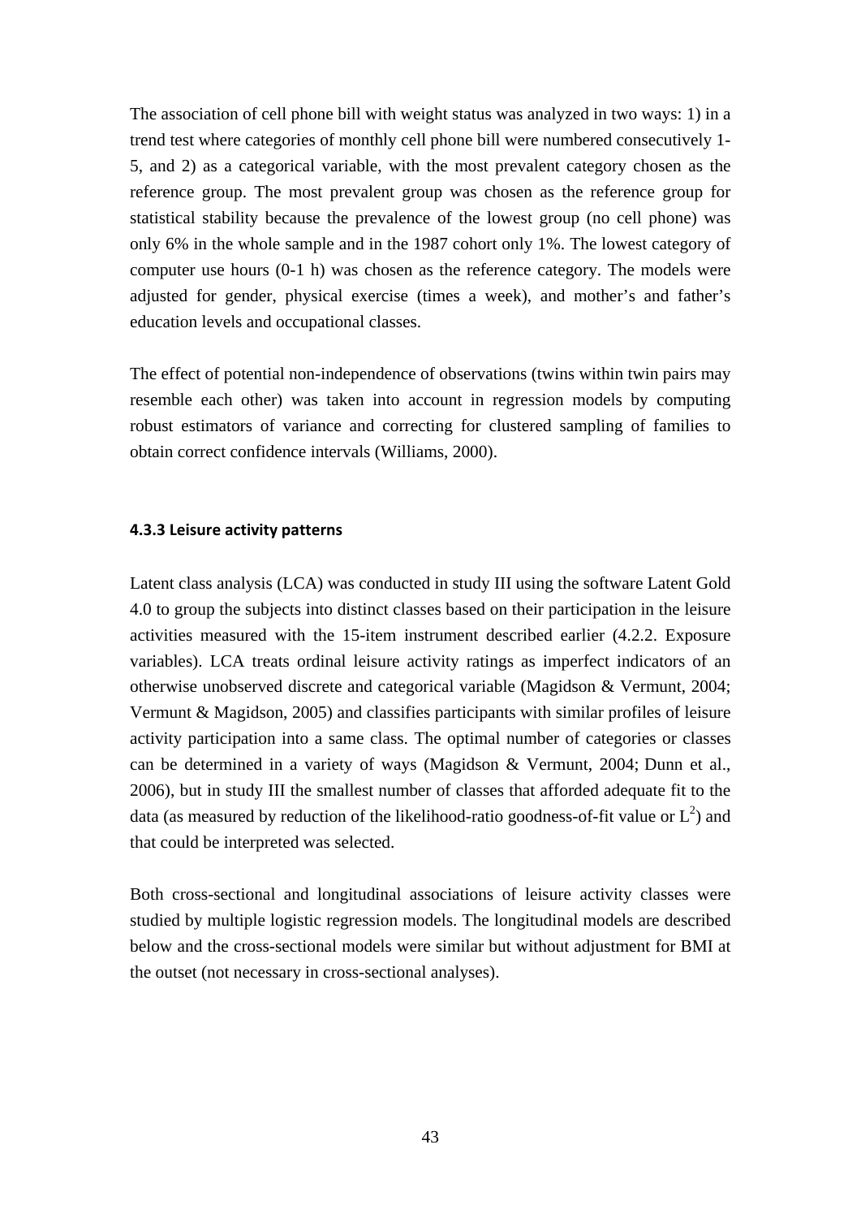The association of cell phone bill with weight status was analyzed in two ways: 1) in a trend test where categories of monthly cell phone bill were numbered consecutively 1-5, and 2) as a categorical variable, with the most prevalent category chosen as the reference group. The most prevalent group was chosen as the reference group for statistical stability because the prevalence of the lowest group (no cell phone) was only 6% in the whole sample and in the 1987 cohort only 1%. The lowest category of computer use hours (0-1 h) was chosen as the reference category. The models were adjusted for gender, physical exercise (times a week), and mother's and father's education levels and occupational classes.

The effect of potential non-independence of observations (twins within twin pairs may resemble each other) was taken into account in regression models by computing robust estimators of variance and correcting for clustered sampling of families to obtain correct confidence intervals (Williams, 2000).

### 4.3.3 Leisure activity patterns

Latent class analysis (LCA) was conducted in study III using the software Latent Gold 4.0 to group the subjects into distinct classes based on their participation in the leisure activities measured with the 15-item instrument described earlier (4.2.2. Exposure variables). LCA treats ordinal leisure activity ratings as imperfect indicators of an otherwise unobserved discrete and categorical variable (Magidson & Vermunt, 2004; Vermunt & Magidson, 2005) and classifies participants with similar profiles of leisure activity participation into a same class. The optimal number of categories or classes can be determined in a variety of ways (Magidson & Vermunt, 2004; Dunn et al., 2006), but in study III the smallest number of classes that afforded adequate fit to the data (as measured by reduction of the likelihood-ratio goodness-of-fit value or $L^2$) and that could be interpreted was selected.

Both cross-sectional and longitudinal associations of leisure activity classes were studied by multiple logistic regression models. The longitudinal models are described below and the cross-sectional models were similar but without adjustment for BMI at the outset (not necessary in cross-sectional analyses).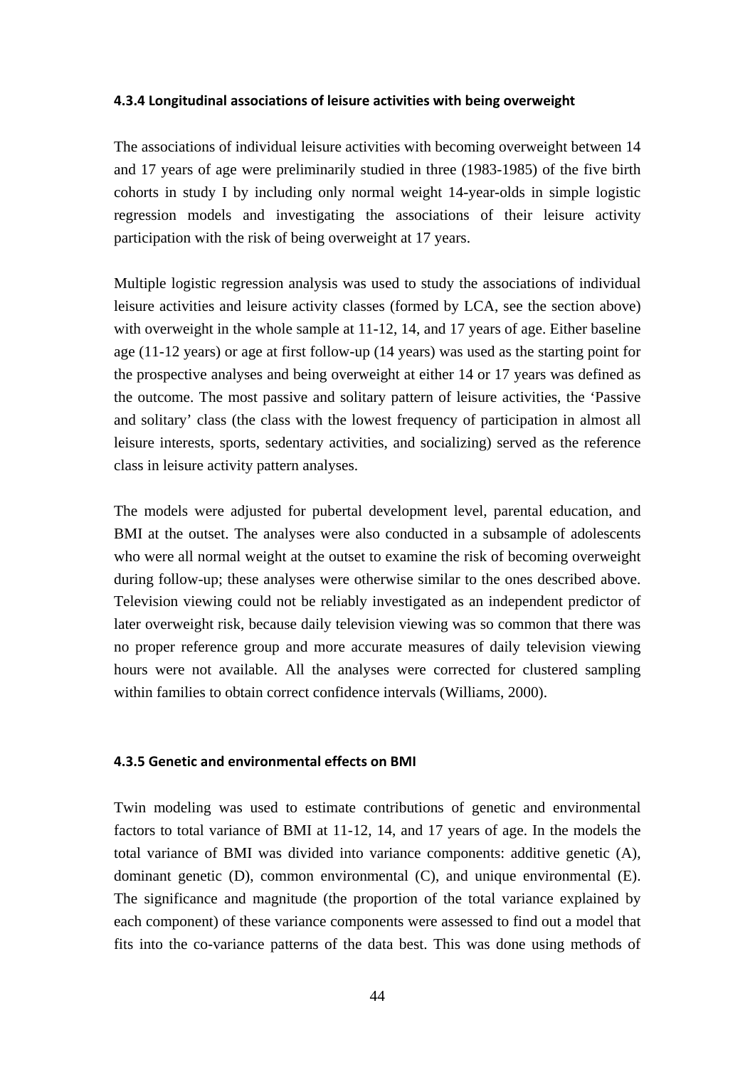#### 4.3.4 Longitudinal associations of leisure activities with being overweight

The associations of individual leisure activities with becoming overweight between 14 and 17 years of age were preliminarily studied in three (1983-1985) of the five birth cohorts in study I by including only normal weight 14-year-olds in simple logistic regression models and investigating the associations of their leisure activity participation with the risk of being overweight at 17 years.

Multiple logistic regression analysis was used to study the associations of individual leisure activities and leisure activity classes (formed by LCA, see the section above) with overweight in the whole sample at 11-12, 14, and 17 years of age. Either baseline age (11-12 years) or age at first follow-up (14 years) was used as the starting point for the prospective analyses and being overweight at either 14 or 17 years was defined as the outcome. The most passive and solitary pattern of leisure activities, the 'Passive and solitary' class (the class with the lowest frequency of participation in almost all leisure interests, sports, sedentary activities, and socializing) served as the reference class in leisure activity pattern analyses.

The models were adjusted for pubertal development level, parental education, and BMI at the outset. The analyses were also conducted in a subsample of adolescents who were all normal weight at the outset to examine the risk of becoming overweight during follow-up; these analyses were otherwise similar to the ones described above. Television viewing could not be reliably investigated as an independent predictor of later overweight risk, because daily television viewing was so common that there was no proper reference group and more accurate measures of daily television viewing hours were not available. All the analyses were corrected for clustered sampling within families to obtain correct confidence intervals (Williams, 2000).

#### 4.3.5 Genetic and environmental effects on BMI

Twin modeling was used to estimate contributions of genetic and environmental factors to total variance of BMI at 11-12, 14, and 17 years of age. In the models the total variance of BMI was divided into variance components: additive genetic (A), dominant genetic (D), common environmental (C), and unique environmental (E). The significance and magnitude (the proportion of the total variance explained by each component) of these variance components were assessed to find out a model that fits into the co-variance patterns of the data best. This was done using methods of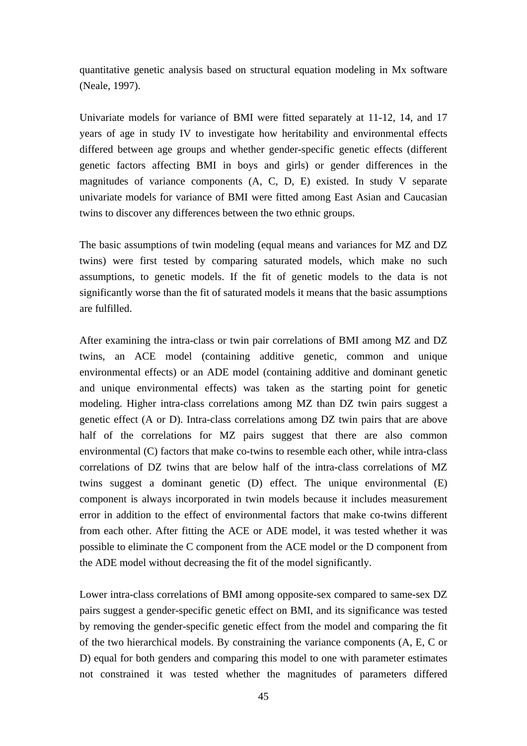quantitative genetic analysis based on structural equation modeling in Mx software (Neale, 1997).

Univariate models for variance of BMI were fitted separately at 11-12, 14, and 17 years of age in study IV to investigate how heritability and environmental effects differed between age groups and whether gender-specific genetic effects (different genetic factors affecting BMI in boys and girls) or gender differences in the magnitudes of variance components (A, C, D, E) existed. In study V separate univariate models for variance of BMI were fitted among East Asian and Caucasian twins to discover any differences between the two ethnic groups.

The basic assumptions of twin modeling (equal means and variances for MZ and DZ twins) were first tested by comparing saturated models, which make no such assumptions, to genetic models. If the fit of genetic models to the data is not significantly worse than the fit of saturated models it means that the basic assumptions are fulfilled.

After examining the intra-class or twin pair correlations of BMI among MZ and DZ twins, an ACE model (containing additive genetic, common and unique environmental effects) or an ADE model (containing additive and dominant genetic and unique environmental effects) was taken as the starting point for genetic modeling. Higher intra-class correlations among MZ than DZ twin pairs suggest a genetic effect (A or D). Intra-class correlations among DZ twin pairs that are above half of the correlations for MZ pairs suggest that there are also common environmental (C) factors that make co-twins to resemble each other, while intra-class correlations of DZ twins that are below half of the intra-class correlations of MZ twins suggest a dominant genetic (D) effect. The unique environmental (E) component is always incorporated in twin models because it includes measurement error in addition to the effect of environmental factors that make co-twins different from each other. After fitting the ACE or ADE model, it was tested whether it was possible to eliminate the C component from the ACE model or the D component from the ADE model without decreasing the fit of the model significantly.

Lower intra-class correlations of BMI among opposite-sex compared to same-sex DZ pairs suggest a gender-specific genetic effect on BMI, and its significance was tested by removing the gender-specific genetic effect from the model and comparing the fit of the two hierarchical models. By constraining the variance components (A, E, C or D) equal for both genders and comparing this model to one with parameter estimates not constrained it was tested whether the magnitudes of parameters differed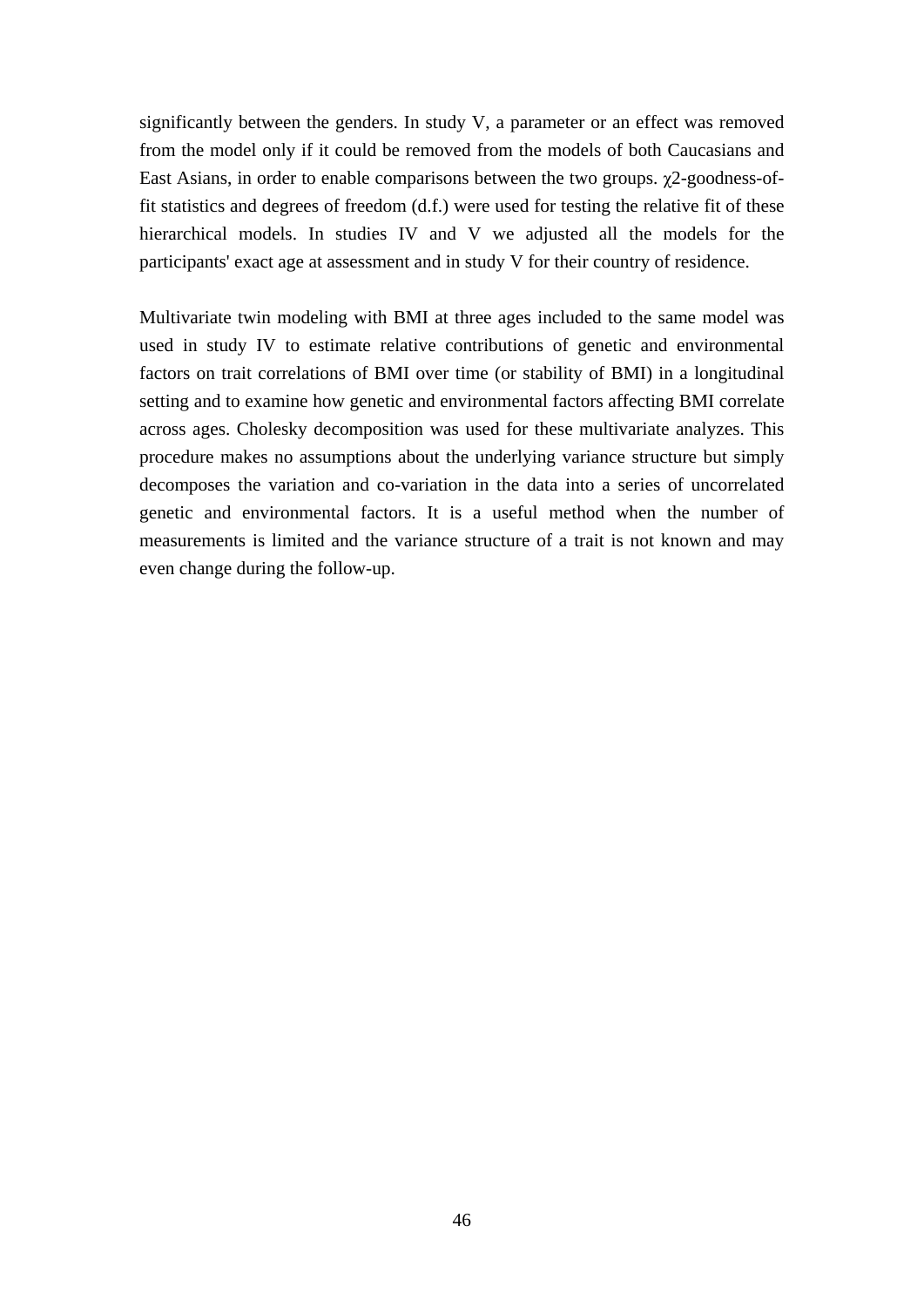significantly between the genders. In study V, a parameter or an effect was removed from the model only if it could be removed from the models of both Caucasians and East Asians, in order to enable comparisons between the two groups. $\chi$2-goodness-of-fit statistics and degrees of freedom (d.f.) were used for testing the relative fit of these hierarchical models. In studies IV and V we adjusted all the models for the participants' exact age at assessment and in study V for their country of residence.

Multivariate twin modeling with BMI at three ages included to the same model was used in study IV to estimate relative contributions of genetic and environmental factors on trait correlations of BMI over time (or stability of BMI) in a longitudinal setting and to examine how genetic and environmental factors affecting BMI correlate across ages. Cholesky decomposition was used for these multivariate analyzes. This procedure makes no assumptions about the underlying variance structure but simply decomposes the variation and co-variation in the data into a series of uncorrelated genetic and environmental factors. It is a useful method when the number of measurements is limited and the variance structure of a trait is not known and may even change during the follow-up.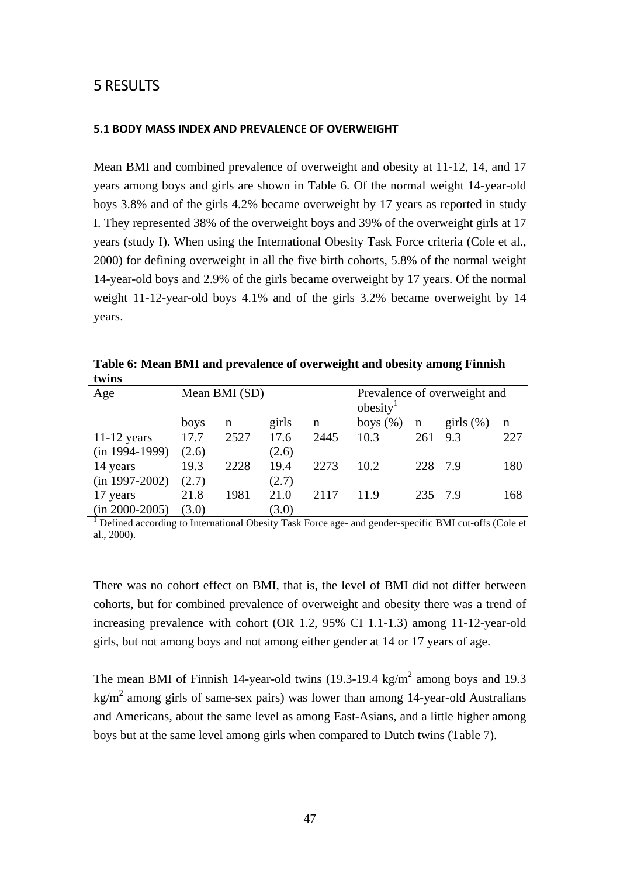# 5 RESULTS

### 5.1 BODY MASS INDEX AND PREVALENCE OF OVERWEIGHT

Mean BMI and combined prevalence of overweight and obesity at 11-12, 14, and 17 years among boys and girls are shown in Table 6. Of the normal weight 14-year-old boys 3.8% and of the girls 4.2% became overweight by 17 years as reported in study I. They represented 38% of the overweight boys and 39% of the overweight girls at 17 years (study I). When using the International Obesity Task Force criteria (Cole et al., 2000) for defining overweight in all the five birth cohorts, 5.8% of the normal weight 14-year-old boys and 2.9% of the girls became overweight by 17 years. Of the normal weight 11-12-year-old boys 4.1% and of the girls 3.2% became overweight by 14 years.

**Table 6: Mean BMI and prevalence of overweight and obesity among Finnish twins**

| Age | Mean BMI (SD) | | | | Prevalence of overweight and obesity[1] | | | |
|---|---|---|---|---|---|---|---|---|
| | boys | n | girls | n | boys (%) | n | girls (%) | n |
| 11-12 years (in 1994-1999) | 17.7 (2.6) | 2527 | 17.6 (2.6) | 2445 | 10.3 | 261 | 9.3 | 227 |
| 14 years (in 1997-2002) | 19.3 (2.7) | 2228 | 19.4 (2.7) | 2273 | 10.2 | 228 | 7.9 | 180 |
| 17 years (in 2000-2005) | 21.8 (3.0) | 1981 | 21.0 (3.0) | 2117 | 11.9 | 235 | 7.9 | 168 |

[1] Defined according to International Obesity Task Force age- and gender-specific BMI cut-offs (Cole et al., 2000).

There was no cohort effect on BMI, that is, the level of BMI did not differ between cohorts, but for combined prevalence of overweight and obesity there was a trend of increasing prevalence with cohort (OR 1.2, 95% CI 1.1-1.3) among 11-12-year-old girls, but not among boys and not among either gender at 14 or 17 years of age.

The mean BMI of Finnish 14-year-old twins (19.3-19.4 $kg/m^2$ among boys and 19.3 $kg/m^2$ among girls of same-sex pairs) was lower than among 14-year-old Australians and Americans, about the same level as among East-Asians, and a little higher among boys but at the same level among girls when compared to Dutch twins (Table 7).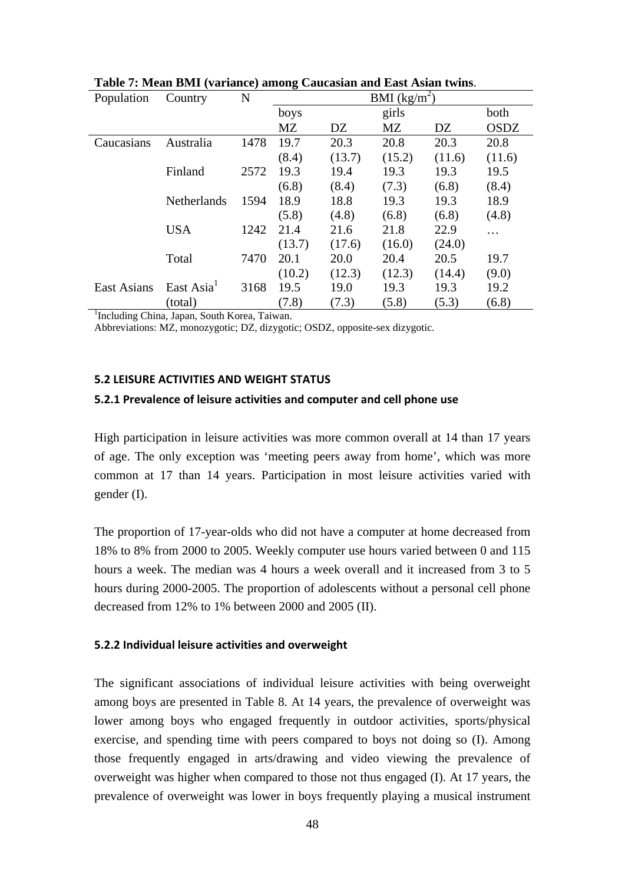**Table 7: Mean BMI (variance) among Caucasian and East Asian twins**.

| Population | Country | N | BMI ($kg/m^2$) | | | | |
|---|---|---|---|---|---|---|---|
| | | | boys | | girls | | both |
| | | | MZ | DZ | MZ | DZ | OSDZ |
| Caucasians | Australia | 1478 | 19.7 (8.4) | 20.3 (13.7) | 20.8 (15.2) | 20.3 (11.6) | 20.8 (11.6) |
| | Finland | 2572 | 19.3 (6.8) | 19.4 (8.4) | 19.3 (7.3) | 19.3 (6.8) | 19.5 (8.4) |
| | Netherlands | 1594 | 18.9 (5.8) | 18.8 (4.8) | 19.3 (6.8) | 19.3 (6.8) | 18.9 (4.8) |
| | USA | 1242 | 21.4 (13.7) | 21.6 (17.6) | 21.8 (16.0) | 22.9 (24.0) | … |
| | Total | 7470 | 20.1 (10.2) | 20.0 (12.3) | 20.4 (12.3) | 20.5 (14.4) | 19.7 (9.0) |
| East Asians | East Asia[1] (total) | 3168 | 19.5 (7.8) | 19.0 (7.3) | 19.3 (5.8) | 19.3 (5.3) | 19.2 (6.8) |

[1]Including China, Japan, South Korea, Taiwan.

Abbreviations: MZ, monozygotic; DZ, dizygotic; OSDZ, opposite-sex dizygotic.

## 5.2 LEISURE ACTIVITIES AND WEIGHT STATUS

### 5.2.1 Prevalence of leisure activities and computer and cell phone use

High participation in leisure activities was more common overall at 14 than 17 years of age. The only exception was 'meeting peers away from home', which was more common at 17 than 14 years. Participation in most leisure activities varied with gender (I).

The proportion of 17-year-olds who did not have a computer at home decreased from 18% to 8% from 2000 to 2005. Weekly computer use hours varied between 0 and 115 hours a week. The median was 4 hours a week overall and it increased from 3 to 5 hours during 2000-2005. The proportion of adolescents without a personal cell phone decreased from 12% to 1% between 2000 and 2005 (II).

### 5.2.2 Individual leisure activities and overweight

The significant associations of individual leisure activities with being overweight among boys are presented in Table 8. At 14 years, the prevalence of overweight was lower among boys who engaged frequently in outdoor activities, sports/physical exercise, and spending time with peers compared to boys not doing so (I). Among those frequently engaged in arts/drawing and video viewing the prevalence of overweight was higher when compared to those not thus engaged (I). At 17 years, the prevalence of overweight was lower in boys frequently playing a musical instrument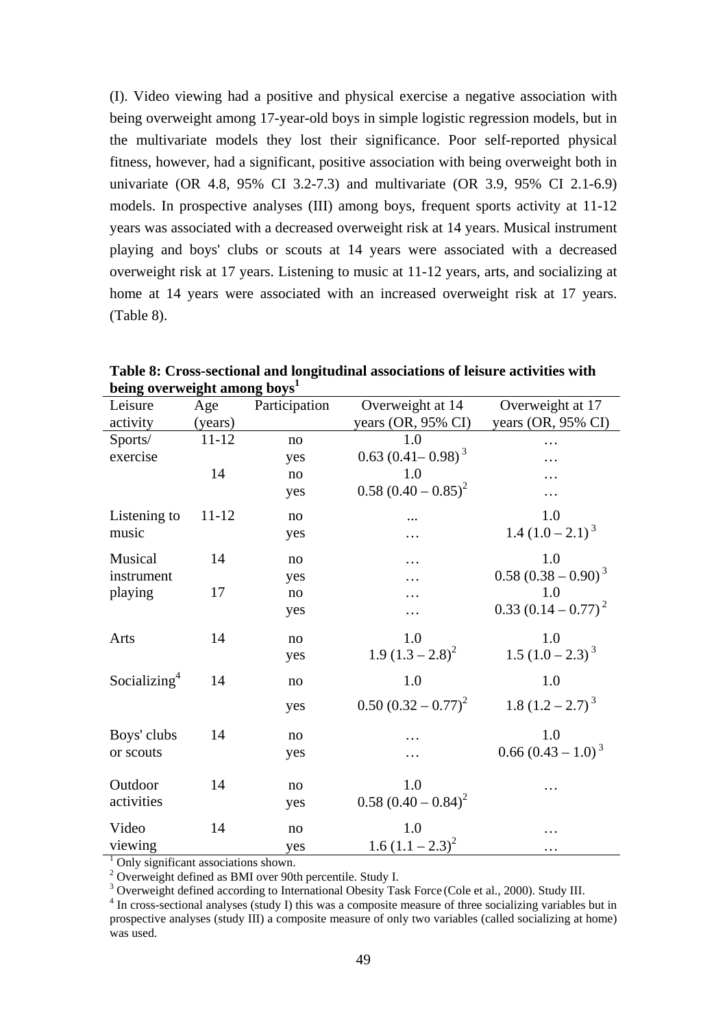(I). Video viewing had a positive and physical exercise a negative association with being overweight among 17-year-old boys in simple logistic regression models, but in the multivariate models they lost their significance. Poor self-reported physical fitness, however, had a significant, positive association with being overweight both in univariate (OR 4.8, 95% CI 3.2-7.3) and multivariate (OR 3.9, 95% CI 2.1-6.9) models. In prospective analyses (III) among boys, frequent sports activity at 11-12 years was associated with a decreased overweight risk at 14 years. Musical instrument playing and boys' clubs or scouts at 14 years were associated with a decreased overweight risk at 17 years. Listening to music at 11-12 years, arts, and socializing at home at 14 years were associated with an increased overweight risk at 17 years. (Table 8).

**Table 8: Cross-sectional and longitudinal associations of leisure activities with being overweight among boys[1]**

| Leisure activity | Age (years) | Participation | Overweight at 14 years (OR, 95% CI) | Overweight at 17 years (OR, 95% CI) |
|---|---|---|---|---|
| Sports/ exercise | 11-12 | no | 1.0 | … |
| | | yes | 0.63 (0.41– 0.98) [3] | … |
| | 14 | no | 1.0 | … |
| | | yes | 0.58 (0.40 – 0.85) [2] | … |
| Listening to music | 11-12 | no | ... | 1.0 |
| | | yes | … | 1.4 (1.0 – 2.1) [3] |
| Musical instrument playing | 14 | no | … | 1.0 |
| | | yes | … | 0.58 (0.38 – 0.90) [3] |
| | 17 | no | … | 1.0 |
| | | yes | … | 0.33 (0.14 – 0.77) [2] |
| Arts | 14 | no | 1.0 | 1.0 |
| | | yes | 1.9 (1.3 – 2.8) [2] | 1.5 (1.0 – 2.3) [3] |
| Socializing[4] | 14 | no | 1.0 | 1.0 |
| | | yes | 0.50 (0.32 – 0.77) [2] | 1.8 (1.2 – 2.7) [3] |
| Boys' clubs or scouts | 14 | no | … | 1.0 |
| | | yes | … | 0.66 (0.43 – 1.0) [3] |
| Outdoor activities | 14 | no | 1.0 | … |
| | | yes | 0.58 (0.40 – 0.84) [2] | … |
| Video viewing | 14 | no | 1.0 | … |
| | | yes | 1.6 (1.1 – 2.3) [2] | … |

[1] Only significant associations shown.
[2] Overweight defined as BMI over 90th percentile. Study I.
[3] Overweight defined according to International Obesity Task Force (Cole et al., 2000). Study III.
[4] In cross-sectional analyses (study I) this was a composite measure of three socializing variables but in prospective analyses (study III) a composite measure of only two variables (called socializing at home) was used.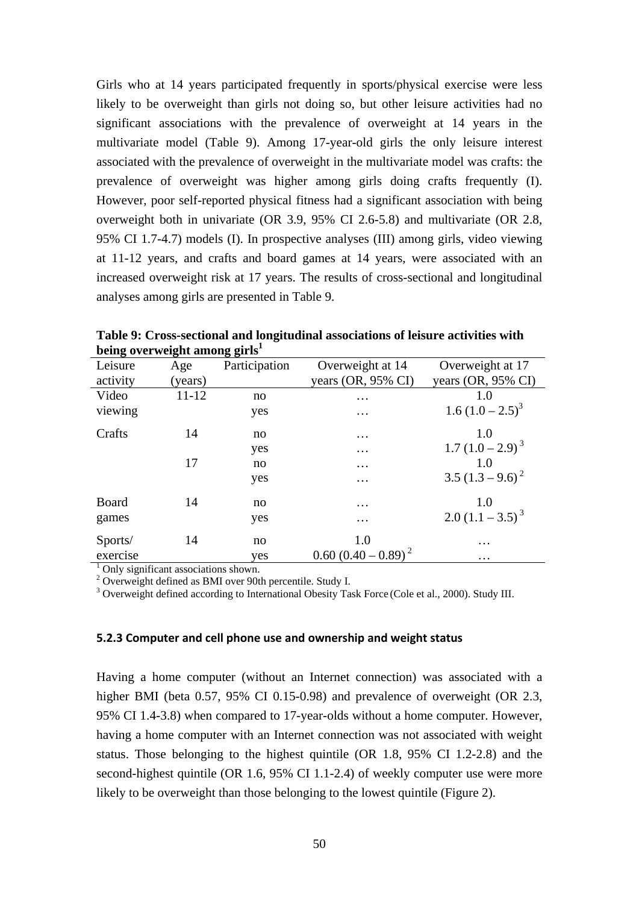Girls who at 14 years participated frequently in sports/physical exercise were less likely to be overweight than girls not doing so, but other leisure activities had no significant associations with the prevalence of overweight at 14 years in the multivariate model (Table 9). Among 17-year-old girls the only leisure interest associated with the prevalence of overweight in the multivariate model was crafts: the prevalence of overweight was higher among girls doing crafts frequently (I). However, poor self-reported physical fitness had a significant association with being overweight both in univariate (OR 3.9, 95% CI 2.6-5.8) and multivariate (OR 2.8, 95% CI 1.7-4.7) models (I). In prospective analyses (III) among girls, video viewing at 11-12 years, and crafts and board games at 14 years, were associated with an increased overweight risk at 17 years. The results of cross-sectional and longitudinal analyses among girls are presented in Table 9.

**Table 9: Cross-sectional and longitudinal associations of leisure activities with being overweight among girls[1]**

| Leisure activity | Age (years) | Participation | Overweight at 14 years (OR, 95% CI) | Overweight at 17 years (OR, 95% CI) |
|---|---|---|---|---|
| Video viewing | 11-12 | no | … | 1.0 |
| | | yes | … | 1.6 (1.0 – 2.5)[3] |
| Crafts | 14 | no | … | 1.0 |
| | | yes | … | 1.7 (1.0 – 2.9)[3] |
| | 17 | no | … | 1.0 |
| | | yes | … | 3.5 (1.3 – 9.6)[2] |
| Board games | 14 | no | … | 1.0 |
| | | yes | … | 2.0 (1.1 – 3.5)[3] |
| Sports/ exercise | 14 | no | 1.0 | … |
| | | yes | 0.60 (0.40 – 0.89)[2] | … |

[1] Only significant associations shown.
[2] Overweight defined as BMI over 90th percentile. Study I.
[3] Overweight defined according to International Obesity Task Force (Cole et al., 2000). Study III.

#### 5.2.3 Computer and cell phone use and ownership and weight status

Having a home computer (without an Internet connection) was associated with a higher BMI (beta 0.57, 95% CI 0.15-0.98) and prevalence of overweight (OR 2.3, 95% CI 1.4-3.8) when compared to 17-year-olds without a home computer. However, having a home computer with an Internet connection was not associated with weight status. Those belonging to the highest quintile (OR 1.8, 95% CI 1.2-2.8) and the second-highest quintile (OR 1.6, 95% CI 1.1-2.4) of weekly computer use were more likely to be overweight than those belonging to the lowest quintile (Figure 2).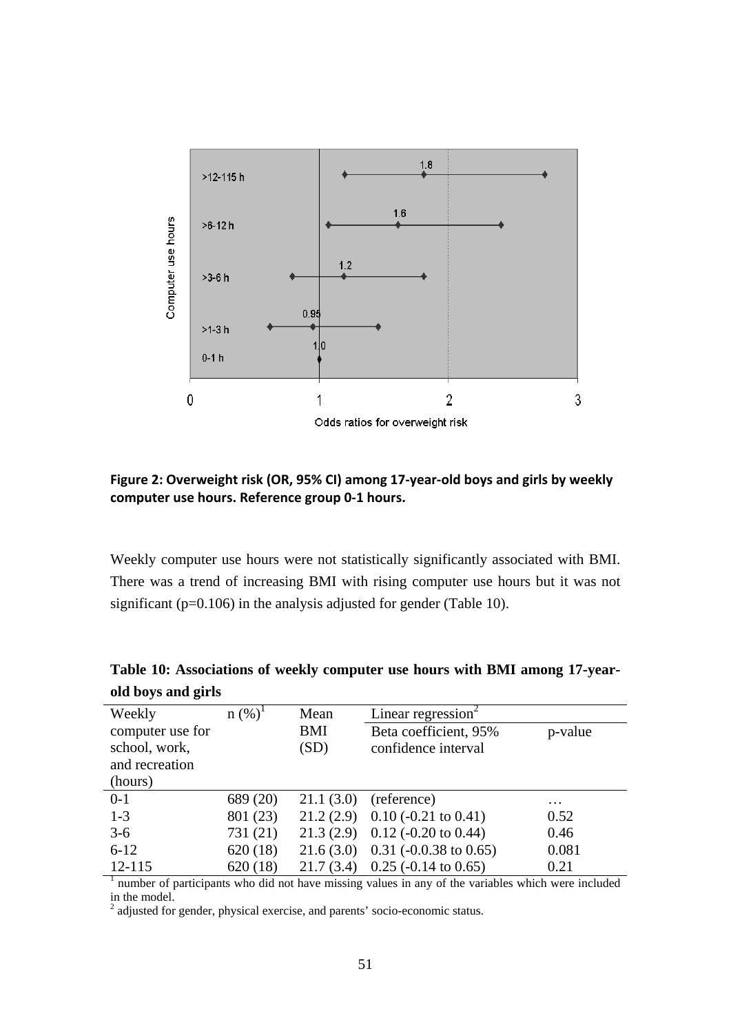**Figure 2: Overweight risk (OR, 95% CI) among 17-year-old boys and girls by weekly computer use hours. Reference group 0-1 hours.**

Weekly computer use hours were not statistically significantly associated with BMI. There was a trend of increasing BMI with rising computer use hours but it was not significant (p=0.106) in the analysis adjusted for gender (Table 10).

**Table 10: Associations of weekly computer use hours with BMI among 17-year-old boys and girls**

| Weekly computer use for school, work, and recreation (hours) | n (%)[1] | Mean BMI (SD) | Linear regression[2] | |
|---|---|---|---|---|
| | | | Beta coefficient, 95% confidence interval | p-value |
| 0-1 | 689 (20) | 21.1 (3.0) | (reference) | … |
| 1-3 | 801 (23) | 21.2 (2.9) | 0.10 (-0.21 to 0.41) | 0.52 |
| 3-6 | 731 (21) | 21.3 (2.9) | 0.12 (-0.20 to 0.44) | 0.46 |
| 6-12 | 620 (18) | 21.6 (3.0) | 0.31 (-0.0.38 to 0.65) | 0.081 |
| 12-115 | 620 (18) | 21.7 (3.4) | 0.25 (-0.14 to 0.65) | 0.21 |

[1] number of participants who did not have missing values in any of the variables which were included in the model.
[2] adjusted for gender, physical exercise, and parents' socio-economic status.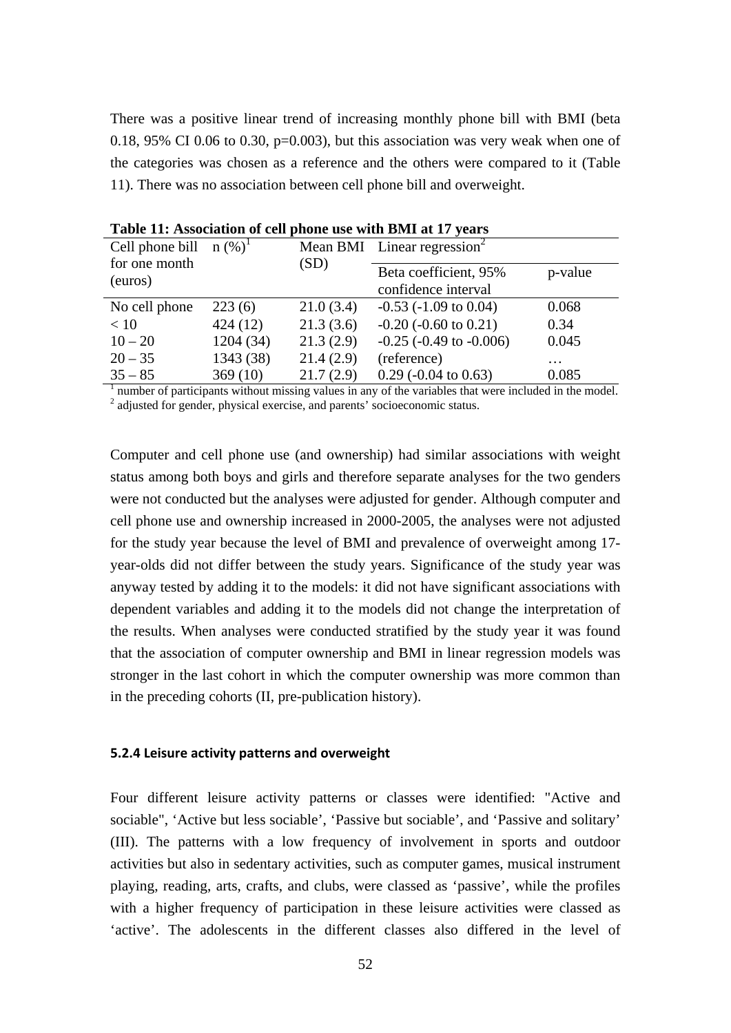There was a positive linear trend of increasing monthly phone bill with BMI (beta 0.18, 95% CI 0.06 to 0.30, p=0.003), but this association was very weak when one of the categories was chosen as a reference and the others were compared to it (Table 11). There was no association between cell phone bill and overweight.

**Table 11: Association of cell phone use with BMI at 17 years**

| Cell phone bill for one month (euros) | n (%)[1] | Mean BMI (SD) | Linear regression[2] | |
|---|---|---|---|---|
| | | | Beta coefficient, 95% confidence interval | p-value |
| No cell phone | 223 (6) | 21.0 (3.4) | -0.53 (-1.09 to 0.04) | 0.068 |
| < 10 | 424 (12) | 21.3 (3.6) | -0.20 (-0.60 to 0.21) | 0.34 |
| 10 – 20 | 1204 (34) | 21.3 (2.9) | -0.25 (-0.49 to -0.006) | 0.045 |
| 20 – 35 | 1343 (38) | 21.4 (2.9) | (reference) | … |
| 35 – 85 | 369 (10) | 21.7 (2.9) | 0.29 (-0.04 to 0.63) | 0.085 |

[1] number of participants without missing values in any of the variables that were included in the model.
[2] adjusted for gender, physical exercise, and parents' socioeconomic status.

Computer and cell phone use (and ownership) had similar associations with weight status among both boys and girls and therefore separate analyses for the two genders were not conducted but the analyses were adjusted for gender. Although computer and cell phone use and ownership increased in 2000-2005, the analyses were not adjusted for the study year because the level of BMI and prevalence of overweight among 17-year-olds did not differ between the study years. Significance of the study year was anyway tested by adding it to the models: it did not have significant associations with dependent variables and adding it to the models did not change the interpretation of the results. When analyses were conducted stratified by the study year it was found that the association of computer ownership and BMI in linear regression models was stronger in the last cohort in which the computer ownership was more common than in the preceding cohorts (II, pre-publication history).

#### 5.2.4 Leisure activity patterns and overweight

Four different leisure activity patterns or classes were identified: "Active and sociable", 'Active but less sociable', 'Passive but sociable', and 'Passive and solitary' (III). The patterns with a low frequency of involvement in sports and outdoor activities but also in sedentary activities, such as computer games, musical instrument playing, reading, arts, crafts, and clubs, were classed as 'passive', while the profiles with a higher frequency of participation in these leisure activities were classed as 'active'. The adolescents in the different classes also differed in the level of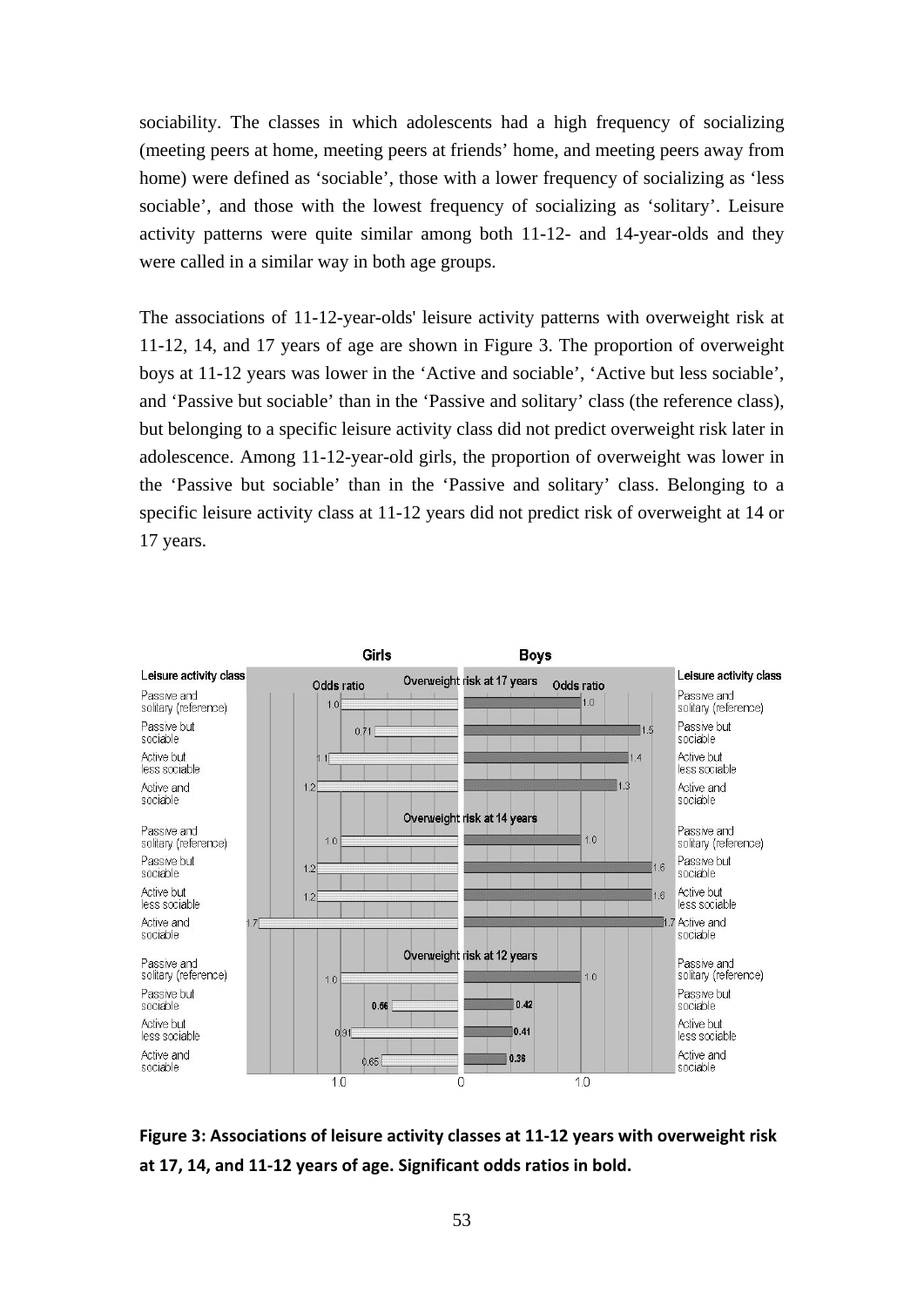sociability. The classes in which adolescents had a high frequency of socializing (meeting peers at home, meeting peers at friends' home, and meeting peers away from home) were defined as 'sociable', those with a lower frequency of socializing as 'less sociable', and those with the lowest frequency of socializing as 'solitary'. Leisure activity patterns were quite similar among both 11-12- and 14-year-olds and they were called in a similar way in both age groups.

The associations of 11-12-year-olds' leisure activity patterns with overweight risk at 11-12, 14, and 17 years of age are shown in Figure 3. The proportion of overweight boys at 11-12 years was lower in the 'Active and sociable', 'Active but less sociable', and 'Passive but sociable' than in the 'Passive and solitary' class (the reference class), but belonging to a specific leisure activity class did not predict overweight risk later in adolescence. Among 11-12-year-old girls, the proportion of overweight was lower in the 'Passive but sociable' than in the 'Passive and solitary' class. Belonging to a specific leisure activity class at 11-12 years did not predict risk of overweight at 14 or 17 years.

| Leisure activity class | Girls odds ratio | Boys odds ratio |
|---|---|---|
| **Overweight risk at 17 years** | | |
| Passive and solitary (reference) | 1.0 | 1.0 |
| Passive but sociable | 0.71 | 1.5 |
| Active but less sociable | 1.1 | 1.4 |
| Active and sociable | 1.2 | 1.3 |
| **Overweight risk at 14 years** | | |
| Passive and solitary (reference) | 1.0 | 1.0 |
| Passive but sociable | 1.2 | 1.6 |
| Active but less sociable | 1.2 | 1.6 |
| Active and sociable | 1.7 | 1.7 |
| **Overweight risk at 12 years** | | |
| Passive and solitary (reference) | 1.0 | 1.0 |
| Passive but sociable | **0.56** | **0.42** |
| Active but less sociable | 0.91 | **0.41** |
| Active and sociable | 0.65 | **0.36** |

**Figure 3: Associations of leisure activity classes at 11-12 years with overweight risk at 17, 14, and 11-12 years of age. Significant odds ratios in bold.**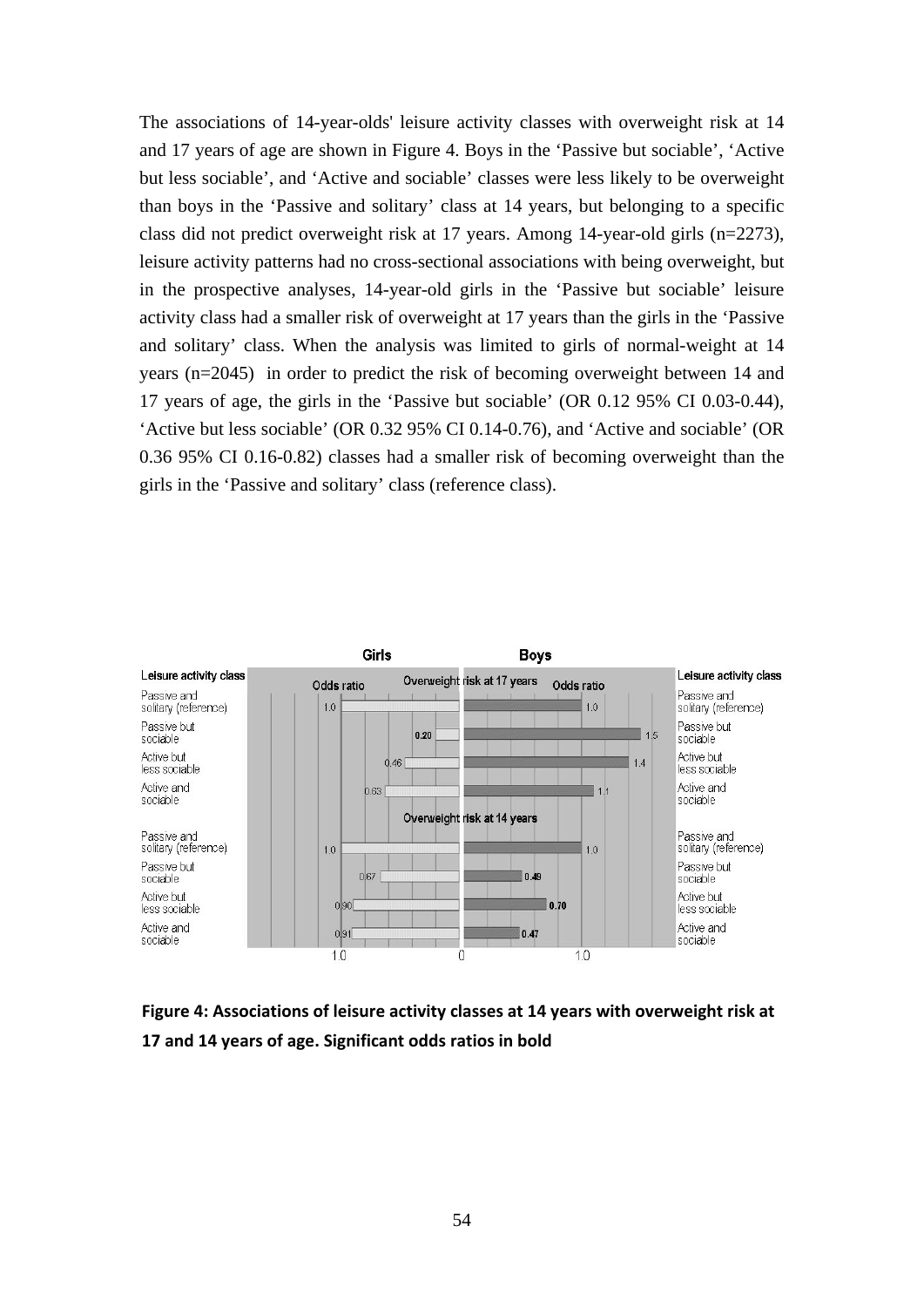The associations of 14-year-olds' leisure activity classes with overweight risk at 14 and 17 years of age are shown in Figure 4. Boys in the 'Passive but sociable', 'Active but less sociable', and 'Active and sociable' classes were less likely to be overweight than boys in the 'Passive and solitary' class at 14 years, but belonging to a specific class did not predict overweight risk at 17 years. Among 14-year-old girls (n=2273), leisure activity patterns had no cross-sectional associations with being overweight, but in the prospective analyses, 14-year-old girls in the 'Passive but sociable' leisure activity class had a smaller risk of overweight at 17 years than the girls in the 'Passive and solitary' class. When the analysis was limited to girls of normal-weight at 14 years (n=2045) in order to predict the risk of becoming overweight between 14 and 17 years of age, the girls in the 'Passive but sociable' (OR 0.12 95% CI 0.03-0.44), 'Active but less sociable' (OR 0.32 95% CI 0.14-0.76), and 'Active and sociable' (OR 0.36 95% CI 0.16-0.82) classes had a smaller risk of becoming overweight than the girls in the 'Passive and solitary' class (reference class).

| Leisure activity class | Girls: Odds ratio | Boys: Odds ratio |
|---|---|---|
| **Overweight risk at 17 years** | | |
| Passive and solitary (reference) | 1.0 | 1.0 |
| Passive but sociable | **0.20** | 1.5 |
| Active but less sociable | 0.46 | 1.4 |
| Active and sociable | 0.63 | 1.1 |
| **Overweight risk at 14 years** | | |
| Passive and solitary (reference) | 1.0 | 1.0 |
| Passive but sociable | 0.67 | **0.49** |
| Active but less sociable | 0.90 | **0.70** |
| Active and sociable | 0.91 | **0.47** |

**Figure 4: Associations of leisure activity classes at 14 years with overweight risk at 17 and 14 years of age. Significant odds ratios in bold**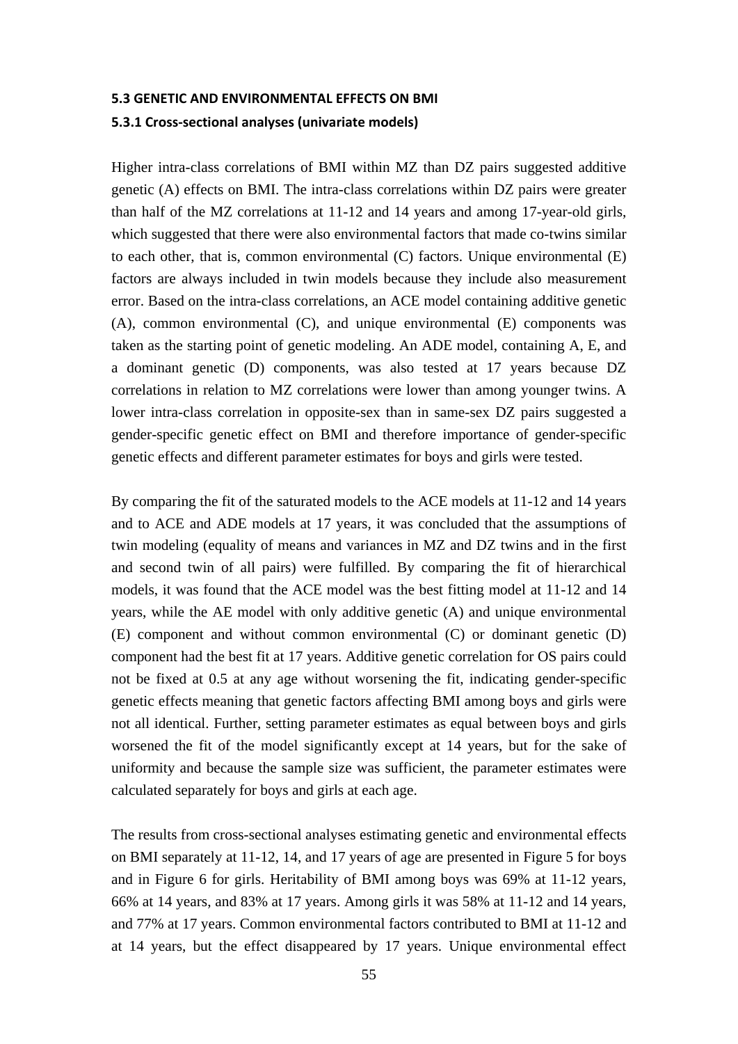### 5.3 GENETIC AND ENVIRONMENTAL EFFECTS ON BMI

#### 5.3.1 Cross-sectional analyses (univariate models)

Higher intra-class correlations of BMI within MZ than DZ pairs suggested additive genetic (A) effects on BMI. The intra-class correlations within DZ pairs were greater than half of the MZ correlations at 11-12 and 14 years and among 17-year-old girls, which suggested that there were also environmental factors that made co-twins similar to each other, that is, common environmental (C) factors. Unique environmental (E) factors are always included in twin models because they include also measurement error. Based on the intra-class correlations, an ACE model containing additive genetic (A), common environmental (C), and unique environmental (E) components was taken as the starting point of genetic modeling. An ADE model, containing A, E, and a dominant genetic (D) components, was also tested at 17 years because DZ correlations in relation to MZ correlations were lower than among younger twins. A lower intra-class correlation in opposite-sex than in same-sex DZ pairs suggested a gender-specific genetic effect on BMI and therefore importance of gender-specific genetic effects and different parameter estimates for boys and girls were tested.

By comparing the fit of the saturated models to the ACE models at 11-12 and 14 years and to ACE and ADE models at 17 years, it was concluded that the assumptions of twin modeling (equality of means and variances in MZ and DZ twins and in the first and second twin of all pairs) were fulfilled. By comparing the fit of hierarchical models, it was found that the ACE model was the best fitting model at 11-12 and 14 years, while the AE model with only additive genetic (A) and unique environmental (E) component and without common environmental (C) or dominant genetic (D) component had the best fit at 17 years. Additive genetic correlation for OS pairs could not be fixed at 0.5 at any age without worsening the fit, indicating gender-specific genetic effects meaning that genetic factors affecting BMI among boys and girls were not all identical. Further, setting parameter estimates as equal between boys and girls worsened the fit of the model significantly except at 14 years, but for the sake of uniformity and because the sample size was sufficient, the parameter estimates were calculated separately for boys and girls at each age.

The results from cross-sectional analyses estimating genetic and environmental effects on BMI separately at 11-12, 14, and 17 years of age are presented in Figure 5 for boys and in Figure 6 for girls. Heritability of BMI among boys was 69% at 11-12 years, 66% at 14 years, and 83% at 17 years. Among girls it was 58% at 11-12 and 14 years, and 77% at 17 years. Common environmental factors contributed to BMI at 11-12 and at 14 years, but the effect disappeared by 17 years. Unique environmental effect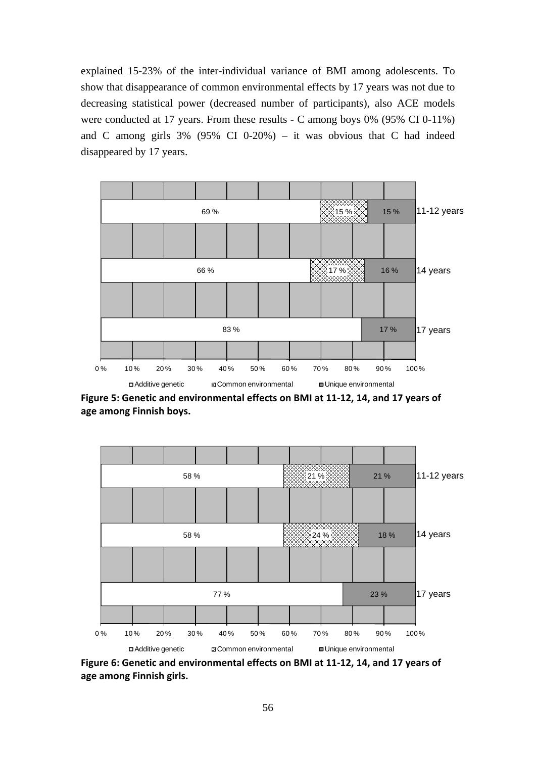explained 15-23% of the inter-individual variance of BMI among adolescents. To show that disappearance of common environmental effects by 17 years was not due to decreasing statistical power (decreased number of participants), also ACE models were conducted at 17 years. From these results - C among boys 0% (95% CI 0-11%) and C among girls 3% (95% CI 0-20%) – it was obvious that C had indeed disappeared by 17 years.

| Age | Additive genetic | Common environmental | Unique environmental |
| --- | --- | --- | --- |
| 11-12 years | 69 % | 15 % | 15 % |
| 14 years | 66 % | 17 % | 16 % |
| 17 years | 83 % | | 17 % |

**Figure 5: Genetic and environmental effects on BMI at 11-12, 14, and 17 years of age among Finnish boys.**

| Age | Additive genetic | Common environmental | Unique environmental |
| --- | --- | --- | --- |
| 11-12 years | 58 % | 21 % | 21 % |
| 14 years | 58 % | 24 % | 18 % |
| 17 years | 77 % | | 23 % |

**Figure 6: Genetic and environmental effects on BMI at 11-12, 14, and 17 years of age among Finnish girls.**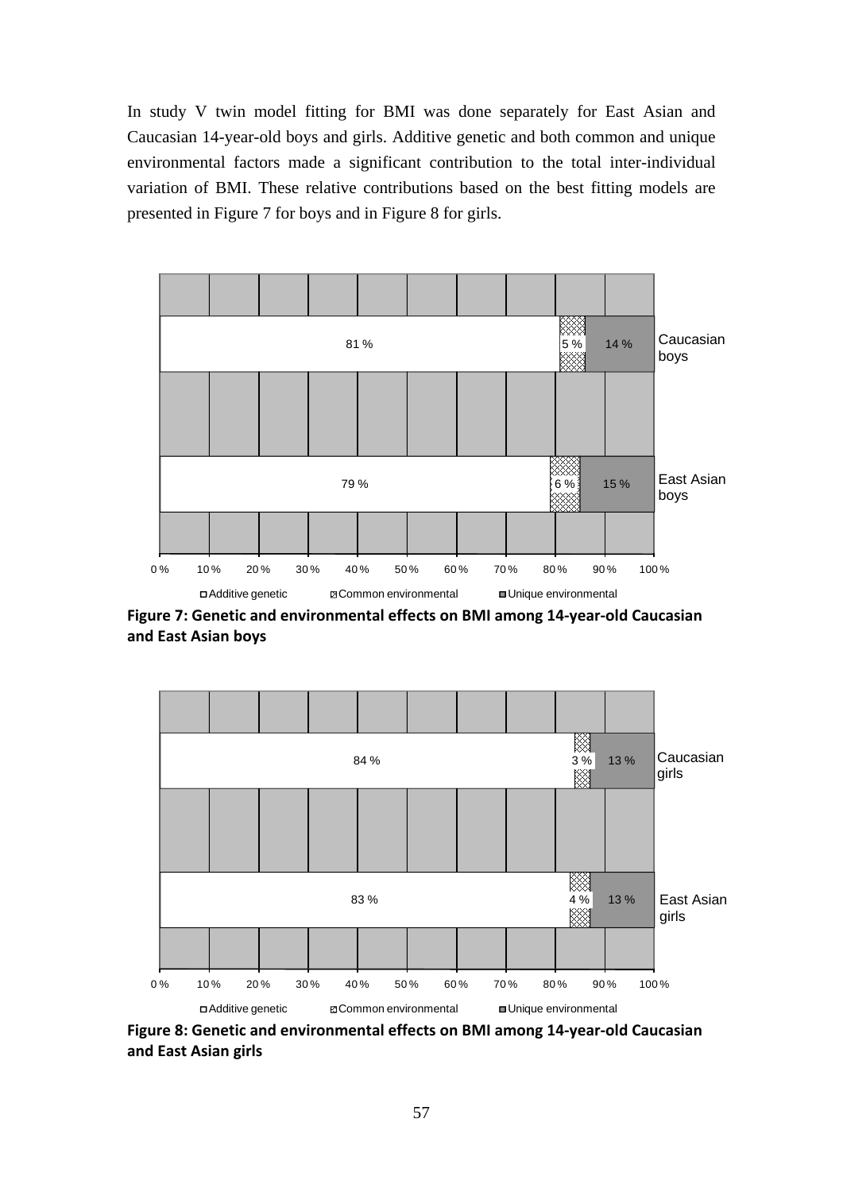In study V twin model fitting for BMI was done separately for East Asian and Caucasian 14-year-old boys and girls. Additive genetic and both common and unique environmental factors made a significant contribution to the total inter-individual variation of BMI. These relative contributions based on the best fitting models are presented in Figure 7 for boys and in Figure 8 for girls.

| | Additive genetic | Common environmental | Unique environmental |
|---|---|---|---|
| Caucasian boys | 81 % | 5 % | 14 % |
| East Asian boys | 79 % | 6 % | 15 % |

**Figure 7: Genetic and environmental effects on BMI among 14-year-old Caucasian and East Asian boys**

| | Additive genetic | Common environmental | Unique environmental |
|---|---|---|---|
| Caucasian girls | 84 % | 3 % | 13 % |
| East Asian girls | 83 % | 4 % | 13 % |

**Figure 8: Genetic and environmental effects on BMI among 14-year-old Caucasian and East Asian girls**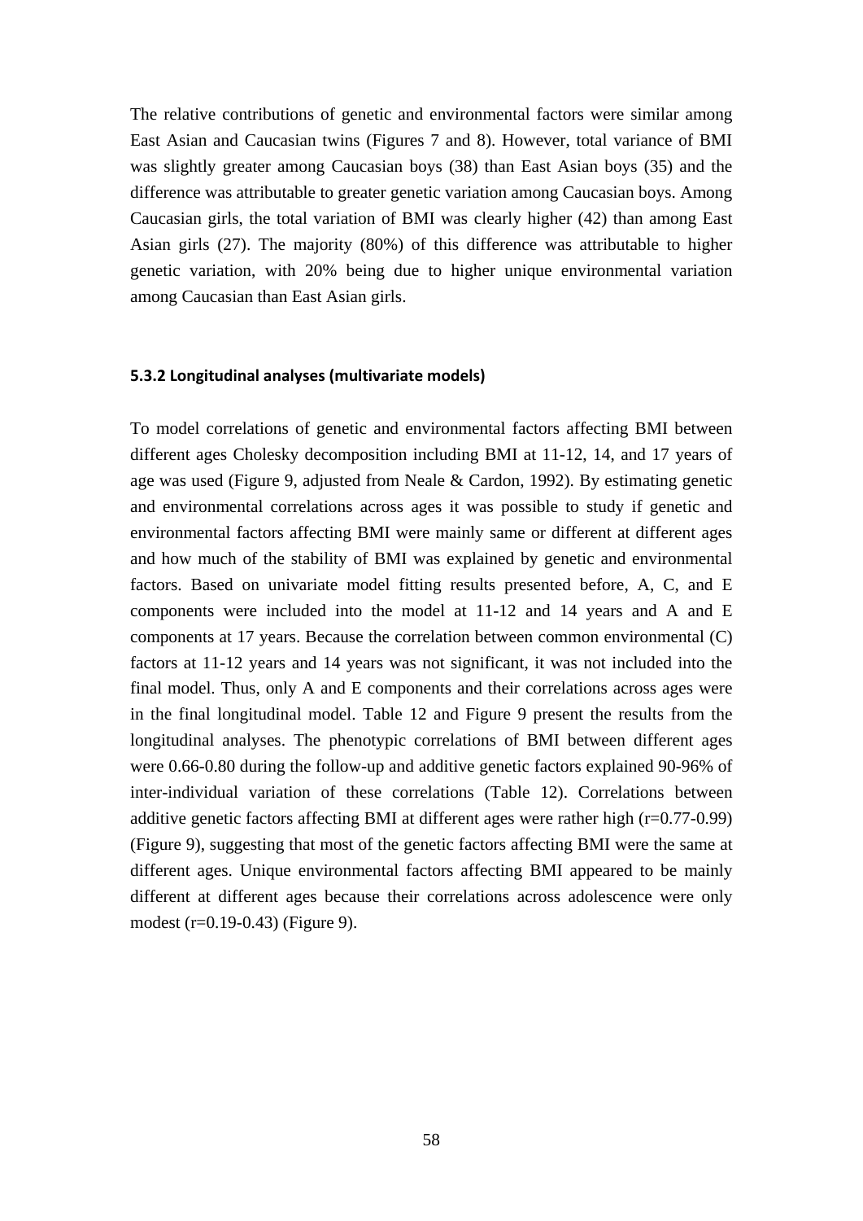The relative contributions of genetic and environmental factors were similar among East Asian and Caucasian twins (Figures 7 and 8). However, total variance of BMI was slightly greater among Caucasian boys (38) than East Asian boys (35) and the difference was attributable to greater genetic variation among Caucasian boys. Among Caucasian girls, the total variation of BMI was clearly higher (42) than among East Asian girls (27). The majority (80%) of this difference was attributable to higher genetic variation, with 20% being due to higher unique environmental variation among Caucasian than East Asian girls.

### 5.3.2 Longitudinal analyses (multivariate models)

To model correlations of genetic and environmental factors affecting BMI between different ages Cholesky decomposition including BMI at 11-12, 14, and 17 years of age was used (Figure 9, adjusted from Neale & Cardon, 1992). By estimating genetic and environmental correlations across ages it was possible to study if genetic and environmental factors affecting BMI were mainly same or different at different ages and how much of the stability of BMI was explained by genetic and environmental factors. Based on univariate model fitting results presented before, A, C, and E components were included into the model at 11-12 and 14 years and A and E components at 17 years. Because the correlation between common environmental (C) factors at 11-12 years and 14 years was not significant, it was not included into the final model. Thus, only A and E components and their correlations across ages were in the final longitudinal model. Table 12 and Figure 9 present the results from the longitudinal analyses. The phenotypic correlations of BMI between different ages were 0.66-0.80 during the follow-up and additive genetic factors explained 90-96% of inter-individual variation of these correlations (Table 12). Correlations between additive genetic factors affecting BMI at different ages were rather high (r=0.77-0.99) (Figure 9), suggesting that most of the genetic factors affecting BMI were the same at different ages. Unique environmental factors affecting BMI appeared to be mainly different at different ages because their correlations across adolescence were only modest (r=0.19-0.43) (Figure 9).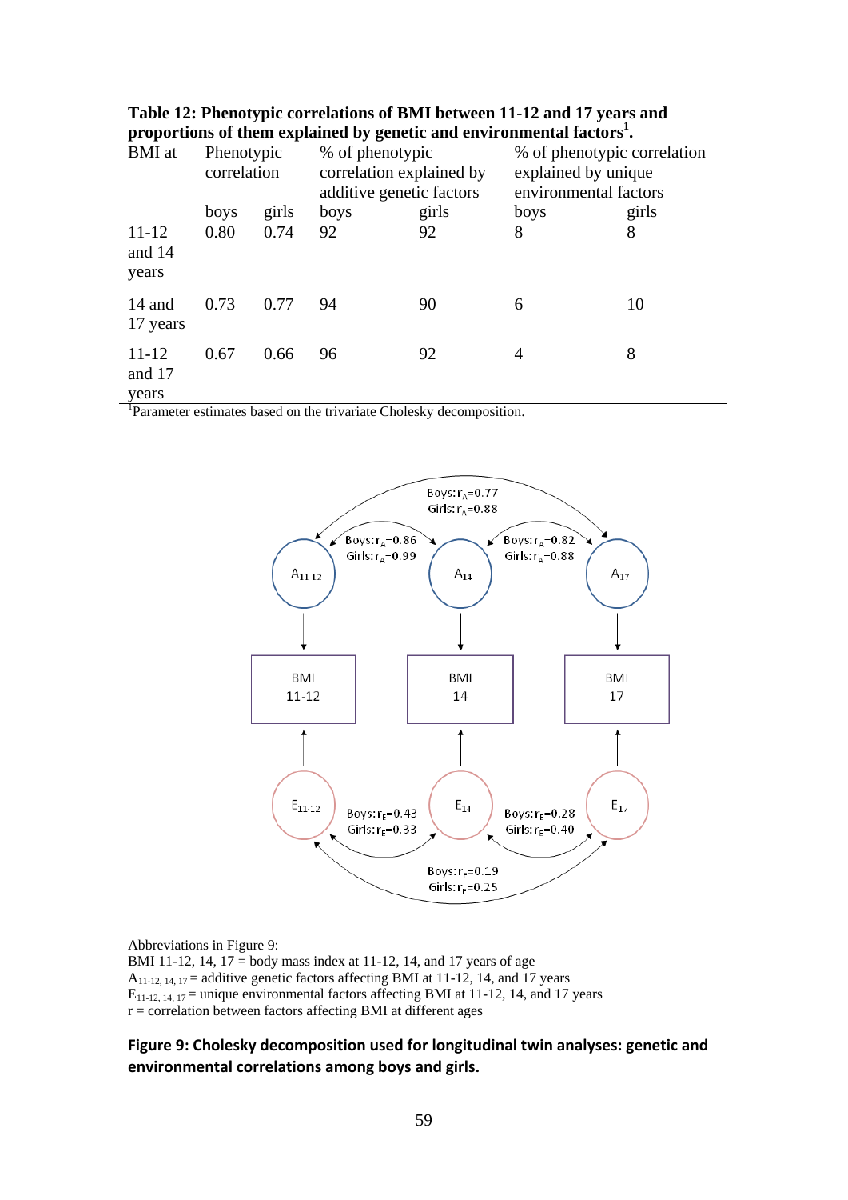**Table 12: Phenotypic correlations of BMI between 11-12 and 17 years and proportions of them explained by genetic and environmental factors[1].**

| BMI at | Phenotypic correlation | | % of phenotypic correlation explained by additive genetic factors | | % of phenotypic correlation explained by unique environmental factors | |
|---|---|---|---|---|---|---|
| | boys | girls | boys | girls | boys | girls |
| 11-12 and 14 years | 0.80 | 0.74 | 92 | 92 | 8 | 8 |
| 14 and 17 years | 0.73 | 0.77 | 94 | 90 | 6 | 10 |
| 11-12 and 17 years | 0.67 | 0.66 | 96 | 92 | 4 | 8 |

[1]Parameter estimates based on the trivariate Cholesky decomposition.

Abbreviations in Figure 9:
BMI 11-12, 14, 17 = body mass index at 11-12, 14, and 17 years of age
$A_{11\text{-}12,\,14,\,17}$ = additive genetic factors affecting BMI at 11-12, 14, and 17 years
$E_{11\text{-}12,\,14,\,17}$ = unique environmental factors affecting BMI at 11-12, 14, and 17 years
r = correlation between factors affecting BMI at different ages

**Figure 9: Cholesky decomposition used for longitudinal twin analyses: genetic and environmental correlations among boys and girls.**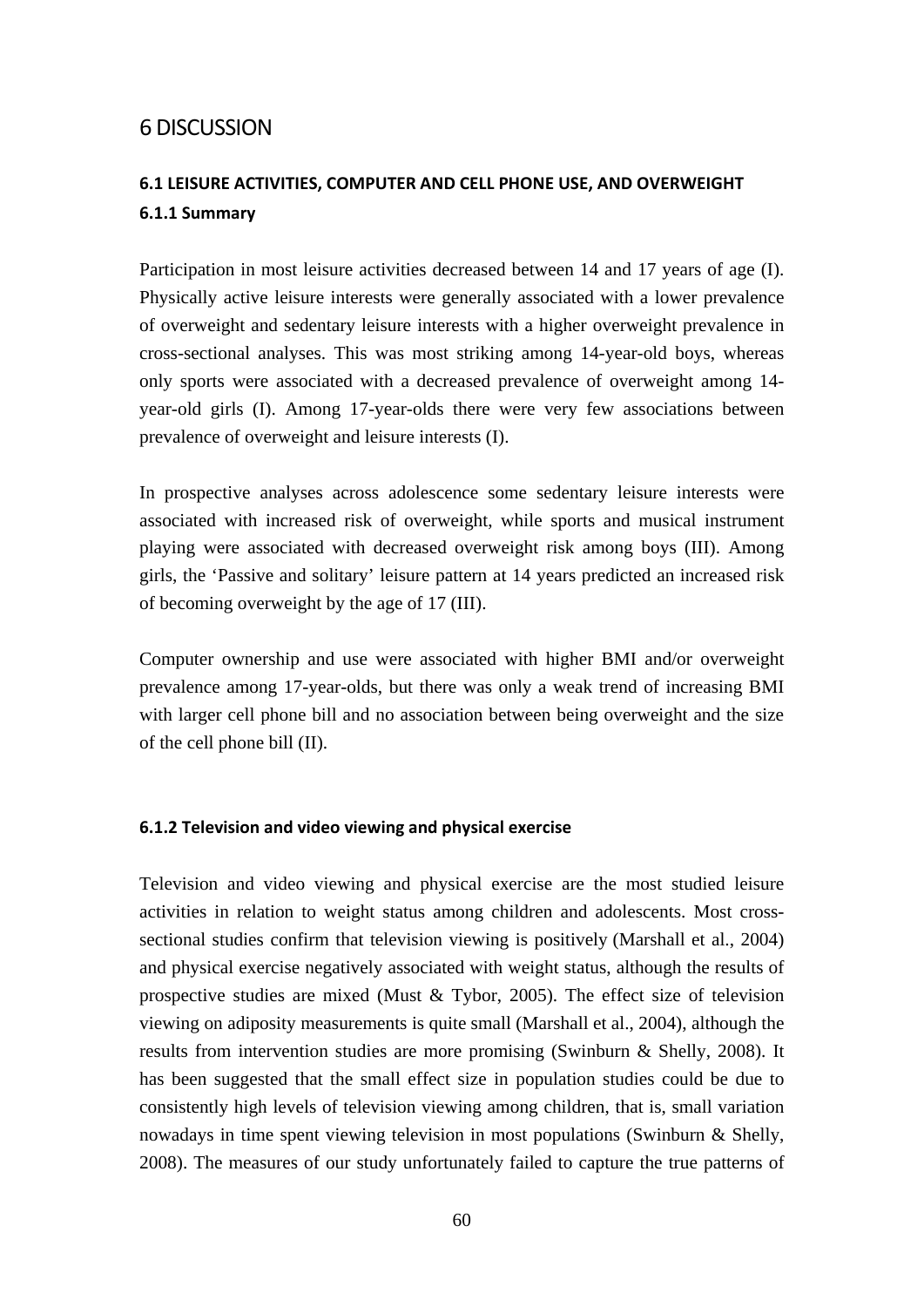# 6 DISCUSSION

## 6.1 LEISURE ACTIVITIES, COMPUTER AND CELL PHONE USE, AND OVERWEIGHT

### 6.1.1 Summary

Participation in most leisure activities decreased between 14 and 17 years of age (I). Physically active leisure interests were generally associated with a lower prevalence of overweight and sedentary leisure interests with a higher overweight prevalence in cross-sectional analyses. This was most striking among 14-year-old boys, whereas only sports were associated with a decreased prevalence of overweight among 14-year-old girls (I). Among 17-year-olds there were very few associations between prevalence of overweight and leisure interests (I).

In prospective analyses across adolescence some sedentary leisure interests were associated with increased risk of overweight, while sports and musical instrument playing were associated with decreased overweight risk among boys (III). Among girls, the 'Passive and solitary' leisure pattern at 14 years predicted an increased risk of becoming overweight by the age of 17 (III).

Computer ownership and use were associated with higher BMI and/or overweight prevalence among 17-year-olds, but there was only a weak trend of increasing BMI with larger cell phone bill and no association between being overweight and the size of the cell phone bill (II).

### 6.1.2 Television and video viewing and physical exercise

Television and video viewing and physical exercise are the most studied leisure activities in relation to weight status among children and adolescents. Most cross-sectional studies confirm that television viewing is positively (Marshall et al., 2004) and physical exercise negatively associated with weight status, although the results of prospective studies are mixed (Must & Tybor, 2005). The effect size of television viewing on adiposity measurements is quite small (Marshall et al., 2004), although the results from intervention studies are more promising (Swinburn & Shelly, 2008). It has been suggested that the small effect size in population studies could be due to consistently high levels of television viewing among children, that is, small variation nowadays in time spent viewing television in most populations (Swinburn & Shelly, 2008). The measures of our study unfortunately failed to capture the true patterns of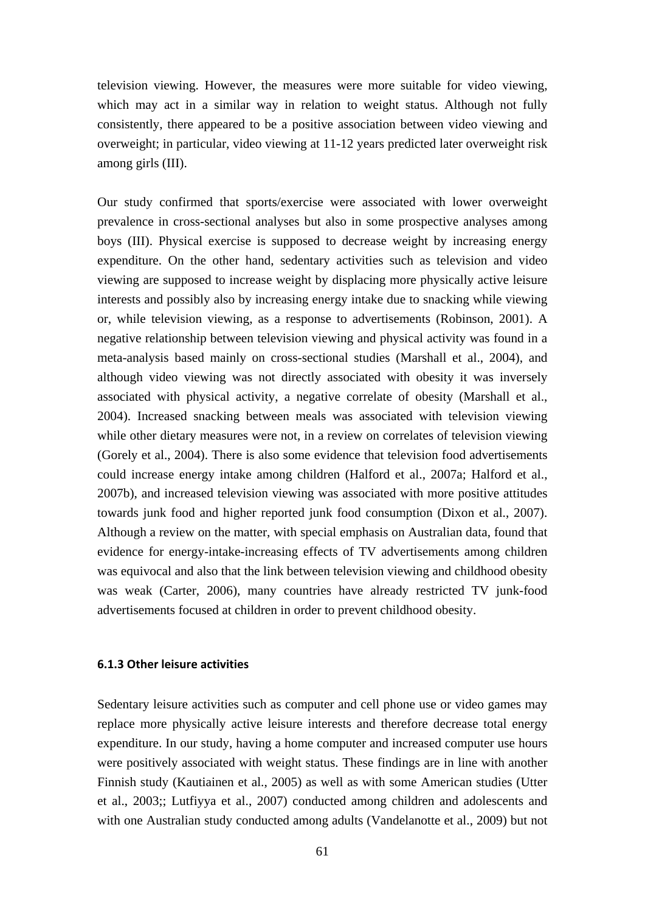television viewing. However, the measures were more suitable for video viewing, which may act in a similar way in relation to weight status. Although not fully consistently, there appeared to be a positive association between video viewing and overweight; in particular, video viewing at 11-12 years predicted later overweight risk among girls (III).

Our study confirmed that sports/exercise were associated with lower overweight prevalence in cross-sectional analyses but also in some prospective analyses among boys (III). Physical exercise is supposed to decrease weight by increasing energy expenditure. On the other hand, sedentary activities such as television and video viewing are supposed to increase weight by displacing more physically active leisure interests and possibly also by increasing energy intake due to snacking while viewing or, while television viewing, as a response to advertisements (Robinson, 2001). A negative relationship between television viewing and physical activity was found in a meta-analysis based mainly on cross-sectional studies (Marshall et al., 2004), and although video viewing was not directly associated with obesity it was inversely associated with physical activity, a negative correlate of obesity (Marshall et al., 2004). Increased snacking between meals was associated with television viewing while other dietary measures were not, in a review on correlates of television viewing (Gorely et al., 2004). There is also some evidence that television food advertisements could increase energy intake among children (Halford et al., 2007a; Halford et al., 2007b), and increased television viewing was associated with more positive attitudes towards junk food and higher reported junk food consumption (Dixon et al., 2007). Although a review on the matter, with special emphasis on Australian data, found that evidence for energy-intake-increasing effects of TV advertisements among children was equivocal and also that the link between television viewing and childhood obesity was weak (Carter, 2006), many countries have already restricted TV junk-food advertisements focused at children in order to prevent childhood obesity.

### 6.1.3 Other leisure activities

Sedentary leisure activities such as computer and cell phone use or video games may replace more physically active leisure interests and therefore decrease total energy expenditure. In our study, having a home computer and increased computer use hours were positively associated with weight status. These findings are in line with another Finnish study (Kautiainen et al., 2005) as well as with some American studies (Utter et al., 2003;; Lutfiyya et al., 2007) conducted among children and adolescents and with one Australian study conducted among adults (Vandelanotte et al., 2009) but not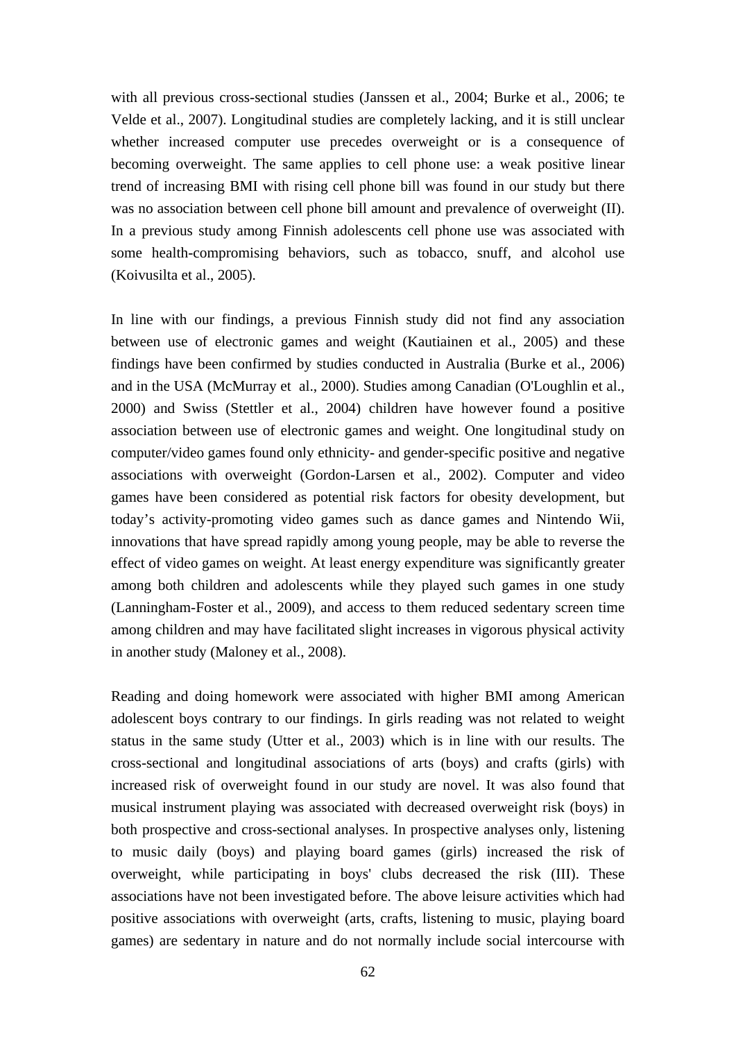with all previous cross-sectional studies (Janssen et al., 2004; Burke et al., 2006; te Velde et al., 2007). Longitudinal studies are completely lacking, and it is still unclear whether increased computer use precedes overweight or is a consequence of becoming overweight. The same applies to cell phone use: a weak positive linear trend of increasing BMI with rising cell phone bill was found in our study but there was no association between cell phone bill amount and prevalence of overweight (II). In a previous study among Finnish adolescents cell phone use was associated with some health-compromising behaviors, such as tobacco, snuff, and alcohol use (Koivusilta et al., 2005).

In line with our findings, a previous Finnish study did not find any association between use of electronic games and weight (Kautiainen et al., 2005) and these findings have been confirmed by studies conducted in Australia (Burke et al., 2006) and in the USA (McMurray et al., 2000). Studies among Canadian (O'Loughlin et al., 2000) and Swiss (Stettler et al., 2004) children have however found a positive association between use of electronic games and weight. One longitudinal study on computer/video games found only ethnicity- and gender-specific positive and negative associations with overweight (Gordon-Larsen et al., 2002). Computer and video games have been considered as potential risk factors for obesity development, but today's activity-promoting video games such as dance games and Nintendo Wii, innovations that have spread rapidly among young people, may be able to reverse the effect of video games on weight. At least energy expenditure was significantly greater among both children and adolescents while they played such games in one study (Lanningham-Foster et al., 2009), and access to them reduced sedentary screen time among children and may have facilitated slight increases in vigorous physical activity in another study (Maloney et al., 2008).

Reading and doing homework were associated with higher BMI among American adolescent boys contrary to our findings. In girls reading was not related to weight status in the same study (Utter et al., 2003) which is in line with our results. The cross-sectional and longitudinal associations of arts (boys) and crafts (girls) with increased risk of overweight found in our study are novel. It was also found that musical instrument playing was associated with decreased overweight risk (boys) in both prospective and cross-sectional analyses. In prospective analyses only, listening to music daily (boys) and playing board games (girls) increased the risk of overweight, while participating in boys' clubs decreased the risk (III). These associations have not been investigated before. The above leisure activities which had positive associations with overweight (arts, crafts, listening to music, playing board games) are sedentary in nature and do not normally include social intercourse with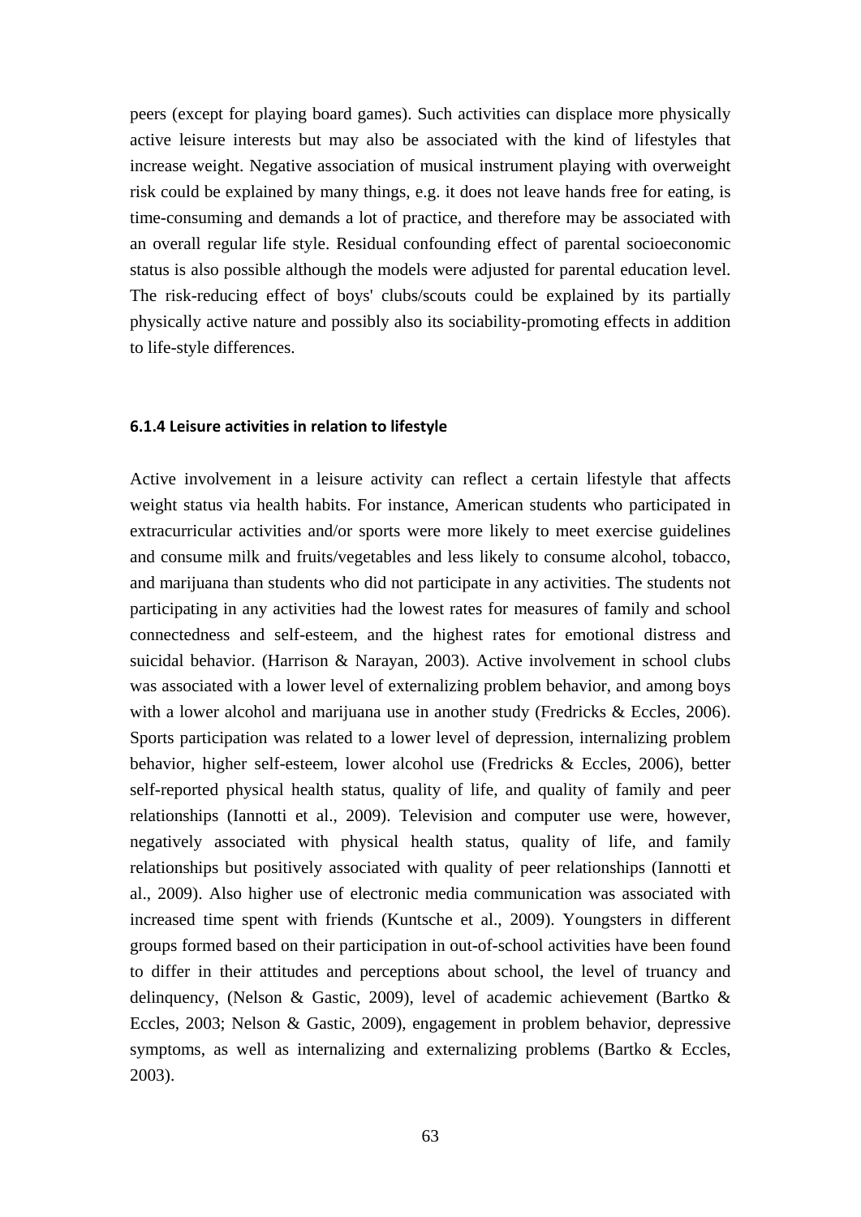peers (except for playing board games). Such activities can displace more physically active leisure interests but may also be associated with the kind of lifestyles that increase weight. Negative association of musical instrument playing with overweight risk could be explained by many things, e.g. it does not leave hands free for eating, is time-consuming and demands a lot of practice, and therefore may be associated with an overall regular life style. Residual confounding effect of parental socioeconomic status is also possible although the models were adjusted for parental education level. The risk-reducing effect of boys' clubs/scouts could be explained by its partially physically active nature and possibly also its sociability-promoting effects in addition to life-style differences.

### 6.1.4 Leisure activities in relation to lifestyle

Active involvement in a leisure activity can reflect a certain lifestyle that affects weight status via health habits. For instance, American students who participated in extracurricular activities and/or sports were more likely to meet exercise guidelines and consume milk and fruits/vegetables and less likely to consume alcohol, tobacco, and marijuana than students who did not participate in any activities. The students not participating in any activities had the lowest rates for measures of family and school connectedness and self-esteem, and the highest rates for emotional distress and suicidal behavior. (Harrison & Narayan, 2003). Active involvement in school clubs was associated with a lower level of externalizing problem behavior, and among boys with a lower alcohol and marijuana use in another study (Fredricks & Eccles, 2006). Sports participation was related to a lower level of depression, internalizing problem behavior, higher self-esteem, lower alcohol use (Fredricks & Eccles, 2006), better self-reported physical health status, quality of life, and quality of family and peer relationships (Iannotti et al., 2009). Television and computer use were, however, negatively associated with physical health status, quality of life, and family relationships but positively associated with quality of peer relationships (Iannotti et al., 2009). Also higher use of electronic media communication was associated with increased time spent with friends (Kuntsche et al., 2009). Youngsters in different groups formed based on their participation in out-of-school activities have been found to differ in their attitudes and perceptions about school, the level of truancy and delinquency, (Nelson & Gastic, 2009), level of academic achievement (Bartko & Eccles, 2003; Nelson & Gastic, 2009), engagement in problem behavior, depressive symptoms, as well as internalizing and externalizing problems (Bartko & Eccles, 2003).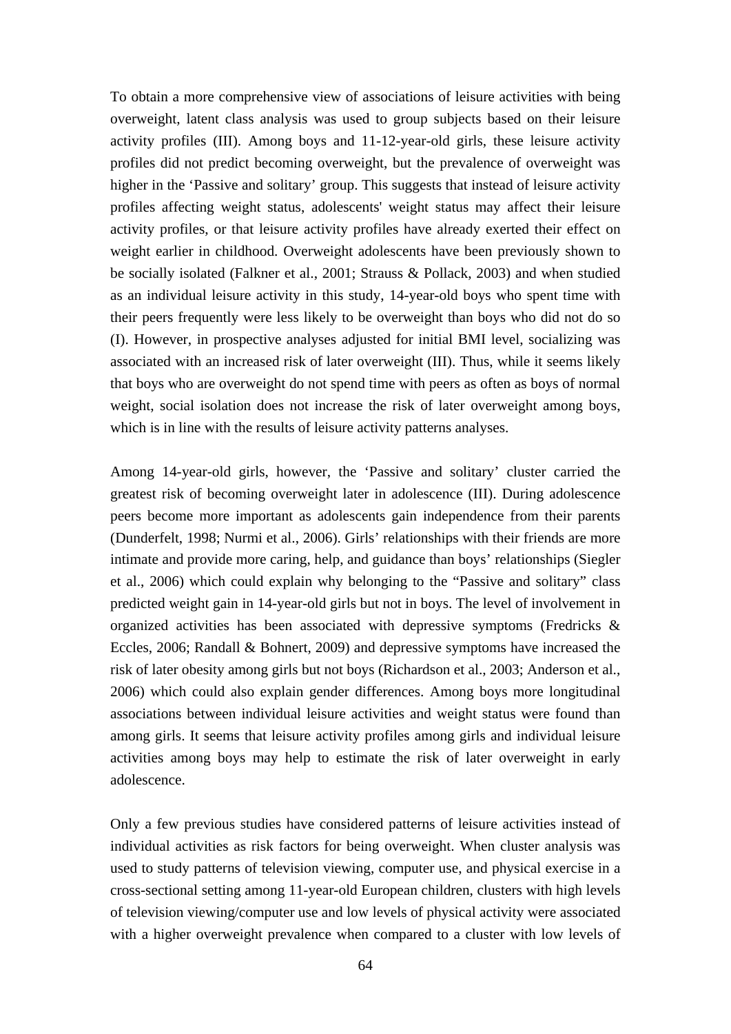To obtain a more comprehensive view of associations of leisure activities with being overweight, latent class analysis was used to group subjects based on their leisure activity profiles (III). Among boys and 11-12-year-old girls, these leisure activity profiles did not predict becoming overweight, but the prevalence of overweight was higher in the 'Passive and solitary' group. This suggests that instead of leisure activity profiles affecting weight status, adolescents' weight status may affect their leisure activity profiles, or that leisure activity profiles have already exerted their effect on weight earlier in childhood. Overweight adolescents have been previously shown to be socially isolated (Falkner et al., 2001; Strauss & Pollack, 2003) and when studied as an individual leisure activity in this study, 14-year-old boys who spent time with their peers frequently were less likely to be overweight than boys who did not do so (I). However, in prospective analyses adjusted for initial BMI level, socializing was associated with an increased risk of later overweight (III). Thus, while it seems likely that boys who are overweight do not spend time with peers as often as boys of normal weight, social isolation does not increase the risk of later overweight among boys, which is in line with the results of leisure activity patterns analyses.

Among 14-year-old girls, however, the 'Passive and solitary' cluster carried the greatest risk of becoming overweight later in adolescence (III). During adolescence peers become more important as adolescents gain independence from their parents (Dunderfelt, 1998; Nurmi et al., 2006). Girls' relationships with their friends are more intimate and provide more caring, help, and guidance than boys' relationships (Siegler et al., 2006) which could explain why belonging to the "Passive and solitary" class predicted weight gain in 14-year-old girls but not in boys. The level of involvement in organized activities has been associated with depressive symptoms (Fredricks & Eccles, 2006; Randall & Bohnert, 2009) and depressive symptoms have increased the risk of later obesity among girls but not boys (Richardson et al., 2003; Anderson et al., 2006) which could also explain gender differences. Among boys more longitudinal associations between individual leisure activities and weight status were found than among girls. It seems that leisure activity profiles among girls and individual leisure activities among boys may help to estimate the risk of later overweight in early adolescence.

Only a few previous studies have considered patterns of leisure activities instead of individual activities as risk factors for being overweight. When cluster analysis was used to study patterns of television viewing, computer use, and physical exercise in a cross-sectional setting among 11-year-old European children, clusters with high levels of television viewing/computer use and low levels of physical activity were associated with a higher overweight prevalence when compared to a cluster with low levels of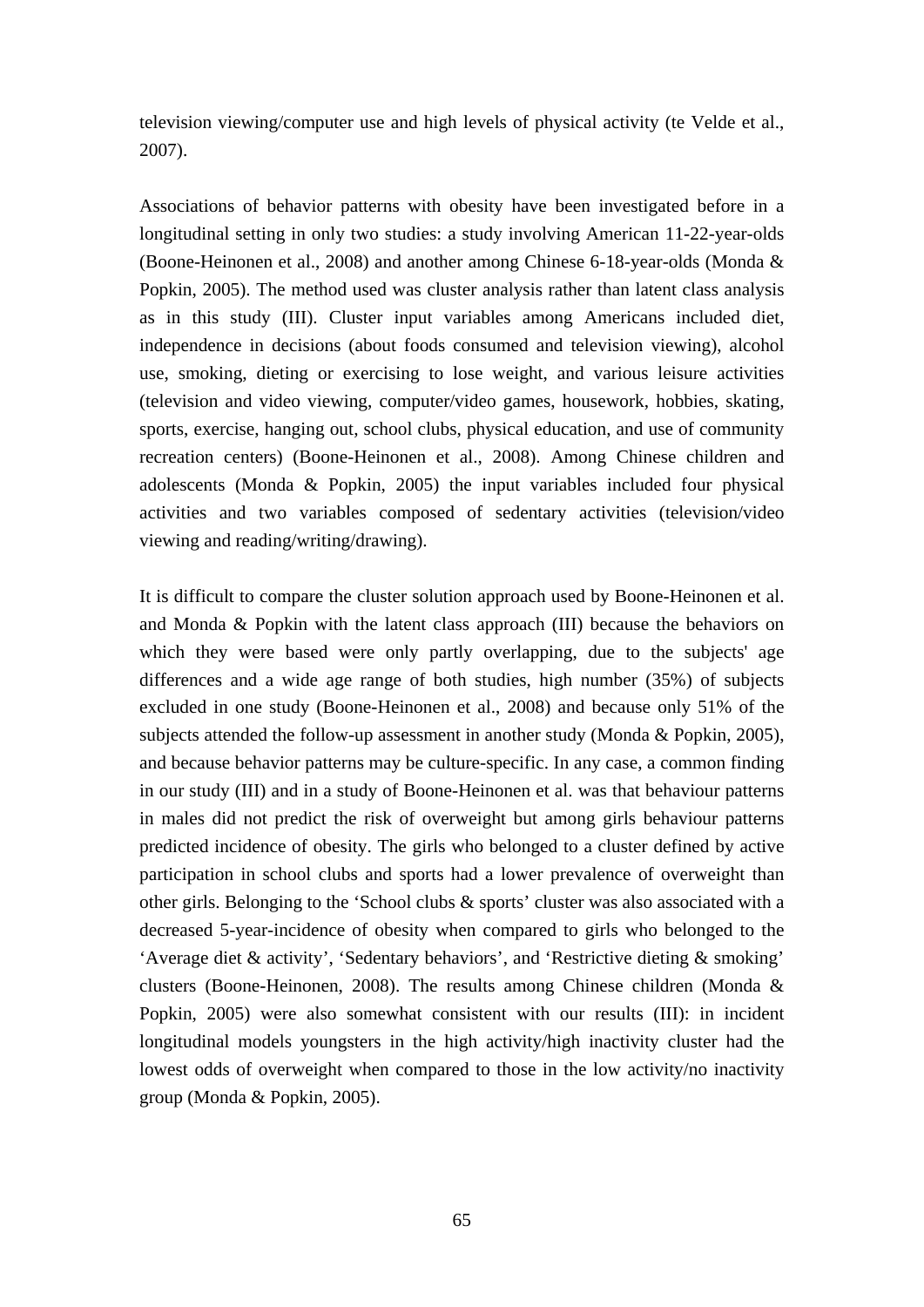television viewing/computer use and high levels of physical activity (te Velde et al., 2007).

Associations of behavior patterns with obesity have been investigated before in a longitudinal setting in only two studies: a study involving American 11-22-year-olds (Boone-Heinonen et al., 2008) and another among Chinese 6-18-year-olds (Monda & Popkin, 2005). The method used was cluster analysis rather than latent class analysis as in this study (III). Cluster input variables among Americans included diet, independence in decisions (about foods consumed and television viewing), alcohol use, smoking, dieting or exercising to lose weight, and various leisure activities (television and video viewing, computer/video games, housework, hobbies, skating, sports, exercise, hanging out, school clubs, physical education, and use of community recreation centers) (Boone-Heinonen et al., 2008). Among Chinese children and adolescents (Monda & Popkin, 2005) the input variables included four physical activities and two variables composed of sedentary activities (television/video viewing and reading/writing/drawing).

It is difficult to compare the cluster solution approach used by Boone-Heinonen et al. and Monda & Popkin with the latent class approach (III) because the behaviors on which they were based were only partly overlapping, due to the subjects' age differences and a wide age range of both studies, high number (35%) of subjects excluded in one study (Boone-Heinonen et al., 2008) and because only 51% of the subjects attended the follow-up assessment in another study (Monda & Popkin, 2005), and because behavior patterns may be culture-specific. In any case, a common finding in our study (III) and in a study of Boone-Heinonen et al. was that behaviour patterns in males did not predict the risk of overweight but among girls behaviour patterns predicted incidence of obesity. The girls who belonged to a cluster defined by active participation in school clubs and sports had a lower prevalence of overweight than other girls. Belonging to the 'School clubs & sports' cluster was also associated with a decreased 5-year-incidence of obesity when compared to girls who belonged to the 'Average diet & activity', 'Sedentary behaviors', and 'Restrictive dieting & smoking' clusters (Boone-Heinonen, 2008). The results among Chinese children (Monda & Popkin, 2005) were also somewhat consistent with our results (III): in incident longitudinal models youngsters in the high activity/high inactivity cluster had the lowest odds of overweight when compared to those in the low activity/no inactivity group (Monda & Popkin, 2005).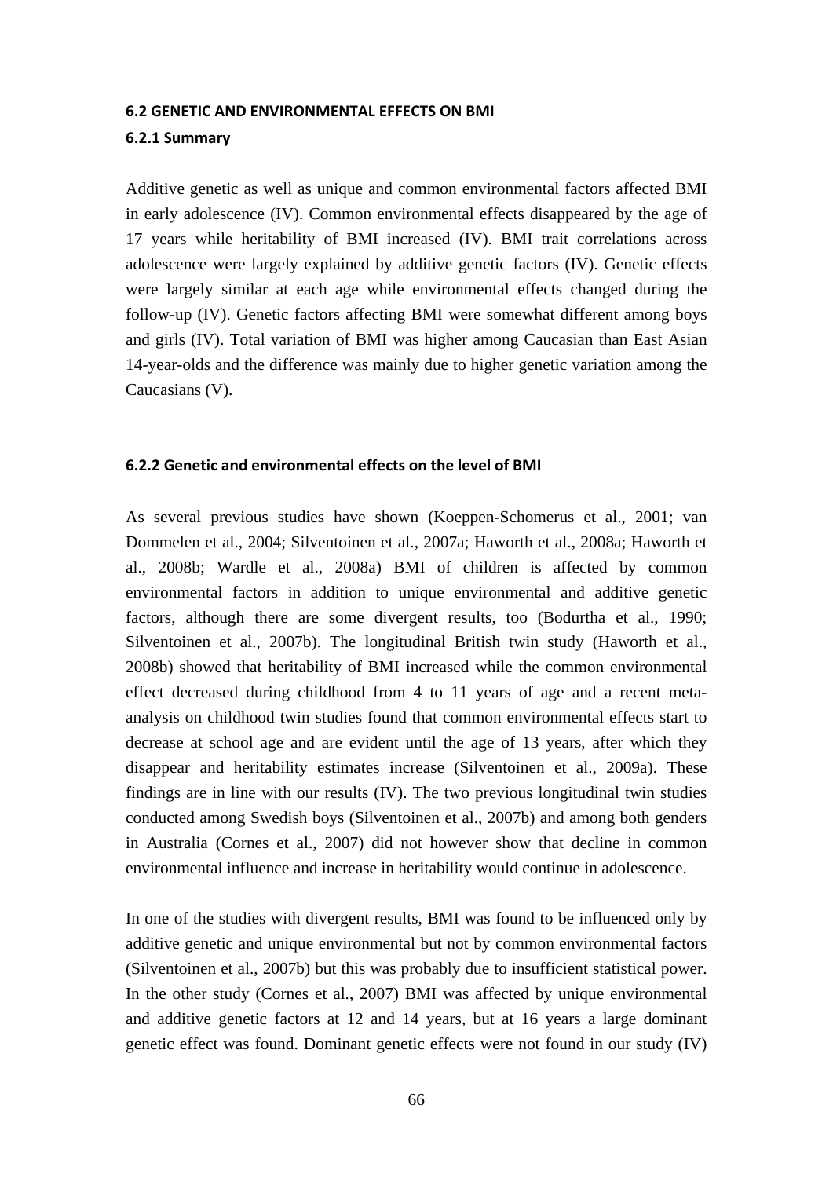### 6.2 GENETIC AND ENVIRONMENTAL EFFECTS ON BMI

#### 6.2.1 Summary

Additive genetic as well as unique and common environmental factors affected BMI in early adolescence (IV). Common environmental effects disappeared by the age of 17 years while heritability of BMI increased (IV). BMI trait correlations across adolescence were largely explained by additive genetic factors (IV). Genetic effects were largely similar at each age while environmental effects changed during the follow-up (IV). Genetic factors affecting BMI were somewhat different among boys and girls (IV). Total variation of BMI was higher among Caucasian than East Asian 14-year-olds and the difference was mainly due to higher genetic variation among the Caucasians (V).

#### 6.2.2 Genetic and environmental effects on the level of BMI

As several previous studies have shown (Koeppen-Schomerus et al., 2001; van Dommelen et al., 2004; Silventoinen et al., 2007a; Haworth et al., 2008a; Haworth et al., 2008b; Wardle et al., 2008a) BMI of children is affected by common environmental factors in addition to unique environmental and additive genetic factors, although there are some divergent results, too (Bodurtha et al., 1990; Silventoinen et al., 2007b). The longitudinal British twin study (Haworth et al., 2008b) showed that heritability of BMI increased while the common environmental effect decreased during childhood from 4 to 11 years of age and a recent meta-analysis on childhood twin studies found that common environmental effects start to decrease at school age and are evident until the age of 13 years, after which they disappear and heritability estimates increase (Silventoinen et al., 2009a). These findings are in line with our results (IV). The two previous longitudinal twin studies conducted among Swedish boys (Silventoinen et al., 2007b) and among both genders in Australia (Cornes et al., 2007) did not however show that decline in common environmental influence and increase in heritability would continue in adolescence.

In one of the studies with divergent results, BMI was found to be influenced only by additive genetic and unique environmental but not by common environmental factors (Silventoinen et al., 2007b) but this was probably due to insufficient statistical power. In the other study (Cornes et al., 2007) BMI was affected by unique environmental and additive genetic factors at 12 and 14 years, but at 16 years a large dominant genetic effect was found. Dominant genetic effects were not found in our study (IV)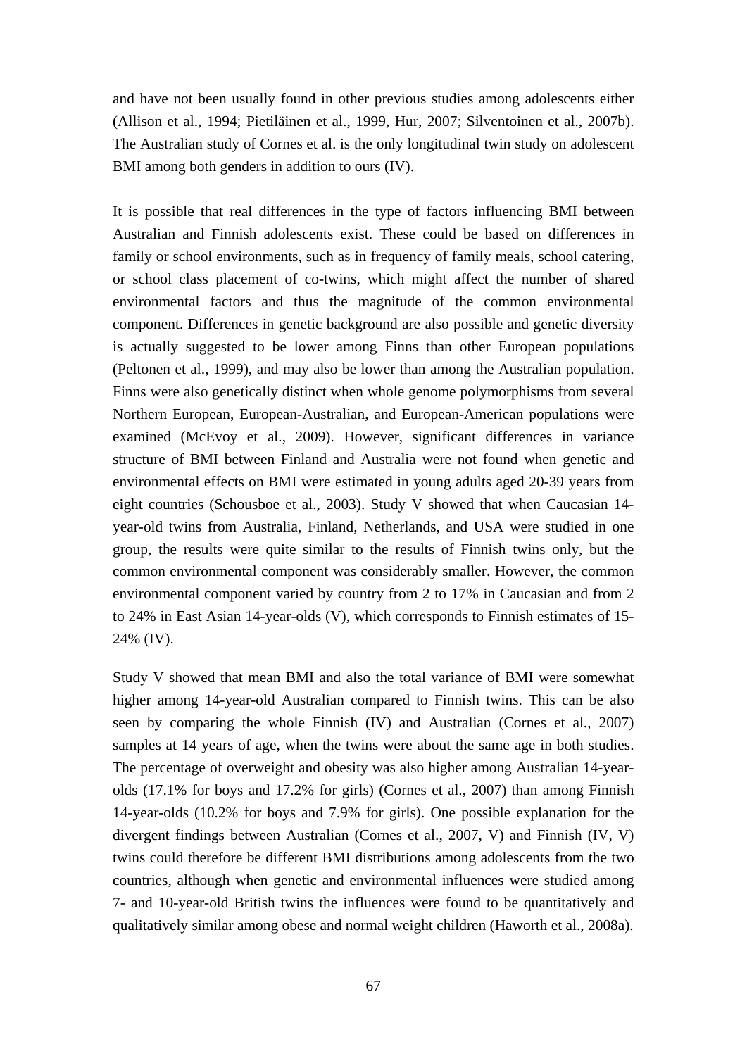and have not been usually found in other previous studies among adolescents either (Allison et al., 1994; Pietiläinen et al., 1999, Hur, 2007; Silventoinen et al., 2007b). The Australian study of Cornes et al. is the only longitudinal twin study on adolescent BMI among both genders in addition to ours (IV).

It is possible that real differences in the type of factors influencing BMI between Australian and Finnish adolescents exist. These could be based on differences in family or school environments, such as in frequency of family meals, school catering, or school class placement of co-twins, which might affect the number of shared environmental factors and thus the magnitude of the common environmental component. Differences in genetic background are also possible and genetic diversity is actually suggested to be lower among Finns than other European populations (Peltonen et al., 1999), and may also be lower than among the Australian population. Finns were also genetically distinct when whole genome polymorphisms from several Northern European, European-Australian, and European-American populations were examined (McEvoy et al., 2009). However, significant differences in variance structure of BMI between Finland and Australia were not found when genetic and environmental effects on BMI were estimated in young adults aged 20-39 years from eight countries (Schousboe et al., 2003). Study V showed that when Caucasian 14-year-old twins from Australia, Finland, Netherlands, and USA were studied in one group, the results were quite similar to the results of Finnish twins only, but the common environmental component was considerably smaller. However, the common environmental component varied by country from 2 to 17% in Caucasian and from 2 to 24% in East Asian 14-year-olds (V), which corresponds to Finnish estimates of 15-24% (IV).

Study V showed that mean BMI and also the total variance of BMI were somewhat higher among 14-year-old Australian compared to Finnish twins. This can be also seen by comparing the whole Finnish (IV) and Australian (Cornes et al., 2007) samples at 14 years of age, when the twins were about the same age in both studies. The percentage of overweight and obesity was also higher among Australian 14-year-olds (17.1% for boys and 17.2% for girls) (Cornes et al., 2007) than among Finnish 14-year-olds (10.2% for boys and 7.9% for girls). One possible explanation for the divergent findings between Australian (Cornes et al., 2007, V) and Finnish (IV, V) twins could therefore be different BMI distributions among adolescents from the two countries, although when genetic and environmental influences were studied among 7- and 10-year-old British twins the influences were found to be quantitatively and qualitatively similar among obese and normal weight children (Haworth et al., 2008a).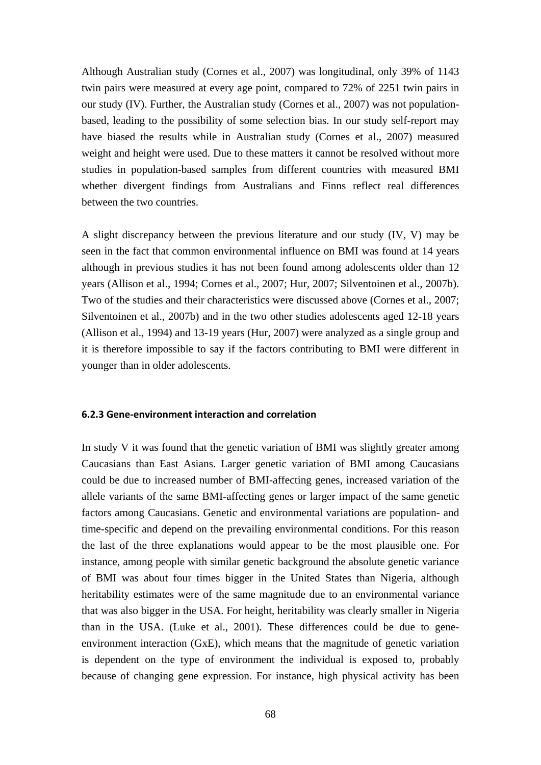Although Australian study (Cornes et al., 2007) was longitudinal, only 39% of 1143 twin pairs were measured at every age point, compared to 72% of 2251 twin pairs in our study (IV). Further, the Australian study (Cornes et al., 2007) was not population-based, leading to the possibility of some selection bias. In our study self-report may have biased the results while in Australian study (Cornes et al., 2007) measured weight and height were used. Due to these matters it cannot be resolved without more studies in population-based samples from different countries with measured BMI whether divergent findings from Australians and Finns reflect real differences between the two countries.

A slight discrepancy between the previous literature and our study (IV, V) may be seen in the fact that common environmental influence on BMI was found at 14 years although in previous studies it has not been found among adolescents older than 12 years (Allison et al., 1994; Cornes et al., 2007; Hur, 2007; Silventoinen et al., 2007b). Two of the studies and their characteristics were discussed above (Cornes et al., 2007; Silventoinen et al., 2007b) and in the two other studies adolescents aged 12-18 years (Allison et al., 1994) and 13-19 years (Hur, 2007) were analyzed as a single group and it is therefore impossible to say if the factors contributing to BMI were different in younger than in older adolescents.

### 6.2.3 Gene-environment interaction and correlation

In study V it was found that the genetic variation of BMI was slightly greater among Caucasians than East Asians. Larger genetic variation of BMI among Caucasians could be due to increased number of BMI-affecting genes, increased variation of the allele variants of the same BMI-affecting genes or larger impact of the same genetic factors among Caucasians. Genetic and environmental variations are population- and time-specific and depend on the prevailing environmental conditions. For this reason the last of the three explanations would appear to be the most plausible one. For instance, among people with similar genetic background the absolute genetic variance of BMI was about four times bigger in the United States than Nigeria, although heritability estimates were of the same magnitude due to an environmental variance that was also bigger in the USA. For height, heritability was clearly smaller in Nigeria than in the USA. (Luke et al., 2001). These differences could be due to gene-environment interaction (GxE), which means that the magnitude of genetic variation is dependent on the type of environment the individual is exposed to, probably because of changing gene expression. For instance, high physical activity has been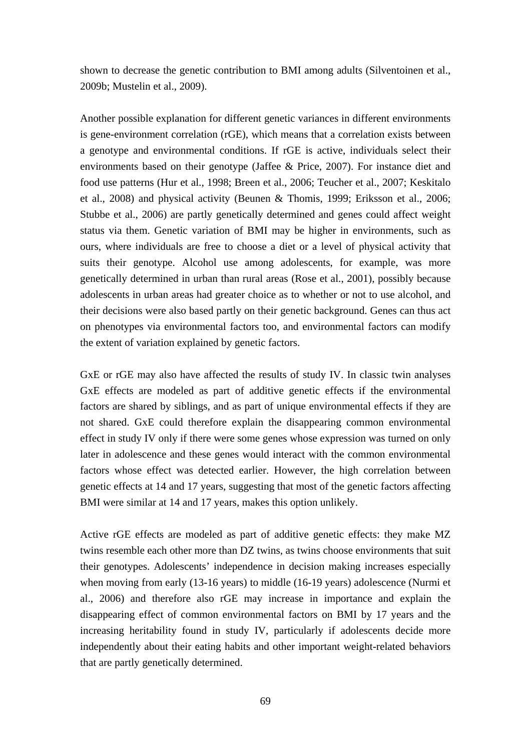shown to decrease the genetic contribution to BMI among adults (Silventoinen et al., 2009b; Mustelin et al., 2009).

Another possible explanation for different genetic variances in different environments is gene-environment correlation (rGE), which means that a correlation exists between a genotype and environmental conditions. If rGE is active, individuals select their environments based on their genotype (Jaffee & Price, 2007). For instance diet and food use patterns (Hur et al., 1998; Breen et al., 2006; Teucher et al., 2007; Keskitalo et al., 2008) and physical activity (Beunen & Thomis, 1999; Eriksson et al., 2006; Stubbe et al., 2006) are partly genetically determined and genes could affect weight status via them. Genetic variation of BMI may be higher in environments, such as ours, where individuals are free to choose a diet or a level of physical activity that suits their genotype. Alcohol use among adolescents, for example, was more genetically determined in urban than rural areas (Rose et al., 2001), possibly because adolescents in urban areas had greater choice as to whether or not to use alcohol, and their decisions were also based partly on their genetic background. Genes can thus act on phenotypes via environmental factors too, and environmental factors can modify the extent of variation explained by genetic factors.

GxE or rGE may also have affected the results of study IV. In classic twin analyses GxE effects are modeled as part of additive genetic effects if the environmental factors are shared by siblings, and as part of unique environmental effects if they are not shared. GxE could therefore explain the disappearing common environmental effect in study IV only if there were some genes whose expression was turned on only later in adolescence and these genes would interact with the common environmental factors whose effect was detected earlier. However, the high correlation between genetic effects at 14 and 17 years, suggesting that most of the genetic factors affecting BMI were similar at 14 and 17 years, makes this option unlikely.

Active rGE effects are modeled as part of additive genetic effects: they make MZ twins resemble each other more than DZ twins, as twins choose environments that suit their genotypes. Adolescents' independence in decision making increases especially when moving from early (13-16 years) to middle (16-19 years) adolescence (Nurmi et al., 2006) and therefore also rGE may increase in importance and explain the disappearing effect of common environmental factors on BMI by 17 years and the increasing heritability found in study IV, particularly if adolescents decide more independently about their eating habits and other important weight-related behaviors that are partly genetically determined.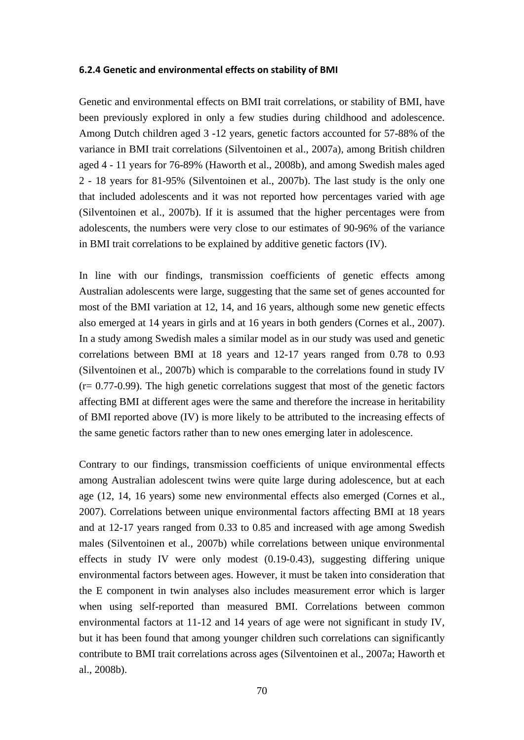#### 6.2.4 Genetic and environmental effects on stability of BMI

Genetic and environmental effects on BMI trait correlations, or stability of BMI, have been previously explored in only a few studies during childhood and adolescence. Among Dutch children aged 3 -12 years, genetic factors accounted for 57-88% of the variance in BMI trait correlations (Silventoinen et al., 2007a), among British children aged 4 - 11 years for 76-89% (Haworth et al., 2008b), and among Swedish males aged 2 - 18 years for 81-95% (Silventoinen et al., 2007b). The last study is the only one that included adolescents and it was not reported how percentages varied with age (Silventoinen et al., 2007b). If it is assumed that the higher percentages were from adolescents, the numbers were very close to our estimates of 90-96% of the variance in BMI trait correlations to be explained by additive genetic factors (IV).

In line with our findings, transmission coefficients of genetic effects among Australian adolescents were large, suggesting that the same set of genes accounted for most of the BMI variation at 12, 14, and 16 years, although some new genetic effects also emerged at 14 years in girls and at 16 years in both genders (Cornes et al., 2007). In a study among Swedish males a similar model as in our study was used and genetic correlations between BMI at 18 years and 12-17 years ranged from 0.78 to 0.93 (Silventoinen et al., 2007b) which is comparable to the correlations found in study IV (r= 0.77-0.99). The high genetic correlations suggest that most of the genetic factors affecting BMI at different ages were the same and therefore the increase in heritability of BMI reported above (IV) is more likely to be attributed to the increasing effects of the same genetic factors rather than to new ones emerging later in adolescence.

Contrary to our findings, transmission coefficients of unique environmental effects among Australian adolescent twins were quite large during adolescence, but at each age (12, 14, 16 years) some new environmental effects also emerged (Cornes et al., 2007). Correlations between unique environmental factors affecting BMI at 18 years and at 12-17 years ranged from 0.33 to 0.85 and increased with age among Swedish males (Silventoinen et al., 2007b) while correlations between unique environmental effects in study IV were only modest (0.19-0.43), suggesting differing unique environmental factors between ages. However, it must be taken into consideration that the E component in twin analyses also includes measurement error which is larger when using self-reported than measured BMI. Correlations between common environmental factors at 11-12 and 14 years of age were not significant in study IV, but it has been found that among younger children such correlations can significantly contribute to BMI trait correlations across ages (Silventoinen et al., 2007a; Haworth et al., 2008b).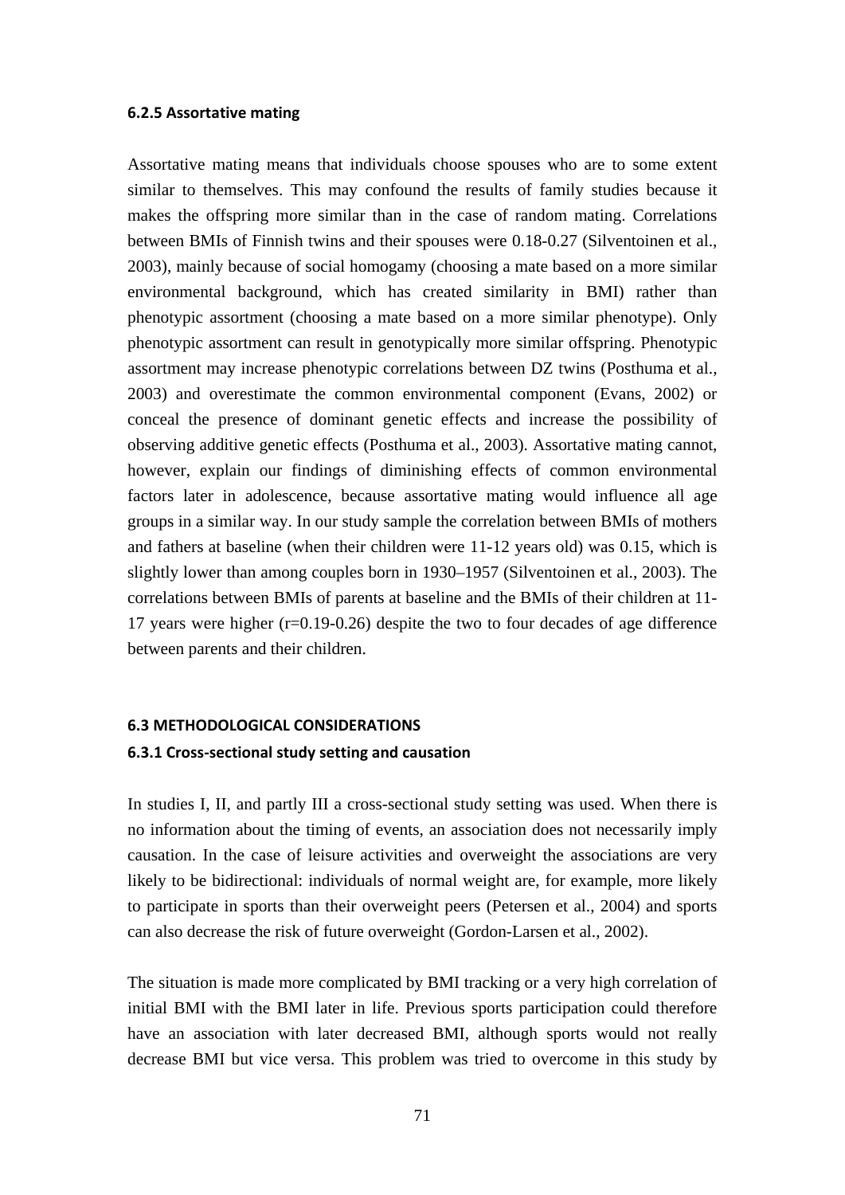### 6.2.5 Assortative mating

Assortative mating means that individuals choose spouses who are to some extent similar to themselves. This may confound the results of family studies because it makes the offspring more similar than in the case of random mating. Correlations between BMIs of Finnish twins and their spouses were 0.18-0.27 (Silventoinen et al., 2003), mainly because of social homogamy (choosing a mate based on a more similar environmental background, which has created similarity in BMI) rather than phenotypic assortment (choosing a mate based on a more similar phenotype). Only phenotypic assortment can result in genotypically more similar offspring. Phenotypic assortment may increase phenotypic correlations between DZ twins (Posthuma et al., 2003) and overestimate the common environmental component (Evans, 2002) or conceal the presence of dominant genetic effects and increase the possibility of observing additive genetic effects (Posthuma et al., 2003). Assortative mating cannot, however, explain our findings of diminishing effects of common environmental factors later in adolescence, because assortative mating would influence all age groups in a similar way. In our study sample the correlation between BMIs of mothers and fathers at baseline (when their children were 11-12 years old) was 0.15, which is slightly lower than among couples born in 1930–1957 (Silventoinen et al., 2003). The correlations between BMIs of parents at baseline and the BMIs of their children at 11-17 years were higher (r=0.19-0.26) despite the two to four decades of age difference between parents and their children.

## 6.3 METHODOLOGICAL CONSIDERATIONS

### 6.3.1 Cross-sectional study setting and causation

In studies I, II, and partly III a cross-sectional study setting was used. When there is no information about the timing of events, an association does not necessarily imply causation. In the case of leisure activities and overweight the associations are very likely to be bidirectional: individuals of normal weight are, for example, more likely to participate in sports than their overweight peers (Petersen et al., 2004) and sports can also decrease the risk of future overweight (Gordon-Larsen et al., 2002).

The situation is made more complicated by BMI tracking or a very high correlation of initial BMI with the BMI later in life. Previous sports participation could therefore have an association with later decreased BMI, although sports would not really decrease BMI but vice versa. This problem was tried to overcome in this study by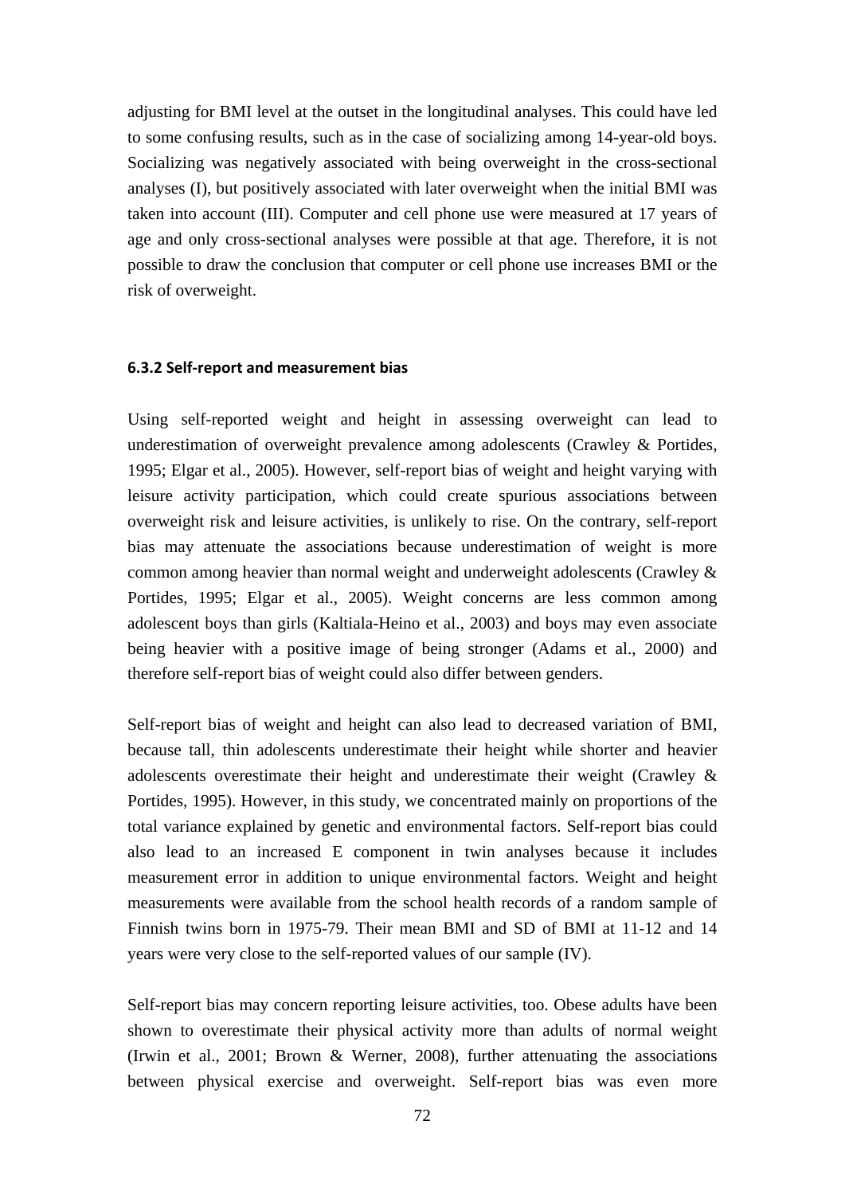adjusting for BMI level at the outset in the longitudinal analyses. This could have led to some confusing results, such as in the case of socializing among 14-year-old boys. Socializing was negatively associated with being overweight in the cross-sectional analyses (I), but positively associated with later overweight when the initial BMI was taken into account (III). Computer and cell phone use were measured at 17 years of age and only cross-sectional analyses were possible at that age. Therefore, it is not possible to draw the conclusion that computer or cell phone use increases BMI or the risk of overweight.

### 6.3.2 Self-report and measurement bias

Using self-reported weight and height in assessing overweight can lead to underestimation of overweight prevalence among adolescents (Crawley & Portides, 1995; Elgar et al., 2005). However, self-report bias of weight and height varying with leisure activity participation, which could create spurious associations between overweight risk and leisure activities, is unlikely to rise. On the contrary, self-report bias may attenuate the associations because underestimation of weight is more common among heavier than normal weight and underweight adolescents (Crawley & Portides, 1995; Elgar et al., 2005). Weight concerns are less common among adolescent boys than girls (Kaltiala-Heino et al., 2003) and boys may even associate being heavier with a positive image of being stronger (Adams et al., 2000) and therefore self-report bias of weight could also differ between genders.

Self-report bias of weight and height can also lead to decreased variation of BMI, because tall, thin adolescents underestimate their height while shorter and heavier adolescents overestimate their height and underestimate their weight (Crawley & Portides, 1995). However, in this study, we concentrated mainly on proportions of the total variance explained by genetic and environmental factors. Self-report bias could also lead to an increased E component in twin analyses because it includes measurement error in addition to unique environmental factors. Weight and height measurements were available from the school health records of a random sample of Finnish twins born in 1975-79. Their mean BMI and SD of BMI at 11-12 and 14 years were very close to the self-reported values of our sample (IV).

Self-report bias may concern reporting leisure activities, too. Obese adults have been shown to overestimate their physical activity more than adults of normal weight (Irwin et al., 2001; Brown & Werner, 2008), further attenuating the associations between physical exercise and overweight. Self-report bias was even more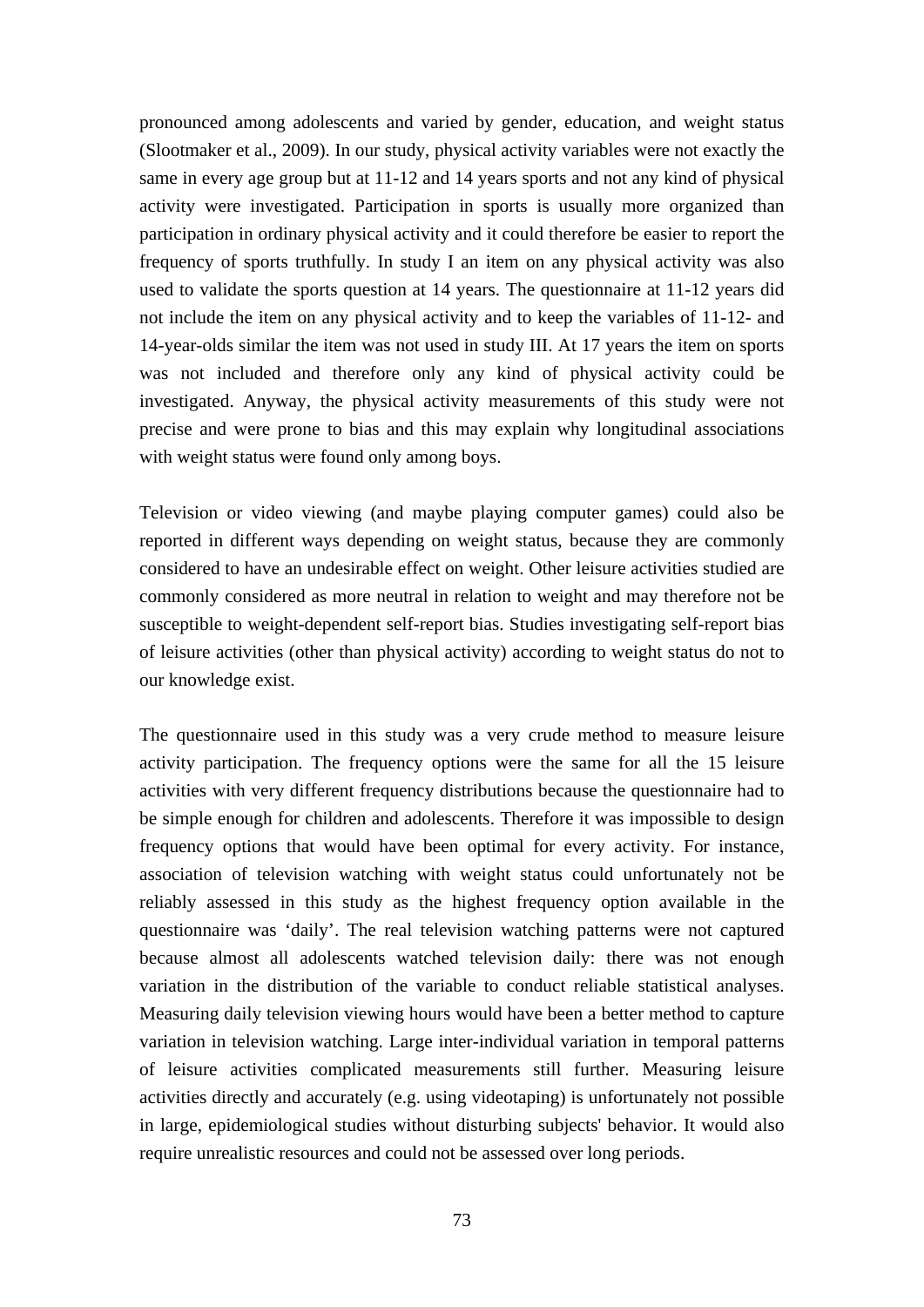pronounced among adolescents and varied by gender, education, and weight status (Slootmaker et al., 2009). In our study, physical activity variables were not exactly the same in every age group but at 11-12 and 14 years sports and not any kind of physical activity were investigated. Participation in sports is usually more organized than participation in ordinary physical activity and it could therefore be easier to report the frequency of sports truthfully. In study I an item on any physical activity was also used to validate the sports question at 14 years. The questionnaire at 11-12 years did not include the item on any physical activity and to keep the variables of 11-12- and 14-year-olds similar the item was not used in study III. At 17 years the item on sports was not included and therefore only any kind of physical activity could be investigated. Anyway, the physical activity measurements of this study were not precise and were prone to bias and this may explain why longitudinal associations with weight status were found only among boys.

Television or video viewing (and maybe playing computer games) could also be reported in different ways depending on weight status, because they are commonly considered to have an undesirable effect on weight. Other leisure activities studied are commonly considered as more neutral in relation to weight and may therefore not be susceptible to weight-dependent self-report bias. Studies investigating self-report bias of leisure activities (other than physical activity) according to weight status do not to our knowledge exist.

The questionnaire used in this study was a very crude method to measure leisure activity participation. The frequency options were the same for all the 15 leisure activities with very different frequency distributions because the questionnaire had to be simple enough for children and adolescents. Therefore it was impossible to design frequency options that would have been optimal for every activity. For instance, association of television watching with weight status could unfortunately not be reliably assessed in this study as the highest frequency option available in the questionnaire was 'daily'. The real television watching patterns were not captured because almost all adolescents watched television daily: there was not enough variation in the distribution of the variable to conduct reliable statistical analyses. Measuring daily television viewing hours would have been a better method to capture variation in television watching. Large inter-individual variation in temporal patterns of leisure activities complicated measurements still further. Measuring leisure activities directly and accurately (e.g. using videotaping) is unfortunately not possible in large, epidemiological studies without disturbing subjects' behavior. It would also require unrealistic resources and could not be assessed over long periods.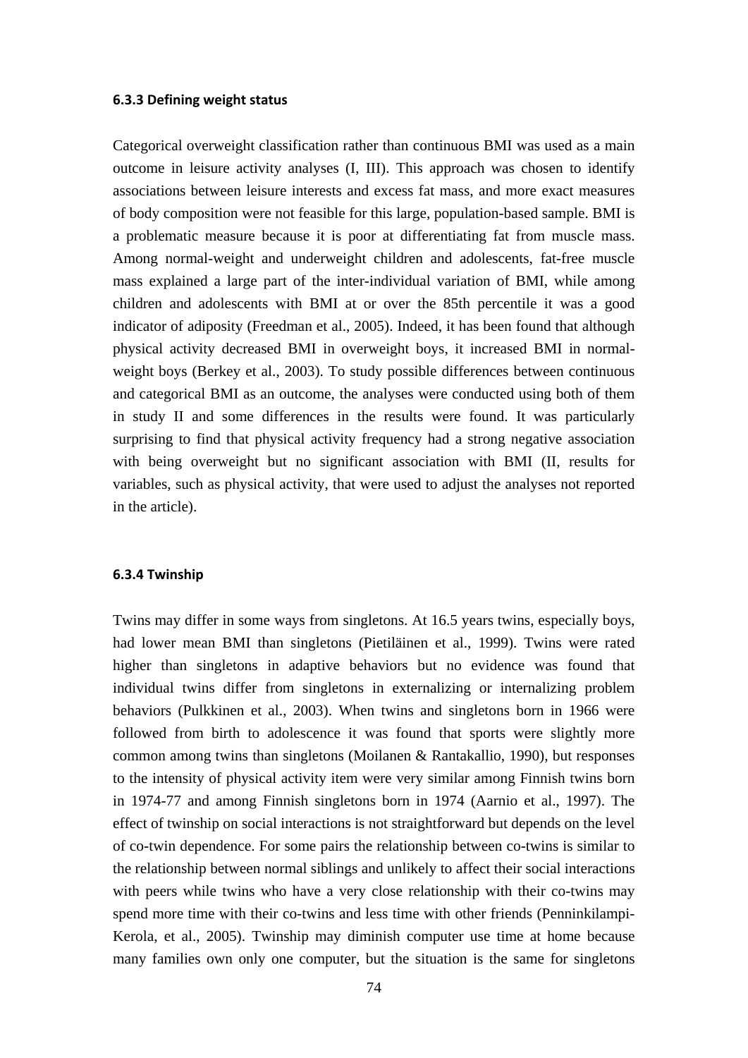#### 6.3.3 Defining weight status

Categorical overweight classification rather than continuous BMI was used as a main outcome in leisure activity analyses (I, III). This approach was chosen to identify associations between leisure interests and excess fat mass, and more exact measures of body composition were not feasible for this large, population-based sample. BMI is a problematic measure because it is poor at differentiating fat from muscle mass. Among normal-weight and underweight children and adolescents, fat-free muscle mass explained a large part of the inter-individual variation of BMI, while among children and adolescents with BMI at or over the 85th percentile it was a good indicator of adiposity (Freedman et al., 2005). Indeed, it has been found that although physical activity decreased BMI in overweight boys, it increased BMI in normal-weight boys (Berkey et al., 2003). To study possible differences between continuous and categorical BMI as an outcome, the analyses were conducted using both of them in study II and some differences in the results were found. It was particularly surprising to find that physical activity frequency had a strong negative association with being overweight but no significant association with BMI (II, results for variables, such as physical activity, that were used to adjust the analyses not reported in the article).

#### 6.3.4 Twinship

Twins may differ in some ways from singletons. At 16.5 years twins, especially boys, had lower mean BMI than singletons (Pietiläinen et al., 1999). Twins were rated higher than singletons in adaptive behaviors but no evidence was found that individual twins differ from singletons in externalizing or internalizing problem behaviors (Pulkkinen et al., 2003). When twins and singletons born in 1966 were followed from birth to adolescence it was found that sports were slightly more common among twins than singletons (Moilanen & Rantakallio, 1990), but responses to the intensity of physical activity item were very similar among Finnish twins born in 1974-77 and among Finnish singletons born in 1974 (Aarnio et al., 1997). The effect of twinship on social interactions is not straightforward but depends on the level of co-twin dependence. For some pairs the relationship between co-twins is similar to the relationship between normal siblings and unlikely to affect their social interactions with peers while twins who have a very close relationship with their co-twins may spend more time with their co-twins and less time with other friends (Penninkilampi-Kerola, et al., 2005). Twinship may diminish computer use time at home because many families own only one computer, but the situation is the same for singletons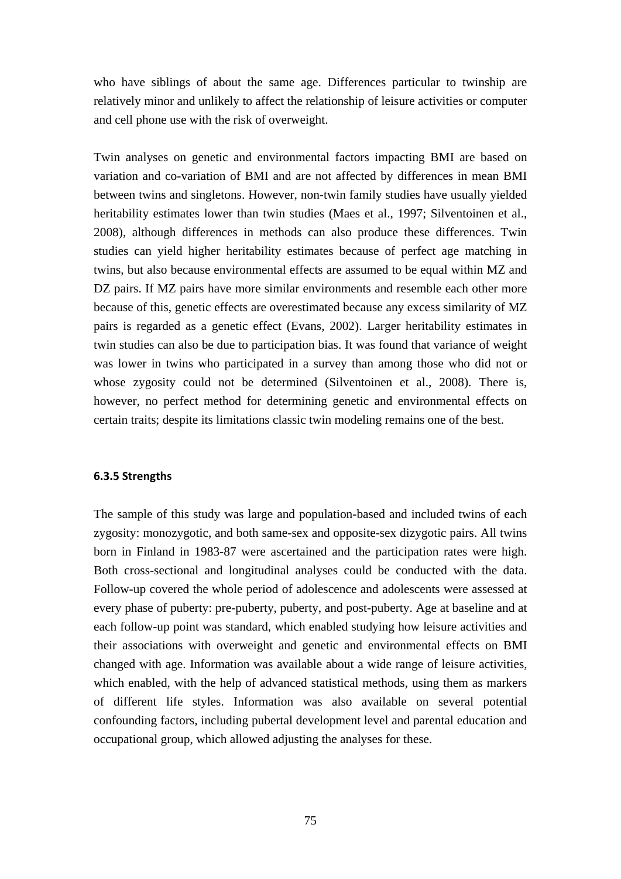who have siblings of about the same age. Differences particular to twinship are relatively minor and unlikely to affect the relationship of leisure activities or computer and cell phone use with the risk of overweight.

Twin analyses on genetic and environmental factors impacting BMI are based on variation and co-variation of BMI and are not affected by differences in mean BMI between twins and singletons. However, non-twin family studies have usually yielded heritability estimates lower than twin studies (Maes et al., 1997; Silventoinen et al., 2008), although differences in methods can also produce these differences. Twin studies can yield higher heritability estimates because of perfect age matching in twins, but also because environmental effects are assumed to be equal within MZ and DZ pairs. If MZ pairs have more similar environments and resemble each other more because of this, genetic effects are overestimated because any excess similarity of MZ pairs is regarded as a genetic effect (Evans, 2002). Larger heritability estimates in twin studies can also be due to participation bias. It was found that variance of weight was lower in twins who participated in a survey than among those who did not or whose zygosity could not be determined (Silventoinen et al., 2008). There is, however, no perfect method for determining genetic and environmental effects on certain traits; despite its limitations classic twin modeling remains one of the best.

#### 6.3.5 Strengths

The sample of this study was large and population-based and included twins of each zygosity: monozygotic, and both same-sex and opposite-sex dizygotic pairs. All twins born in Finland in 1983-87 were ascertained and the participation rates were high. Both cross-sectional and longitudinal analyses could be conducted with the data. Follow-up covered the whole period of adolescence and adolescents were assessed at every phase of puberty: pre-puberty, puberty, and post-puberty. Age at baseline and at each follow-up point was standard, which enabled studying how leisure activities and their associations with overweight and genetic and environmental effects on BMI changed with age. Information was available about a wide range of leisure activities, which enabled, with the help of advanced statistical methods, using them as markers of different life styles. Information was also available on several potential confounding factors, including pubertal development level and parental education and occupational group, which allowed adjusting the analyses for these.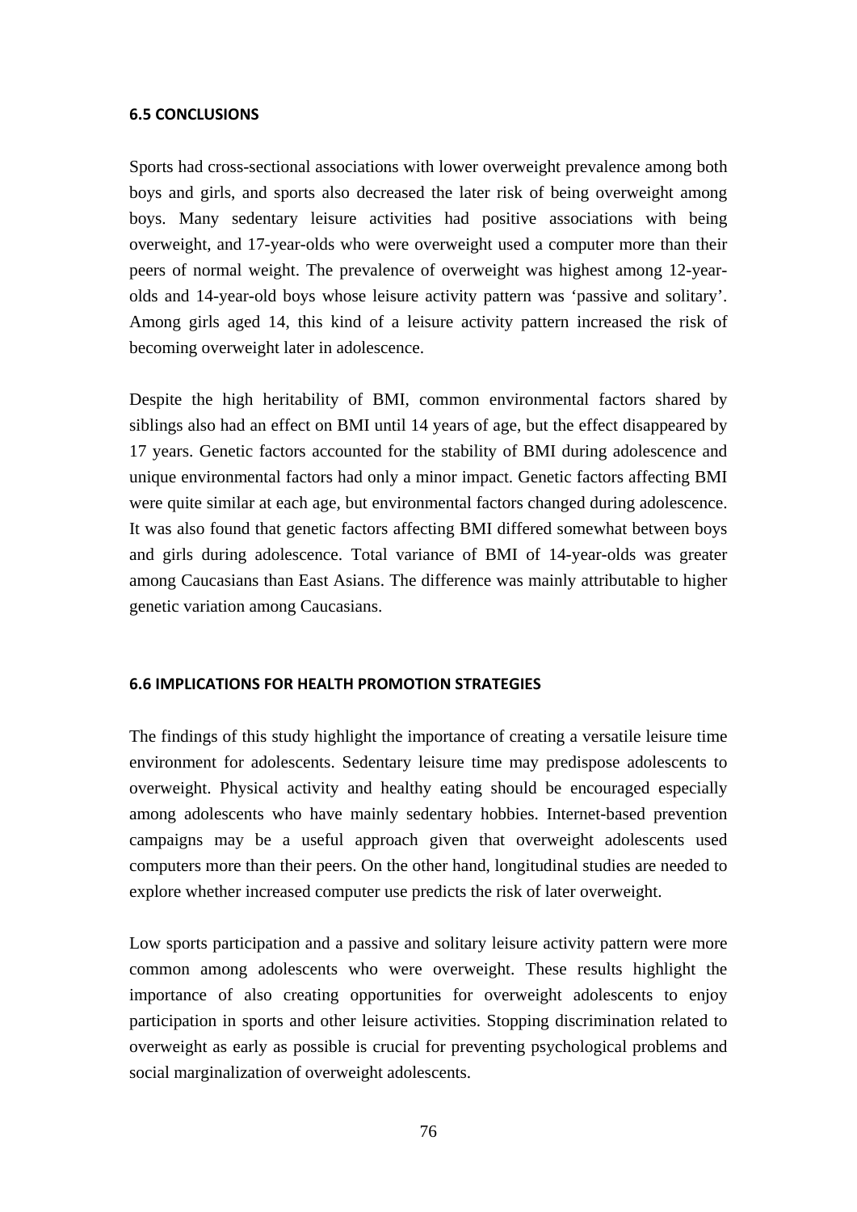### 6.5 CONCLUSIONS

Sports had cross-sectional associations with lower overweight prevalence among both boys and girls, and sports also decreased the later risk of being overweight among boys. Many sedentary leisure activities had positive associations with being overweight, and 17-year-olds who were overweight used a computer more than their peers of normal weight. The prevalence of overweight was highest among 12-year-olds and 14-year-old boys whose leisure activity pattern was 'passive and solitary'. Among girls aged 14, this kind of a leisure activity pattern increased the risk of becoming overweight later in adolescence.

Despite the high heritability of BMI, common environmental factors shared by siblings also had an effect on BMI until 14 years of age, but the effect disappeared by 17 years. Genetic factors accounted for the stability of BMI during adolescence and unique environmental factors had only a minor impact. Genetic factors affecting BMI were quite similar at each age, but environmental factors changed during adolescence. It was also found that genetic factors affecting BMI differed somewhat between boys and girls during adolescence. Total variance of BMI of 14-year-olds was greater among Caucasians than East Asians. The difference was mainly attributable to higher genetic variation among Caucasians.

### 6.6 IMPLICATIONS FOR HEALTH PROMOTION STRATEGIES

The findings of this study highlight the importance of creating a versatile leisure time environment for adolescents. Sedentary leisure time may predispose adolescents to overweight. Physical activity and healthy eating should be encouraged especially among adolescents who have mainly sedentary hobbies. Internet-based prevention campaigns may be a useful approach given that overweight adolescents used computers more than their peers. On the other hand, longitudinal studies are needed to explore whether increased computer use predicts the risk of later overweight.

Low sports participation and a passive and solitary leisure activity pattern were more common among adolescents who were overweight. These results highlight the importance of also creating opportunities for overweight adolescents to enjoy participation in sports and other leisure activities. Stopping discrimination related to overweight as early as possible is crucial for preventing psychological problems and social marginalization of overweight adolescents.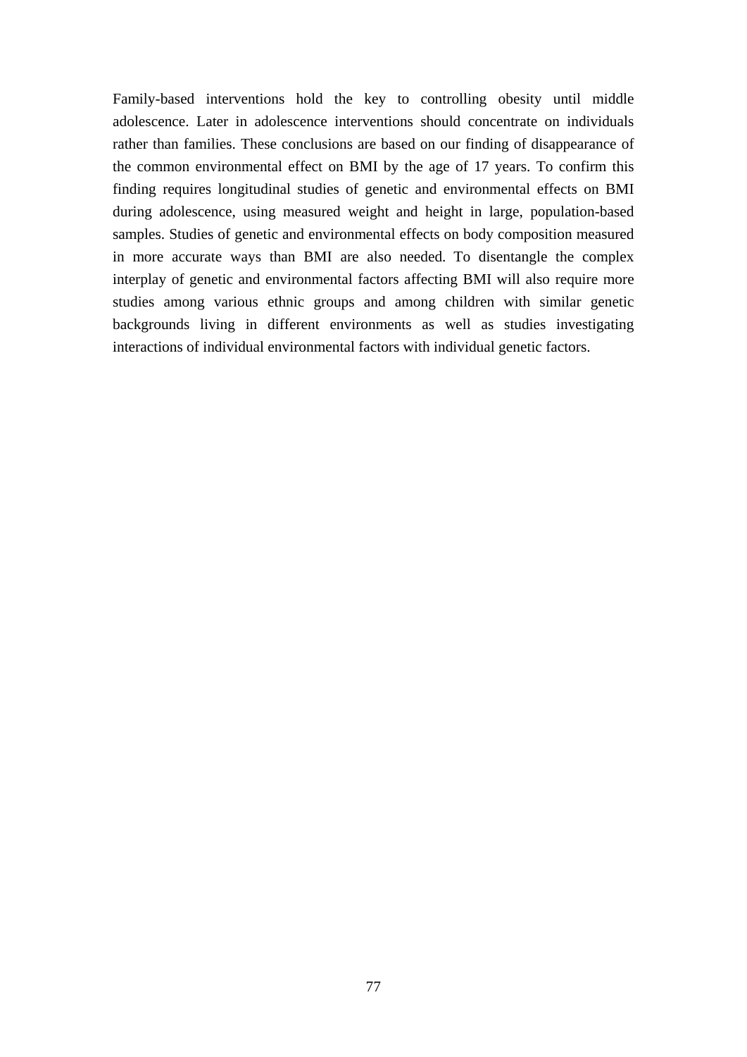Family-based interventions hold the key to controlling obesity until middle adolescence. Later in adolescence interventions should concentrate on individuals rather than families. These conclusions are based on our finding of disappearance of the common environmental effect on BMI by the age of 17 years. To confirm this finding requires longitudinal studies of genetic and environmental effects on BMI during adolescence, using measured weight and height in large, population-based samples. Studies of genetic and environmental effects on body composition measured in more accurate ways than BMI are also needed. To disentangle the complex interplay of genetic and environmental factors affecting BMI will also require more studies among various ethnic groups and among children with similar genetic backgrounds living in different environments as well as studies investigating interactions of individual environmental factors with individual genetic factors.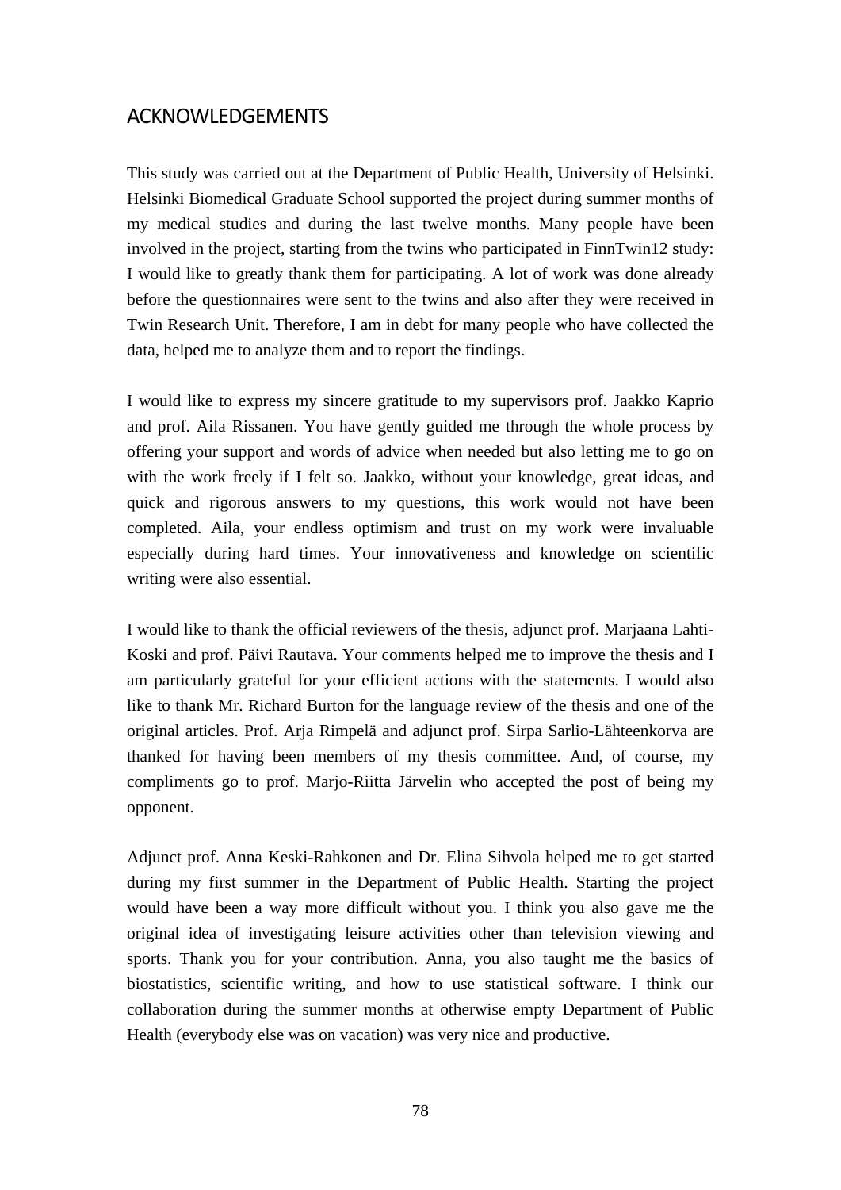## ACKNOWLEDGEMENTS

This study was carried out at the Department of Public Health, University of Helsinki. Helsinki Biomedical Graduate School supported the project during summer months of my medical studies and during the last twelve months. Many people have been involved in the project, starting from the twins who participated in FinnTwin12 study: I would like to greatly thank them for participating. A lot of work was done already before the questionnaires were sent to the twins and also after they were received in Twin Research Unit. Therefore, I am in debt for many people who have collected the data, helped me to analyze them and to report the findings.

I would like to express my sincere gratitude to my supervisors prof. Jaakko Kaprio and prof. Aila Rissanen. You have gently guided me through the whole process by offering your support and words of advice when needed but also letting me to go on with the work freely if I felt so. Jaakko, without your knowledge, great ideas, and quick and rigorous answers to my questions, this work would not have been completed. Aila, your endless optimism and trust on my work were invaluable especially during hard times. Your innovativeness and knowledge on scientific writing were also essential.

I would like to thank the official reviewers of the thesis, adjunct prof. Marjaana Lahti-Koski and prof. Päivi Rautava. Your comments helped me to improve the thesis and I am particularly grateful for your efficient actions with the statements. I would also like to thank Mr. Richard Burton for the language review of the thesis and one of the original articles. Prof. Arja Rimpelä and adjunct prof. Sirpa Sarlio-Lähteenkorva are thanked for having been members of my thesis committee. And, of course, my compliments go to prof. Marjo-Riitta Järvelin who accepted the post of being my opponent.

Adjunct prof. Anna Keski-Rahkonen and Dr. Elina Sihvola helped me to get started during my first summer in the Department of Public Health. Starting the project would have been a way more difficult without you. I think you also gave me the original idea of investigating leisure activities other than television viewing and sports. Thank you for your contribution. Anna, you also taught me the basics of biostatistics, scientific writing, and how to use statistical software. I think our collaboration during the summer months at otherwise empty Department of Public Health (everybody else was on vacation) was very nice and productive.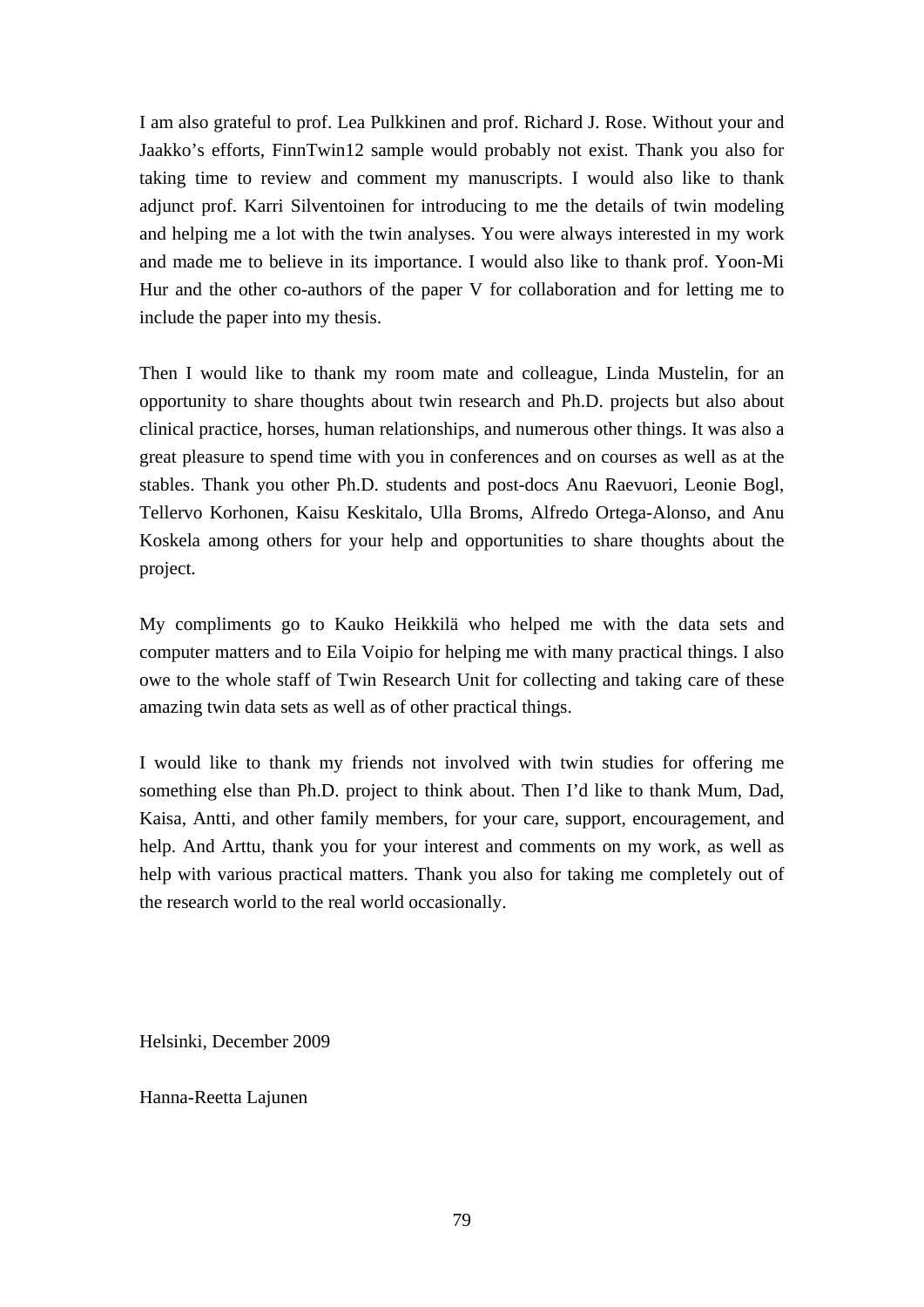I am also grateful to prof. Lea Pulkkinen and prof. Richard J. Rose. Without your and Jaakko's efforts, FinnTwin12 sample would probably not exist. Thank you also for taking time to review and comment my manuscripts. I would also like to thank adjunct prof. Karri Silventoinen for introducing to me the details of twin modeling and helping me a lot with the twin analyses. You were always interested in my work and made me to believe in its importance. I would also like to thank prof. Yoon-Mi Hur and the other co-authors of the paper V for collaboration and for letting me to include the paper into my thesis.

Then I would like to thank my room mate and colleague, Linda Mustelin, for an opportunity to share thoughts about twin research and Ph.D. projects but also about clinical practice, horses, human relationships, and numerous other things. It was also a great pleasure to spend time with you in conferences and on courses as well as at the stables. Thank you other Ph.D. students and post-docs Anu Raevuori, Leonie Bogl, Tellervo Korhonen, Kaisu Keskitalo, Ulla Broms, Alfredo Ortega-Alonso, and Anu Koskela among others for your help and opportunities to share thoughts about the project.

My compliments go to Kauko Heikkilä who helped me with the data sets and computer matters and to Eila Voipio for helping me with many practical things. I also owe to the whole staff of Twin Research Unit for collecting and taking care of these amazing twin data sets as well as of other practical things.

I would like to thank my friends not involved with twin studies for offering me something else than Ph.D. project to think about. Then I'd like to thank Mum, Dad, Kaisa, Antti, and other family members, for your care, support, encouragement, and help. And Arttu, thank you for your interest and comments on my work, as well as help with various practical matters. Thank you also for taking me completely out of the research world to the real world occasionally.

Helsinki, December 2009

Hanna-Reetta Lajunen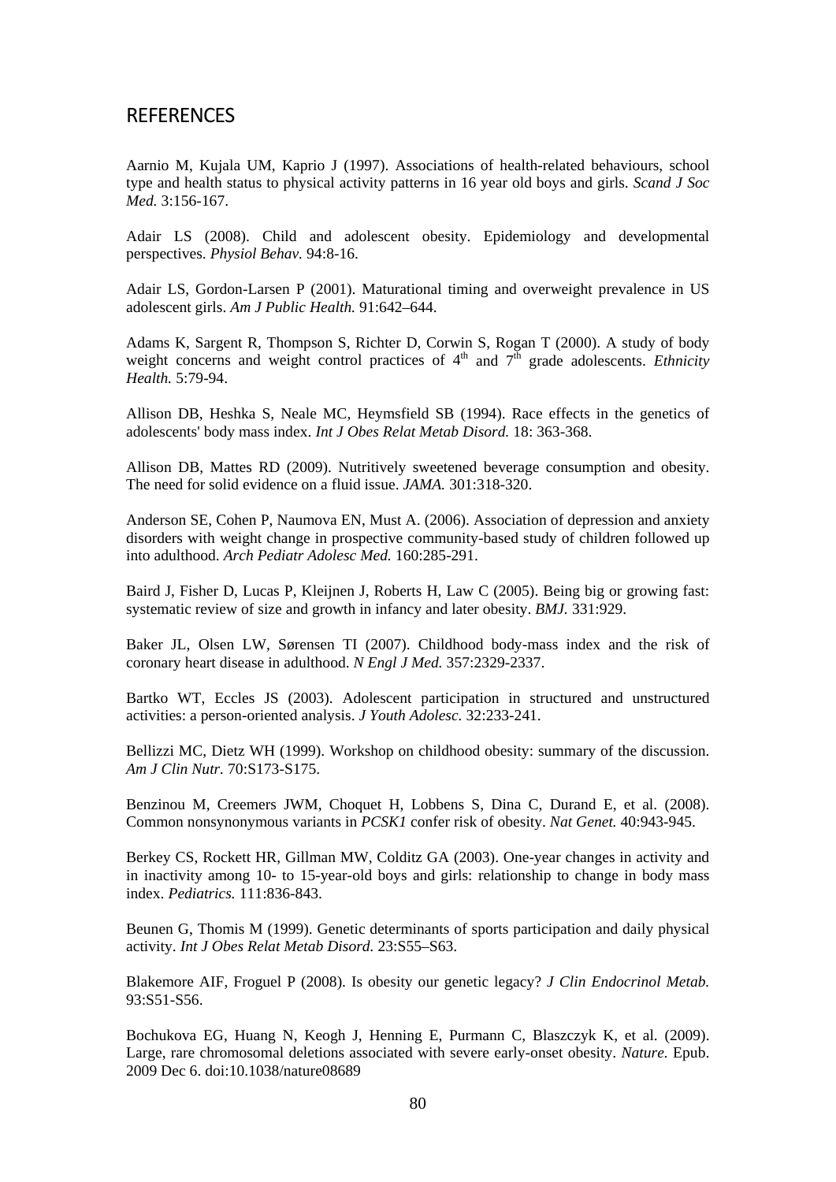## REFERENCES

Aarnio M, Kujala UM, Kaprio J (1997). Associations of health-related behaviours, school type and health status to physical activity patterns in 16 year old boys and girls. *Scand J Soc Med.* 3:156-167.

Adair LS (2008). Child and adolescent obesity. Epidemiology and developmental perspectives. *Physiol Behav.* 94:8-16.

Adair LS, Gordon-Larsen P (2001). Maturational timing and overweight prevalence in US adolescent girls. *Am J Public Health.* 91:642–644.

Adams K, Sargent R, Thompson S, Richter D, Corwin S, Rogan T (2000). A study of body weight concerns and weight control practices of 4th and 7th grade adolescents. *Ethnicity Health.* 5:79-94.

Allison DB, Heshka S, Neale MC, Heymsfield SB (1994). Race effects in the genetics of adolescents' body mass index. *Int J Obes Relat Metab Disord.* 18: 363-368.

Allison DB, Mattes RD (2009). Nutritively sweetened beverage consumption and obesity. The need for solid evidence on a fluid issue. *JAMA.* 301:318-320.

Anderson SE, Cohen P, Naumova EN, Must A. (2006). Association of depression and anxiety disorders with weight change in prospective community-based study of children followed up into adulthood. *Arch Pediatr Adolesc Med.* 160:285-291.

Baird J, Fisher D, Lucas P, Kleijnen J, Roberts H, Law C (2005). Being big or growing fast: systematic review of size and growth in infancy and later obesity. *BMJ.* 331:929.

Baker JL, Olsen LW, Sørensen TI (2007). Childhood body-mass index and the risk of coronary heart disease in adulthood. *N Engl J Med.* 357:2329-2337.

Bartko WT, Eccles JS (2003). Adolescent participation in structured and unstructured activities: a person-oriented analysis. *J Youth Adolesc.* 32:233-241.

Bellizzi MC, Dietz WH (1999). Workshop on childhood obesity: summary of the discussion. *Am J Clin Nutr.* 70:S173-S175.

Benzinou M, Creemers JWM, Choquet H, Lobbens S, Dina C, Durand E, et al. (2008). Common nonsynonymous variants in *PCSK1* confer risk of obesity. *Nat Genet.* 40:943-945.

Berkey CS, Rockett HR, Gillman MW, Colditz GA (2003). One-year changes in activity and in inactivity among 10- to 15-year-old boys and girls: relationship to change in body mass index. *Pediatrics.* 111:836-843.

Beunen G, Thomis M (1999). Genetic determinants of sports participation and daily physical activity. *Int J Obes Relat Metab Disord.* 23:S55–S63.

Blakemore AIF, Froguel P (2008). Is obesity our genetic legacy? *J Clin Endocrinol Metab.* 93:S51-S56.

Bochukova EG, Huang N, Keogh J, Henning E, Purmann C, Blaszczyk K, et al. (2009). Large, rare chromosomal deletions associated with severe early-onset obesity. *Nature.* Epub. 2009 Dec 6. doi:10.1038/nature08689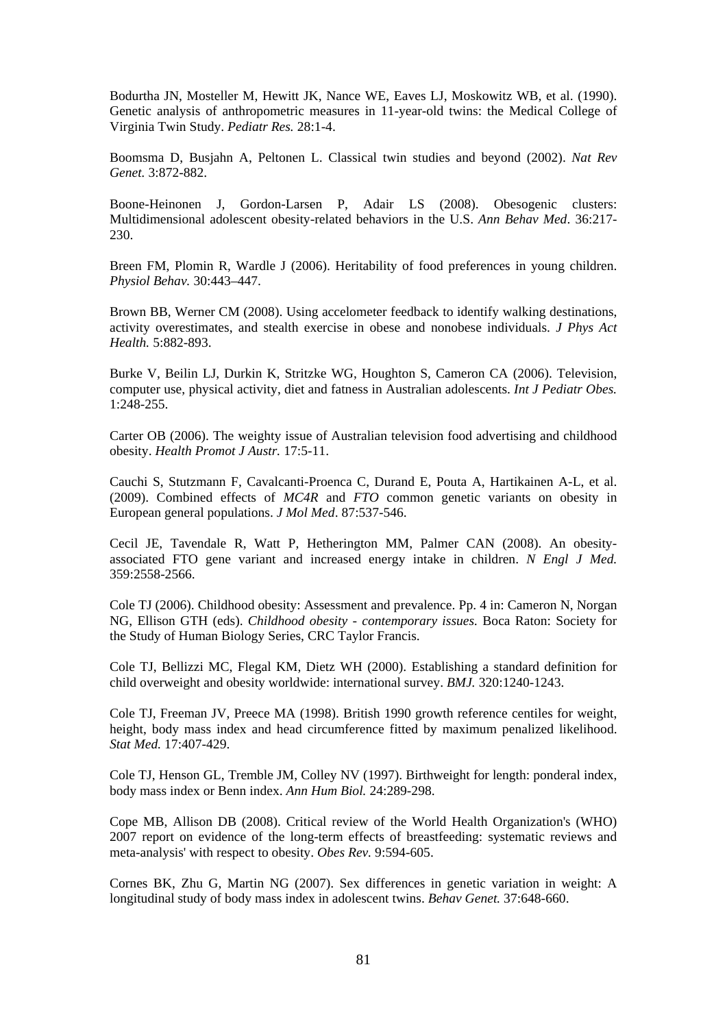Bodurtha JN, Mosteller M, Hewitt JK, Nance WE, Eaves LJ, Moskowitz WB, et al. (1990). Genetic analysis of anthropometric measures in 11-year-old twins: the Medical College of Virginia Twin Study. *Pediatr Res.* 28:1-4.

Boomsma D, Busjahn A, Peltonen L. Classical twin studies and beyond (2002). *Nat Rev Genet.* 3:872-882.

Boone-Heinonen J, Gordon-Larsen P, Adair LS (2008). Obesogenic clusters: Multidimensional adolescent obesity-related behaviors in the U.S. *Ann Behav Med*. 36:217-230.

Breen FM, Plomin R, Wardle J (2006). Heritability of food preferences in young children. *Physiol Behav.* 30:443–447.

Brown BB, Werner CM (2008). Using accelometer feedback to identify walking destinations, activity overestimates, and stealth exercise in obese and nonobese individuals. *J Phys Act Health.* 5:882-893.

Burke V, Beilin LJ, Durkin K, Stritzke WG, Houghton S, Cameron CA (2006). Television, computer use, physical activity, diet and fatness in Australian adolescents. *Int J Pediatr Obes.* 1:248-255.

Carter OB (2006). The weighty issue of Australian television food advertising and childhood obesity. *Health Promot J Austr.* 17:5-11.

Cauchi S, Stutzmann F, Cavalcanti-Proenca C, Durand E, Pouta A, Hartikainen A-L, et al. (2009). Combined effects of *MC4R* and *FTO* common genetic variants on obesity in European general populations. *J Mol Med*. 87:537-546.

Cecil JE, Tavendale R, Watt P, Hetherington MM, Palmer CAN (2008). An obesity-associated FTO gene variant and increased energy intake in children. *N Engl J Med.* 359:2558-2566.

Cole TJ (2006). Childhood obesity: Assessment and prevalence. Pp. 4 in: Cameron N, Norgan NG, Ellison GTH (eds). *Childhood obesity - contemporary issues.* Boca Raton: Society for the Study of Human Biology Series, CRC Taylor Francis.

Cole TJ, Bellizzi MC, Flegal KM, Dietz WH (2000). Establishing a standard definition for child overweight and obesity worldwide: international survey. *BMJ.* 320:1240-1243.

Cole TJ, Freeman JV, Preece MA (1998). British 1990 growth reference centiles for weight, height, body mass index and head circumference fitted by maximum penalized likelihood. *Stat Med.* 17:407-429.

Cole TJ, Henson GL, Tremble JM, Colley NV (1997). Birthweight for length: ponderal index, body mass index or Benn index. *Ann Hum Biol.* 24:289-298.

Cope MB, Allison DB (2008). Critical review of the World Health Organization's (WHO) 2007 report on evidence of the long-term effects of breastfeeding: systematic reviews and meta-analysis' with respect to obesity. *Obes Rev.* 9:594-605.

Cornes BK, Zhu G, Martin NG (2007). Sex differences in genetic variation in weight: A longitudinal study of body mass index in adolescent twins. *Behav Genet.* 37:648-660.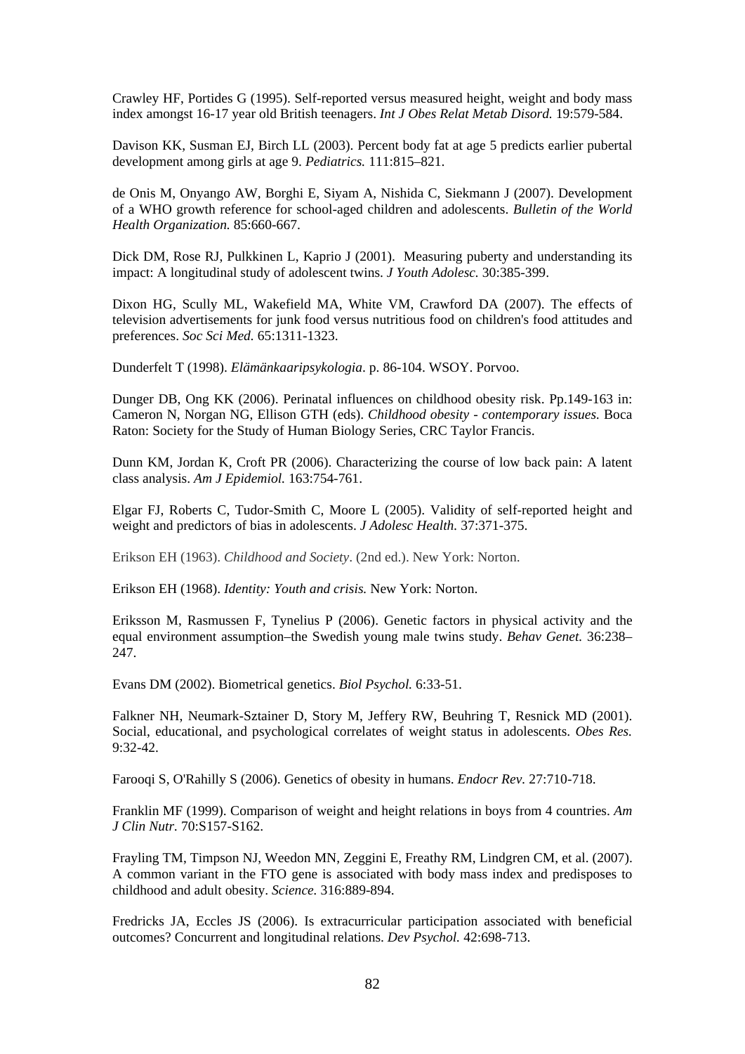Crawley HF, Portides G (1995). Self-reported versus measured height, weight and body mass index amongst 16-17 year old British teenagers. *Int J Obes Relat Metab Disord.* 19:579-584.

Davison KK, Susman EJ, Birch LL (2003). Percent body fat at age 5 predicts earlier pubertal development among girls at age 9. *Pediatrics.* 111:815–821.

de Onis M, Onyango AW, Borghi E, Siyam A, Nishida C, Siekmann J (2007). Development of a WHO growth reference for school-aged children and adolescents. *Bulletin of the World Health Organization.* 85:660-667.

Dick DM, Rose RJ, Pulkkinen L, Kaprio J (2001). Measuring puberty and understanding its impact: A longitudinal study of adolescent twins. *J Youth Adolesc.* 30:385-399.

Dixon HG, Scully ML, Wakefield MA, White VM, Crawford DA (2007). The effects of television advertisements for junk food versus nutritious food on children's food attitudes and preferences. *Soc Sci Med.* 65:1311-1323.

Dunderfelt T (1998). *Elämänkaaripsykologia*. p. 86-104. WSOY. Porvoo.

Dunger DB, Ong KK (2006). Perinatal influences on childhood obesity risk. Pp.149-163 in: Cameron N, Norgan NG, Ellison GTH (eds). *Childhood obesity - contemporary issues.* Boca Raton: Society for the Study of Human Biology Series, CRC Taylor Francis.

Dunn KM, Jordan K, Croft PR (2006). Characterizing the course of low back pain: A latent class analysis. *Am J Epidemiol.* 163:754-761.

Elgar FJ, Roberts C, Tudor-Smith C, Moore L (2005). Validity of self-reported height and weight and predictors of bias in adolescents. *J Adolesc Health.* 37:371-375.

Erikson EH (1963). *Childhood and Society*. (2nd ed.). New York: Norton.

Erikson EH (1968). *Identity: Youth and crisis.* New York: Norton.

Eriksson M, Rasmussen F, Tynelius P (2006). Genetic factors in physical activity and the equal environment assumption–the Swedish young male twins study. *Behav Genet.* 36:238–247.

Evans DM (2002). Biometrical genetics. *Biol Psychol.* 6:33-51.

Falkner NH, Neumark-Sztainer D, Story M, Jeffery RW, Beuhring T, Resnick MD (2001). Social, educational, and psychological correlates of weight status in adolescents. *Obes Res.* 9:32-42.

Farooqi S, O'Rahilly S (2006). Genetics of obesity in humans. *Endocr Rev.* 27:710-718.

Franklin MF (1999). Comparison of weight and height relations in boys from 4 countries. *Am J Clin Nutr.* 70:S157-S162.

Frayling TM, Timpson NJ, Weedon MN, Zeggini E, Freathy RM, Lindgren CM, et al. (2007). A common variant in the FTO gene is associated with body mass index and predisposes to childhood and adult obesity. *Science.* 316:889-894.

Fredricks JA, Eccles JS (2006). Is extracurricular participation associated with beneficial outcomes? Concurrent and longitudinal relations. *Dev Psychol.* 42:698-713.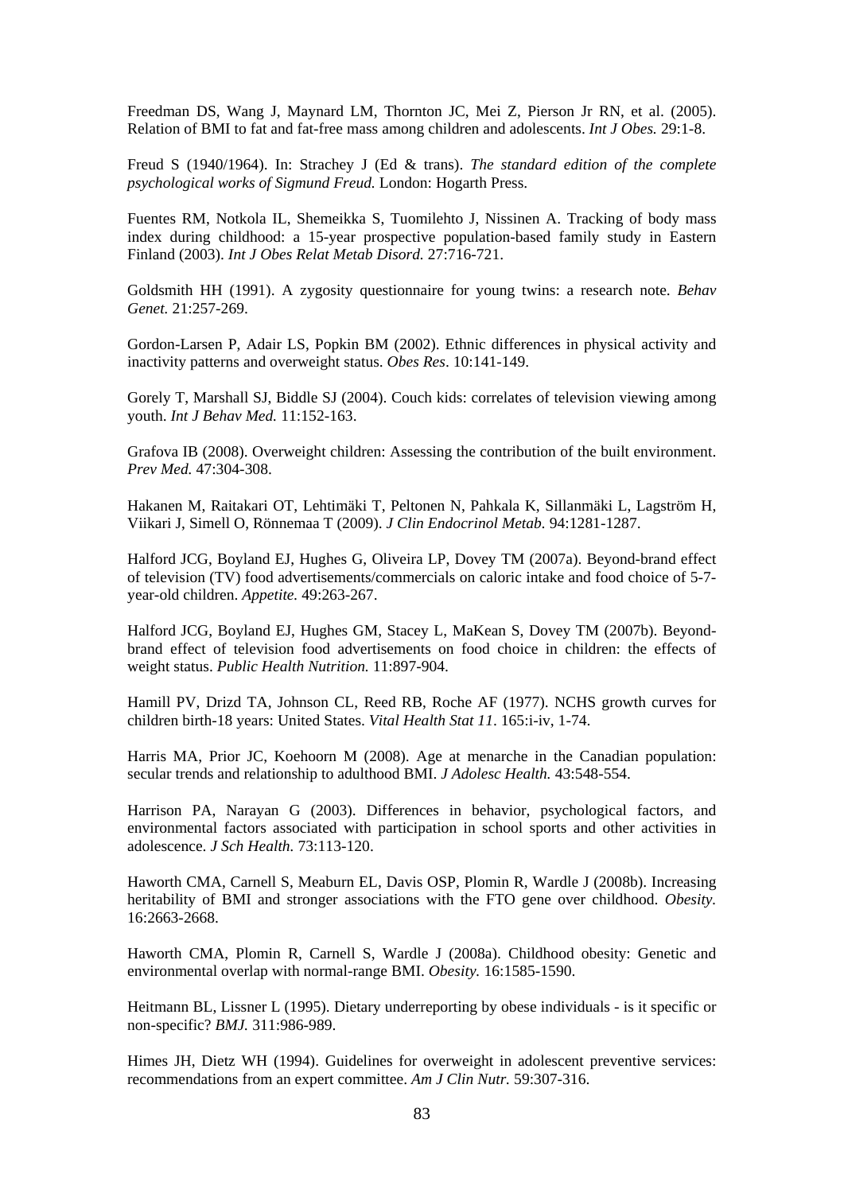Freedman DS, Wang J, Maynard LM, Thornton JC, Mei Z, Pierson Jr RN, et al. (2005). Relation of BMI to fat and fat-free mass among children and adolescents. *Int J Obes.* 29:1-8.

Freud S (1940/1964). In: Strachey J (Ed & trans). *The standard edition of the complete psychological works of Sigmund Freud.* London: Hogarth Press.

Fuentes RM, Notkola IL, Shemeikka S, Tuomilehto J, Nissinen A. Tracking of body mass index during childhood: a 15-year prospective population-based family study in Eastern Finland (2003). *Int J Obes Relat Metab Disord.* 27:716-721.

Goldsmith HH (1991). A zygosity questionnaire for young twins: a research note. *Behav Genet.* 21:257-269.

Gordon-Larsen P, Adair LS, Popkin BM (2002). Ethnic differences in physical activity and inactivity patterns and overweight status. *Obes Res*. 10:141-149.

Gorely T, Marshall SJ, Biddle SJ (2004). Couch kids: correlates of television viewing among youth. *Int J Behav Med.* 11:152-163.

Grafova IB (2008). Overweight children: Assessing the contribution of the built environment. *Prev Med.* 47:304-308.

Hakanen M, Raitakari OT, Lehtimäki T, Peltonen N, Pahkala K, Sillanmäki L, Lagström H, Viikari J, Simell O, Rönnemaa T (2009). *J Clin Endocrinol Metab.* 94:1281-1287.

Halford JCG, Boyland EJ, Hughes G, Oliveira LP, Dovey TM (2007a). Beyond-brand effect of television (TV) food advertisements/commercials on caloric intake and food choice of 5-7-year-old children. *Appetite.* 49:263-267.

Halford JCG, Boyland EJ, Hughes GM, Stacey L, MaKean S, Dovey TM (2007b). Beyond-brand effect of television food advertisements on food choice in children: the effects of weight status. *Public Health Nutrition.* 11:897-904.

Hamill PV, Drizd TA, Johnson CL, Reed RB, Roche AF (1977). NCHS growth curves for children birth-18 years: United States. *Vital Health Stat 11*. 165:i-iv, 1-74.

Harris MA, Prior JC, Koehoorn M (2008). Age at menarche in the Canadian population: secular trends and relationship to adulthood BMI. *J Adolesc Health.* 43:548-554.

Harrison PA, Narayan G (2003). Differences in behavior, psychological factors, and environmental factors associated with participation in school sports and other activities in adolescence. *J Sch Health.* 73:113-120.

Haworth CMA, Carnell S, Meaburn EL, Davis OSP, Plomin R, Wardle J (2008b). Increasing heritability of BMI and stronger associations with the FTO gene over childhood. *Obesity.* 16:2663-2668.

Haworth CMA, Plomin R, Carnell S, Wardle J (2008a). Childhood obesity: Genetic and environmental overlap with normal-range BMI. *Obesity.* 16:1585-1590.

Heitmann BL, Lissner L (1995). Dietary underreporting by obese individuals - is it specific or non-specific? *BMJ.* 311:986-989.

Himes JH, Dietz WH (1994). Guidelines for overweight in adolescent preventive services: recommendations from an expert committee. *Am J Clin Nutr.* 59:307-316.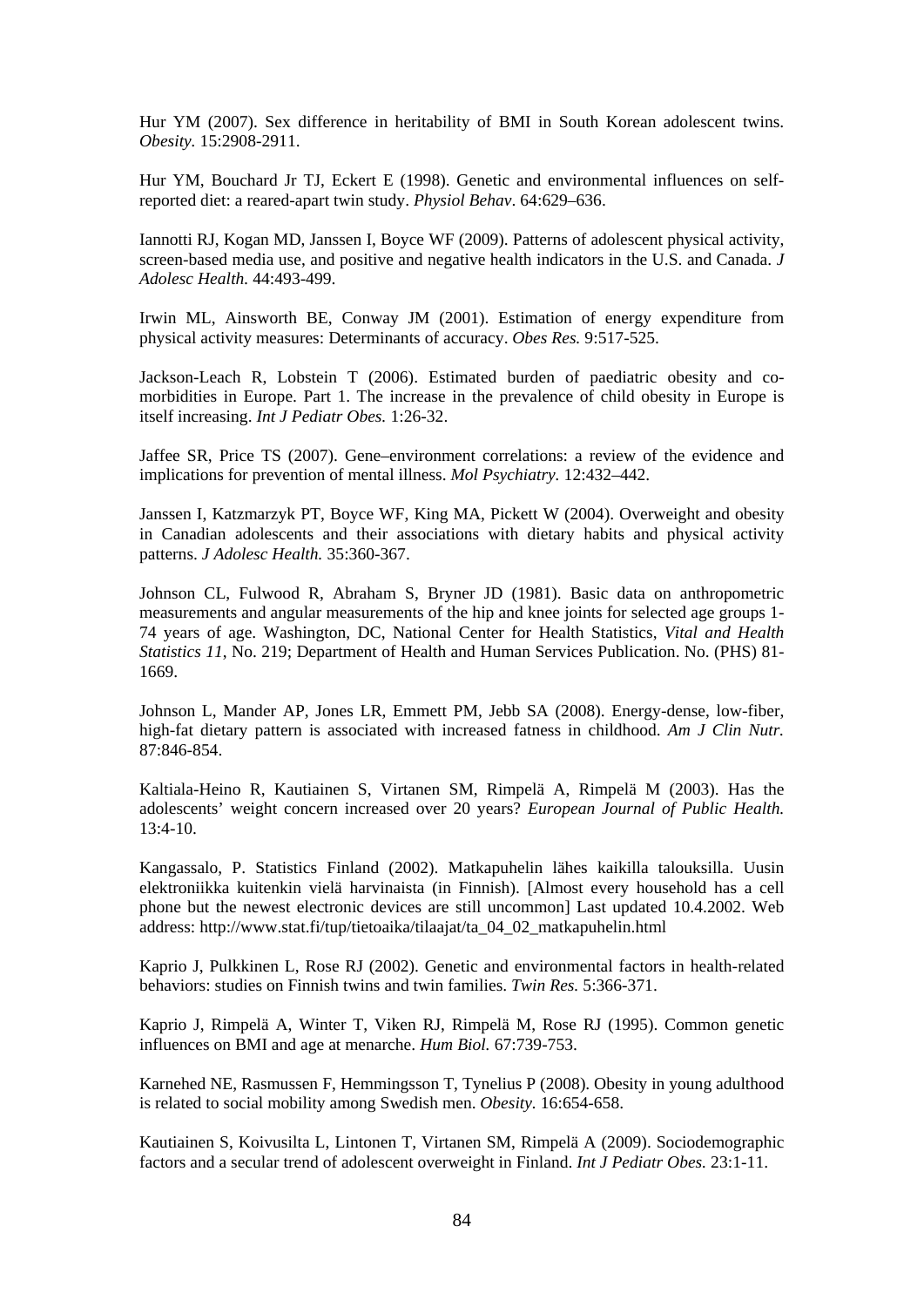Hur YM (2007). Sex difference in heritability of BMI in South Korean adolescent twins. *Obesity.* 15:2908-2911.

Hur YM, Bouchard Jr TJ, Eckert E (1998). Genetic and environmental influences on self-reported diet: a reared-apart twin study. *Physiol Behav*. 64:629–636.

Iannotti RJ, Kogan MD, Janssen I, Boyce WF (2009). Patterns of adolescent physical activity, screen-based media use, and positive and negative health indicators in the U.S. and Canada. *J Adolesc Health.* 44:493-499.

Irwin ML, Ainsworth BE, Conway JM (2001). Estimation of energy expenditure from physical activity measures: Determinants of accuracy. *Obes Res.* 9:517-525.

Jackson-Leach R, Lobstein T (2006). Estimated burden of paediatric obesity and co-morbidities in Europe. Part 1. The increase in the prevalence of child obesity in Europe is itself increasing. *Int J Pediatr Obes.* 1:26-32.

Jaffee SR, Price TS (2007). Gene–environment correlations: a review of the evidence and implications for prevention of mental illness. *Mol Psychiatry.* 12:432–442.

Janssen I, Katzmarzyk PT, Boyce WF, King MA, Pickett W (2004). Overweight and obesity in Canadian adolescents and their associations with dietary habits and physical activity patterns. *J Adolesc Health.* 35:360-367.

Johnson CL, Fulwood R, Abraham S, Bryner JD (1981). Basic data on anthropometric measurements and angular measurements of the hip and knee joints for selected age groups 1-74 years of age. Washington, DC, National Center for Health Statistics, *Vital and Health Statistics 11*, No. 219; Department of Health and Human Services Publication. No. (PHS) 81-1669.

Johnson L, Mander AP, Jones LR, Emmett PM, Jebb SA (2008). Energy-dense, low-fiber, high-fat dietary pattern is associated with increased fatness in childhood. *Am J Clin Nutr.* 87:846-854.

Kaltiala-Heino R, Kautiainen S, Virtanen SM, Rimpelä A, Rimpelä M (2003). Has the adolescents' weight concern increased over 20 years? *European Journal of Public Health.* 13:4-10.

Kangassalo, P. Statistics Finland (2002). Matkapuhelin lähes kaikilla talouksilla. Uusin elektroniikka kuitenkin vielä harvinaista (in Finnish). [Almost every household has a cell phone but the newest electronic devices are still uncommon] Last updated 10.4.2002. Web address: http://www.stat.fi/tup/tietoaika/tilaajat/ta_04_02_matkapuhelin.html

Kaprio J, Pulkkinen L, Rose RJ (2002). Genetic and environmental factors in health-related behaviors: studies on Finnish twins and twin families. *Twin Res.* 5:366-371.

Kaprio J, Rimpelä A, Winter T, Viken RJ, Rimpelä M, Rose RJ (1995). Common genetic influences on BMI and age at menarche. *Hum Biol.* 67:739-753.

Karnehed NE, Rasmussen F, Hemmingsson T, Tynelius P (2008). Obesity in young adulthood is related to social mobility among Swedish men. *Obesity.* 16:654-658.

Kautiainen S, Koivusilta L, Lintonen T, Virtanen SM, Rimpelä A (2009). Sociodemographic factors and a secular trend of adolescent overweight in Finland. *Int J Pediatr Obes.* 23:1-11.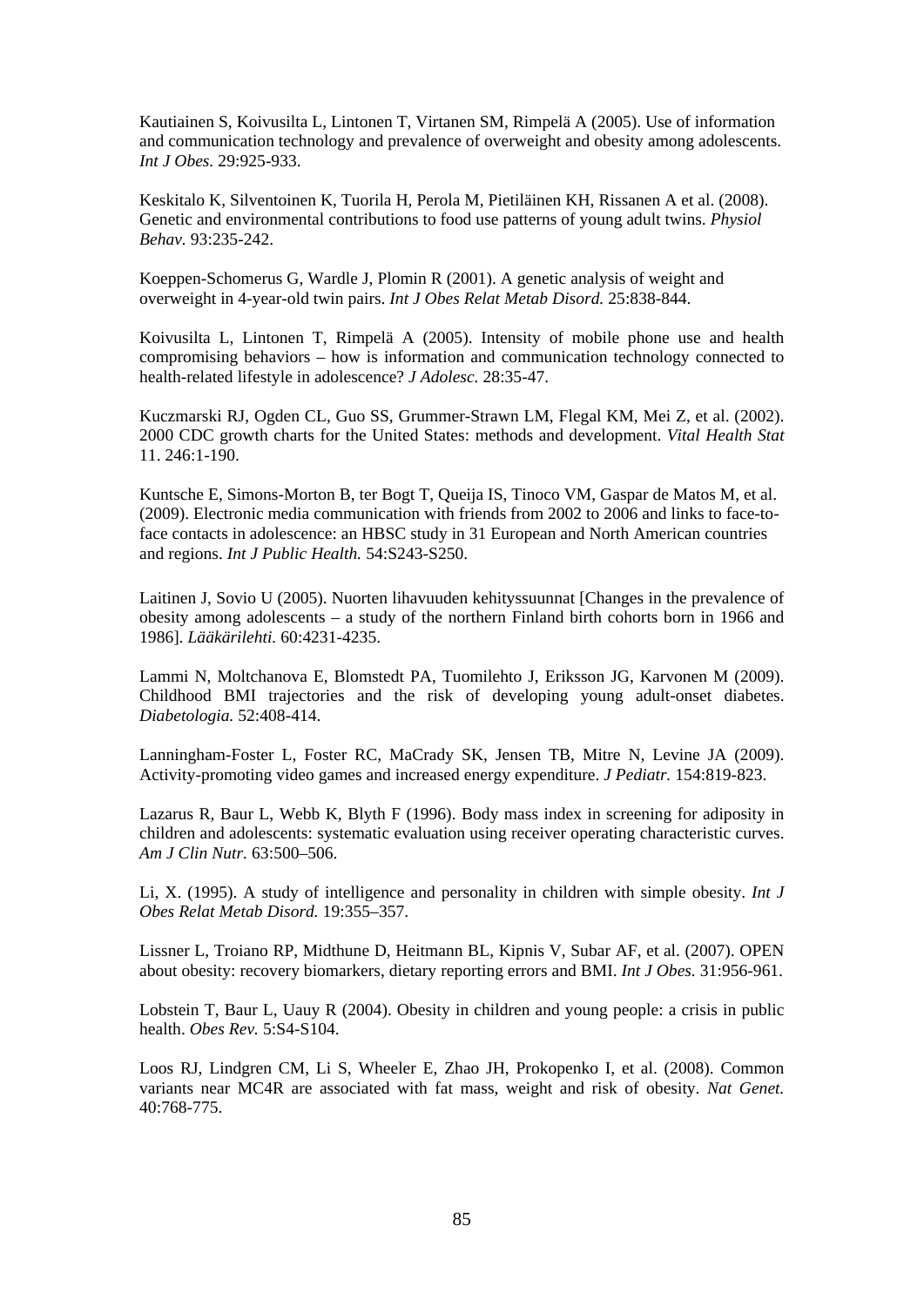Kautiainen S, Koivusilta L, Lintonen T, Virtanen SM, Rimpelä A (2005). Use of information and communication technology and prevalence of overweight and obesity among adolescents. *Int J Obes.* 29:925-933.

Keskitalo K, Silventoinen K, Tuorila H, Perola M, Pietiläinen KH, Rissanen A et al. (2008). Genetic and environmental contributions to food use patterns of young adult twins. *Physiol Behav.* 93:235-242.

Koeppen-Schomerus G, Wardle J, Plomin R (2001). A genetic analysis of weight and overweight in 4-year-old twin pairs. *Int J Obes Relat Metab Disord.* 25:838-844.

Koivusilta L, Lintonen T, Rimpelä A (2005). Intensity of mobile phone use and health compromising behaviors – how is information and communication technology connected to health-related lifestyle in adolescence? *J Adolesc.* 28:35-47.

Kuczmarski RJ, Ogden CL, Guo SS, Grummer-Strawn LM, Flegal KM, Mei Z, et al. (2002). 2000 CDC growth charts for the United States: methods and development. *Vital Health Stat* 11. 246:1-190.

Kuntsche E, Simons-Morton B, ter Bogt T, Queija IS, Tinoco VM, Gaspar de Matos M, et al. (2009). Electronic media communication with friends from 2002 to 2006 and links to face-to-face contacts in adolescence: an HBSC study in 31 European and North American countries and regions. *Int J Public Health.* 54:S243-S250.

Laitinen J, Sovio U (2005). Nuorten lihavuuden kehityssuunnat [Changes in the prevalence of obesity among adolescents – a study of the northern Finland birth cohorts born in 1966 and 1986]. *Lääkärilehti.* 60:4231-4235.

Lammi N, Moltchanova E, Blomstedt PA, Tuomilehto J, Eriksson JG, Karvonen M (2009). Childhood BMI trajectories and the risk of developing young adult-onset diabetes. *Diabetologia.* 52:408-414.

Lanningham-Foster L, Foster RC, MaCrady SK, Jensen TB, Mitre N, Levine JA (2009). Activity-promoting video games and increased energy expenditure. *J Pediatr.* 154:819-823.

Lazarus R, Baur L, Webb K, Blyth F (1996). Body mass index in screening for adiposity in children and adolescents: systematic evaluation using receiver operating characteristic curves. *Am J Clin Nutr.* 63:500–506.

Li, X. (1995). A study of intelligence and personality in children with simple obesity. *Int J Obes Relat Metab Disord.* 19:355–357.

Lissner L, Troiano RP, Midthune D, Heitmann BL, Kipnis V, Subar AF, et al. (2007). OPEN about obesity: recovery biomarkers, dietary reporting errors and BMI. *Int J Obes.* 31:956-961.

Lobstein T, Baur L, Uauy R (2004). Obesity in children and young people: a crisis in public health. *Obes Rev.* 5:S4-S104.

Loos RJ, Lindgren CM, Li S, Wheeler E, Zhao JH, Prokopenko I, et al. (2008). Common variants near MC4R are associated with fat mass, weight and risk of obesity. *Nat Genet.* 40:768-775.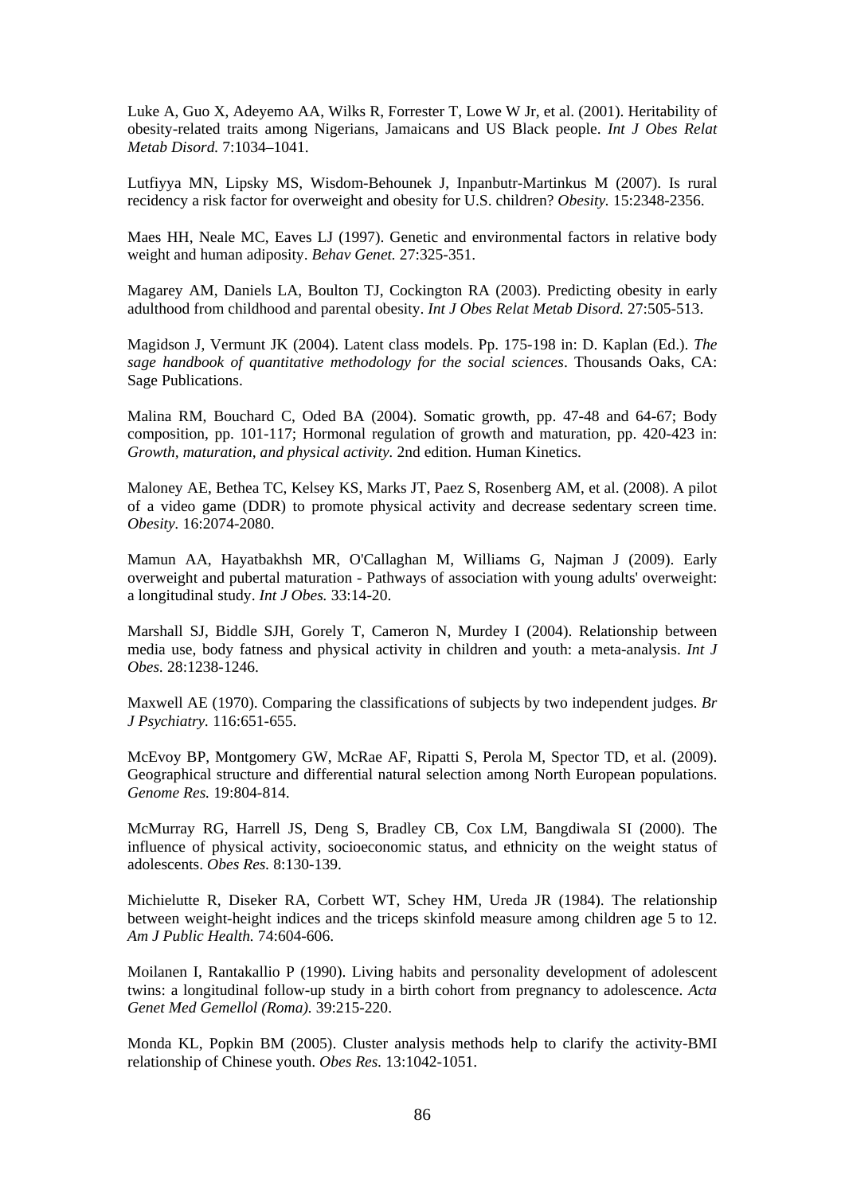Luke A, Guo X, Adeyemo AA, Wilks R, Forrester T, Lowe W Jr, et al. (2001). Heritability of obesity-related traits among Nigerians, Jamaicans and US Black people. *Int J Obes Relat Metab Disord.* 7:1034–1041.

Lutfiyya MN, Lipsky MS, Wisdom-Behounek J, Inpanbutr-Martinkus M (2007). Is rural recidency a risk factor for overweight and obesity for U.S. children? *Obesity.* 15:2348-2356.

Maes HH, Neale MC, Eaves LJ (1997). Genetic and environmental factors in relative body weight and human adiposity. *Behav Genet.* 27:325-351.

Magarey AM, Daniels LA, Boulton TJ, Cockington RA (2003). Predicting obesity in early adulthood from childhood and parental obesity. *Int J Obes Relat Metab Disord.* 27:505-513.

Magidson J, Vermunt JK (2004). Latent class models. Pp. 175-198 in: D. Kaplan (Ed.). *The sage handbook of quantitative methodology for the social sciences*. Thousands Oaks, CA: Sage Publications.

Malina RM, Bouchard C, Oded BA (2004). Somatic growth, pp. 47-48 and 64-67; Body composition, pp. 101-117; Hormonal regulation of growth and maturation, pp. 420-423 in: *Growth, maturation, and physical activity.* 2nd edition. Human Kinetics.

Maloney AE, Bethea TC, Kelsey KS, Marks JT, Paez S, Rosenberg AM, et al. (2008). A pilot of a video game (DDR) to promote physical activity and decrease sedentary screen time. *Obesity.* 16:2074-2080.

Mamun AA, Hayatbakhsh MR, O'Callaghan M, Williams G, Najman J (2009). Early overweight and pubertal maturation - Pathways of association with young adults' overweight: a longitudinal study. *Int J Obes.* 33:14-20.

Marshall SJ, Biddle SJH, Gorely T, Cameron N, Murdey I (2004). Relationship between media use, body fatness and physical activity in children and youth: a meta-analysis. *Int J Obes.* 28:1238-1246.

Maxwell AE (1970). Comparing the classifications of subjects by two independent judges. *Br J Psychiatry.* 116:651-655.

McEvoy BP, Montgomery GW, McRae AF, Ripatti S, Perola M, Spector TD, et al. (2009). Geographical structure and differential natural selection among North European populations. *Genome Res.* 19:804-814.

McMurray RG, Harrell JS, Deng S, Bradley CB, Cox LM, Bangdiwala SI (2000). The influence of physical activity, socioeconomic status, and ethnicity on the weight status of adolescents. *Obes Res.* 8:130-139.

Michielutte R, Diseker RA, Corbett WT, Schey HM, Ureda JR (1984). The relationship between weight-height indices and the triceps skinfold measure among children age 5 to 12. *Am J Public Health.* 74:604-606.

Moilanen I, Rantakallio P (1990). Living habits and personality development of adolescent twins: a longitudinal follow-up study in a birth cohort from pregnancy to adolescence. *Acta Genet Med Gemellol (Roma).* 39:215-220.

Monda KL, Popkin BM (2005). Cluster analysis methods help to clarify the activity-BMI relationship of Chinese youth. *Obes Res.* 13:1042-1051.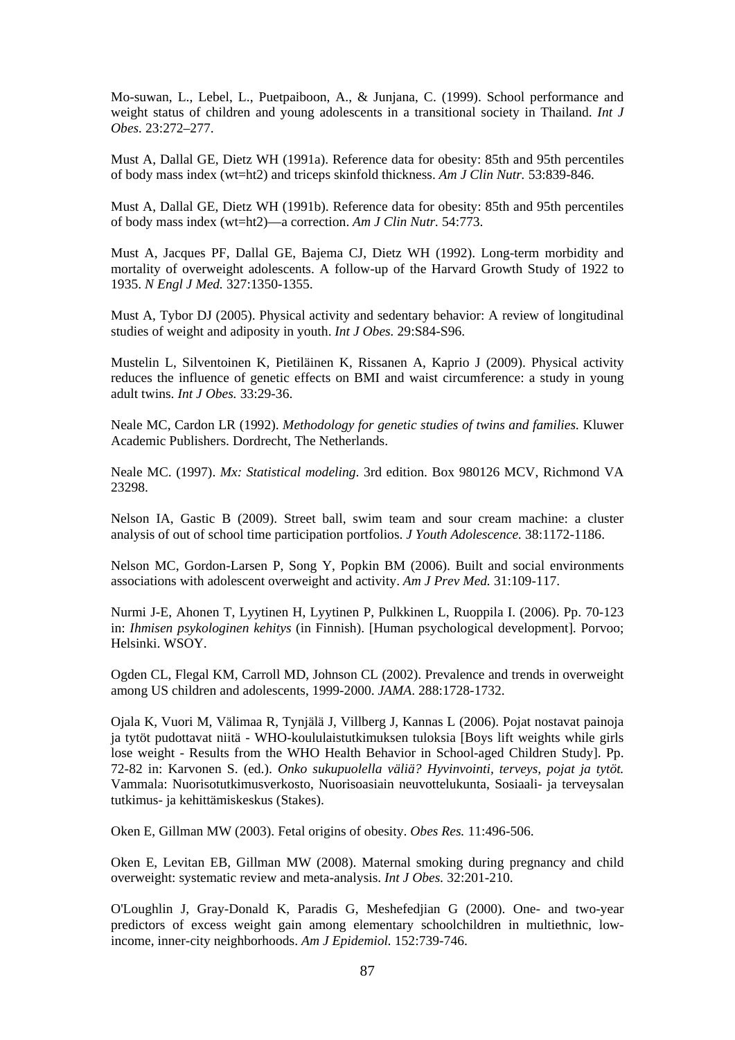Mo-suwan, L., Lebel, L., Puetpaiboon, A., & Junjana, C. (1999). School performance and weight status of children and young adolescents in a transitional society in Thailand. *Int J Obes.* 23:272–277.

Must A, Dallal GE, Dietz WH (1991a). Reference data for obesity: 85th and 95th percentiles of body mass index (wt=ht2) and triceps skinfold thickness. *Am J Clin Nutr.* 53:839-846.

Must A, Dallal GE, Dietz WH (1991b). Reference data for obesity: 85th and 95th percentiles of body mass index (wt=ht2)—a correction. *Am J Clin Nutr.* 54:773.

Must A, Jacques PF, Dallal GE, Bajema CJ, Dietz WH (1992). Long-term morbidity and mortality of overweight adolescents. A follow-up of the Harvard Growth Study of 1922 to 1935. *N Engl J Med.* 327:1350-1355.

Must A, Tybor DJ (2005). Physical activity and sedentary behavior: A review of longitudinal studies of weight and adiposity in youth. *Int J Obes.* 29:S84-S96.

Mustelin L, Silventoinen K, Pietiläinen K, Rissanen A, Kaprio J (2009). Physical activity reduces the influence of genetic effects on BMI and waist circumference: a study in young adult twins. *Int J Obes.* 33:29-36.

Neale MC, Cardon LR (1992). *Methodology for genetic studies of twins and families.* Kluwer Academic Publishers. Dordrecht, The Netherlands.

Neale MC. (1997). *Mx: Statistical modeling*. 3rd edition. Box 980126 MCV, Richmond VA 23298.

Nelson IA, Gastic B (2009). Street ball, swim team and sour cream machine: a cluster analysis of out of school time participation portfolios. *J Youth Adolescence.* 38:1172-1186.

Nelson MC, Gordon-Larsen P, Song Y, Popkin BM (2006). Built and social environments associations with adolescent overweight and activity. *Am J Prev Med.* 31:109-117.

Nurmi J-E, Ahonen T, Lyytinen H, Lyytinen P, Pulkkinen L, Ruoppila I. (2006). Pp. 70-123 in: *Ihmisen psykologinen kehitys* (in Finnish). [Human psychological development]. Porvoo; Helsinki. WSOY.

Ogden CL, Flegal KM, Carroll MD, Johnson CL (2002). Prevalence and trends in overweight among US children and adolescents, 1999-2000. *JAMA.* 288:1728-1732.

Ojala K, Vuori M, Välimaa R, Tynjälä J, Villberg J, Kannas L (2006). Pojat nostavat painoja ja tytöt pudottavat niitä - WHO-koululaistutkimuksen tuloksia [Boys lift weights while girls lose weight - Results from the WHO Health Behavior in School-aged Children Study]. Pp. 72-82 in: Karvonen S. (ed.). *Onko sukupuolella väliä? Hyvinvointi, terveys, pojat ja tytöt.* Vammala: Nuorisotutkimusverkosto, Nuorisoasiain neuvottelukunta, Sosiaali- ja terveysalan tutkimus- ja kehittämiskeskus (Stakes).

Oken E, Gillman MW (2003). Fetal origins of obesity. *Obes Res.* 11:496-506.

Oken E, Levitan EB, Gillman MW (2008). Maternal smoking during pregnancy and child overweight: systematic review and meta-analysis. *Int J Obes.* 32:201-210.

O'Loughlin J, Gray-Donald K, Paradis G, Meshefedjian G (2000). One- and two-year predictors of excess weight gain among elementary schoolchildren in multiethnic, low-income, inner-city neighborhoods. *Am J Epidemiol.* 152:739-746.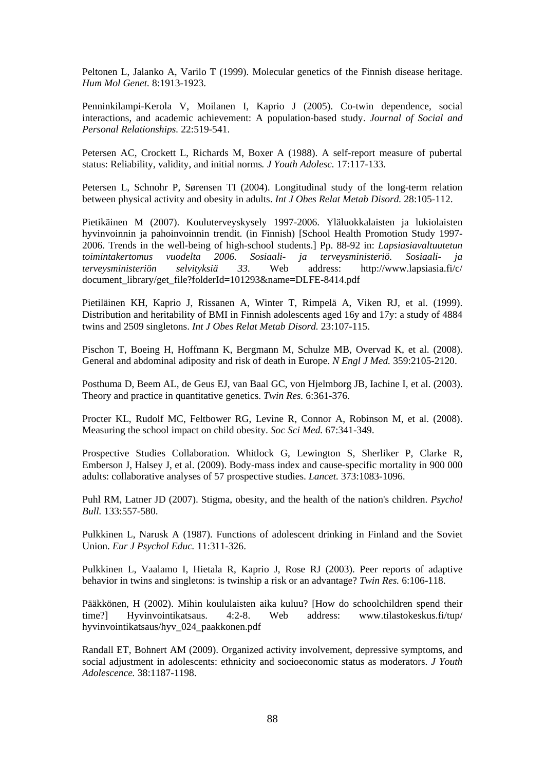Peltonen L, Jalanko A, Varilo T (1999). Molecular genetics of the Finnish disease heritage. *Hum Mol Genet.* 8:1913-1923.

Penninkilampi-Kerola V, Moilanen I, Kaprio J (2005). Co-twin dependence, social interactions, and academic achievement: A population-based study. *Journal of Social and Personal Relationships.* 22:519-541.

Petersen AC, Crockett L, Richards M, Boxer A (1988). A self-report measure of pubertal status: Reliability, validity, and initial norms*. J Youth Adolesc.* 17:117-133.

Petersen L, Schnohr P, Sørensen TI (2004). Longitudinal study of the long-term relation between physical activity and obesity in adults. *Int J Obes Relat Metab Disord.* 28:105-112.

Pietikäinen M (2007). Kouluterveyskysely 1997-2006. Yläluokkalaisten ja lukiolaisten hyvinvoinnin ja pahoinvoinnin trendit. (in Finnish) [School Health Promotion Study 1997-2006. Trends in the well-being of high-school students.] Pp. 88-92 in: *Lapsiasiavaltuutetun toimintakertomus vuodelta 2006. Sosiaali- ja terveysministeriö. Sosiaali- ja terveysministeriön selvityksiä 33*. Web address: http://www.lapsiasia.fi/c/document_library/get_file?folderId=101293&name=DLFE-8414.pdf

Pietiläinen KH, Kaprio J, Rissanen A, Winter T, Rimpelä A, Viken RJ, et al. (1999). Distribution and heritability of BMI in Finnish adolescents aged 16y and 17y: a study of 4884 twins and 2509 singletons. *Int J Obes Relat Metab Disord.* 23:107-115.

Pischon T, Boeing H, Hoffmann K, Bergmann M, Schulze MB, Overvad K, et al. (2008). General and abdominal adiposity and risk of death in Europe. *N Engl J Med.* 359:2105-2120.

Posthuma D, Beem AL, de Geus EJ, van Baal GC, von Hjelmborg JB, Iachine I, et al. (2003). Theory and practice in quantitative genetics. *Twin Res.* 6:361-376.

Procter KL, Rudolf MC, Feltbower RG, Levine R, Connor A, Robinson M, et al. (2008). Measuring the school impact on child obesity. *Soc Sci Med.* 67:341-349.

Prospective Studies Collaboration. Whitlock G, Lewington S, Sherliker P, Clarke R, Emberson J, Halsey J, et al. (2009). Body-mass index and cause-specific mortality in 900 000 adults: collaborative analyses of 57 prospective studies. *Lancet.* 373:1083-1096.

Puhl RM, Latner JD (2007). Stigma, obesity, and the health of the nation's children. *Psychol Bull.* 133:557-580.

Pulkkinen L, Narusk A (1987). Functions of adolescent drinking in Finland and the Soviet Union. *Eur J Psychol Educ.* 11:311-326.

Pulkkinen L, Vaalamo I, Hietala R, Kaprio J, Rose RJ (2003). Peer reports of adaptive behavior in twins and singletons: is twinship a risk or an advantage? *Twin Res.* 6:106-118.

Pääkkönen, H (2002). Mihin koululaisten aika kuluu? [How do schoolchildren spend their time?] Hyvinvointikatsaus. 4:2-8. Web address: www.tilastokeskus.fi/tup/hyvinvointikatsaus/hyv_024_paakkonen.pdf

Randall ET, Bohnert AM (2009). Organized activity involvement, depressive symptoms, and social adjustment in adolescents: ethnicity and socioeconomic status as moderators. *J Youth Adolescence.* 38:1187-1198.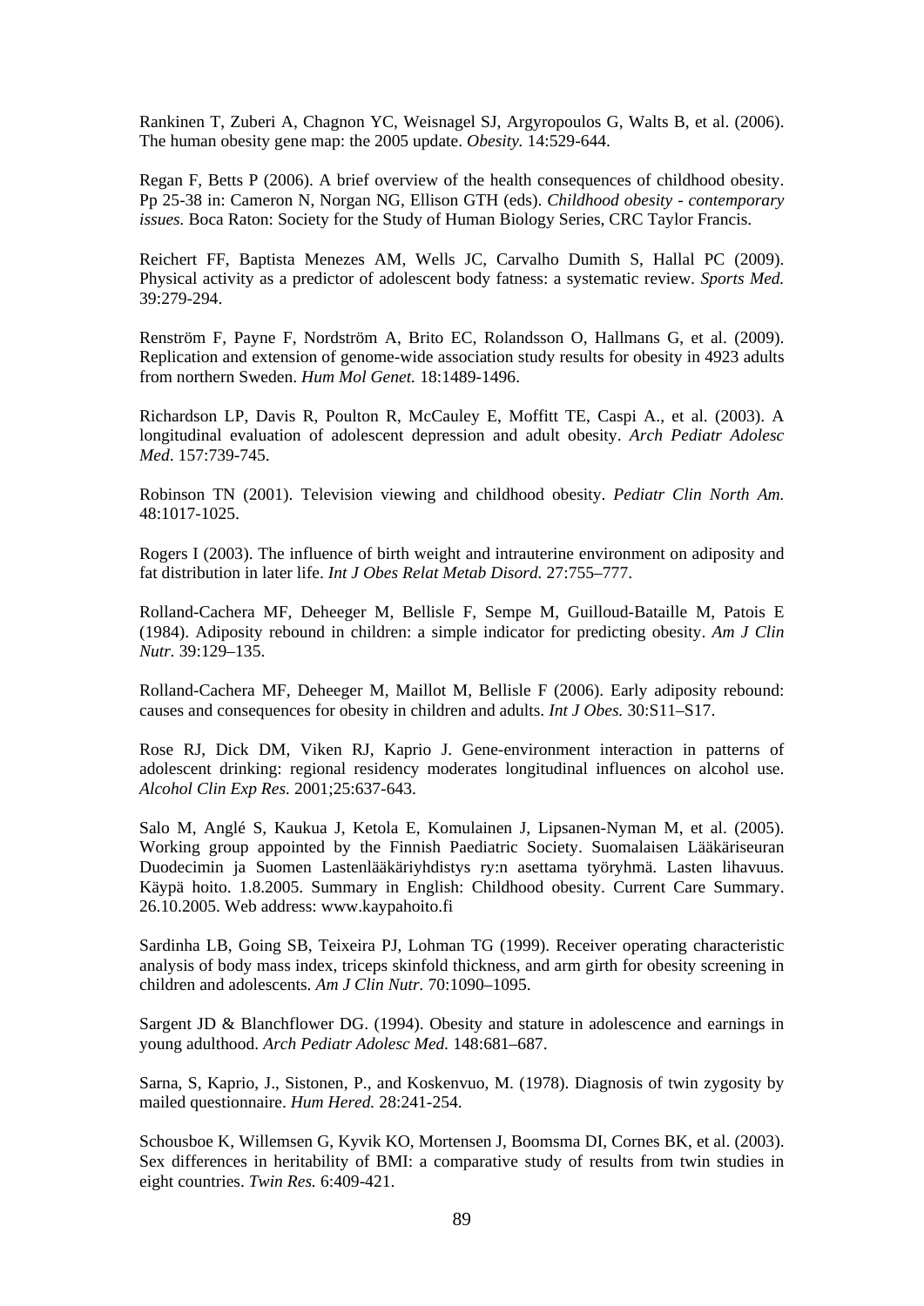Rankinen T, Zuberi A, Chagnon YC, Weisnagel SJ, Argyropoulos G, Walts B, et al. (2006). The human obesity gene map: the 2005 update. *Obesity.* 14:529-644.

Regan F, Betts P (2006). A brief overview of the health consequences of childhood obesity. Pp 25-38 in: Cameron N, Norgan NG, Ellison GTH (eds). *Childhood obesity - contemporary issues.* Boca Raton: Society for the Study of Human Biology Series, CRC Taylor Francis.

Reichert FF, Baptista Menezes AM, Wells JC, Carvalho Dumith S, Hallal PC (2009). Physical activity as a predictor of adolescent body fatness: a systematic review. *Sports Med.* 39:279-294.

Renström F, Payne F, Nordström A, Brito EC, Rolandsson O, Hallmans G, et al. (2009). Replication and extension of genome-wide association study results for obesity in 4923 adults from northern Sweden. *Hum Mol Genet.* 18:1489-1496.

Richardson LP, Davis R, Poulton R, McCauley E, Moffitt TE, Caspi A., et al. (2003). A longitudinal evaluation of adolescent depression and adult obesity. *Arch Pediatr Adolesc Med*. 157:739-745.

Robinson TN (2001). Television viewing and childhood obesity. *Pediatr Clin North Am.* 48:1017-1025.

Rogers I (2003). The influence of birth weight and intrauterine environment on adiposity and fat distribution in later life. *Int J Obes Relat Metab Disord.* 27:755–777.

Rolland-Cachera MF, Deheeger M, Bellisle F, Sempe M, Guilloud-Bataille M, Patois E (1984). Adiposity rebound in children: a simple indicator for predicting obesity. *Am J Clin Nutr.* 39:129–135.

Rolland-Cachera MF, Deheeger M, Maillot M, Bellisle F (2006). Early adiposity rebound: causes and consequences for obesity in children and adults. *Int J Obes.* 30:S11–S17.

Rose RJ, Dick DM, Viken RJ, Kaprio J. Gene-environment interaction in patterns of adolescent drinking: regional residency moderates longitudinal influences on alcohol use. *Alcohol Clin Exp Res.* 2001;25:637-643.

Salo M, Anglé S, Kaukua J, Ketola E, Komulainen J, Lipsanen-Nyman M, et al. (2005). Working group appointed by the Finnish Paediatric Society. Suomalaisen Lääkäriseuran Duodecimin ja Suomen Lastenlääkäriyhdistys ry:n asettama työryhmä. Lasten lihavuus. Käypä hoito. 1.8.2005. Summary in English: Childhood obesity. Current Care Summary. 26.10.2005. Web address: www.kaypahoito.fi

Sardinha LB, Going SB, Teixeira PJ, Lohman TG (1999). Receiver operating characteristic analysis of body mass index, triceps skinfold thickness, and arm girth for obesity screening in children and adolescents. *Am J Clin Nutr.* 70:1090–1095.

Sargent JD & Blanchflower DG. (1994). Obesity and stature in adolescence and earnings in young adulthood. *Arch Pediatr Adolesc Med.* 148:681–687.

Sarna, S, Kaprio, J., Sistonen, P., and Koskenvuo, M. (1978). Diagnosis of twin zygosity by mailed questionnaire. *Hum Hered.* 28:241-254.

Schousboe K, Willemsen G, Kyvik KO, Mortensen J, Boomsma DI, Cornes BK, et al. (2003). Sex differences in heritability of BMI: a comparative study of results from twin studies in eight countries. *Twin Res.* 6:409-421.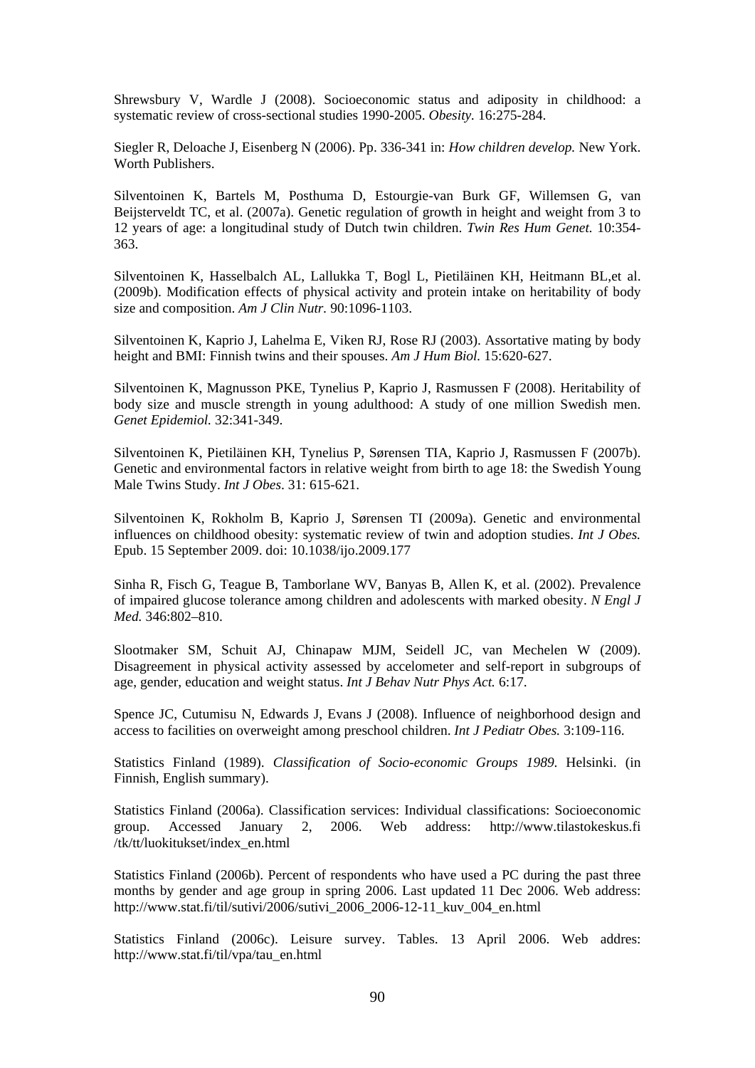Shrewsbury V, Wardle J (2008). Socioeconomic status and adiposity in childhood: a systematic review of cross-sectional studies 1990-2005. *Obesity.* 16:275-284.

Siegler R, Deloache J, Eisenberg N (2006). Pp. 336-341 in: *How children develop.* New York. Worth Publishers.

Silventoinen K, Bartels M, Posthuma D, Estourgie-van Burk GF, Willemsen G, van Beijsterveldt TC, et al. (2007a). Genetic regulation of growth in height and weight from 3 to 12 years of age: a longitudinal study of Dutch twin children. *Twin Res Hum Genet.* 10:354-363.

Silventoinen K, Hasselbalch AL, Lallukka T, Bogl L, Pietiläinen KH, Heitmann BL,et al. (2009b). Modification effects of physical activity and protein intake on heritability of body size and composition. *Am J Clin Nutr.* 90:1096-1103.

Silventoinen K, Kaprio J, Lahelma E, Viken RJ, Rose RJ (2003). Assortative mating by body height and BMI: Finnish twins and their spouses. *Am J Hum Biol.* 15:620-627.

Silventoinen K, Magnusson PKE, Tynelius P, Kaprio J, Rasmussen F (2008). Heritability of body size and muscle strength in young adulthood: A study of one million Swedish men. *Genet Epidemiol.* 32:341-349.

Silventoinen K, Pietiläinen KH, Tynelius P, Sørensen TIA, Kaprio J, Rasmussen F (2007b). Genetic and environmental factors in relative weight from birth to age 18: the Swedish Young Male Twins Study. *Int J Obes*. 31: 615-621.

Silventoinen K, Rokholm B, Kaprio J, Sørensen TI (2009a). Genetic and environmental influences on childhood obesity: systematic review of twin and adoption studies. *Int J Obes.* Epub. 15 September 2009. doi: 10.1038/ijo.2009.177

Sinha R, Fisch G, Teague B, Tamborlane WV, Banyas B, Allen K, et al. (2002). Prevalence of impaired glucose tolerance among children and adolescents with marked obesity. *N Engl J Med.* 346:802–810.

Slootmaker SM, Schuit AJ, Chinapaw MJM, Seidell JC, van Mechelen W (2009). Disagreement in physical activity assessed by accelometer and self-report in subgroups of age, gender, education and weight status. *Int J Behav Nutr Phys Act.* 6:17.

Spence JC, Cutumisu N, Edwards J, Evans J (2008). Influence of neighborhood design and access to facilities on overweight among preschool children. *Int J Pediatr Obes.* 3:109-116.

Statistics Finland (1989). *Classification of Socio-economic Groups 1989.* Helsinki. (in Finnish, English summary).

Statistics Finland (2006a). Classification services: Individual classifications: Socioeconomic group. Accessed January 2, 2006. Web address: http://www.tilastokeskus.fi /tk/tt/luokitukset/index_en.html

Statistics Finland (2006b). Percent of respondents who have used a PC during the past three months by gender and age group in spring 2006. Last updated 11 Dec 2006. Web address: http://www.stat.fi/til/sutivi/2006/sutivi_2006_2006-12-11_kuv_004_en.html

Statistics Finland (2006c). Leisure survey. Tables. 13 April 2006. Web addres: http://www.stat.fi/til/vpa/tau_en.html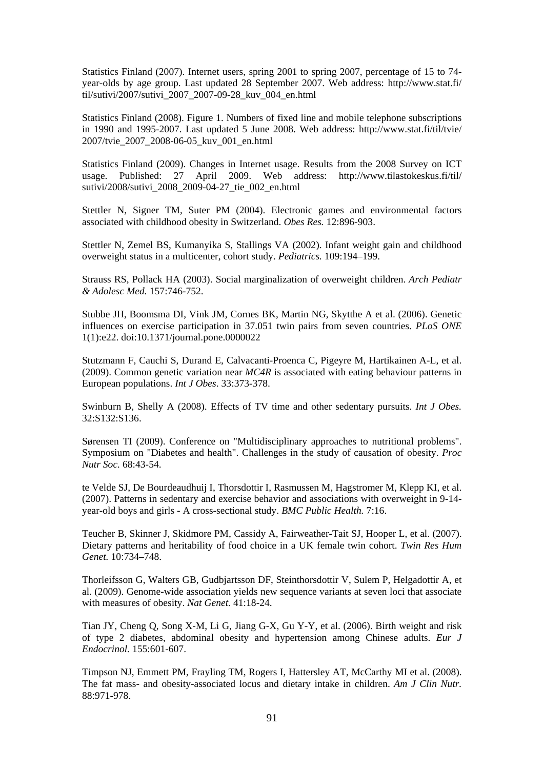Statistics Finland (2007). Internet users, spring 2001 to spring 2007, percentage of 15 to 74-year-olds by age group. Last updated 28 September 2007. Web address: http://www.stat.fi/til/sutivi/2007/sutivi_2007_2007-09-28_kuv_004_en.html

Statistics Finland (2008). Figure 1. Numbers of fixed line and mobile telephone subscriptions in 1990 and 1995-2007. Last updated 5 June 2008. Web address: http://www.stat.fi/til/tvie/2007/tvie_2007_2008-06-05_kuv_001_en.html

Statistics Finland (2009). Changes in Internet usage. Results from the 2008 Survey on ICT usage. Published: 27 April 2009. Web address: http://www.tilastokeskus.fi/til/sutivi/2008/sutivi_2008_2009-04-27_tie_002_en.html

Stettler N, Signer TM, Suter PM (2004). Electronic games and environmental factors associated with childhood obesity in Switzerland. *Obes Res.* 12:896-903.

Stettler N, Zemel BS, Kumanyika S, Stallings VA (2002). Infant weight gain and childhood overweight status in a multicenter, cohort study. *Pediatrics.* 109:194–199.

Strauss RS, Pollack HA (2003). Social marginalization of overweight children. *Arch Pediatr & Adolesc Med.* 157:746-752.

Stubbe JH, Boomsma DI, Vink JM, Cornes BK, Martin NG, Skytthe A et al. (2006). Genetic influences on exercise participation in 37.051 twin pairs from seven countries. *PLoS ONE* 1(1):e22. doi:10.1371/journal.pone.0000022

Stutzmann F, Cauchi S, Durand E, Calvacanti-Proenca C, Pigeyre M, Hartikainen A-L, et al. (2009). Common genetic variation near *MC4R* is associated with eating behaviour patterns in European populations. *Int J Obes*. 33:373-378.

Swinburn B, Shelly A (2008). Effects of TV time and other sedentary pursuits. *Int J Obes.* 32:S132:S136.

Sørensen TI (2009). Conference on "Multidisciplinary approaches to nutritional problems". Symposium on "Diabetes and health". Challenges in the study of causation of obesity. *Proc Nutr Soc.* 68:43-54.

te Velde SJ, De Bourdeaudhuij I, Thorsdottir I, Rasmussen M, Hagstromer M, Klepp KI, et al. (2007). Patterns in sedentary and exercise behavior and associations with overweight in 9-14-year-old boys and girls - A cross-sectional study. *BMC Public Health.* 7:16.

Teucher B, Skinner J, Skidmore PM, Cassidy A, Fairweather-Tait SJ, Hooper L, et al. (2007). Dietary patterns and heritability of food choice in a UK female twin cohort. *Twin Res Hum Genet.* 10:734–748.

Thorleifsson G, Walters GB, Gudbjartsson DF, Steinthorsdottir V, Sulem P, Helgadottir A, et al. (2009). Genome-wide association yields new sequence variants at seven loci that associate with measures of obesity. *Nat Genet.* 41:18-24.

Tian JY, Cheng Q, Song X-M, Li G, Jiang G-X, Gu Y-Y, et al. (2006). Birth weight and risk of type 2 diabetes, abdominal obesity and hypertension among Chinese adults. *Eur J Endocrinol.* 155:601-607.

Timpson NJ, Emmett PM, Frayling TM, Rogers I, Hattersley AT, McCarthy MI et al. (2008). The fat mass- and obesity-associated locus and dietary intake in children. *Am J Clin Nutr.* 88:971-978.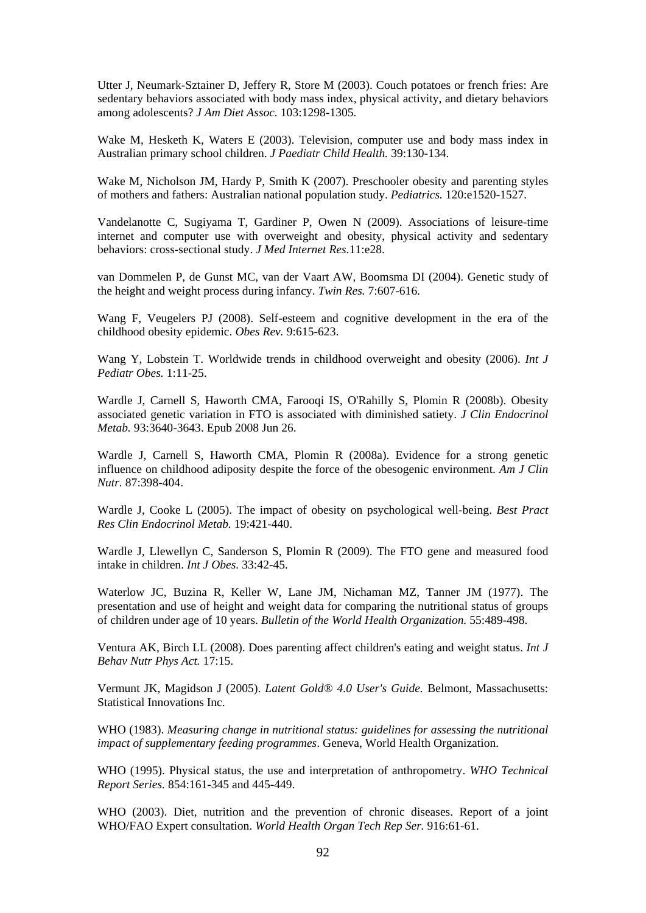Utter J, Neumark-Sztainer D, Jeffery R, Store M (2003). Couch potatoes or french fries: Are sedentary behaviors associated with body mass index, physical activity, and dietary behaviors among adolescents? *J Am Diet Assoc.* 103:1298-1305.

Wake M, Hesketh K, Waters E (2003). Television, computer use and body mass index in Australian primary school children. *J Paediatr Child Health.* 39:130-134.

Wake M, Nicholson JM, Hardy P, Smith K (2007). Preschooler obesity and parenting styles of mothers and fathers: Australian national population study. *Pediatrics.* 120:e1520-1527.

Vandelanotte C, Sugiyama T, Gardiner P, Owen N (2009). Associations of leisure-time internet and computer use with overweight and obesity, physical activity and sedentary behaviors: cross-sectional study. *J Med Internet Res.*11:e28.

van Dommelen P, de Gunst MC, van der Vaart AW, Boomsma DI (2004). Genetic study of the height and weight process during infancy. *Twin Res.* 7:607-616.

Wang F, Veugelers PJ (2008). Self-esteem and cognitive development in the era of the childhood obesity epidemic. *Obes Rev.* 9:615-623.

Wang Y, Lobstein T. Worldwide trends in childhood overweight and obesity (2006). *Int J Pediatr Obes.* 1:11-25.

Wardle J, Carnell S, Haworth CMA, Farooqi IS, O'Rahilly S, Plomin R (2008b). Obesity associated genetic variation in FTO is associated with diminished satiety. *J Clin Endocrinol Metab.* 93:3640-3643. Epub 2008 Jun 26.

Wardle J, Carnell S, Haworth CMA, Plomin R (2008a). Evidence for a strong genetic influence on childhood adiposity despite the force of the obesogenic environment. *Am J Clin Nutr.* 87:398-404.

Wardle J, Cooke L (2005). The impact of obesity on psychological well-being. *Best Pract Res Clin Endocrinol Metab.* 19:421-440.

Wardle J, Llewellyn C, Sanderson S, Plomin R (2009). The FTO gene and measured food intake in children. *Int J Obes.* 33:42-45.

Waterlow JC, Buzina R, Keller W, Lane JM, Nichaman MZ, Tanner JM (1977). The presentation and use of height and weight data for comparing the nutritional status of groups of children under age of 10 years. *Bulletin of the World Health Organization.* 55:489-498.

Ventura AK, Birch LL (2008). Does parenting affect children's eating and weight status. *Int J Behav Nutr Phys Act.* 17:15.

Vermunt JK, Magidson J (2005). *Latent Gold® 4.0 User's Guide.* Belmont, Massachusetts: Statistical Innovations Inc.

WHO (1983). *Measuring change in nutritional status: guidelines for assessing the nutritional impact of supplementary feeding programmes*. Geneva, World Health Organization.

WHO (1995). Physical status, the use and interpretation of anthropometry. *WHO Technical Report Series.* 854:161-345 and 445-449.

WHO (2003). Diet, nutrition and the prevention of chronic diseases. Report of a joint WHO/FAO Expert consultation. *World Health Organ Tech Rep Ser.* 916:61-61.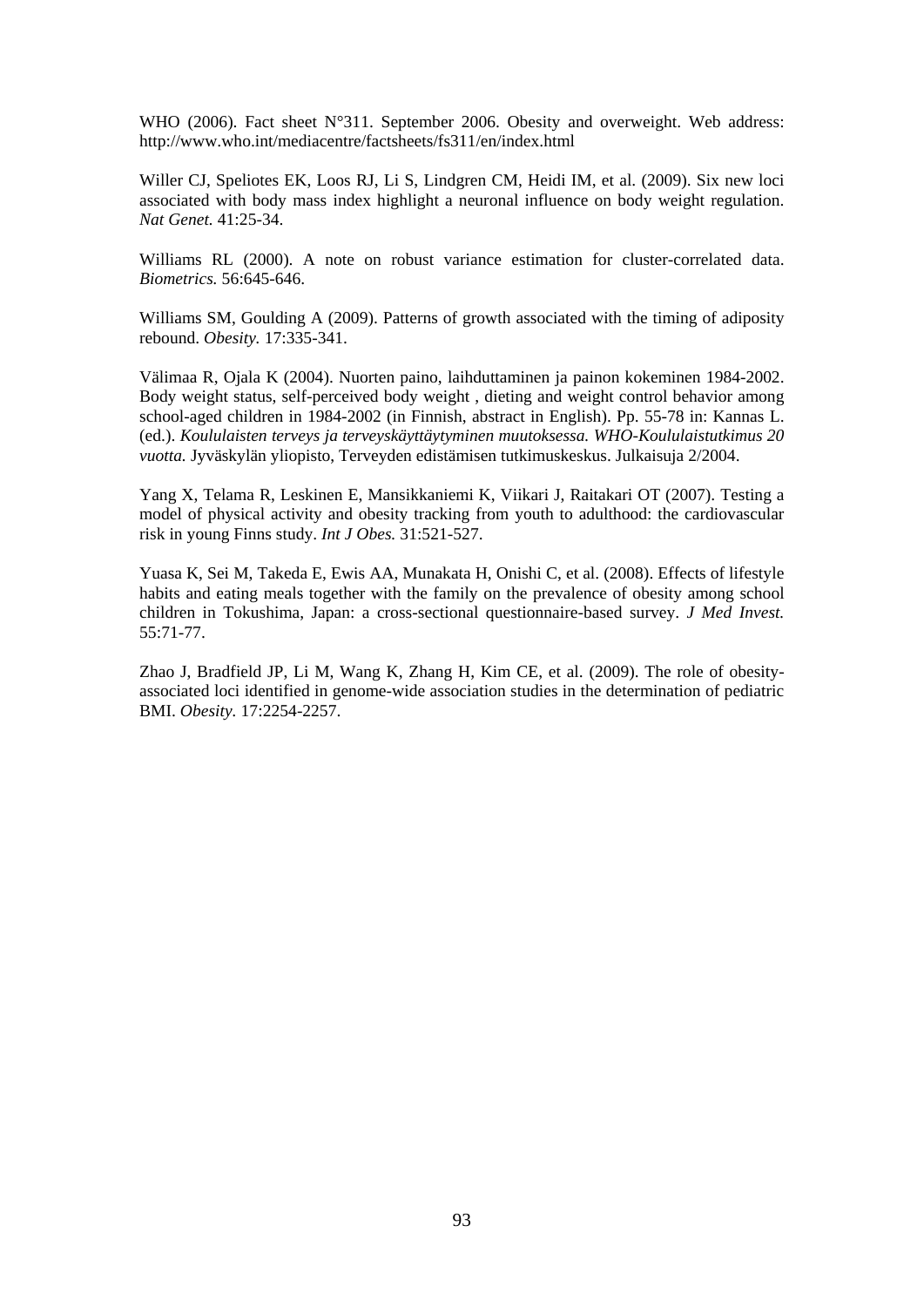WHO (2006). Fact sheet N°311. September 2006. Obesity and overweight. Web address: http://www.who.int/mediacentre/factsheets/fs311/en/index.html

Willer CJ, Speliotes EK, Loos RJ, Li S, Lindgren CM, Heidi IM, et al. (2009). Six new loci associated with body mass index highlight a neuronal influence on body weight regulation. *Nat Genet.* 41:25-34.

Williams RL (2000). A note on robust variance estimation for cluster-correlated data. *Biometrics.* 56:645-646.

Williams SM, Goulding A (2009). Patterns of growth associated with the timing of adiposity rebound. *Obesity.* 17:335-341.

Välimaa R, Ojala K (2004). Nuorten paino, laihduttaminen ja painon kokeminen 1984-2002. Body weight status, self-perceived body weight , dieting and weight control behavior among school-aged children in 1984-2002 (in Finnish, abstract in English). Pp. 55-78 in: Kannas L. (ed.). *Koululaisten terveys ja terveyskäyttäytyminen muutoksessa. WHO-Koululaistutkimus 20 vuotta.* Jyväskylän yliopisto, Terveyden edistämisen tutkimuskeskus. Julkaisuja 2/2004.

Yang X, Telama R, Leskinen E, Mansikkaniemi K, Viikari J, Raitakari OT (2007). Testing a model of physical activity and obesity tracking from youth to adulthood: the cardiovascular risk in young Finns study. *Int J Obes.* 31:521-527.

Yuasa K, Sei M, Takeda E, Ewis AA, Munakata H, Onishi C, et al. (2008). Effects of lifestyle habits and eating meals together with the family on the prevalence of obesity among school children in Tokushima, Japan: a cross-sectional questionnaire-based survey. *J Med Invest.* 55:71-77.

Zhao J, Bradfield JP, Li M, Wang K, Zhang H, Kim CE, et al. (2009). The role of obesity-associated loci identified in genome-wide association studies in the determination of pediatric BMI. *Obesity.* 17:2254-2257.